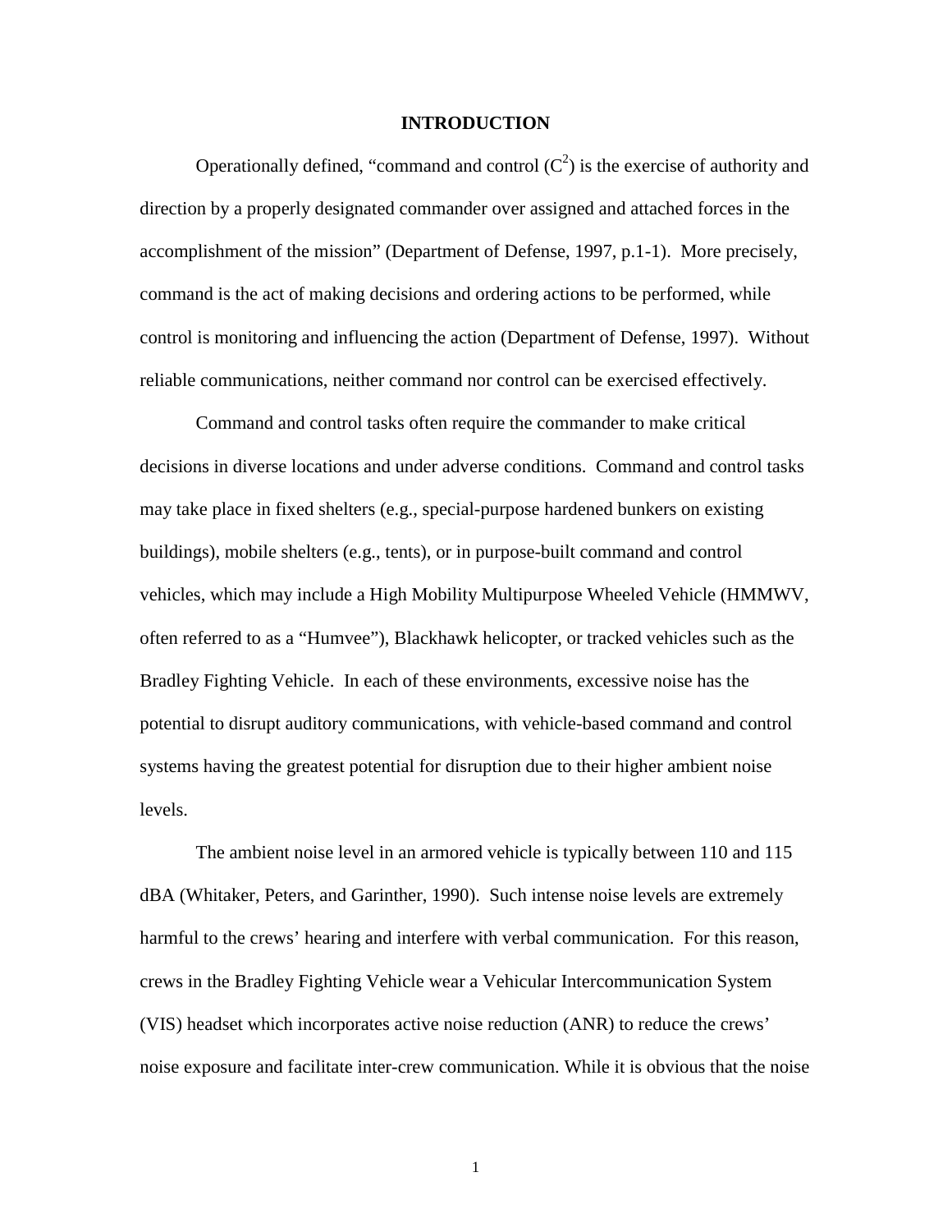# INTRODUCTION

Operationally defined, "command and control ($C^2$) is the exercise of authority and direction by a properly designated commander over assigned and attached forces in the accomplishment of the mission" (Department of Defense, 1997, p.1-1). More precisely, command is the act of making decisions and ordering actions to be performed, while control is monitoring and influencing the action (Department of Defense, 1997). Without reliable communications, neither command nor control can be exercised effectively.

Command and control tasks often require the commander to make critical decisions in diverse locations and under adverse conditions. Command and control tasks may take place in fixed shelters (e.g., special-purpose hardened bunkers on existing buildings), mobile shelters (e.g., tents), or in purpose-built command and control vehicles, which may include a High Mobility Multipurpose Wheeled Vehicle (HMMWV, often referred to as a "Humvee"), Blackhawk helicopter, or tracked vehicles such as the Bradley Fighting Vehicle. In each of these environments, excessive noise has the potential to disrupt auditory communications, with vehicle-based command and control systems having the greatest potential for disruption due to their higher ambient noise levels.

The ambient noise level in an armored vehicle is typically between 110 and 115 dBA (Whitaker, Peters, and Garinther, 1990). Such intense noise levels are extremely harmful to the crews' hearing and interfere with verbal communication. For this reason, crews in the Bradley Fighting Vehicle wear a Vehicular Intercommunication System (VIS) headset which incorporates active noise reduction (ANR) to reduce the crews' noise exposure and facilitate inter-crew communication. While it is obvious that the noise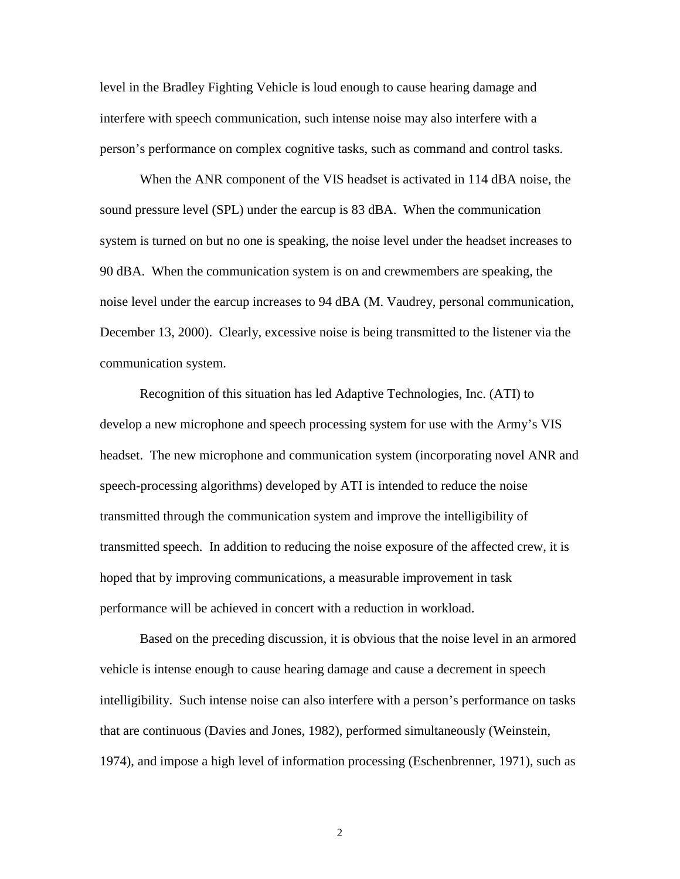level in the Bradley Fighting Vehicle is loud enough to cause hearing damage and interfere with speech communication, such intense noise may also interfere with a person's performance on complex cognitive tasks, such as command and control tasks.

When the ANR component of the VIS headset is activated in 114 dBA noise, the sound pressure level (SPL) under the earcup is 83 dBA. When the communication system is turned on but no one is speaking, the noise level under the headset increases to 90 dBA. When the communication system is on and crewmembers are speaking, the noise level under the earcup increases to 94 dBA (M. Vaudrey, personal communication, December 13, 2000). Clearly, excessive noise is being transmitted to the listener via the communication system.

Recognition of this situation has led Adaptive Technologies, Inc. (ATI) to develop a new microphone and speech processing system for use with the Army's VIS headset. The new microphone and communication system (incorporating novel ANR and speech-processing algorithms) developed by ATI is intended to reduce the noise transmitted through the communication system and improve the intelligibility of transmitted speech. In addition to reducing the noise exposure of the affected crew, it is hoped that by improving communications, a measurable improvement in task performance will be achieved in concert with a reduction in workload.

Based on the preceding discussion, it is obvious that the noise level in an armored vehicle is intense enough to cause hearing damage and cause a decrement in speech intelligibility. Such intense noise can also interfere with a person's performance on tasks that are continuous (Davies and Jones, 1982), performed simultaneously (Weinstein, 1974), and impose a high level of information processing (Eschenbrenner, 1971), such as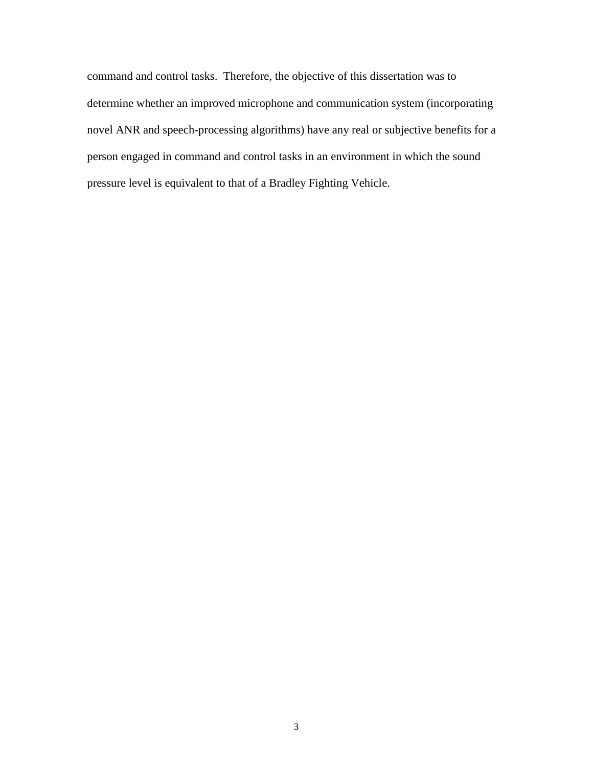command and control tasks. Therefore, the objective of this dissertation was to determine whether an improved microphone and communication system (incorporating novel ANR and speech-processing algorithms) have any real or subjective benefits for a person engaged in command and control tasks in an environment in which the sound pressure level is equivalent to that of a Bradley Fighting Vehicle.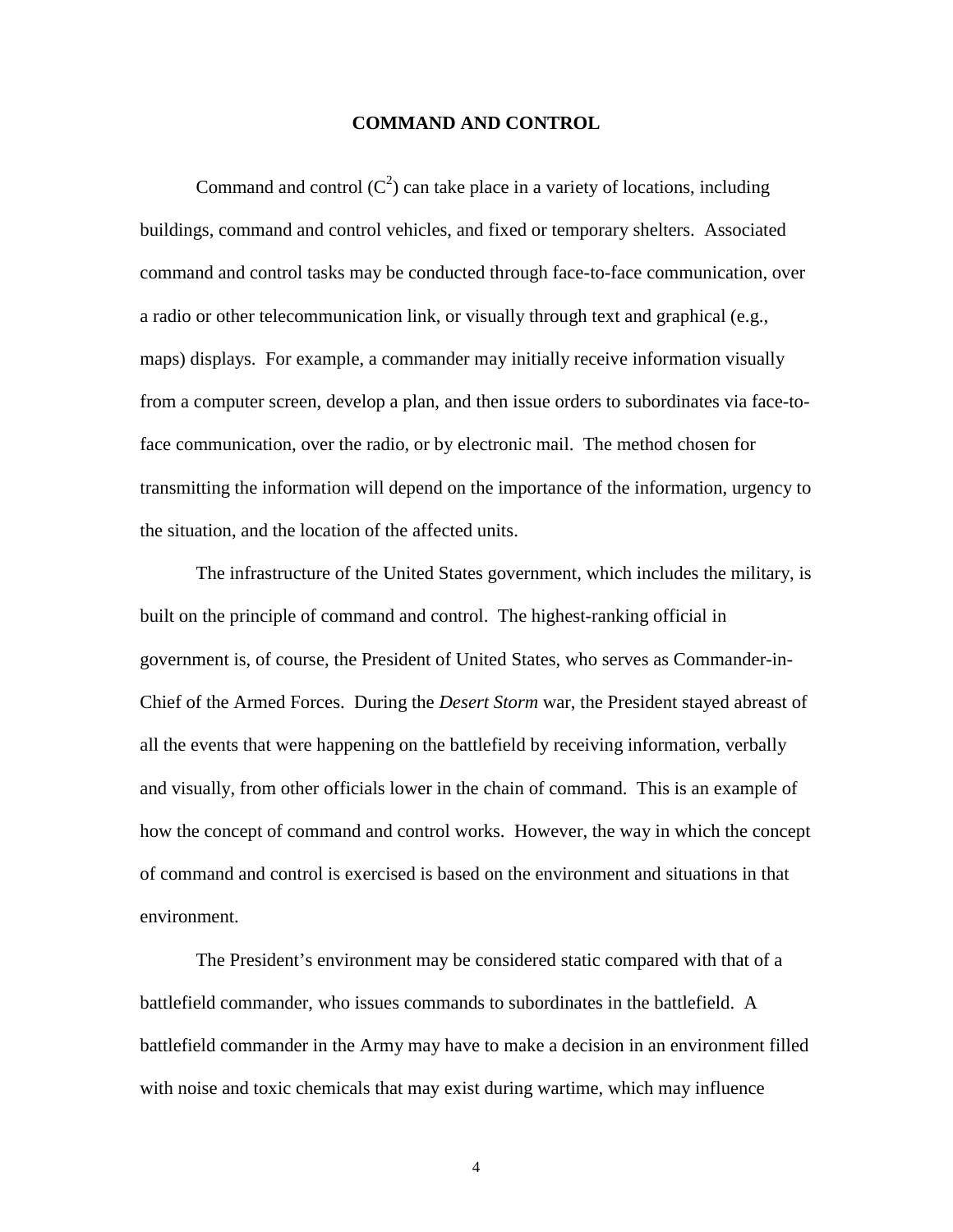# COMMAND AND CONTROL

Command and control ($C^2$) can take place in a variety of locations, including buildings, command and control vehicles, and fixed or temporary shelters. Associated command and control tasks may be conducted through face-to-face communication, over a radio or other telecommunication link, or visually through text and graphical (e.g., maps) displays. For example, a commander may initially receive information visually from a computer screen, develop a plan, and then issue orders to subordinates via face-to-face communication, over the radio, or by electronic mail. The method chosen for transmitting the information will depend on the importance of the information, urgency to the situation, and the location of the affected units.

The infrastructure of the United States government, which includes the military, is built on the principle of command and control. The highest-ranking official in government is, of course, the President of United States, who serves as Commander-in-Chief of the Armed Forces. During the *Desert Storm* war, the President stayed abreast of all the events that were happening on the battlefield by receiving information, verbally and visually, from other officials lower in the chain of command. This is an example of how the concept of command and control works. However, the way in which the concept of command and control is exercised is based on the environment and situations in that environment.

The President's environment may be considered static compared with that of a battlefield commander, who issues commands to subordinates in the battlefield. A battlefield commander in the Army may have to make a decision in an environment filled with noise and toxic chemicals that may exist during wartime, which may influence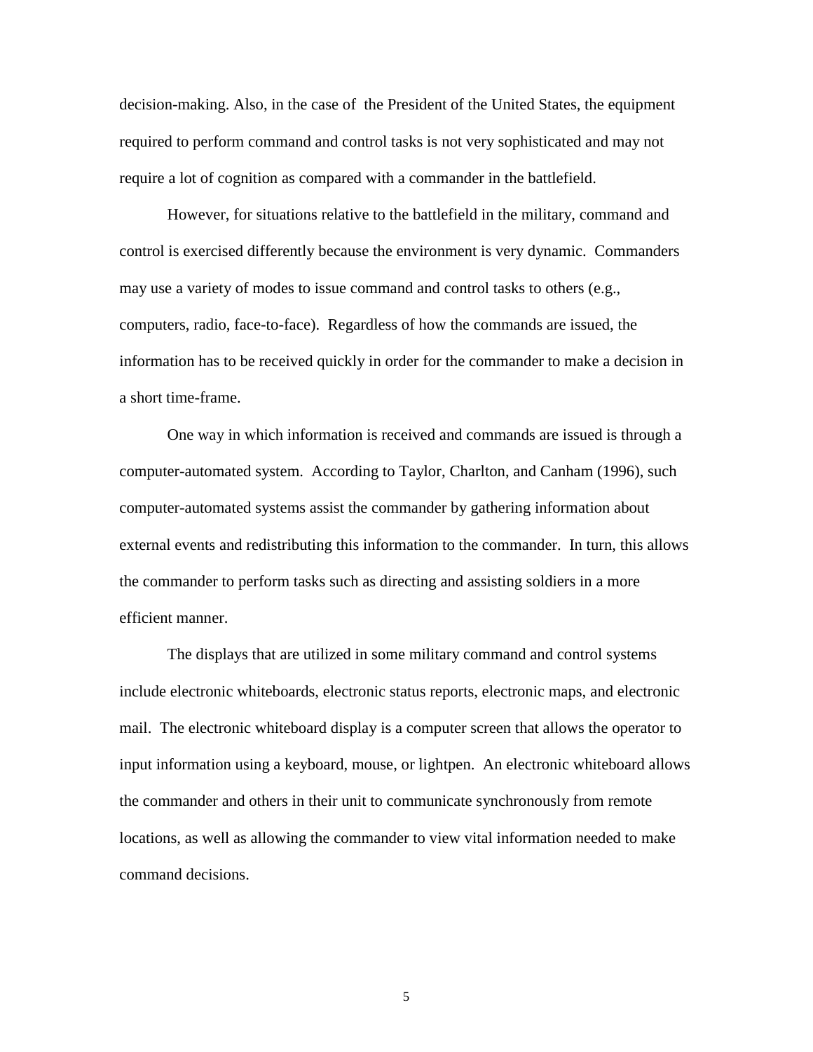decision-making. Also, in the case of the President of the United States, the equipment required to perform command and control tasks is not very sophisticated and may not require a lot of cognition as compared with a commander in the battlefield.

However, for situations relative to the battlefield in the military, command and control is exercised differently because the environment is very dynamic. Commanders may use a variety of modes to issue command and control tasks to others (e.g., computers, radio, face-to-face). Regardless of how the commands are issued, the information has to be received quickly in order for the commander to make a decision in a short time-frame.

One way in which information is received and commands are issued is through a computer-automated system. According to Taylor, Charlton, and Canham (1996), such computer-automated systems assist the commander by gathering information about external events and redistributing this information to the commander. In turn, this allows the commander to perform tasks such as directing and assisting soldiers in a more efficient manner.

The displays that are utilized in some military command and control systems include electronic whiteboards, electronic status reports, electronic maps, and electronic mail. The electronic whiteboard display is a computer screen that allows the operator to input information using a keyboard, mouse, or lightpen. An electronic whiteboard allows the commander and others in their unit to communicate synchronously from remote locations, as well as allowing the commander to view vital information needed to make command decisions.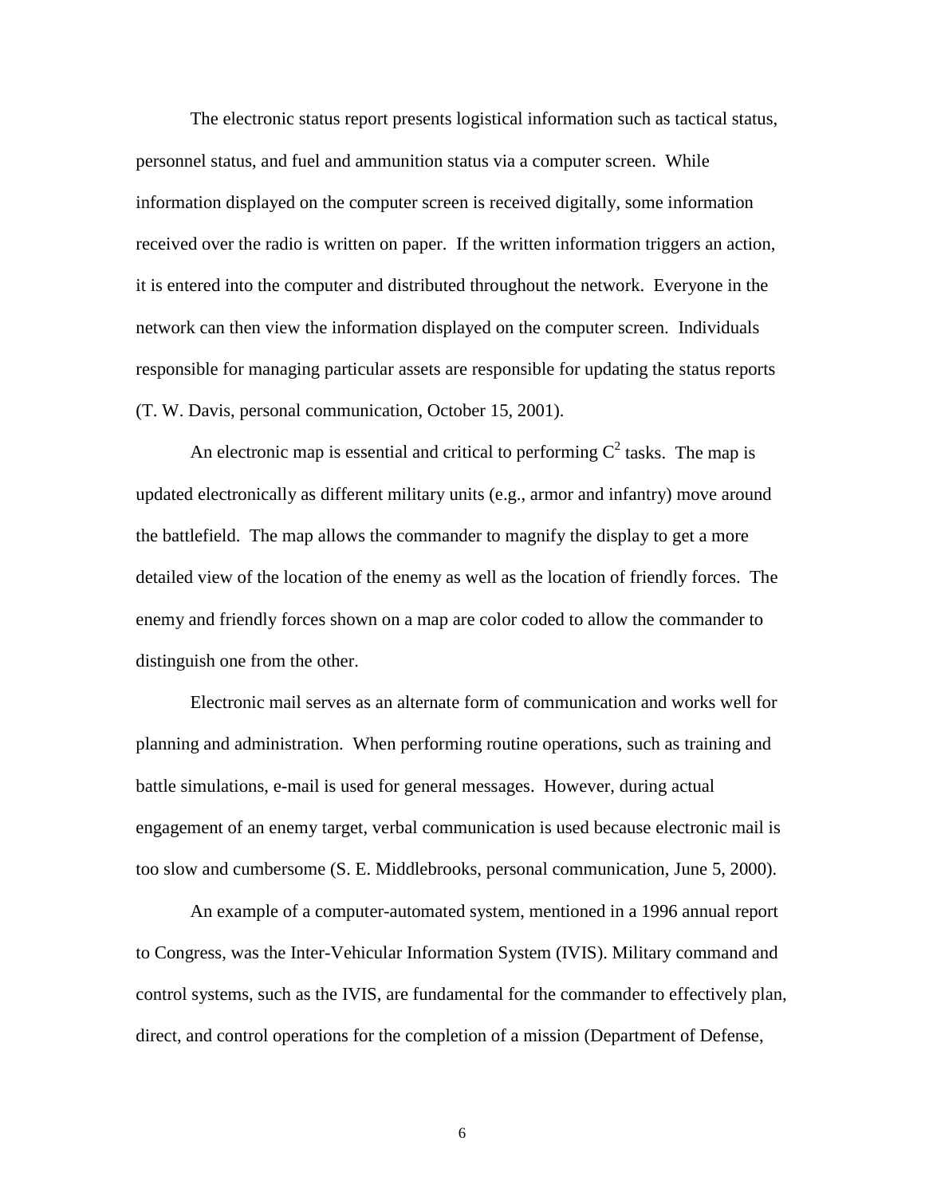The electronic status report presents logistical information such as tactical status, personnel status, and fuel and ammunition status via a computer screen. While information displayed on the computer screen is received digitally, some information received over the radio is written on paper. If the written information triggers an action, it is entered into the computer and distributed throughout the network. Everyone in the network can then view the information displayed on the computer screen. Individuals responsible for managing particular assets are responsible for updating the status reports (T. W. Davis, personal communication, October 15, 2001).

An electronic map is essential and critical to performing $C^2$ tasks. The map is updated electronically as different military units (e.g., armor and infantry) move around the battlefield. The map allows the commander to magnify the display to get a more detailed view of the location of the enemy as well as the location of friendly forces. The enemy and friendly forces shown on a map are color coded to allow the commander to distinguish one from the other.

Electronic mail serves as an alternate form of communication and works well for planning and administration. When performing routine operations, such as training and battle simulations, e-mail is used for general messages. However, during actual engagement of an enemy target, verbal communication is used because electronic mail is too slow and cumbersome (S. E. Middlebrooks, personal communication, June 5, 2000).

An example of a computer-automated system, mentioned in a 1996 annual report to Congress, was the Inter-Vehicular Information System (IVIS). Military command and control systems, such as the IVIS, are fundamental for the commander to effectively plan, direct, and control operations for the completion of a mission (Department of Defense,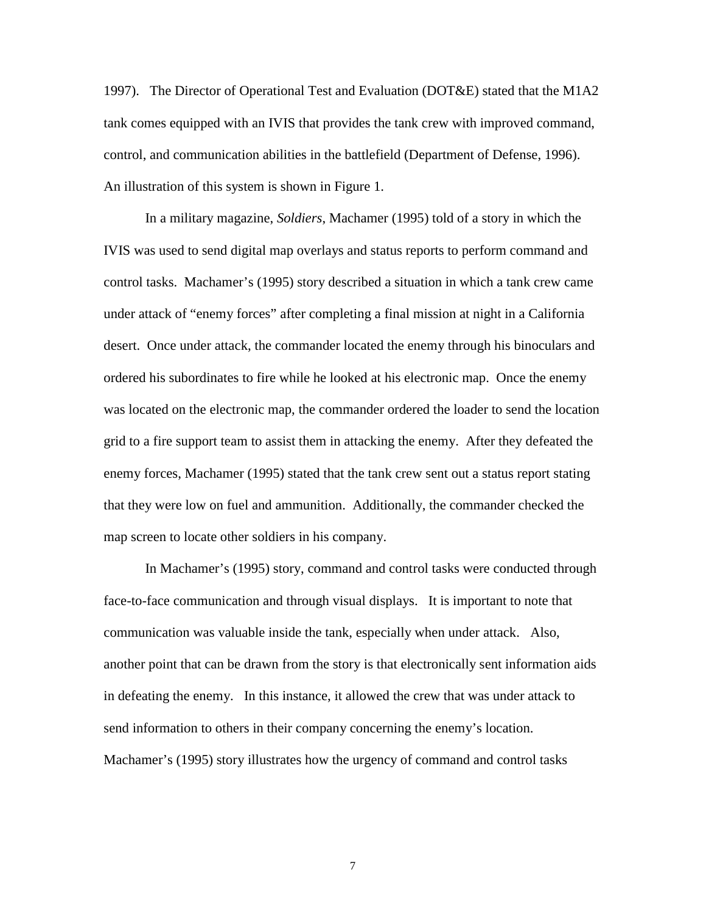1997). The Director of Operational Test and Evaluation (DOT&E) stated that the M1A2 tank comes equipped with an IVIS that provides the tank crew with improved command, control, and communication abilities in the battlefield (Department of Defense, 1996). An illustration of this system is shown in Figure 1.

In a military magazine, *Soldiers*, Machamer (1995) told of a story in which the IVIS was used to send digital map overlays and status reports to perform command and control tasks. Machamer's (1995) story described a situation in which a tank crew came under attack of "enemy forces" after completing a final mission at night in a California desert. Once under attack, the commander located the enemy through his binoculars and ordered his subordinates to fire while he looked at his electronic map. Once the enemy was located on the electronic map, the commander ordered the loader to send the location grid to a fire support team to assist them in attacking the enemy. After they defeated the enemy forces, Machamer (1995) stated that the tank crew sent out a status report stating that they were low on fuel and ammunition. Additionally, the commander checked the map screen to locate other soldiers in his company.

In Machamer's (1995) story, command and control tasks were conducted through face-to-face communication and through visual displays. It is important to note that communication was valuable inside the tank, especially when under attack. Also, another point that can be drawn from the story is that electronically sent information aids in defeating the enemy. In this instance, it allowed the crew that was under attack to send information to others in their company concerning the enemy's location. Machamer's (1995) story illustrates how the urgency of command and control tasks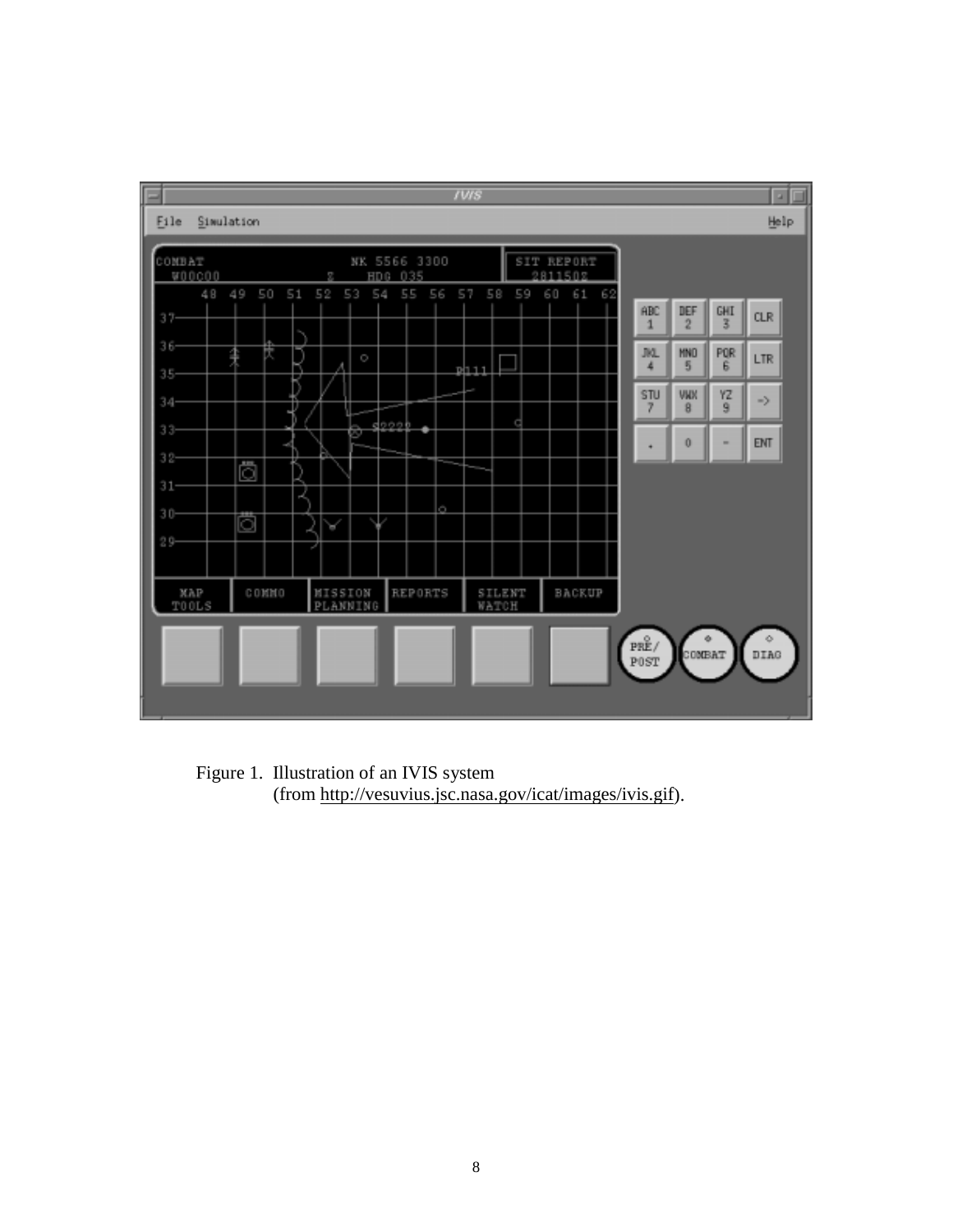Figure 1. Illustration of an IVIS system (from http://vesuvius.jsc.nasa.gov/icat/images/ivis.gif).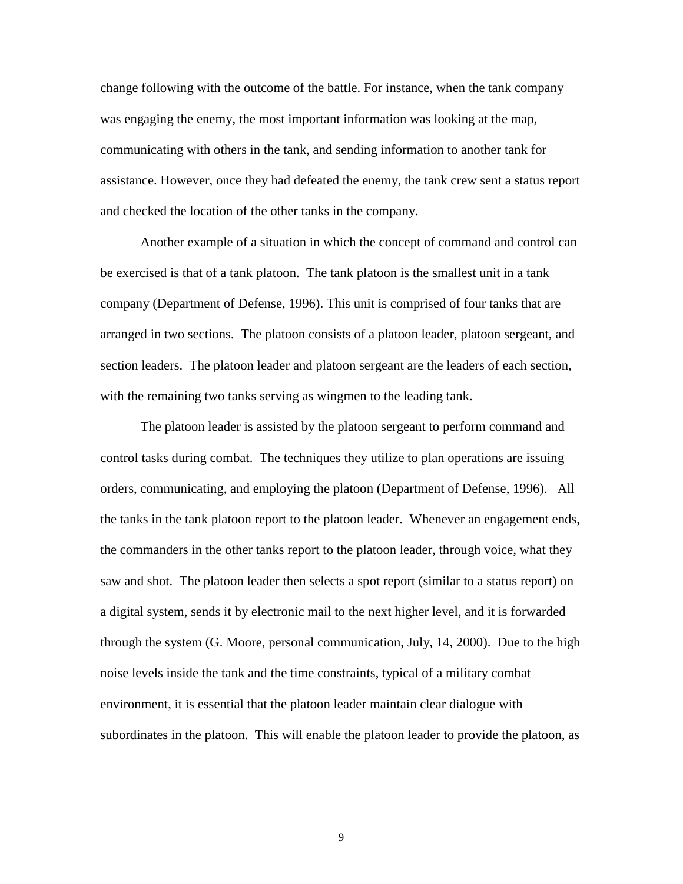change following with the outcome of the battle. For instance, when the tank company was engaging the enemy, the most important information was looking at the map, communicating with others in the tank, and sending information to another tank for assistance. However, once they had defeated the enemy, the tank crew sent a status report and checked the location of the other tanks in the company.

Another example of a situation in which the concept of command and control can be exercised is that of a tank platoon. The tank platoon is the smallest unit in a tank company (Department of Defense, 1996). This unit is comprised of four tanks that are arranged in two sections. The platoon consists of a platoon leader, platoon sergeant, and section leaders. The platoon leader and platoon sergeant are the leaders of each section, with the remaining two tanks serving as wingmen to the leading tank.

The platoon leader is assisted by the platoon sergeant to perform command and control tasks during combat. The techniques they utilize to plan operations are issuing orders, communicating, and employing the platoon (Department of Defense, 1996). All the tanks in the tank platoon report to the platoon leader. Whenever an engagement ends, the commanders in the other tanks report to the platoon leader, through voice, what they saw and shot. The platoon leader then selects a spot report (similar to a status report) on a digital system, sends it by electronic mail to the next higher level, and it is forwarded through the system (G. Moore, personal communication, July, 14, 2000). Due to the high noise levels inside the tank and the time constraints, typical of a military combat environment, it is essential that the platoon leader maintain clear dialogue with subordinates in the platoon. This will enable the platoon leader to provide the platoon, as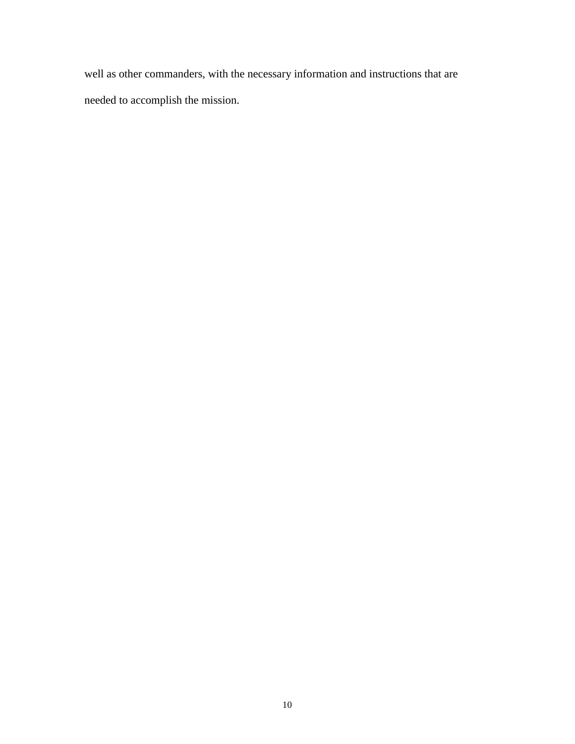well as other commanders, with the necessary information and instructions that are needed to accomplish the mission.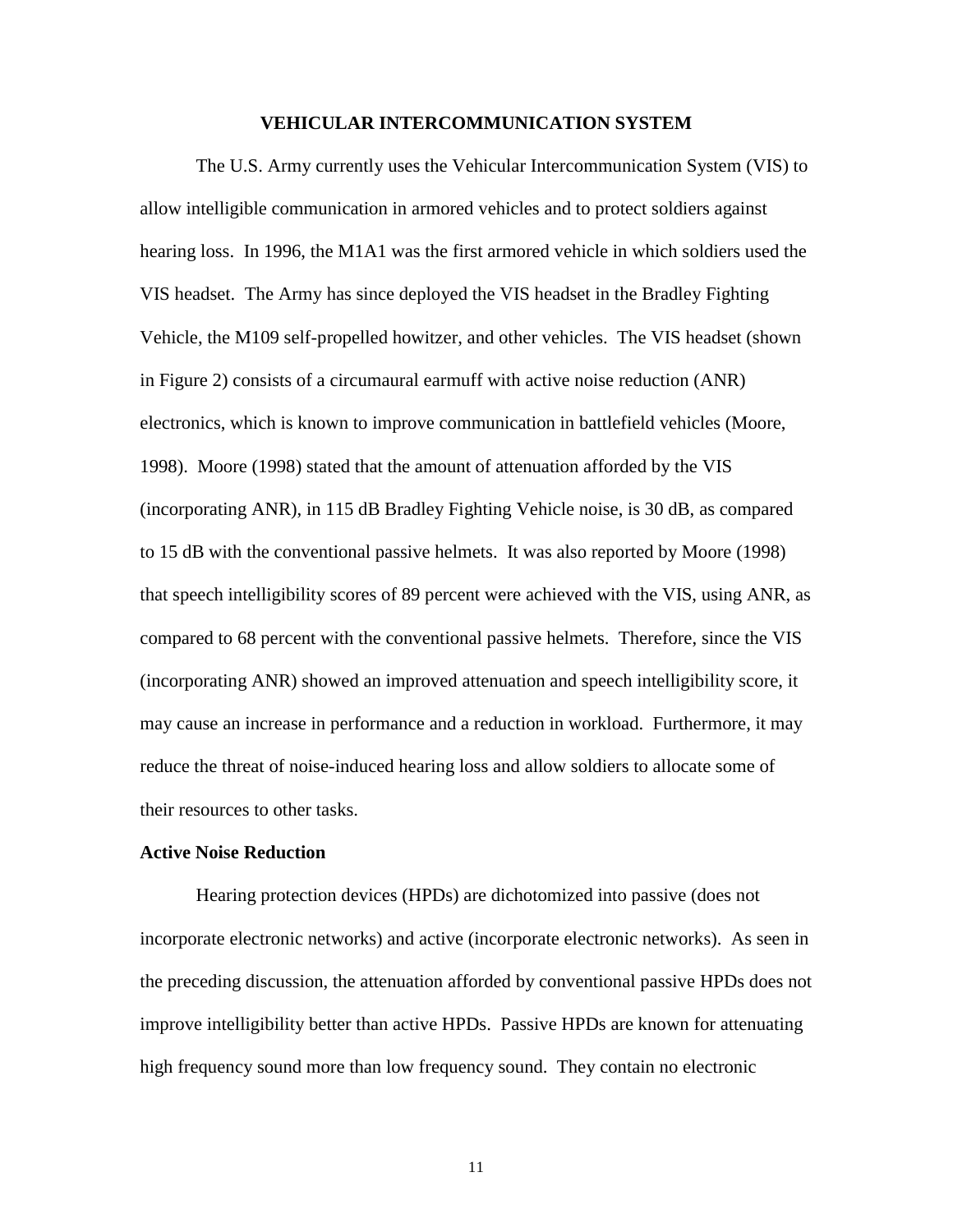## VEHICULAR INTERCOMMUNICATION SYSTEM

The U.S. Army currently uses the Vehicular Intercommunication System (VIS) to allow intelligible communication in armored vehicles and to protect soldiers against hearing loss. In 1996, the M1A1 was the first armored vehicle in which soldiers used the VIS headset. The Army has since deployed the VIS headset in the Bradley Fighting Vehicle, the M109 self-propelled howitzer, and other vehicles. The VIS headset (shown in Figure 2) consists of a circumaural earmuff with active noise reduction (ANR) electronics, which is known to improve communication in battlefield vehicles (Moore, 1998). Moore (1998) stated that the amount of attenuation afforded by the VIS (incorporating ANR), in 115 dB Bradley Fighting Vehicle noise, is 30 dB, as compared to 15 dB with the conventional passive helmets. It was also reported by Moore (1998) that speech intelligibility scores of 89 percent were achieved with the VIS, using ANR, as compared to 68 percent with the conventional passive helmets. Therefore, since the VIS (incorporating ANR) showed an improved attenuation and speech intelligibility score, it may cause an increase in performance and a reduction in workload. Furthermore, it may reduce the threat of noise-induced hearing loss and allow soldiers to allocate some of their resources to other tasks.

### Active Noise Reduction

Hearing protection devices (HPDs) are dichotomized into passive (does not incorporate electronic networks) and active (incorporate electronic networks). As seen in the preceding discussion, the attenuation afforded by conventional passive HPDs does not improve intelligibility better than active HPDs. Passive HPDs are known for attenuating high frequency sound more than low frequency sound. They contain no electronic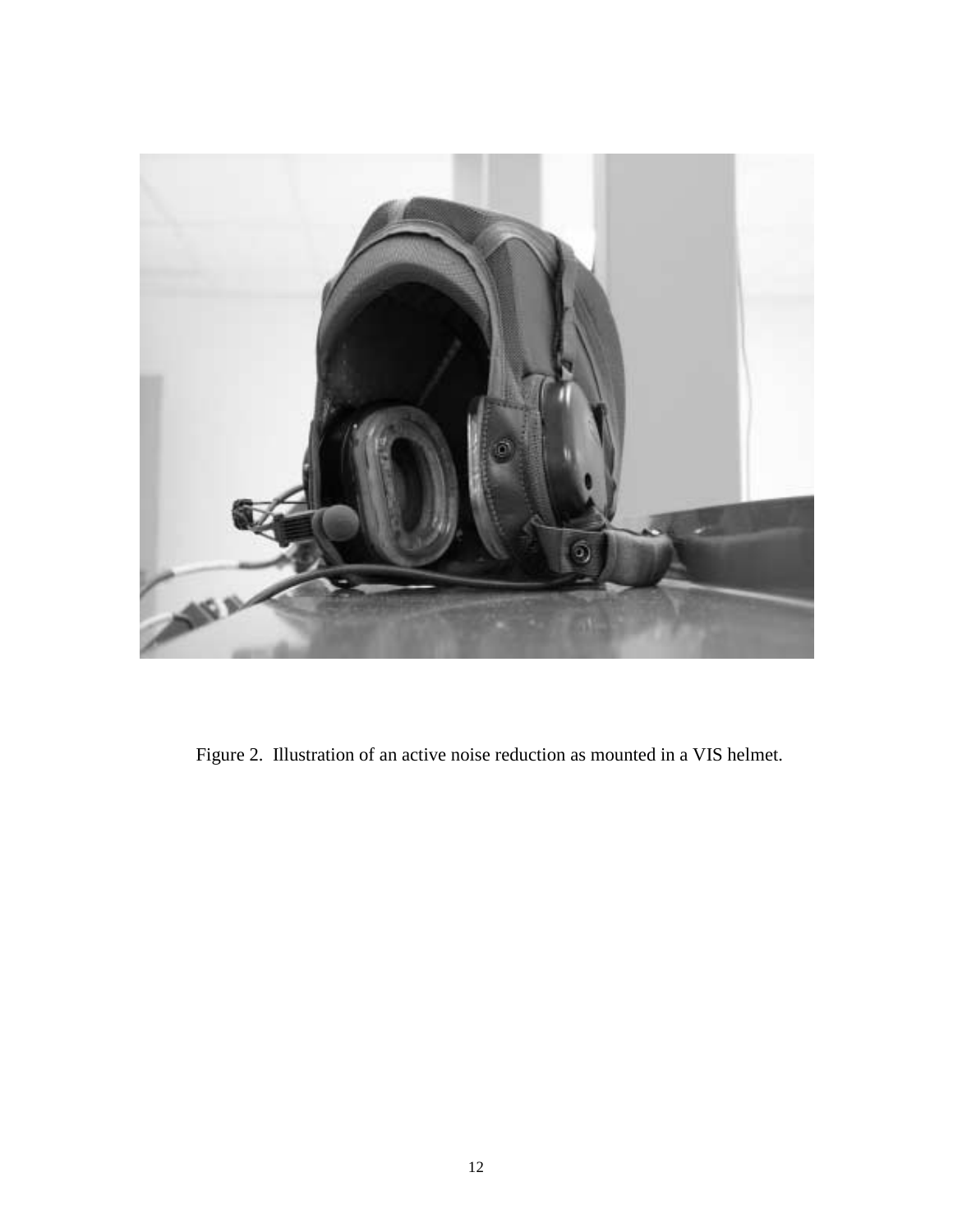Figure 2. Illustration of an active noise reduction as mounted in a VIS helmet.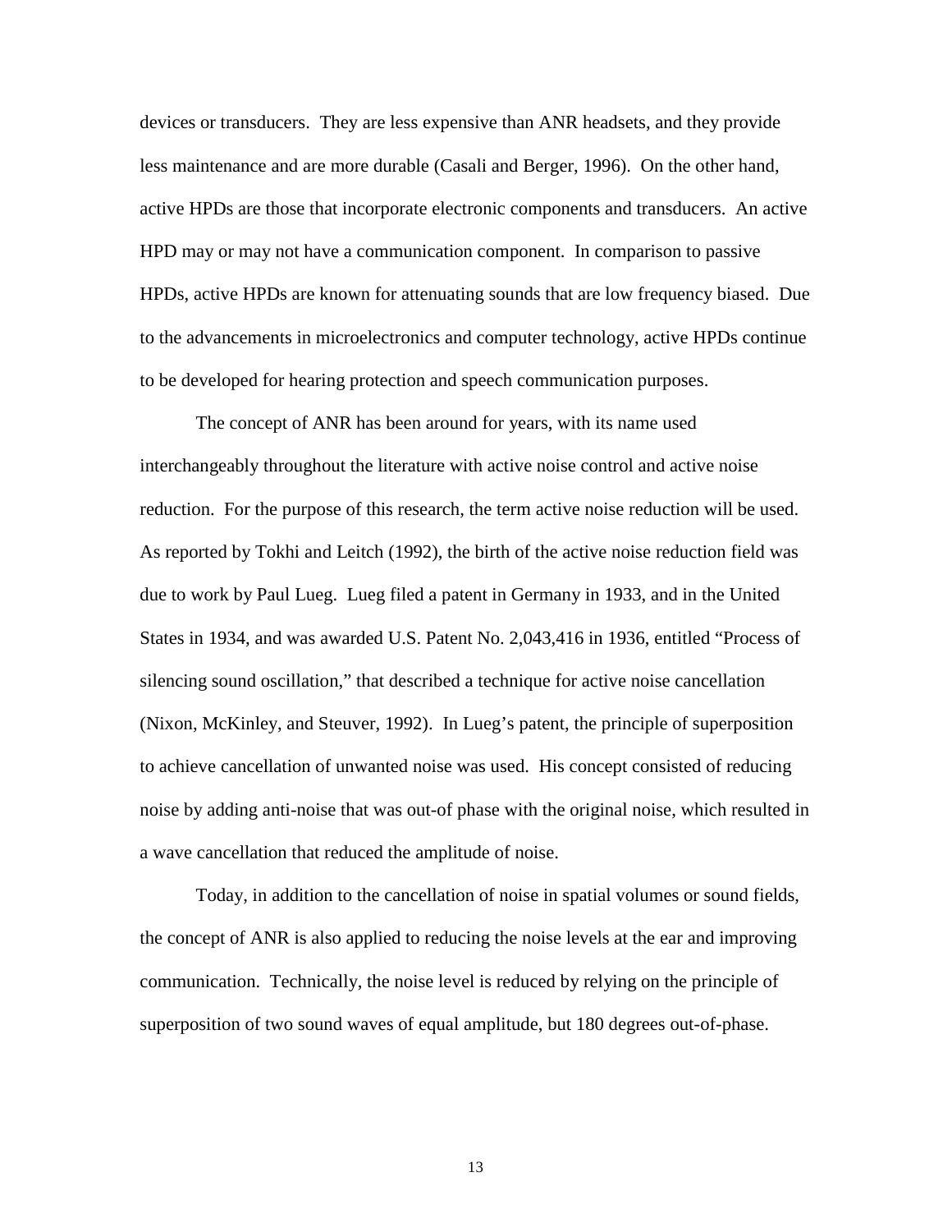devices or transducers. They are less expensive than ANR headsets, and they provide less maintenance and are more durable (Casali and Berger, 1996). On the other hand, active HPDs are those that incorporate electronic components and transducers. An active HPD may or may not have a communication component. In comparison to passive HPDs, active HPDs are known for attenuating sounds that are low frequency biased. Due to the advancements in microelectronics and computer technology, active HPDs continue to be developed for hearing protection and speech communication purposes.

The concept of ANR has been around for years, with its name used interchangeably throughout the literature with active noise control and active noise reduction. For the purpose of this research, the term active noise reduction will be used. As reported by Tokhi and Leitch (1992), the birth of the active noise reduction field was due to work by Paul Lueg. Lueg filed a patent in Germany in 1933, and in the United States in 1934, and was awarded U.S. Patent No. 2,043,416 in 1936, entitled "Process of silencing sound oscillation," that described a technique for active noise cancellation (Nixon, McKinley, and Steuver, 1992). In Lueg's patent, the principle of superposition to achieve cancellation of unwanted noise was used. His concept consisted of reducing noise by adding anti-noise that was out-of phase with the original noise, which resulted in a wave cancellation that reduced the amplitude of noise.

Today, in addition to the cancellation of noise in spatial volumes or sound fields, the concept of ANR is also applied to reducing the noise levels at the ear and improving communication. Technically, the noise level is reduced by relying on the principle of superposition of two sound waves of equal amplitude, but 180 degrees out-of-phase.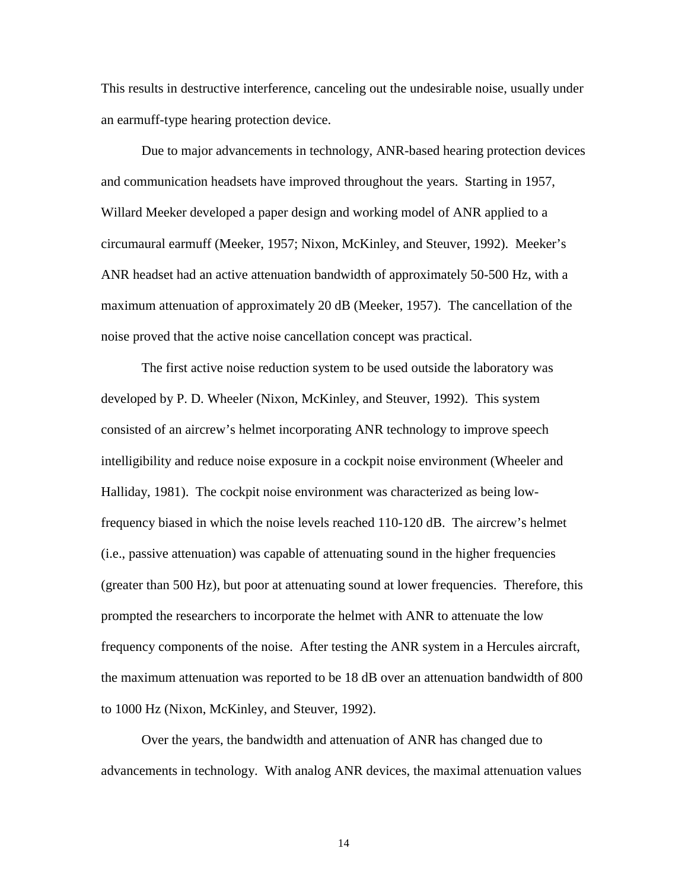This results in destructive interference, canceling out the undesirable noise, usually under an earmuff-type hearing protection device.

Due to major advancements in technology, ANR-based hearing protection devices and communication headsets have improved throughout the years. Starting in 1957, Willard Meeker developed a paper design and working model of ANR applied to a circumaural earmuff (Meeker, 1957; Nixon, McKinley, and Steuver, 1992). Meeker's ANR headset had an active attenuation bandwidth of approximately 50-500 Hz, with a maximum attenuation of approximately 20 dB (Meeker, 1957). The cancellation of the noise proved that the active noise cancellation concept was practical.

The first active noise reduction system to be used outside the laboratory was developed by P. D. Wheeler (Nixon, McKinley, and Steuver, 1992). This system consisted of an aircrew's helmet incorporating ANR technology to improve speech intelligibility and reduce noise exposure in a cockpit noise environment (Wheeler and Halliday, 1981). The cockpit noise environment was characterized as being low-frequency biased in which the noise levels reached 110-120 dB. The aircrew's helmet (i.e., passive attenuation) was capable of attenuating sound in the higher frequencies (greater than 500 Hz), but poor at attenuating sound at lower frequencies. Therefore, this prompted the researchers to incorporate the helmet with ANR to attenuate the low frequency components of the noise. After testing the ANR system in a Hercules aircraft, the maximum attenuation was reported to be 18 dB over an attenuation bandwidth of 800 to 1000 Hz (Nixon, McKinley, and Steuver, 1992).

Over the years, the bandwidth and attenuation of ANR has changed due to advancements in technology. With analog ANR devices, the maximal attenuation values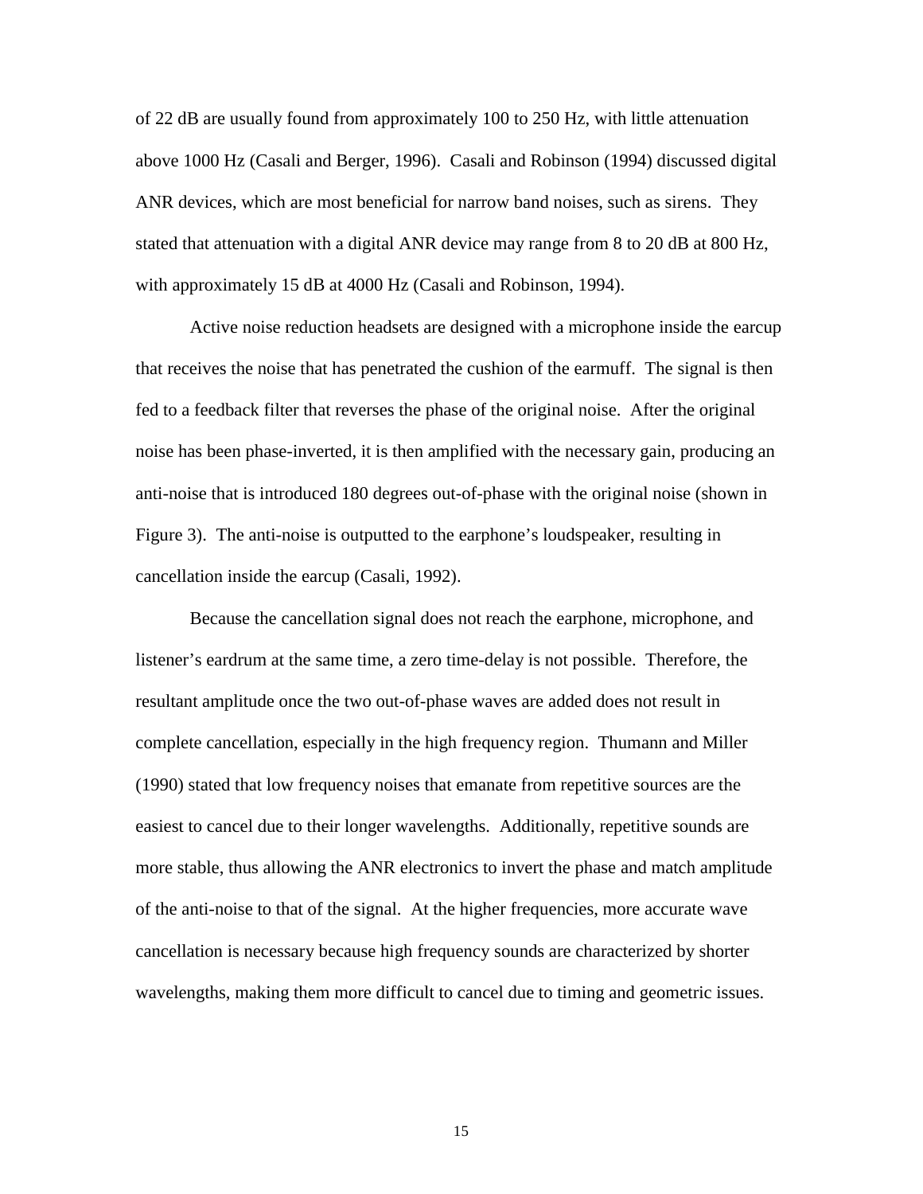of 22 dB are usually found from approximately 100 to 250 Hz, with little attenuation above 1000 Hz (Casali and Berger, 1996). Casali and Robinson (1994) discussed digital ANR devices, which are most beneficial for narrow band noises, such as sirens. They stated that attenuation with a digital ANR device may range from 8 to 20 dB at 800 Hz, with approximately 15 dB at 4000 Hz (Casali and Robinson, 1994).

Active noise reduction headsets are designed with a microphone inside the earcup that receives the noise that has penetrated the cushion of the earmuff. The signal is then fed to a feedback filter that reverses the phase of the original noise. After the original noise has been phase-inverted, it is then amplified with the necessary gain, producing an anti-noise that is introduced 180 degrees out-of-phase with the original noise (shown in Figure 3). The anti-noise is outputted to the earphone's loudspeaker, resulting in cancellation inside the earcup (Casali, 1992).

Because the cancellation signal does not reach the earphone, microphone, and listener's eardrum at the same time, a zero time-delay is not possible. Therefore, the resultant amplitude once the two out-of-phase waves are added does not result in complete cancellation, especially in the high frequency region. Thumann and Miller (1990) stated that low frequency noises that emanate from repetitive sources are the easiest to cancel due to their longer wavelengths. Additionally, repetitive sounds are more stable, thus allowing the ANR electronics to invert the phase and match amplitude of the anti-noise to that of the signal. At the higher frequencies, more accurate wave cancellation is necessary because high frequency sounds are characterized by shorter wavelengths, making them more difficult to cancel due to timing and geometric issues.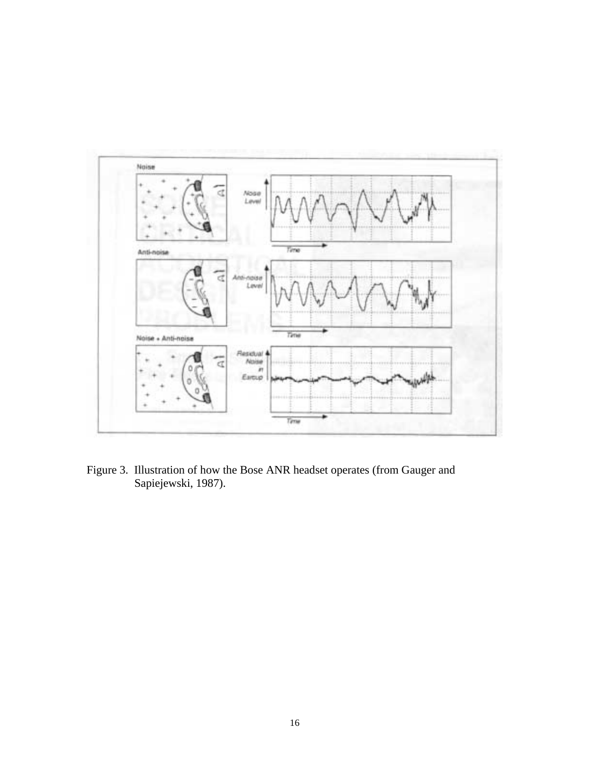Figure 3. Illustration of how the Bose ANR headset operates (from Gauger and Sapiejewski, 1987).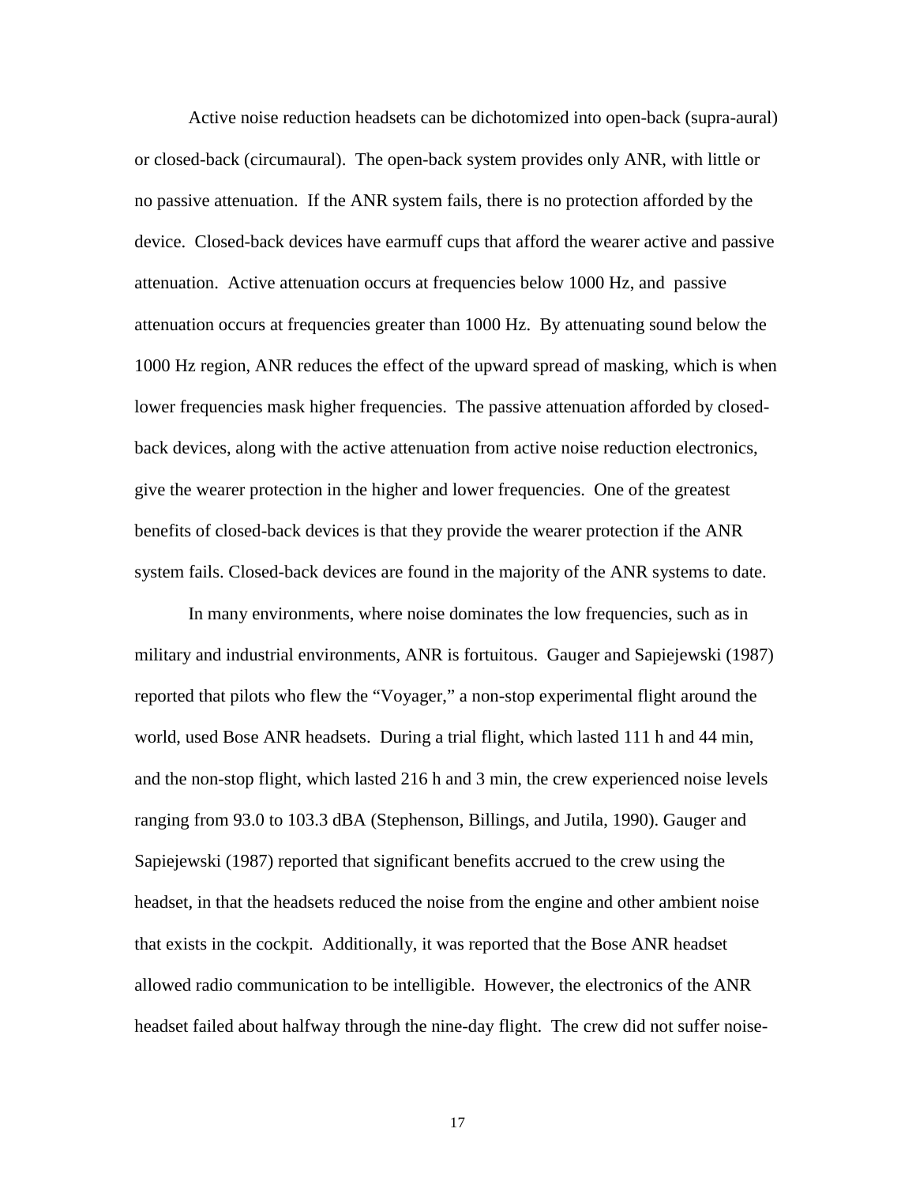Active noise reduction headsets can be dichotomized into open-back (supra-aural) or closed-back (circumaural). The open-back system provides only ANR, with little or no passive attenuation. If the ANR system fails, there is no protection afforded by the device. Closed-back devices have earmuff cups that afford the wearer active and passive attenuation. Active attenuation occurs at frequencies below 1000 Hz, and passive attenuation occurs at frequencies greater than 1000 Hz. By attenuating sound below the 1000 Hz region, ANR reduces the effect of the upward spread of masking, which is when lower frequencies mask higher frequencies. The passive attenuation afforded by closed-back devices, along with the active attenuation from active noise reduction electronics, give the wearer protection in the higher and lower frequencies. One of the greatest benefits of closed-back devices is that they provide the wearer protection if the ANR system fails. Closed-back devices are found in the majority of the ANR systems to date.

In many environments, where noise dominates the low frequencies, such as in military and industrial environments, ANR is fortuitous. Gauger and Sapiejewski (1987) reported that pilots who flew the "Voyager," a non-stop experimental flight around the world, used Bose ANR headsets. During a trial flight, which lasted 111 h and 44 min, and the non-stop flight, which lasted 216 h and 3 min, the crew experienced noise levels ranging from 93.0 to 103.3 dBA (Stephenson, Billings, and Jutila, 1990). Gauger and Sapiejewski (1987) reported that significant benefits accrued to the crew using the headset, in that the headsets reduced the noise from the engine and other ambient noise that exists in the cockpit. Additionally, it was reported that the Bose ANR headset allowed radio communication to be intelligible. However, the electronics of the ANR headset failed about halfway through the nine-day flight. The crew did not suffer noise-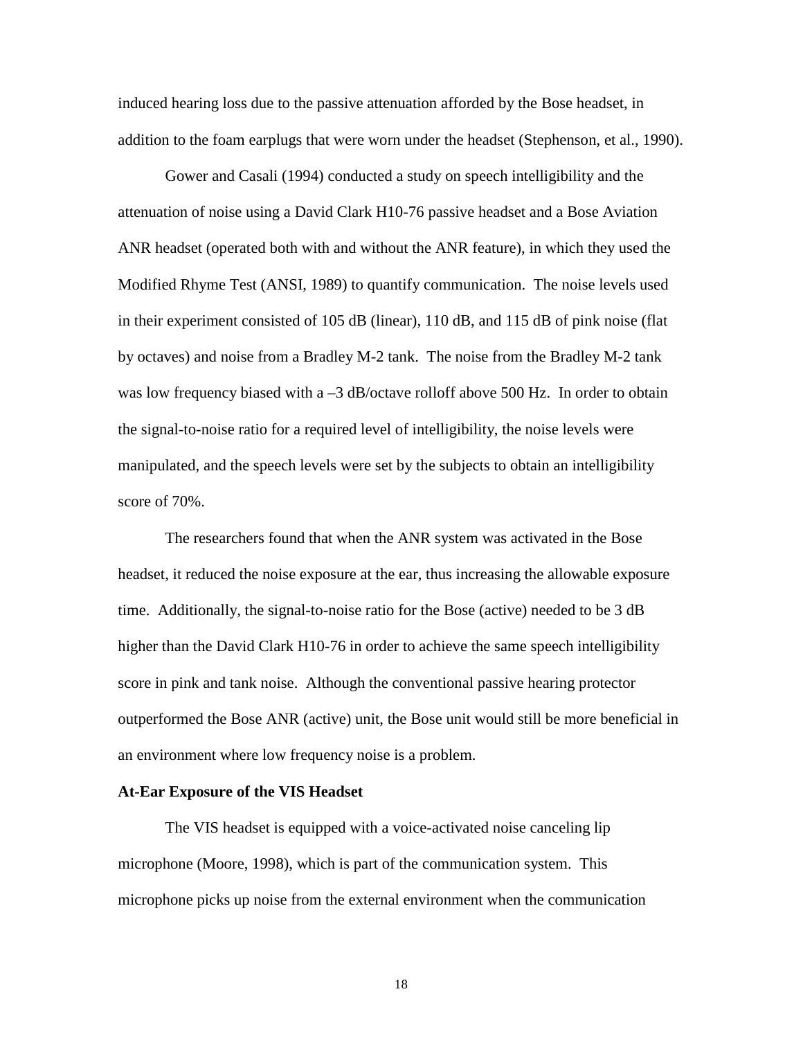induced hearing loss due to the passive attenuation afforded by the Bose headset, in addition to the foam earplugs that were worn under the headset (Stephenson, et al., 1990).

Gower and Casali (1994) conducted a study on speech intelligibility and the attenuation of noise using a David Clark H10-76 passive headset and a Bose Aviation ANR headset (operated both with and without the ANR feature), in which they used the Modified Rhyme Test (ANSI, 1989) to quantify communication. The noise levels used in their experiment consisted of 105 dB (linear), 110 dB, and 115 dB of pink noise (flat by octaves) and noise from a Bradley M-2 tank. The noise from the Bradley M-2 tank was low frequency biased with a –3 dB/octave rolloff above 500 Hz. In order to obtain the signal-to-noise ratio for a required level of intelligibility, the noise levels were manipulated, and the speech levels were set by the subjects to obtain an intelligibility score of 70%.

The researchers found that when the ANR system was activated in the Bose headset, it reduced the noise exposure at the ear, thus increasing the allowable exposure time. Additionally, the signal-to-noise ratio for the Bose (active) needed to be 3 dB higher than the David Clark H10-76 in order to achieve the same speech intelligibility score in pink and tank noise. Although the conventional passive hearing protector outperformed the Bose ANR (active) unit, the Bose unit would still be more beneficial in an environment where low frequency noise is a problem.

**At-Ear Exposure of the VIS Headset**

The VIS headset is equipped with a voice-activated noise canceling lip microphone (Moore, 1998), which is part of the communication system. This microphone picks up noise from the external environment when the communication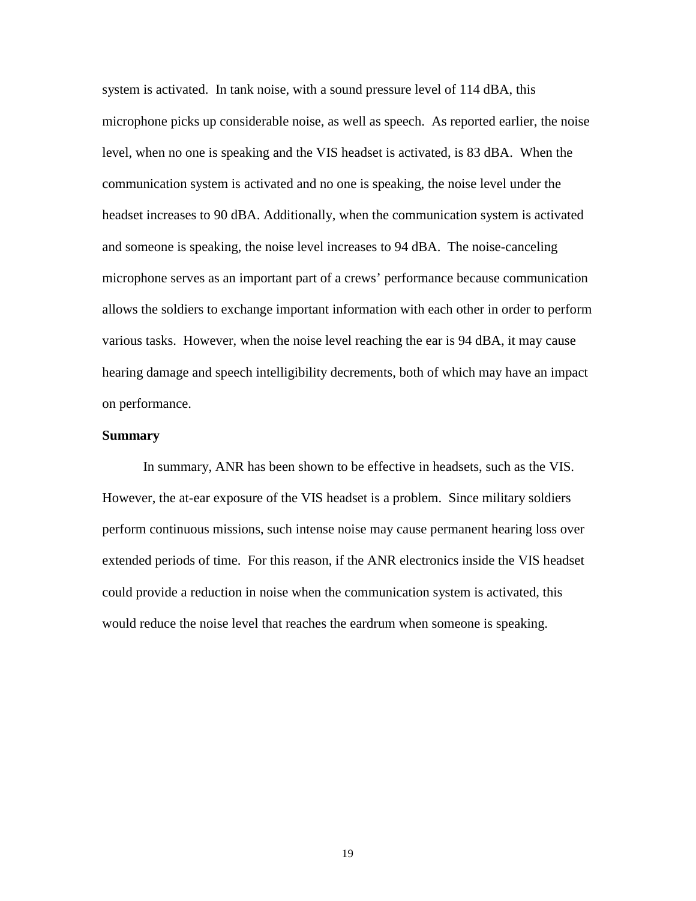system is activated. In tank noise, with a sound pressure level of 114 dBA, this microphone picks up considerable noise, as well as speech. As reported earlier, the noise level, when no one is speaking and the VIS headset is activated, is 83 dBA. When the communication system is activated and no one is speaking, the noise level under the headset increases to 90 dBA. Additionally, when the communication system is activated and someone is speaking, the noise level increases to 94 dBA. The noise-canceling microphone serves as an important part of a crews' performance because communication allows the soldiers to exchange important information with each other in order to perform various tasks. However, when the noise level reaching the ear is 94 dBA, it may cause hearing damage and speech intelligibility decrements, both of which may have an impact on performance.

**Summary**

In summary, ANR has been shown to be effective in headsets, such as the VIS. However, the at-ear exposure of the VIS headset is a problem. Since military soldiers perform continuous missions, such intense noise may cause permanent hearing loss over extended periods of time. For this reason, if the ANR electronics inside the VIS headset could provide a reduction in noise when the communication system is activated, this would reduce the noise level that reaches the eardrum when someone is speaking.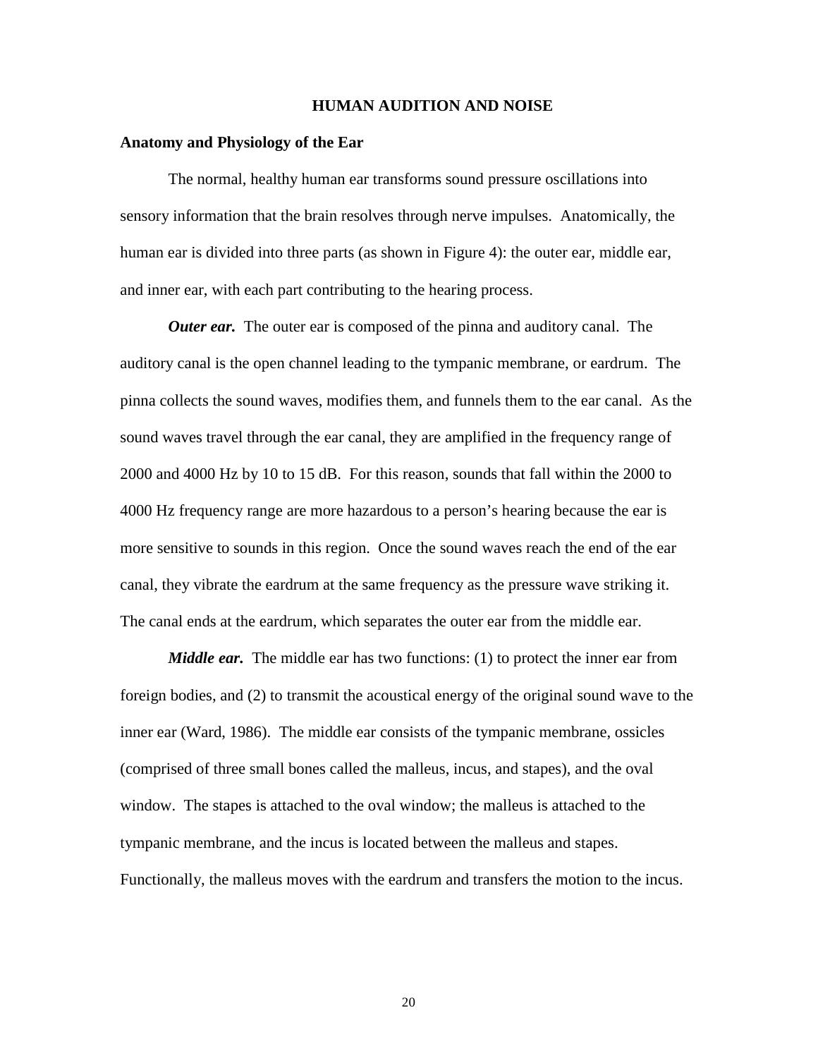# HUMAN AUDITION AND NOISE

## Anatomy and Physiology of the Ear

The normal, healthy human ear transforms sound pressure oscillations into sensory information that the brain resolves through nerve impulses. Anatomically, the human ear is divided into three parts (as shown in Figure 4): the outer ear, middle ear, and inner ear, with each part contributing to the hearing process.

***Outer ear.*** The outer ear is composed of the pinna and auditory canal. The auditory canal is the open channel leading to the tympanic membrane, or eardrum. The pinna collects the sound waves, modifies them, and funnels them to the ear canal. As the sound waves travel through the ear canal, they are amplified in the frequency range of 2000 and 4000 Hz by 10 to 15 dB. For this reason, sounds that fall within the 2000 to 4000 Hz frequency range are more hazardous to a person's hearing because the ear is more sensitive to sounds in this region. Once the sound waves reach the end of the ear canal, they vibrate the eardrum at the same frequency as the pressure wave striking it. The canal ends at the eardrum, which separates the outer ear from the middle ear.

***Middle ear.*** The middle ear has two functions: (1) to protect the inner ear from foreign bodies, and (2) to transmit the acoustical energy of the original sound wave to the inner ear (Ward, 1986). The middle ear consists of the tympanic membrane, ossicles (comprised of three small bones called the malleus, incus, and stapes), and the oval window. The stapes is attached to the oval window; the malleus is attached to the tympanic membrane, and the incus is located between the malleus and stapes. Functionally, the malleus moves with the eardrum and transfers the motion to the incus.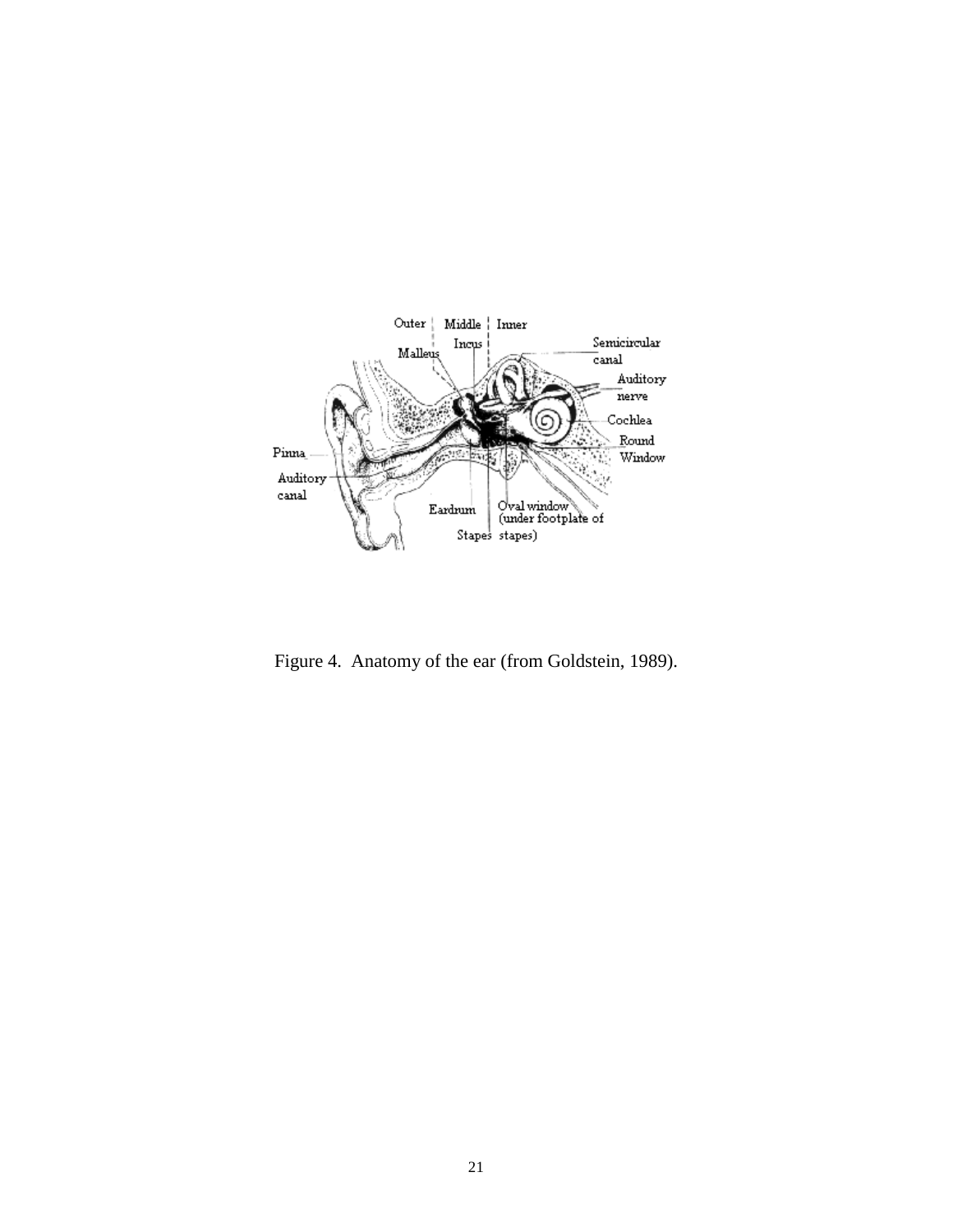Figure 4. Anatomy of the ear (from Goldstein, 1989).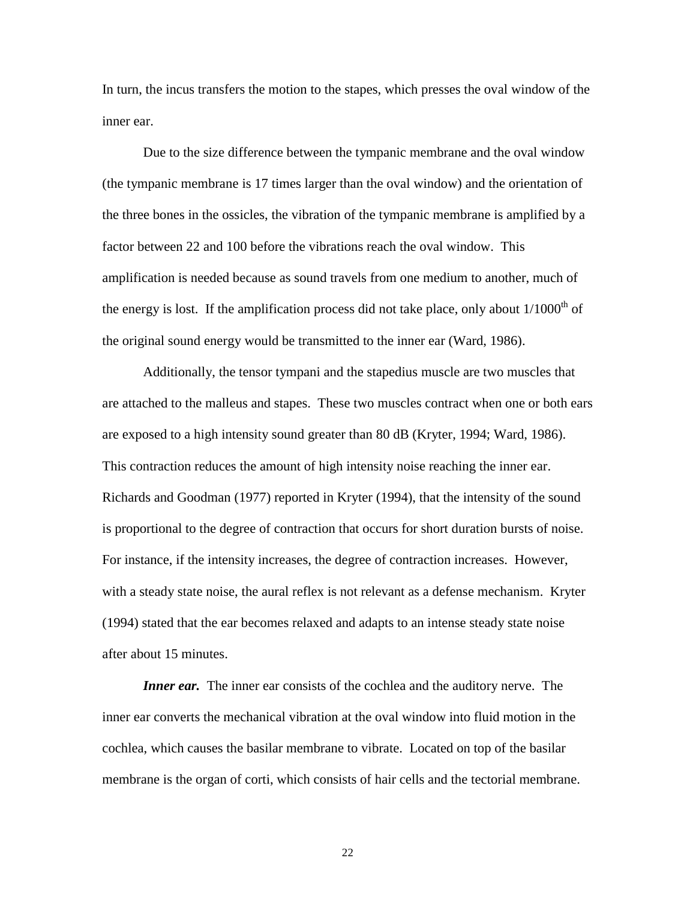In turn, the incus transfers the motion to the stapes, which presses the oval window of the inner ear.

Due to the size difference between the tympanic membrane and the oval window (the tympanic membrane is 17 times larger than the oval window) and the orientation of the three bones in the ossicles, the vibration of the tympanic membrane is amplified by a factor between 22 and 100 before the vibrations reach the oval window. This amplification is needed because as sound travels from one medium to another, much of the energy is lost. If the amplification process did not take place, only about $1/1000^{th}$ of the original sound energy would be transmitted to the inner ear (Ward, 1986).

Additionally, the tensor tympani and the stapedius muscle are two muscles that are attached to the malleus and stapes. These two muscles contract when one or both ears are exposed to a high intensity sound greater than 80 dB (Kryter, 1994; Ward, 1986). This contraction reduces the amount of high intensity noise reaching the inner ear. Richards and Goodman (1977) reported in Kryter (1994), that the intensity of the sound is proportional to the degree of contraction that occurs for short duration bursts of noise. For instance, if the intensity increases, the degree of contraction increases. However, with a steady state noise, the aural reflex is not relevant as a defense mechanism. Kryter (1994) stated that the ear becomes relaxed and adapts to an intense steady state noise after about 15 minutes.

***Inner ear.*** The inner ear consists of the cochlea and the auditory nerve. The inner ear converts the mechanical vibration at the oval window into fluid motion in the cochlea, which causes the basilar membrane to vibrate. Located on top of the basilar membrane is the organ of corti, which consists of hair cells and the tectorial membrane.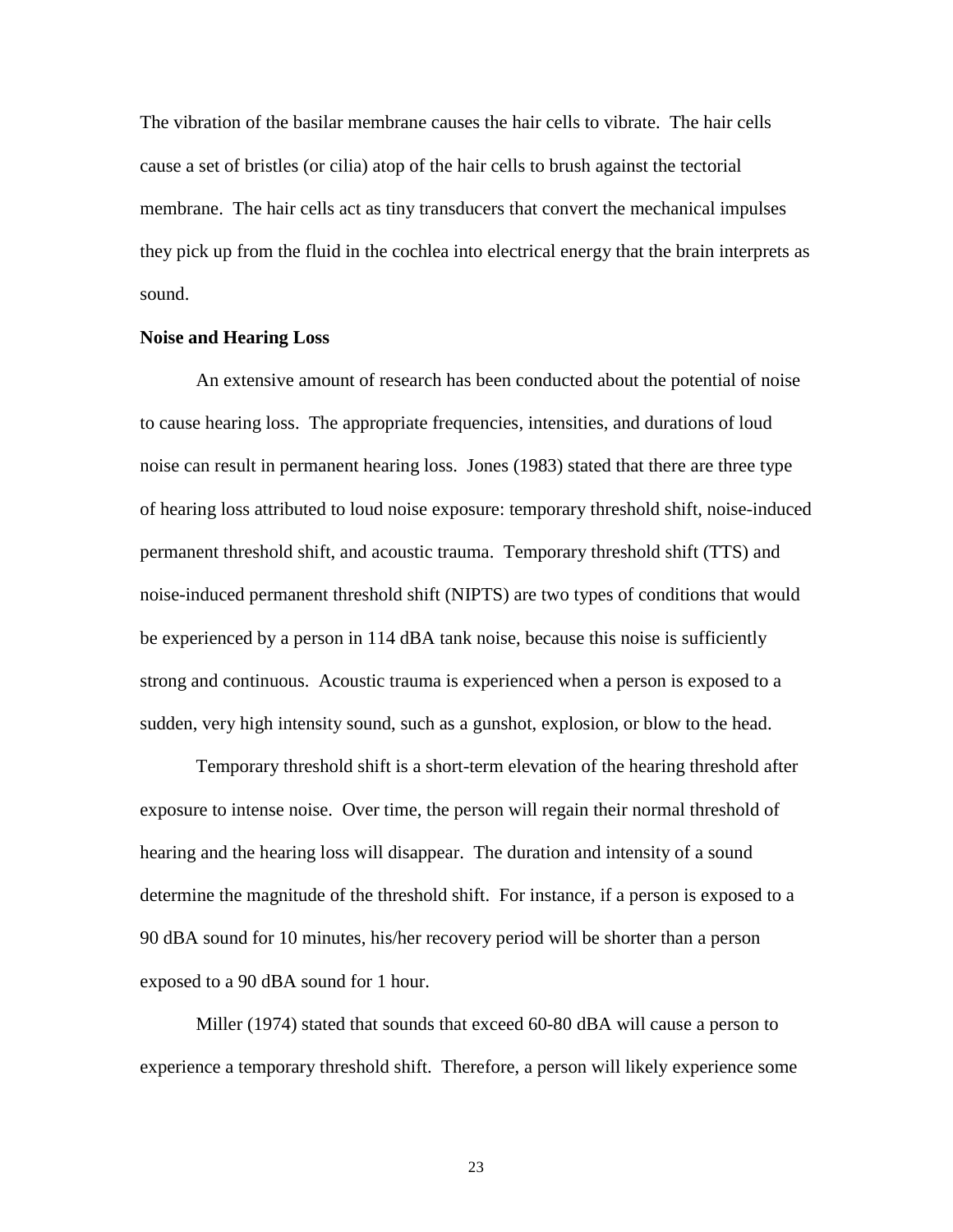The vibration of the basilar membrane causes the hair cells to vibrate. The hair cells cause a set of bristles (or cilia) atop of the hair cells to brush against the tectorial membrane. The hair cells act as tiny transducers that convert the mechanical impulses they pick up from the fluid in the cochlea into electrical energy that the brain interprets as sound.

**Noise and Hearing Loss**

An extensive amount of research has been conducted about the potential of noise to cause hearing loss. The appropriate frequencies, intensities, and durations of loud noise can result in permanent hearing loss. Jones (1983) stated that there are three type of hearing loss attributed to loud noise exposure: temporary threshold shift, noise-induced permanent threshold shift, and acoustic trauma. Temporary threshold shift (TTS) and noise-induced permanent threshold shift (NIPTS) are two types of conditions that would be experienced by a person in 114 dBA tank noise, because this noise is sufficiently strong and continuous. Acoustic trauma is experienced when a person is exposed to a sudden, very high intensity sound, such as a gunshot, explosion, or blow to the head.

Temporary threshold shift is a short-term elevation of the hearing threshold after exposure to intense noise. Over time, the person will regain their normal threshold of hearing and the hearing loss will disappear. The duration and intensity of a sound determine the magnitude of the threshold shift. For instance, if a person is exposed to a 90 dBA sound for 10 minutes, his/her recovery period will be shorter than a person exposed to a 90 dBA sound for 1 hour.

Miller (1974) stated that sounds that exceed 60-80 dBA will cause a person to experience a temporary threshold shift. Therefore, a person will likely experience some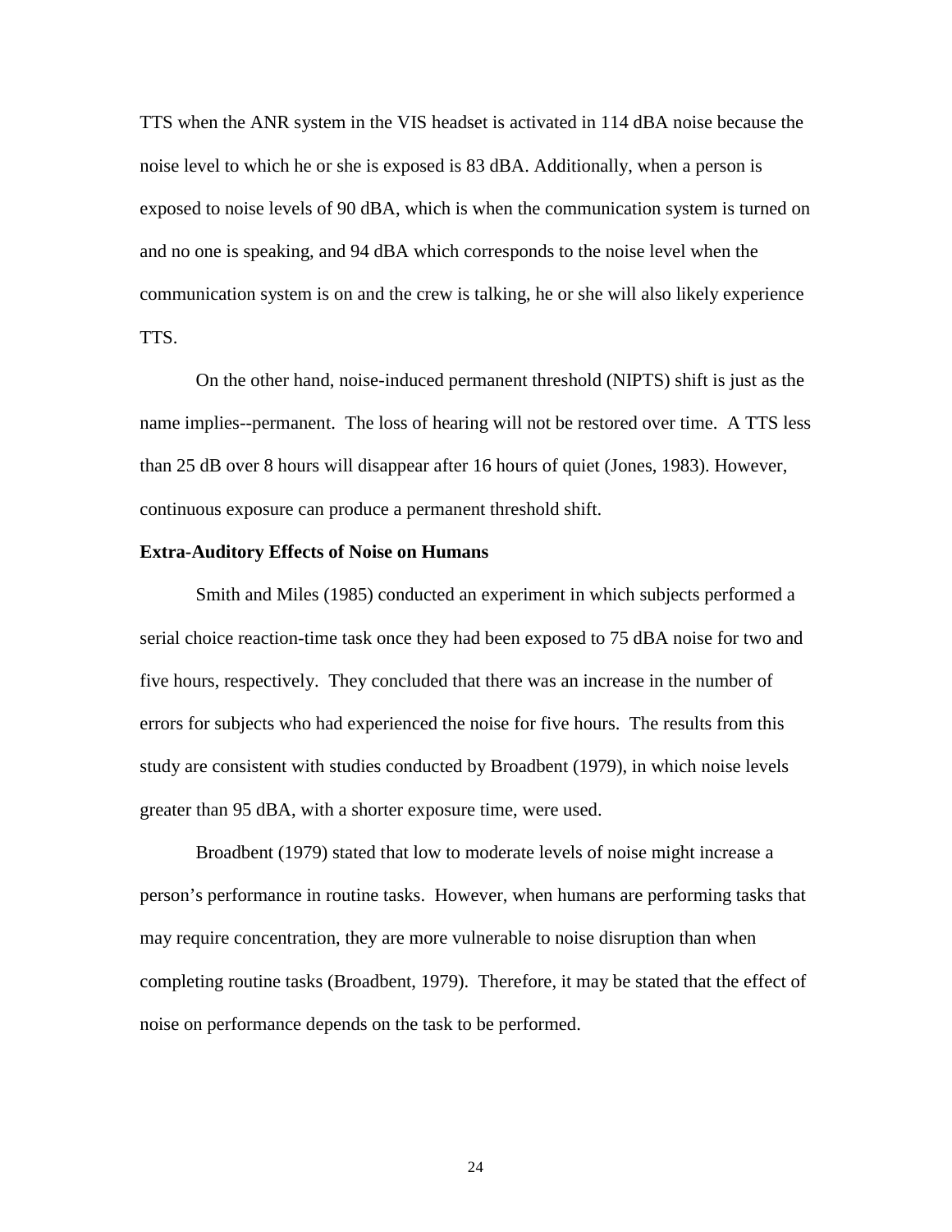TTS when the ANR system in the VIS headset is activated in 114 dBA noise because the noise level to which he or she is exposed is 83 dBA. Additionally, when a person is exposed to noise levels of 90 dBA, which is when the communication system is turned on and no one is speaking, and 94 dBA which corresponds to the noise level when the communication system is on and the crew is talking, he or she will also likely experience TTS.

On the other hand, noise-induced permanent threshold (NIPTS) shift is just as the name implies--permanent. The loss of hearing will not be restored over time. A TTS less than 25 dB over 8 hours will disappear after 16 hours of quiet (Jones, 1983). However, continuous exposure can produce a permanent threshold shift.

**Extra-Auditory Effects of Noise on Humans**

Smith and Miles (1985) conducted an experiment in which subjects performed a serial choice reaction-time task once they had been exposed to 75 dBA noise for two and five hours, respectively. They concluded that there was an increase in the number of errors for subjects who had experienced the noise for five hours. The results from this study are consistent with studies conducted by Broadbent (1979), in which noise levels greater than 95 dBA, with a shorter exposure time, were used.

Broadbent (1979) stated that low to moderate levels of noise might increase a person's performance in routine tasks. However, when humans are performing tasks that may require concentration, they are more vulnerable to noise disruption than when completing routine tasks (Broadbent, 1979). Therefore, it may be stated that the effect of noise on performance depends on the task to be performed.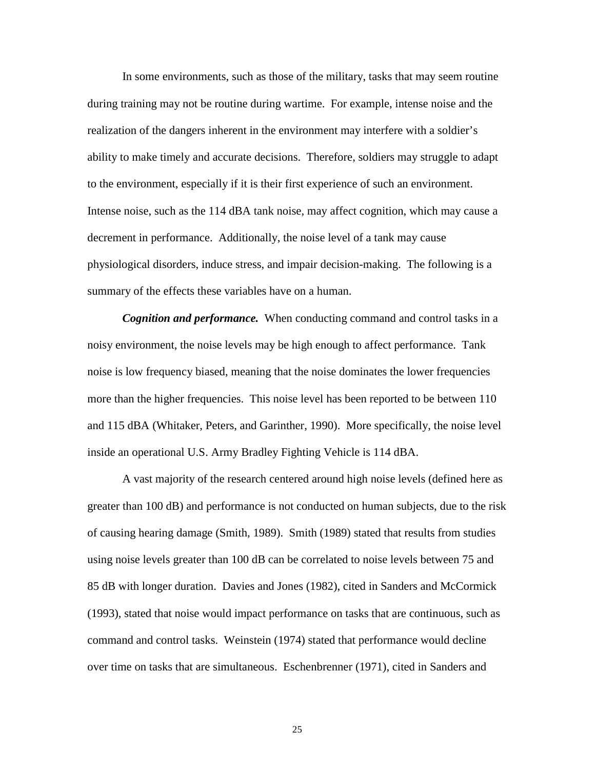In some environments, such as those of the military, tasks that may seem routine during training may not be routine during wartime. For example, intense noise and the realization of the dangers inherent in the environment may interfere with a soldier's ability to make timely and accurate decisions. Therefore, soldiers may struggle to adapt to the environment, especially if it is their first experience of such an environment. Intense noise, such as the 114 dBA tank noise, may affect cognition, which may cause a decrement in performance. Additionally, the noise level of a tank may cause physiological disorders, induce stress, and impair decision-making. The following is a summary of the effects these variables have on a human.

***Cognition and performance.*** When conducting command and control tasks in a noisy environment, the noise levels may be high enough to affect performance. Tank noise is low frequency biased, meaning that the noise dominates the lower frequencies more than the higher frequencies. This noise level has been reported to be between 110 and 115 dBA (Whitaker, Peters, and Garinther, 1990). More specifically, the noise level inside an operational U.S. Army Bradley Fighting Vehicle is 114 dBA.

A vast majority of the research centered around high noise levels (defined here as greater than 100 dB) and performance is not conducted on human subjects, due to the risk of causing hearing damage (Smith, 1989). Smith (1989) stated that results from studies using noise levels greater than 100 dB can be correlated to noise levels between 75 and 85 dB with longer duration. Davies and Jones (1982), cited in Sanders and McCormick (1993), stated that noise would impact performance on tasks that are continuous, such as command and control tasks. Weinstein (1974) stated that performance would decline over time on tasks that are simultaneous. Eschenbrenner (1971), cited in Sanders and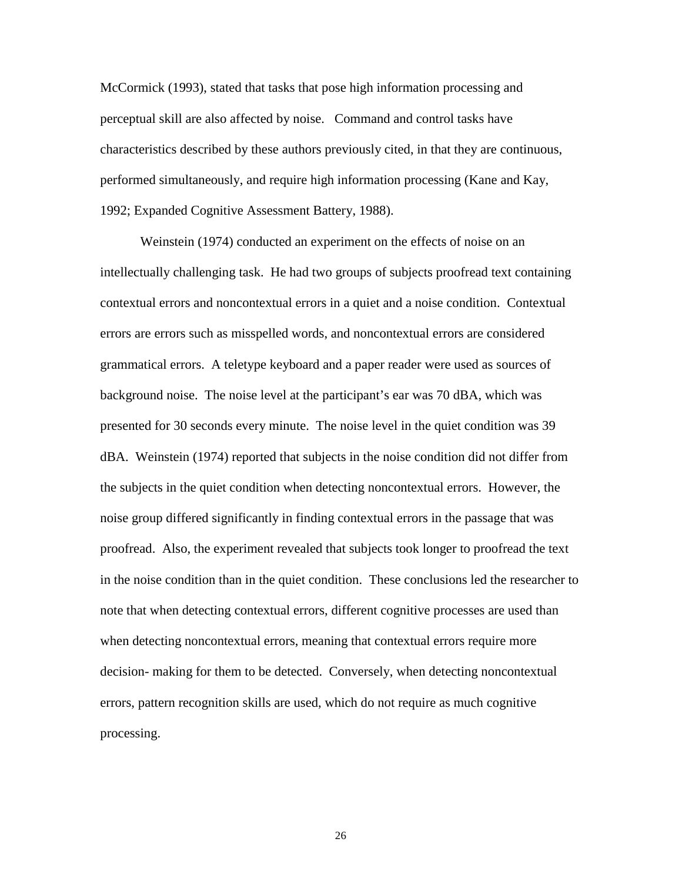McCormick (1993), stated that tasks that pose high information processing and perceptual skill are also affected by noise.  Command and control tasks have characteristics described by these authors previously cited, in that they are continuous, performed simultaneously, and require high information processing (Kane and Kay, 1992; Expanded Cognitive Assessment Battery, 1988).

Weinstein (1974) conducted an experiment on the effects of noise on an intellectually challenging task.  He had two groups of subjects proofread text containing contextual errors and noncontextual errors in a quiet and a noise condition.  Contextual errors are errors such as misspelled words, and noncontextual errors are considered grammatical errors.  A teletype keyboard and a paper reader were used as sources of background noise.  The noise level at the participant's ear was 70 dBA, which was presented for 30 seconds every minute.  The noise level in the quiet condition was 39 dBA.  Weinstein (1974) reported that subjects in the noise condition did not differ from the subjects in the quiet condition when detecting noncontextual errors.  However, the noise group differed significantly in finding contextual errors in the passage that was proofread.  Also, the experiment revealed that subjects took longer to proofread the text in the noise condition than in the quiet condition.  These conclusions led the researcher to note that when detecting contextual errors, different cognitive processes are used than when detecting noncontextual errors, meaning that contextual errors require more decision- making for them to be detected.  Conversely, when detecting noncontextual errors, pattern recognition skills are used, which do not require as much cognitive processing.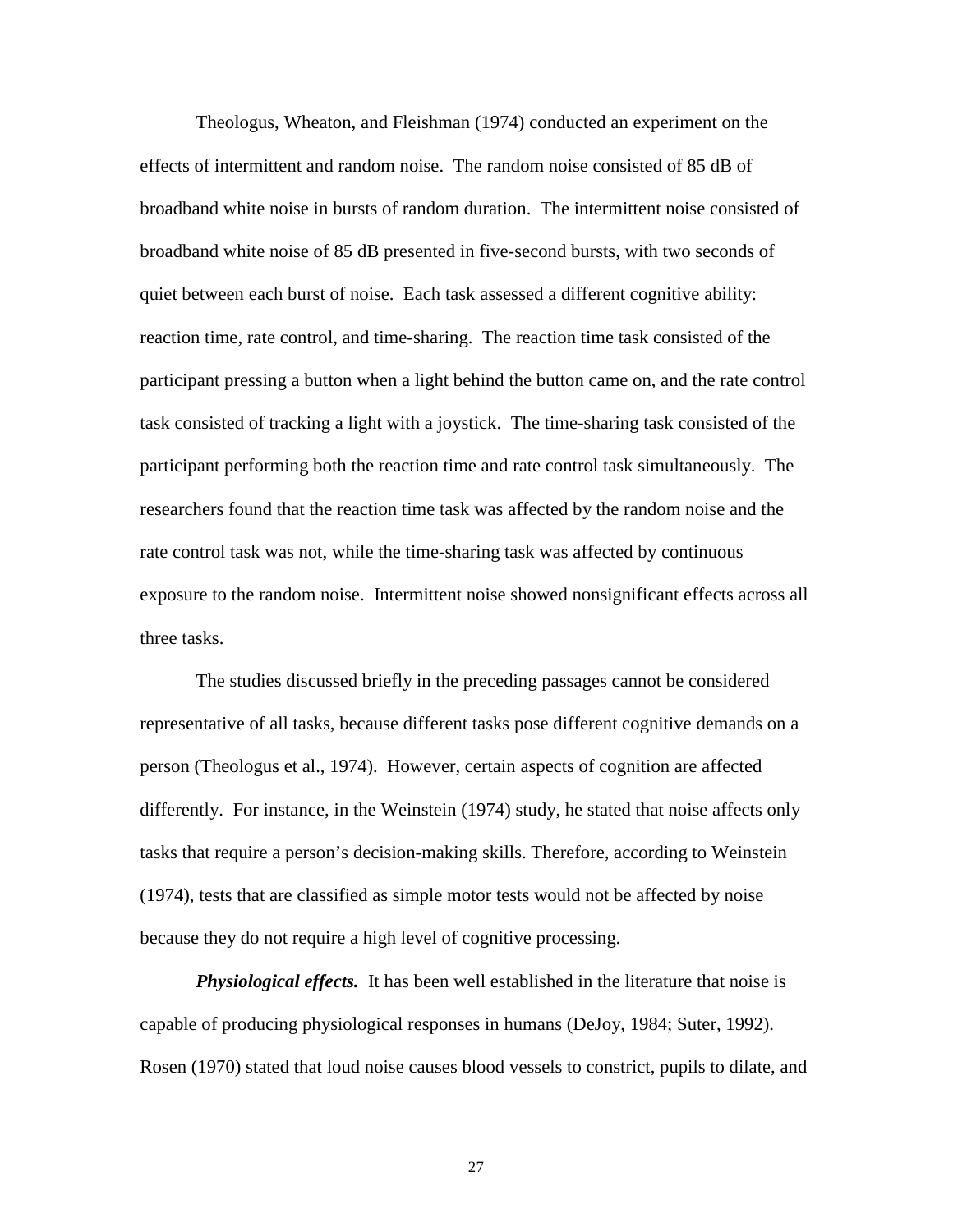Theologus, Wheaton, and Fleishman (1974) conducted an experiment on the effects of intermittent and random noise. The random noise consisted of 85 dB of broadband white noise in bursts of random duration. The intermittent noise consisted of broadband white noise of 85 dB presented in five-second bursts, with two seconds of quiet between each burst of noise. Each task assessed a different cognitive ability: reaction time, rate control, and time-sharing. The reaction time task consisted of the participant pressing a button when a light behind the button came on, and the rate control task consisted of tracking a light with a joystick. The time-sharing task consisted of the participant performing both the reaction time and rate control task simultaneously. The researchers found that the reaction time task was affected by the random noise and the rate control task was not, while the time-sharing task was affected by continuous exposure to the random noise. Intermittent noise showed nonsignificant effects across all three tasks.

The studies discussed briefly in the preceding passages cannot be considered representative of all tasks, because different tasks pose different cognitive demands on a person (Theologus et al., 1974). However, certain aspects of cognition are affected differently. For instance, in the Weinstein (1974) study, he stated that noise affects only tasks that require a person's decision-making skills. Therefore, according to Weinstein (1974), tests that are classified as simple motor tests would not be affected by noise because they do not require a high level of cognitive processing.

***Physiological effects.*** It has been well established in the literature that noise is capable of producing physiological responses in humans (DeJoy, 1984; Suter, 1992). Rosen (1970) stated that loud noise causes blood vessels to constrict, pupils to dilate, and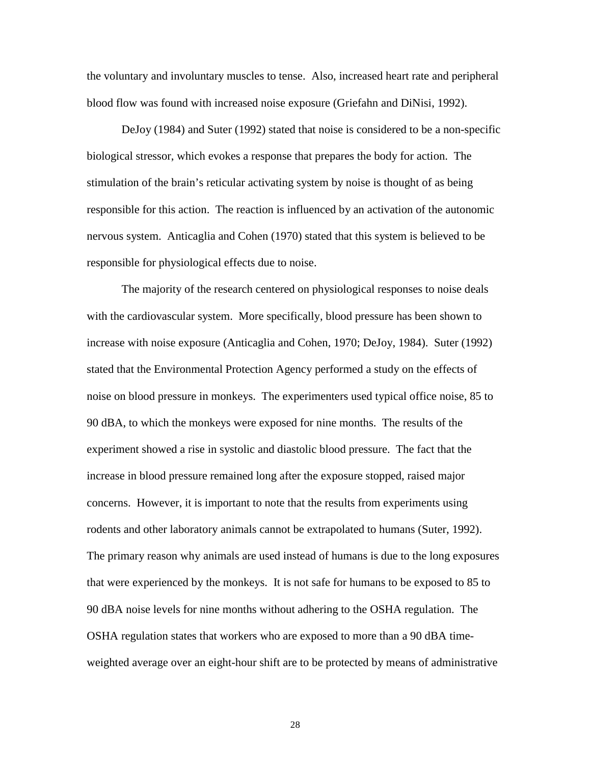the voluntary and involuntary muscles to tense. Also, increased heart rate and peripheral blood flow was found with increased noise exposure (Griefahn and DiNisi, 1992).

DeJoy (1984) and Suter (1992) stated that noise is considered to be a non-specific biological stressor, which evokes a response that prepares the body for action. The stimulation of the brain's reticular activating system by noise is thought of as being responsible for this action. The reaction is influenced by an activation of the autonomic nervous system. Anticaglia and Cohen (1970) stated that this system is believed to be responsible for physiological effects due to noise.

The majority of the research centered on physiological responses to noise deals with the cardiovascular system. More specifically, blood pressure has been shown to increase with noise exposure (Anticaglia and Cohen, 1970; DeJoy, 1984). Suter (1992) stated that the Environmental Protection Agency performed a study on the effects of noise on blood pressure in monkeys. The experimenters used typical office noise, 85 to 90 dBA, to which the monkeys were exposed for nine months. The results of the experiment showed a rise in systolic and diastolic blood pressure. The fact that the increase in blood pressure remained long after the exposure stopped, raised major concerns. However, it is important to note that the results from experiments using rodents and other laboratory animals cannot be extrapolated to humans (Suter, 1992). The primary reason why animals are used instead of humans is due to the long exposures that were experienced by the monkeys. It is not safe for humans to be exposed to 85 to 90 dBA noise levels for nine months without adhering to the OSHA regulation. The OSHA regulation states that workers who are exposed to more than a 90 dBA time-weighted average over an eight-hour shift are to be protected by means of administrative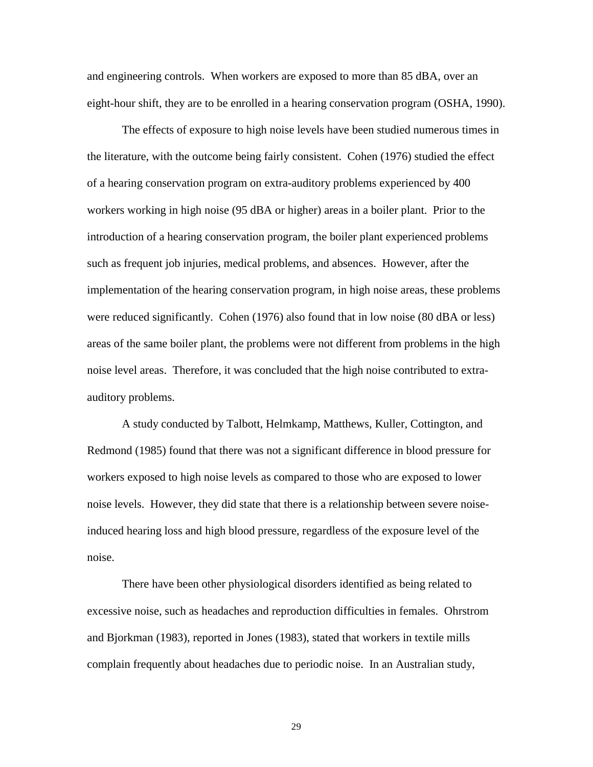and engineering controls. When workers are exposed to more than 85 dBA, over an eight-hour shift, they are to be enrolled in a hearing conservation program (OSHA, 1990).

The effects of exposure to high noise levels have been studied numerous times in the literature, with the outcome being fairly consistent. Cohen (1976) studied the effect of a hearing conservation program on extra-auditory problems experienced by 400 workers working in high noise (95 dBA or higher) areas in a boiler plant. Prior to the introduction of a hearing conservation program, the boiler plant experienced problems such as frequent job injuries, medical problems, and absences. However, after the implementation of the hearing conservation program, in high noise areas, these problems were reduced significantly. Cohen (1976) also found that in low noise (80 dBA or less) areas of the same boiler plant, the problems were not different from problems in the high noise level areas. Therefore, it was concluded that the high noise contributed to extra-auditory problems.

A study conducted by Talbott, Helmkamp, Matthews, Kuller, Cottington, and Redmond (1985) found that there was not a significant difference in blood pressure for workers exposed to high noise levels as compared to those who are exposed to lower noise levels. However, they did state that there is a relationship between severe noise-induced hearing loss and high blood pressure, regardless of the exposure level of the noise.

There have been other physiological disorders identified as being related to excessive noise, such as headaches and reproduction difficulties in females. Ohrstrom and Bjorkman (1983), reported in Jones (1983), stated that workers in textile mills complain frequently about headaches due to periodic noise. In an Australian study,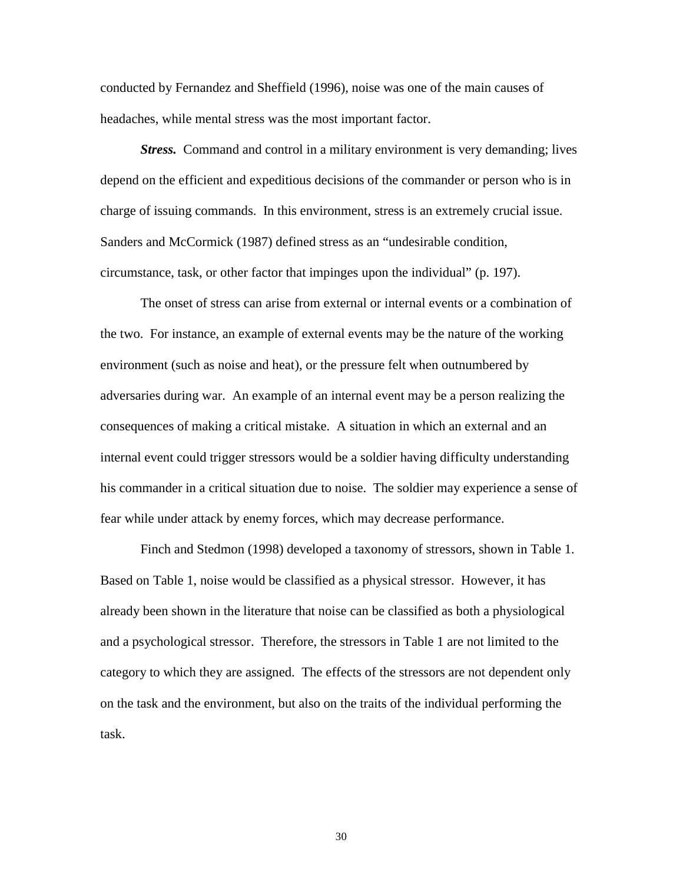conducted by Fernandez and Sheffield (1996), noise was one of the main causes of headaches, while mental stress was the most important factor.

***Stress.*** Command and control in a military environment is very demanding; lives depend on the efficient and expeditious decisions of the commander or person who is in charge of issuing commands. In this environment, stress is an extremely crucial issue. Sanders and McCormick (1987) defined stress as an "undesirable condition, circumstance, task, or other factor that impinges upon the individual" (p. 197).

The onset of stress can arise from external or internal events or a combination of the two. For instance, an example of external events may be the nature of the working environment (such as noise and heat), or the pressure felt when outnumbered by adversaries during war. An example of an internal event may be a person realizing the consequences of making a critical mistake. A situation in which an external and an internal event could trigger stressors would be a soldier having difficulty understanding his commander in a critical situation due to noise. The soldier may experience a sense of fear while under attack by enemy forces, which may decrease performance.

Finch and Stedmon (1998) developed a taxonomy of stressors, shown in Table 1. Based on Table 1, noise would be classified as a physical stressor. However, it has already been shown in the literature that noise can be classified as both a physiological and a psychological stressor. Therefore, the stressors in Table 1 are not limited to the category to which they are assigned. The effects of the stressors are not dependent only on the task and the environment, but also on the traits of the individual performing the task.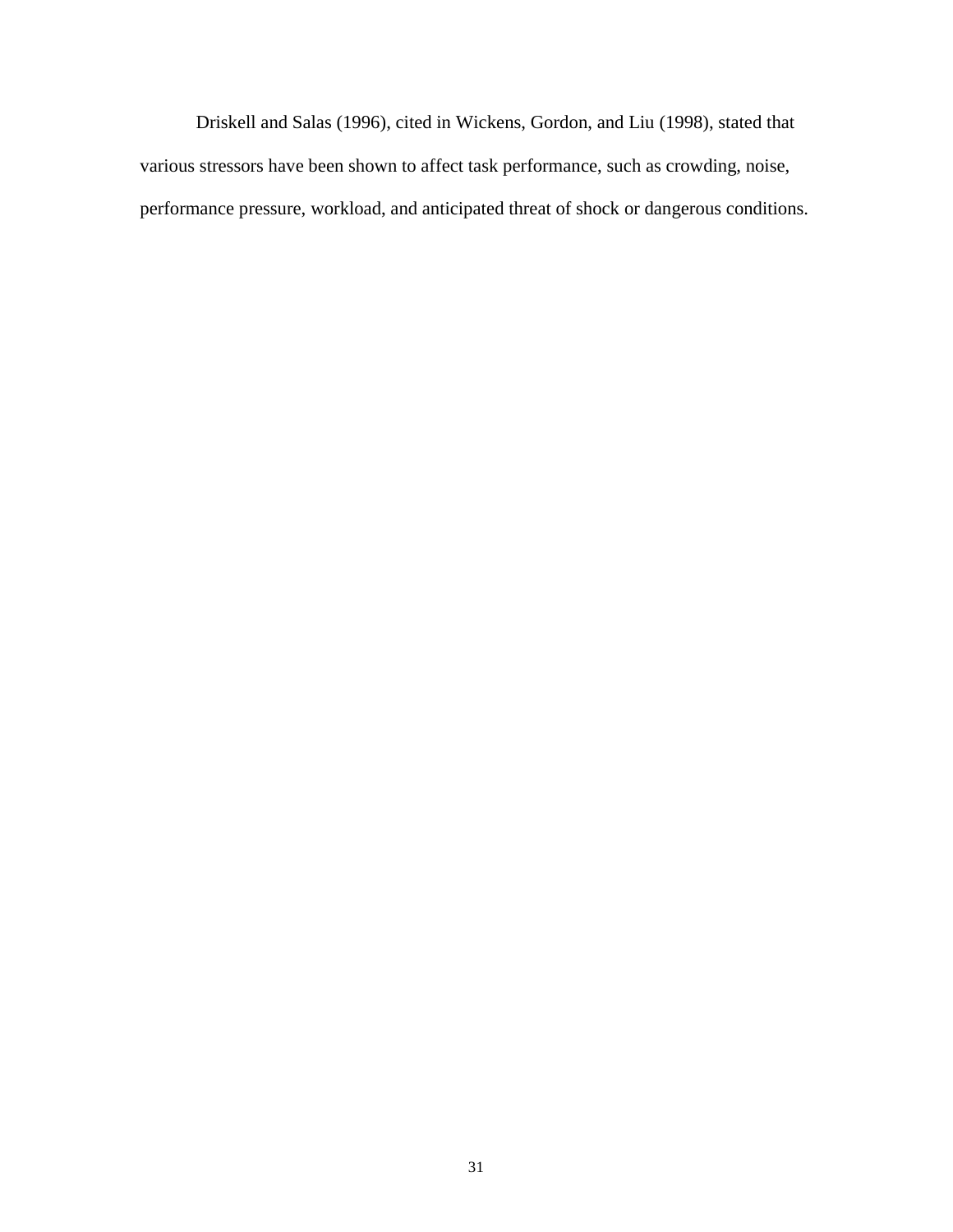Driskell and Salas (1996), cited in Wickens, Gordon, and Liu (1998), stated that various stressors have been shown to affect task performance, such as crowding, noise, performance pressure, workload, and anticipated threat of shock or dangerous conditions.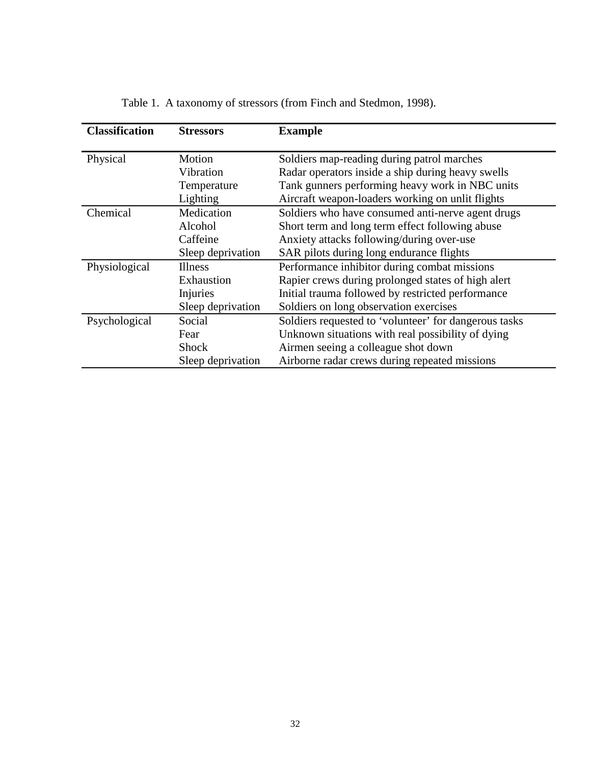Table 1. A taxonomy of stressors (from Finch and Stedmon, 1998).

| Classification | Stressors | Example |
|---|---|---|
| Physical | Motion | Soldiers map-reading during patrol marches |
| | Vibration | Radar operators inside a ship during heavy swells |
| | Temperature | Tank gunners performing heavy work in NBC units |
| | Lighting | Aircraft weapon-loaders working on unlit flights |
| Chemical | Medication | Soldiers who have consumed anti-nerve agent drugs |
| | Alcohol | Short term and long term effect following abuse |
| | Caffeine | Anxiety attacks following/during over-use |
| | Sleep deprivation | SAR pilots during long endurance flights |
| Physiological | Illness | Performance inhibitor during combat missions |
| | Exhaustion | Rapier crews during prolonged states of high alert |
| | Injuries | Initial trauma followed by restricted performance |
| | Sleep deprivation | Soldiers on long observation exercises |
| Psychological | Social | Soldiers requested to 'volunteer' for dangerous tasks |
| | Fear | Unknown situations with real possibility of dying |
| | Shock | Airmen seeing a colleague shot down |
| | Sleep deprivation | Airborne radar crews during repeated missions |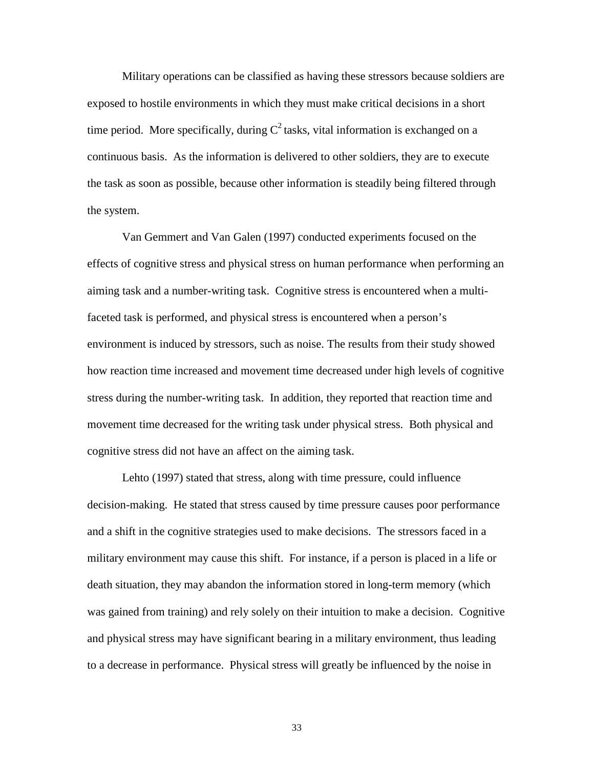Military operations can be classified as having these stressors because soldiers are exposed to hostile environments in which they must make critical decisions in a short time period. More specifically, during $C^2$ tasks, vital information is exchanged on a continuous basis. As the information is delivered to other soldiers, they are to execute the task as soon as possible, because other information is steadily being filtered through the system.

Van Gemmert and Van Galen (1997) conducted experiments focused on the effects of cognitive stress and physical stress on human performance when performing an aiming task and a number-writing task. Cognitive stress is encountered when a multi-faceted task is performed, and physical stress is encountered when a person's environment is induced by stressors, such as noise. The results from their study showed how reaction time increased and movement time decreased under high levels of cognitive stress during the number-writing task. In addition, they reported that reaction time and movement time decreased for the writing task under physical stress. Both physical and cognitive stress did not have an affect on the aiming task.

Lehto (1997) stated that stress, along with time pressure, could influence decision-making. He stated that stress caused by time pressure causes poor performance and a shift in the cognitive strategies used to make decisions. The stressors faced in a military environment may cause this shift. For instance, if a person is placed in a life or death situation, they may abandon the information stored in long-term memory (which was gained from training) and rely solely on their intuition to make a decision. Cognitive and physical stress may have significant bearing in a military environment, thus leading to a decrease in performance. Physical stress will greatly be influenced by the noise in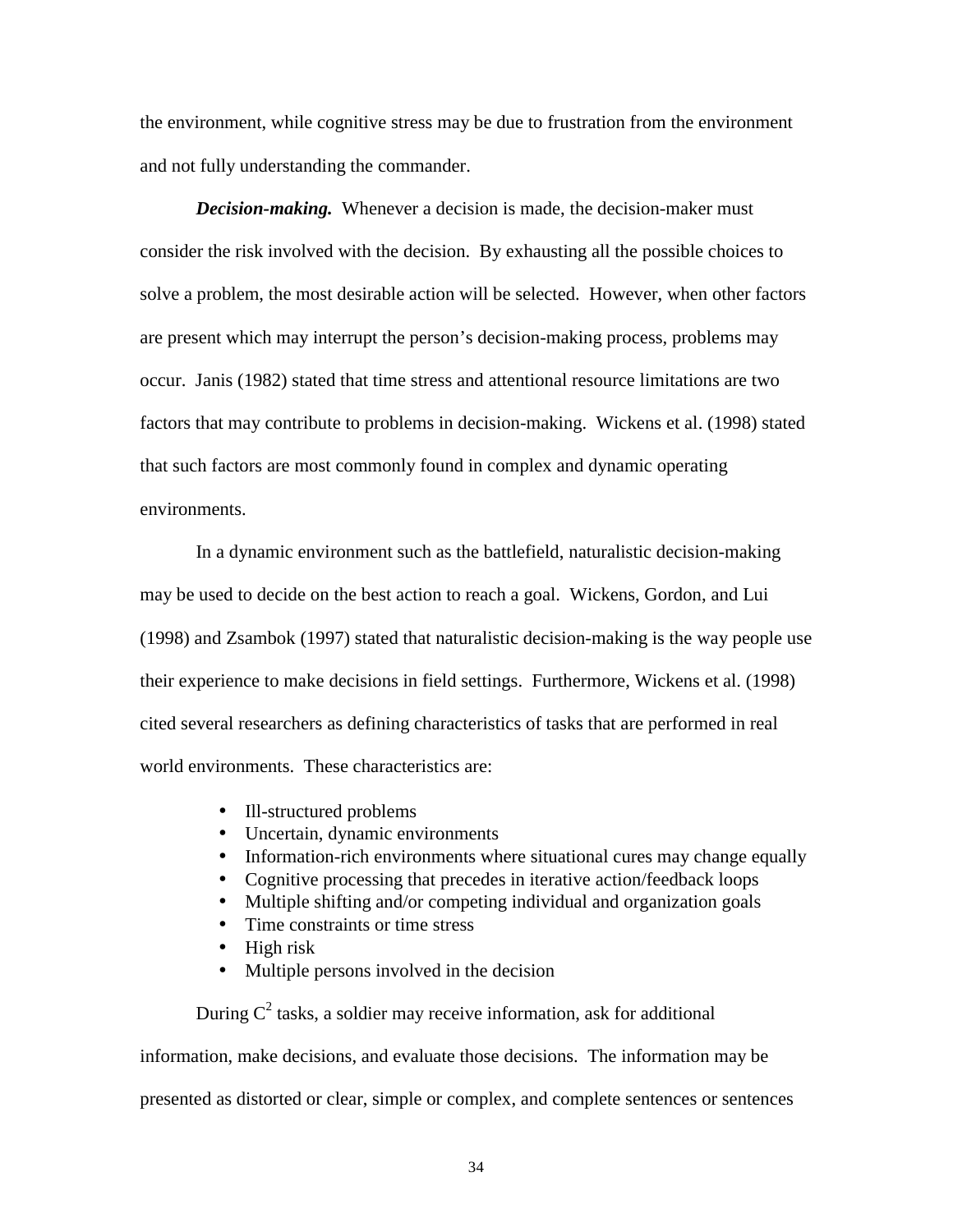the environment, while cognitive stress may be due to frustration from the environment and not fully understanding the commander.

***Decision-making.*** Whenever a decision is made, the decision-maker must consider the risk involved with the decision. By exhausting all the possible choices to solve a problem, the most desirable action will be selected. However, when other factors are present which may interrupt the person's decision-making process, problems may occur. Janis (1982) stated that time stress and attentional resource limitations are two factors that may contribute to problems in decision-making. Wickens et al. (1998) stated that such factors are most commonly found in complex and dynamic operating environments.

In a dynamic environment such as the battlefield, naturalistic decision-making may be used to decide on the best action to reach a goal. Wickens, Gordon, and Lui (1998) and Zsambok (1997) stated that naturalistic decision-making is the way people use their experience to make decisions in field settings. Furthermore, Wickens et al. (1998) cited several researchers as defining characteristics of tasks that are performed in real world environments. These characteristics are:

- Ill-structured problems
- Uncertain, dynamic environments
- Information-rich environments where situational cures may change equally
- Cognitive processing that precedes in iterative action/feedback loops
- Multiple shifting and/or competing individual and organization goals
- Time constraints or time stress
- High risk
- Multiple persons involved in the decision

During $C^2$ tasks, a soldier may receive information, ask for additional information, make decisions, and evaluate those decisions. The information may be presented as distorted or clear, simple or complex, and complete sentences or sentences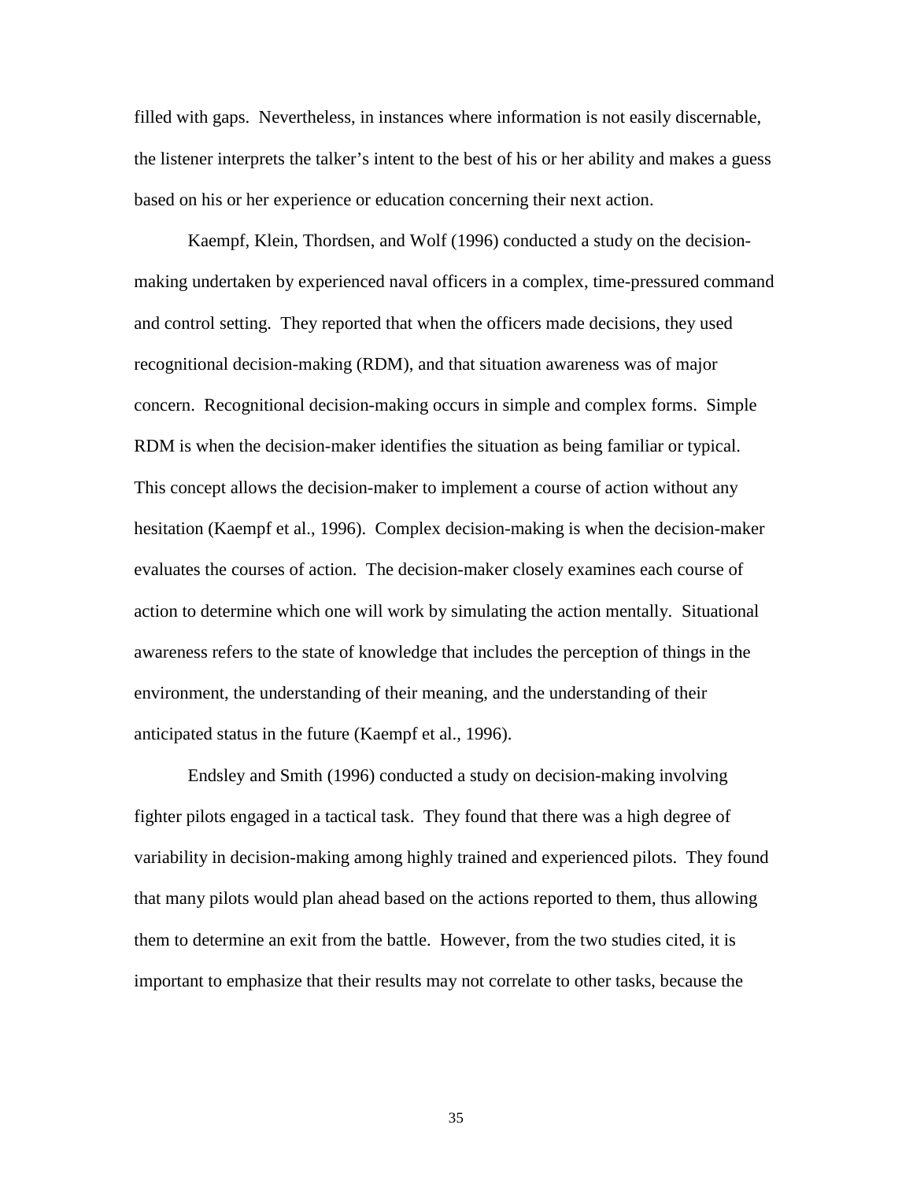filled with gaps. Nevertheless, in instances where information is not easily discernable, the listener interprets the talker's intent to the best of his or her ability and makes a guess based on his or her experience or education concerning their next action.

Kaempf, Klein, Thordsen, and Wolf (1996) conducted a study on the decision-making undertaken by experienced naval officers in a complex, time-pressured command and control setting. They reported that when the officers made decisions, they used recognitional decision-making (RDM), and that situation awareness was of major concern. Recognitional decision-making occurs in simple and complex forms. Simple RDM is when the decision-maker identifies the situation as being familiar or typical. This concept allows the decision-maker to implement a course of action without any hesitation (Kaempf et al., 1996). Complex decision-making is when the decision-maker evaluates the courses of action. The decision-maker closely examines each course of action to determine which one will work by simulating the action mentally. Situational awareness refers to the state of knowledge that includes the perception of things in the environment, the understanding of their meaning, and the understanding of their anticipated status in the future (Kaempf et al., 1996).

Endsley and Smith (1996) conducted a study on decision-making involving fighter pilots engaged in a tactical task. They found that there was a high degree of variability in decision-making among highly trained and experienced pilots. They found that many pilots would plan ahead based on the actions reported to them, thus allowing them to determine an exit from the battle. However, from the two studies cited, it is important to emphasize that their results may not correlate to other tasks, because the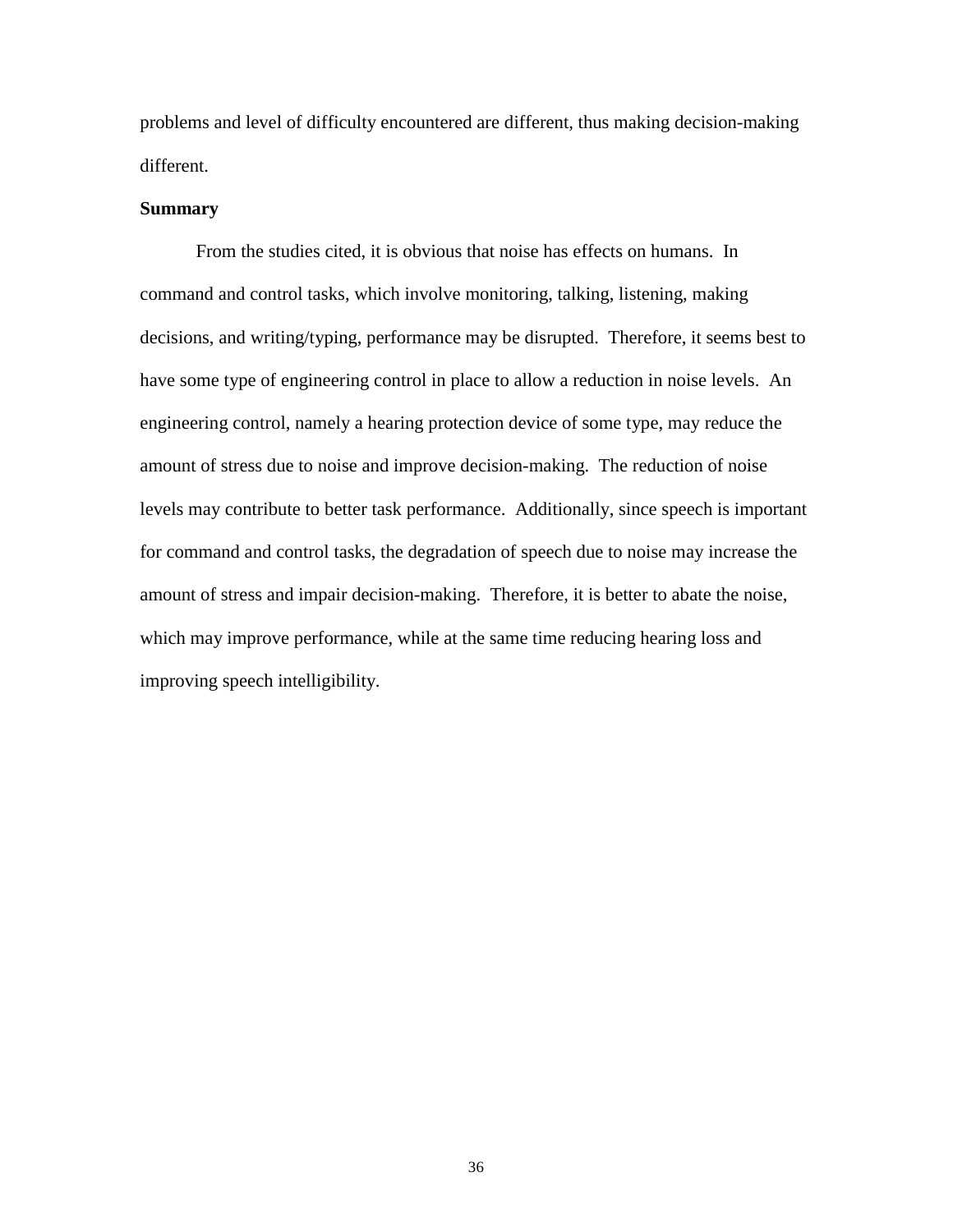problems and level of difficulty encountered are different, thus making decision-making different.

**Summary**

From the studies cited, it is obvious that noise has effects on humans. In command and control tasks, which involve monitoring, talking, listening, making decisions, and writing/typing, performance may be disrupted. Therefore, it seems best to have some type of engineering control in place to allow a reduction in noise levels. An engineering control, namely a hearing protection device of some type, may reduce the amount of stress due to noise and improve decision-making. The reduction of noise levels may contribute to better task performance. Additionally, since speech is important for command and control tasks, the degradation of speech due to noise may increase the amount of stress and impair decision-making. Therefore, it is better to abate the noise, which may improve performance, while at the same time reducing hearing loss and improving speech intelligibility.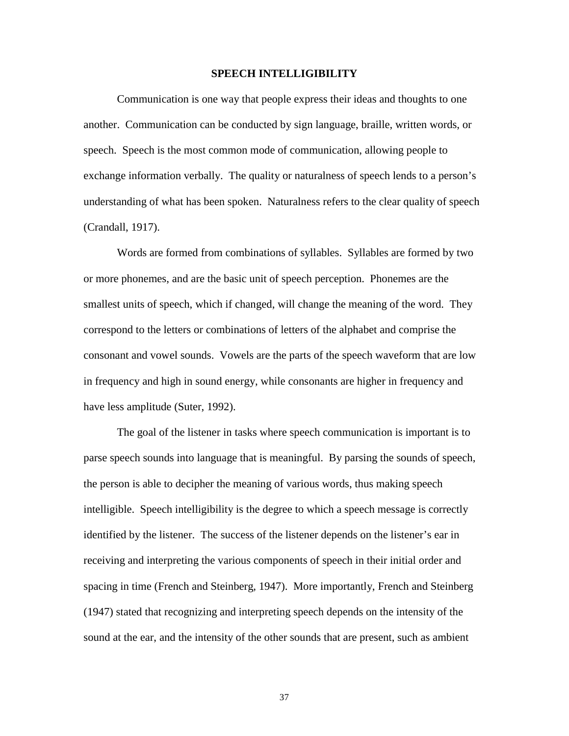# SPEECH INTELLIGIBILITY

Communication is one way that people express their ideas and thoughts to one another. Communication can be conducted by sign language, braille, written words, or speech. Speech is the most common mode of communication, allowing people to exchange information verbally. The quality or naturalness of speech lends to a person's understanding of what has been spoken. Naturalness refers to the clear quality of speech (Crandall, 1917).

Words are formed from combinations of syllables. Syllables are formed by two or more phonemes, and are the basic unit of speech perception. Phonemes are the smallest units of speech, which if changed, will change the meaning of the word. They correspond to the letters or combinations of letters of the alphabet and comprise the consonant and vowel sounds. Vowels are the parts of the speech waveform that are low in frequency and high in sound energy, while consonants are higher in frequency and have less amplitude (Suter, 1992).

The goal of the listener in tasks where speech communication is important is to parse speech sounds into language that is meaningful. By parsing the sounds of speech, the person is able to decipher the meaning of various words, thus making speech intelligible. Speech intelligibility is the degree to which a speech message is correctly identified by the listener. The success of the listener depends on the listener's ear in receiving and interpreting the various components of speech in their initial order and spacing in time (French and Steinberg, 1947). More importantly, French and Steinberg (1947) stated that recognizing and interpreting speech depends on the intensity of the sound at the ear, and the intensity of the other sounds that are present, such as ambient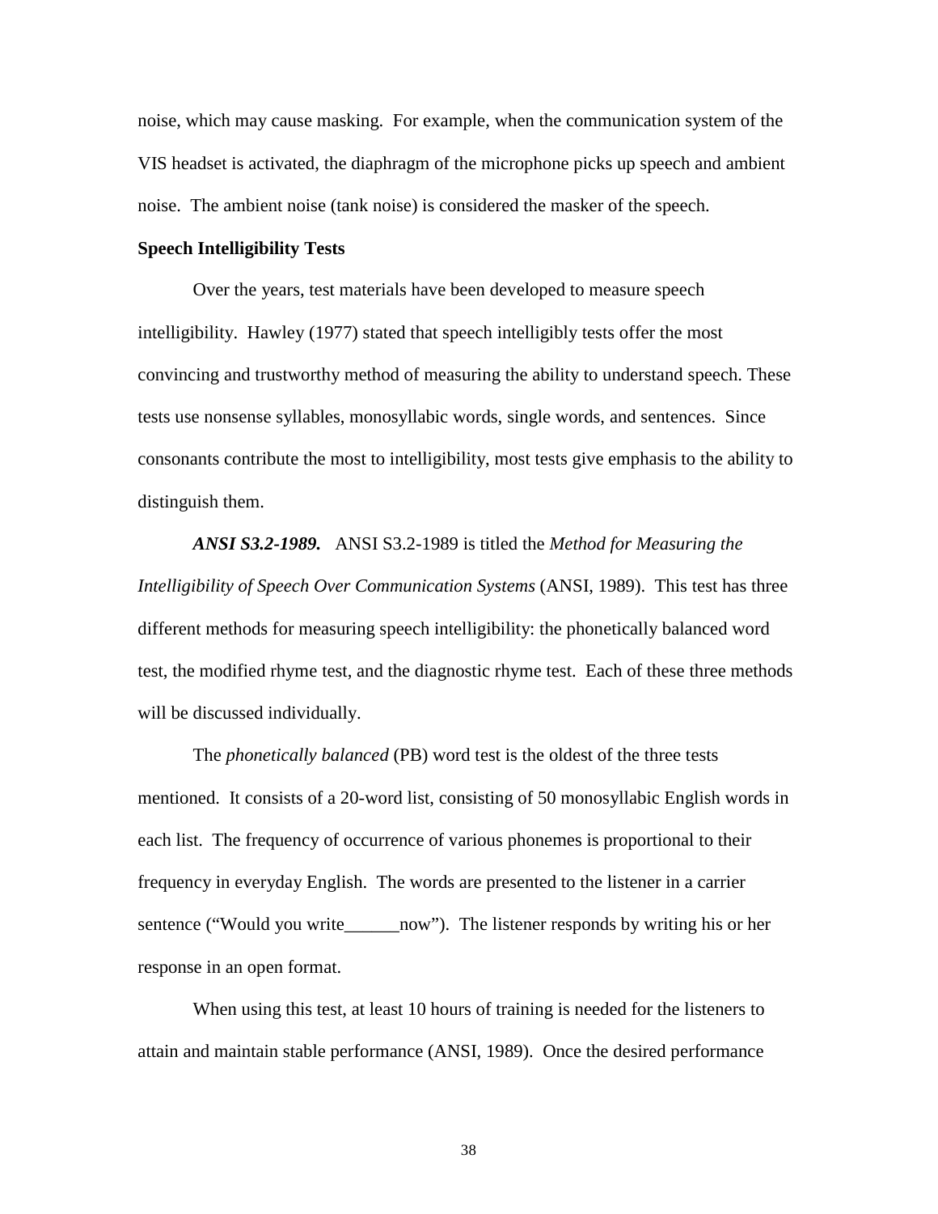noise, which may cause masking. For example, when the communication system of the VIS headset is activated, the diaphragm of the microphone picks up speech and ambient noise. The ambient noise (tank noise) is considered the masker of the speech.

**Speech Intelligibility Tests**

Over the years, test materials have been developed to measure speech intelligibility. Hawley (1977) stated that speech intelligibly tests offer the most convincing and trustworthy method of measuring the ability to understand speech. These tests use nonsense syllables, monosyllabic words, single words, and sentences. Since consonants contribute the most to intelligibility, most tests give emphasis to the ability to distinguish them.

***ANSI S3.2-1989.*** ANSI S3.2-1989 is titled the *Method for Measuring the Intelligibility of Speech Over Communication Systems* (ANSI, 1989). This test has three different methods for measuring speech intelligibility: the phonetically balanced word test, the modified rhyme test, and the diagnostic rhyme test. Each of these three methods will be discussed individually.

The *phonetically balanced* (PB) word test is the oldest of the three tests mentioned. It consists of a 20-word list, consisting of 50 monosyllabic English words in each list. The frequency of occurrence of various phonemes is proportional to their frequency in everyday English. The words are presented to the listener in a carrier sentence ("Would you write______now"). The listener responds by writing his or her response in an open format.

When using this test, at least 10 hours of training is needed for the listeners to attain and maintain stable performance (ANSI, 1989). Once the desired performance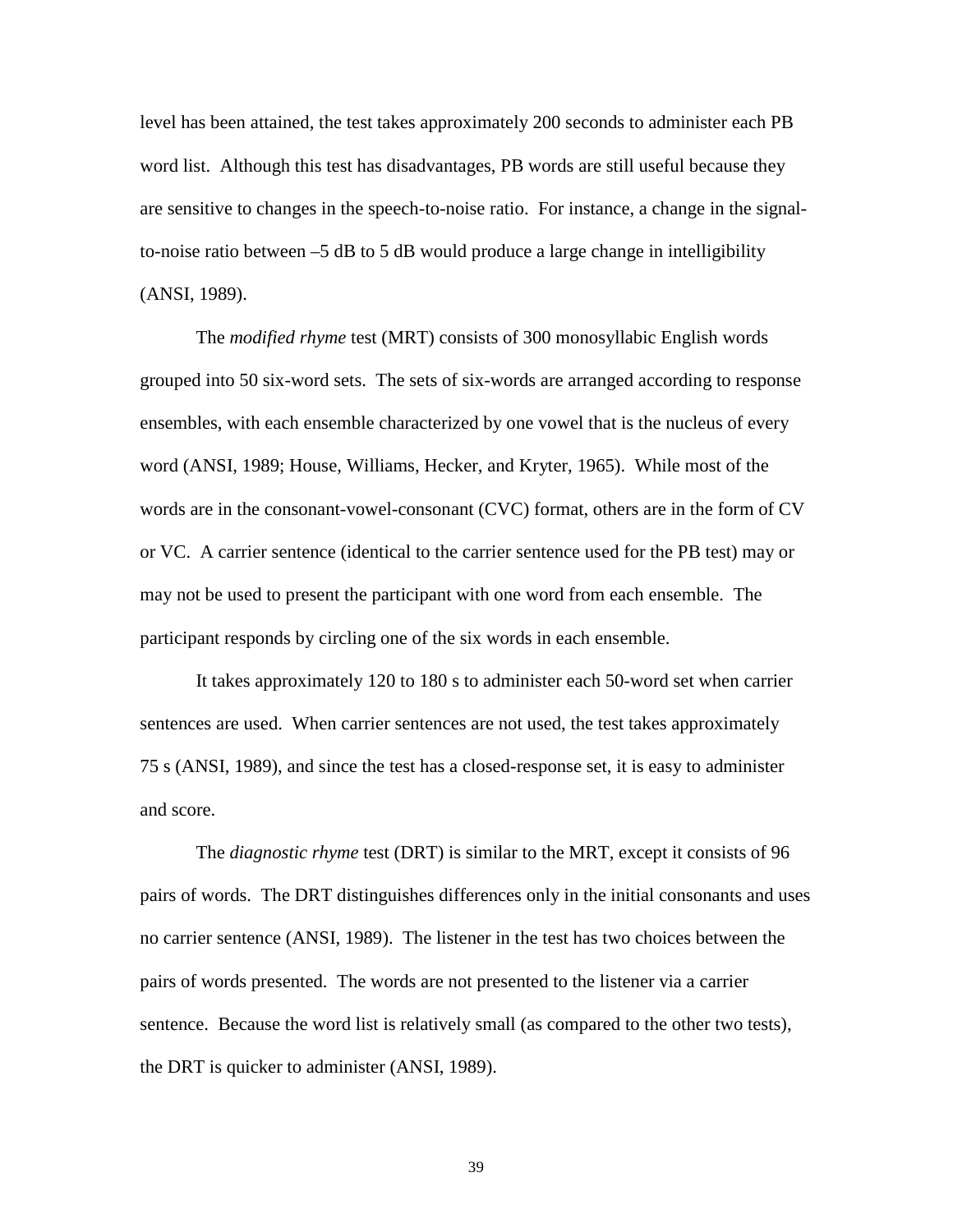level has been attained, the test takes approximately 200 seconds to administer each PB word list. Although this test has disadvantages, PB words are still useful because they are sensitive to changes in the speech-to-noise ratio. For instance, a change in the signal-to-noise ratio between –5 dB to 5 dB would produce a large change in intelligibility (ANSI, 1989).

The *modified rhyme* test (MRT) consists of 300 monosyllabic English words grouped into 50 six-word sets. The sets of six-words are arranged according to response ensembles, with each ensemble characterized by one vowel that is the nucleus of every word (ANSI, 1989; House, Williams, Hecker, and Kryter, 1965). While most of the words are in the consonant-vowel-consonant (CVC) format, others are in the form of CV or VC. A carrier sentence (identical to the carrier sentence used for the PB test) may or may not be used to present the participant with one word from each ensemble. The participant responds by circling one of the six words in each ensemble.

It takes approximately 120 to 180 s to administer each 50-word set when carrier sentences are used. When carrier sentences are not used, the test takes approximately 75 s (ANSI, 1989), and since the test has a closed-response set, it is easy to administer and score.

The *diagnostic rhyme* test (DRT) is similar to the MRT, except it consists of 96 pairs of words. The DRT distinguishes differences only in the initial consonants and uses no carrier sentence (ANSI, 1989). The listener in the test has two choices between the pairs of words presented. The words are not presented to the listener via a carrier sentence. Because the word list is relatively small (as compared to the other two tests), the DRT is quicker to administer (ANSI, 1989).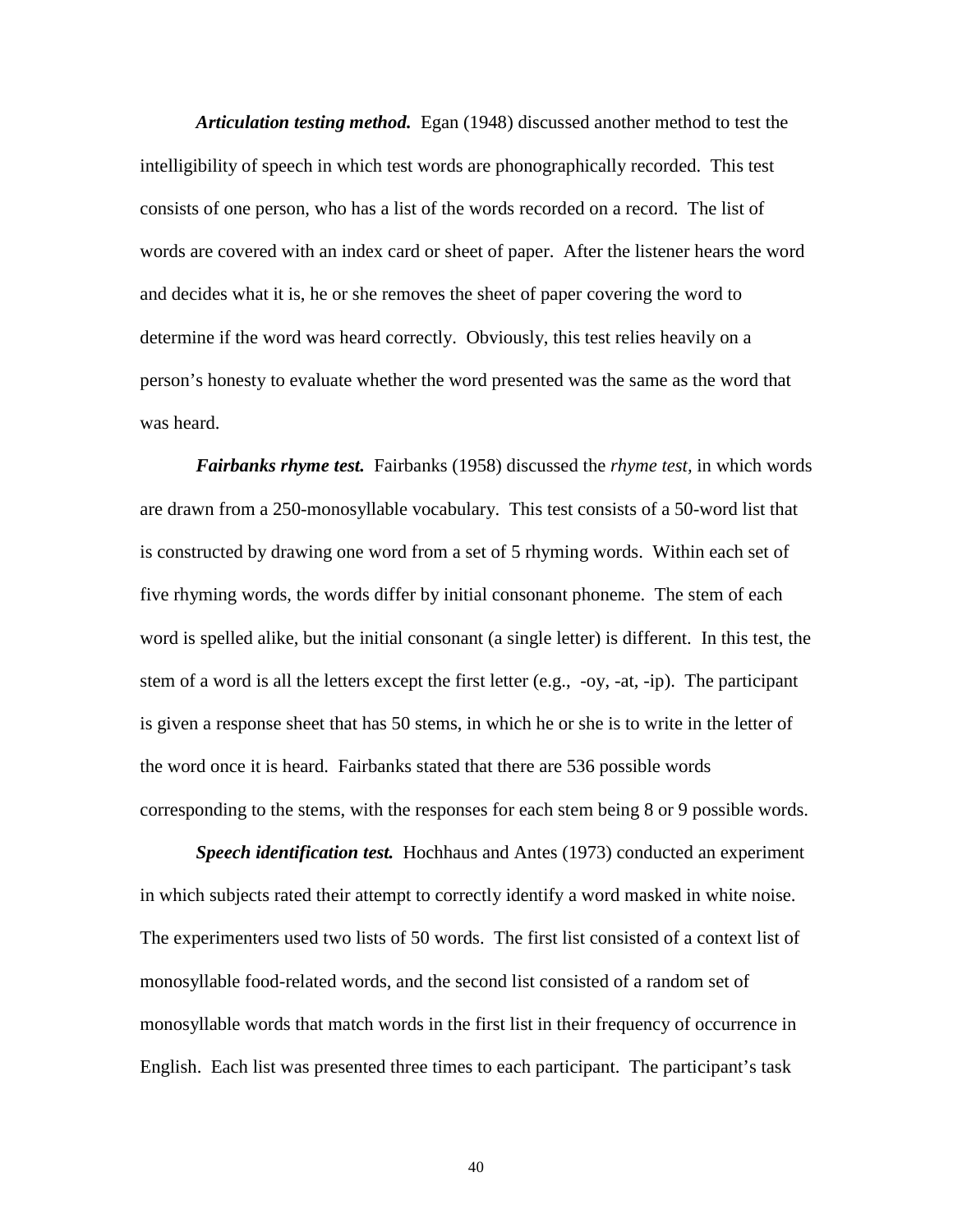***Articulation testing method.*** Egan (1948) discussed another method to test the intelligibility of speech in which test words are phonographically recorded. This test consists of one person, who has a list of the words recorded on a record. The list of words are covered with an index card or sheet of paper. After the listener hears the word and decides what it is, he or she removes the sheet of paper covering the word to determine if the word was heard correctly. Obviously, this test relies heavily on a person's honesty to evaluate whether the word presented was the same as the word that was heard.

***Fairbanks rhyme test.*** Fairbanks (1958) discussed the *rhyme test*, in which words are drawn from a 250-monosyllable vocabulary. This test consists of a 50-word list that is constructed by drawing one word from a set of 5 rhyming words. Within each set of five rhyming words, the words differ by initial consonant phoneme. The stem of each word is spelled alike, but the initial consonant (a single letter) is different. In this test, the stem of a word is all the letters except the first letter (e.g., -oy, -at, -ip). The participant is given a response sheet that has 50 stems, in which he or she is to write in the letter of the word once it is heard. Fairbanks stated that there are 536 possible words corresponding to the stems, with the responses for each stem being 8 or 9 possible words.

***Speech identification test.*** Hochhaus and Antes (1973) conducted an experiment in which subjects rated their attempt to correctly identify a word masked in white noise. The experimenters used two lists of 50 words. The first list consisted of a context list of monosyllable food-related words, and the second list consisted of a random set of monosyllable words that match words in the first list in their frequency of occurrence in English. Each list was presented three times to each participant. The participant's task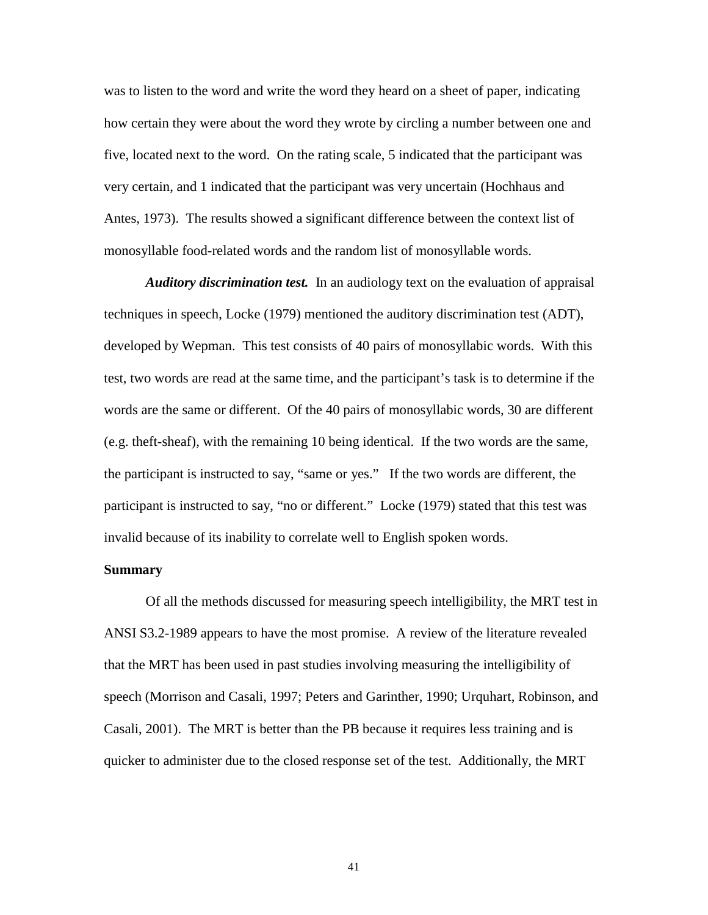was to listen to the word and write the word they heard on a sheet of paper, indicating how certain they were about the word they wrote by circling a number between one and five, located next to the word. On the rating scale, 5 indicated that the participant was very certain, and 1 indicated that the participant was very uncertain (Hochhaus and Antes, 1973). The results showed a significant difference between the context list of monosyllable food-related words and the random list of monosyllable words.

***Auditory discrimination test.*** In an audiology text on the evaluation of appraisal techniques in speech, Locke (1979) mentioned the auditory discrimination test (ADT), developed by Wepman. This test consists of 40 pairs of monosyllabic words. With this test, two words are read at the same time, and the participant's task is to determine if the words are the same or different. Of the 40 pairs of monosyllabic words, 30 are different (e.g. theft-sheaf), with the remaining 10 being identical. If the two words are the same, the participant is instructed to say, "same or yes." If the two words are different, the participant is instructed to say, "no or different." Locke (1979) stated that this test was invalid because of its inability to correlate well to English spoken words.

**Summary**

Of all the methods discussed for measuring speech intelligibility, the MRT test in ANSI S3.2-1989 appears to have the most promise. A review of the literature revealed that the MRT has been used in past studies involving measuring the intelligibility of speech (Morrison and Casali, 1997; Peters and Garinther, 1990; Urquhart, Robinson, and Casali, 2001). The MRT is better than the PB because it requires less training and is quicker to administer due to the closed response set of the test. Additionally, the MRT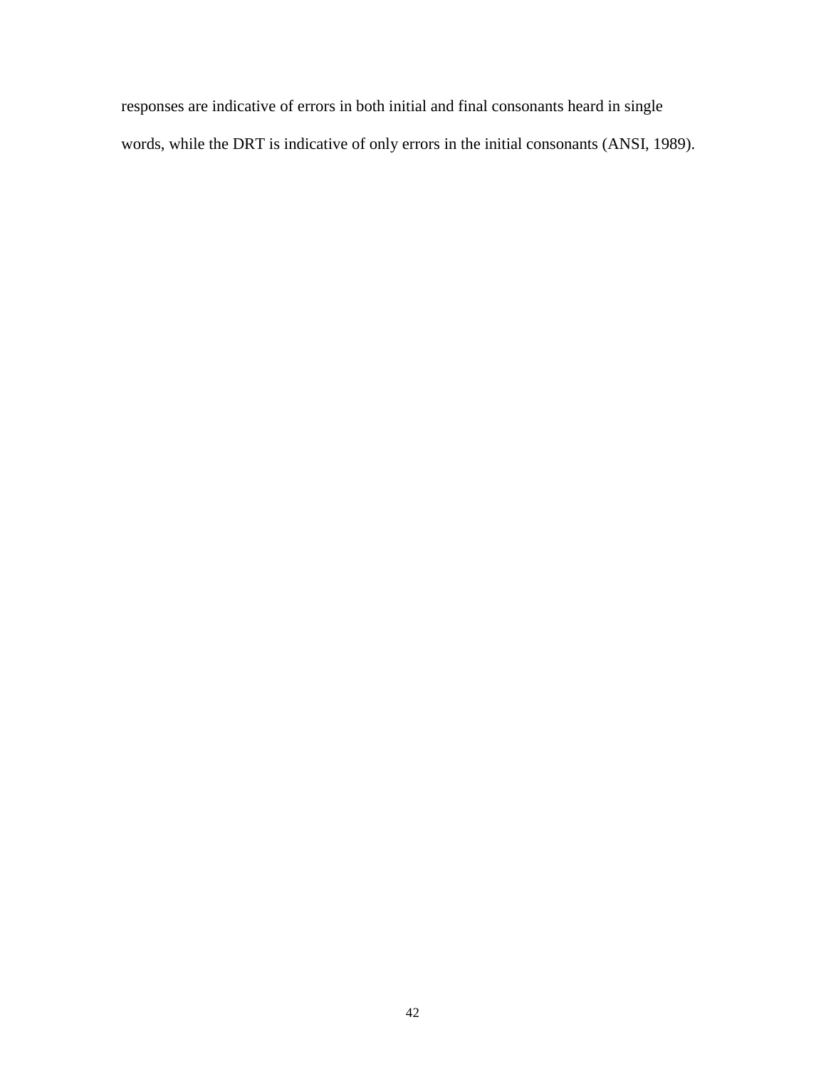responses are indicative of errors in both initial and final consonants heard in single words, while the DRT is indicative of only errors in the initial consonants (ANSI, 1989).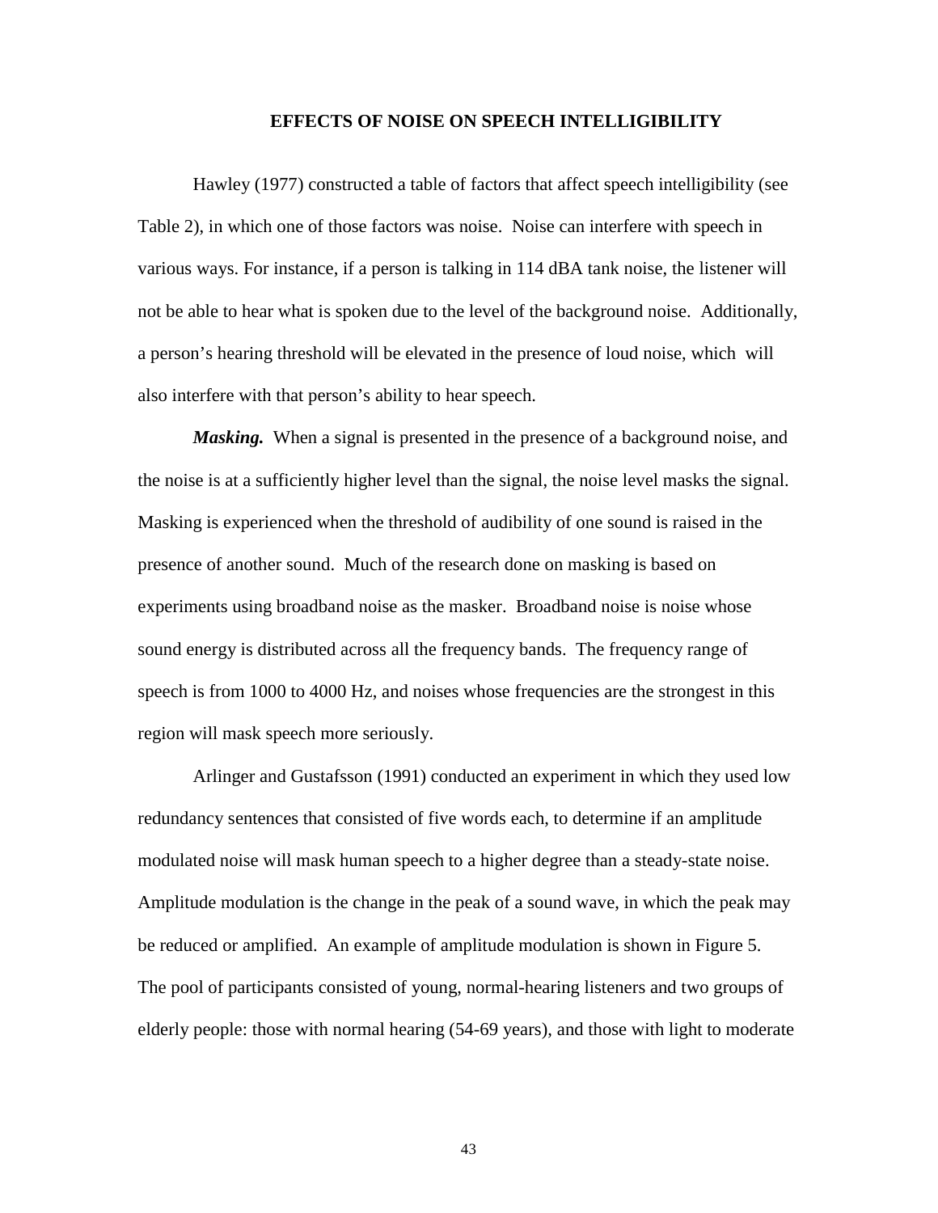## EFFECTS OF NOISE ON SPEECH INTELLIGIBILITY

Hawley (1977) constructed a table of factors that affect speech intelligibility (see Table 2), in which one of those factors was noise. Noise can interfere with speech in various ways. For instance, if a person is talking in 114 dBA tank noise, the listener will not be able to hear what is spoken due to the level of the background noise. Additionally, a person's hearing threshold will be elevated in the presence of loud noise, which will also interfere with that person's ability to hear speech.

***Masking.*** When a signal is presented in the presence of a background noise, and the noise is at a sufficiently higher level than the signal, the noise level masks the signal. Masking is experienced when the threshold of audibility of one sound is raised in the presence of another sound. Much of the research done on masking is based on experiments using broadband noise as the masker. Broadband noise is noise whose sound energy is distributed across all the frequency bands. The frequency range of speech is from 1000 to 4000 Hz, and noises whose frequencies are the strongest in this region will mask speech more seriously.

Arlinger and Gustafsson (1991) conducted an experiment in which they used low redundancy sentences that consisted of five words each, to determine if an amplitude modulated noise will mask human speech to a higher degree than a steady-state noise. Amplitude modulation is the change in the peak of a sound wave, in which the peak may be reduced or amplified. An example of amplitude modulation is shown in Figure 5. The pool of participants consisted of young, normal-hearing listeners and two groups of elderly people: those with normal hearing (54-69 years), and those with light to moderate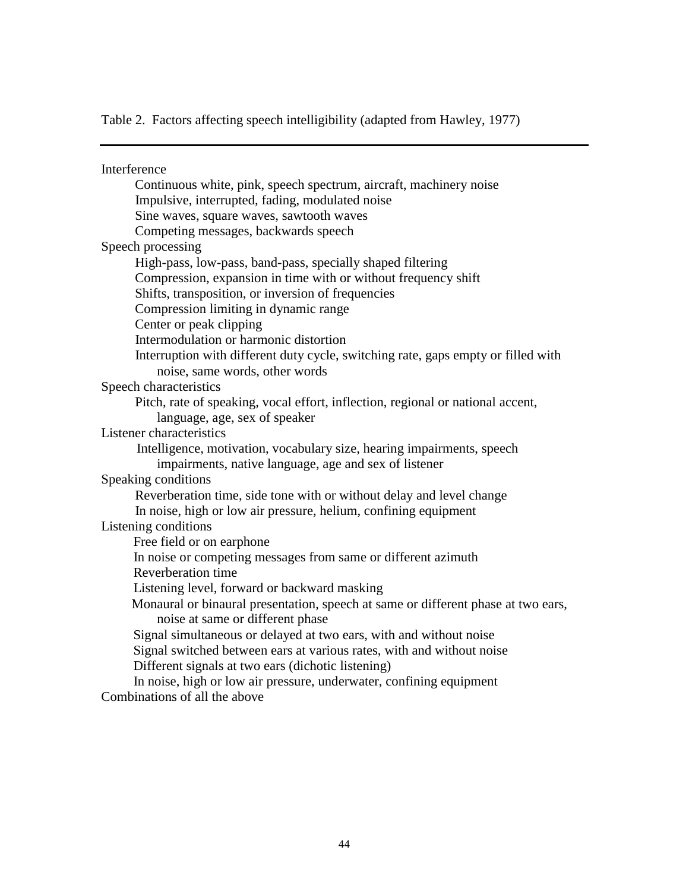Table 2. Factors affecting speech intelligibility (adapted from Hawley, 1977)

---

Interference
- Continuous white, pink, speech spectrum, aircraft, machinery noise
- Impulsive, interrupted, fading, modulated noise
- Sine waves, square waves, sawtooth waves
- Competing messages, backwards speech

Speech processing
- High-pass, low-pass, band-pass, specially shaped filtering
- Compression, expansion in time with or without frequency shift
- Shifts, transposition, or inversion of frequencies
- Compression limiting in dynamic range
- Center or peak clipping
- Intermodulation or harmonic distortion
- Interruption with different duty cycle, switching rate, gaps empty or filled with noise, same words, other words

Speech characteristics
- Pitch, rate of speaking, vocal effort, inflection, regional or national accent, language, age, sex of speaker

Listener characteristics
- Intelligence, motivation, vocabulary size, hearing impairments, speech impairments, native language, age and sex of listener

Speaking conditions
- Reverberation time, side tone with or without delay and level change
- In noise, high or low air pressure, helium, confining equipment

Listening conditions
- Free field or on earphone
- In noise or competing messages from same or different azimuth
- Reverberation time
- Listening level, forward or backward masking
- Monaural or binaural presentation, speech at same or different phase at two ears, noise at same or different phase
- Signal simultaneous or delayed at two ears, with and without noise
- Signal switched between ears at various rates, with and without noise
- Different signals at two ears (dichotic listening)
- In noise, high or low air pressure, underwater, confining equipment

Combinations of all the above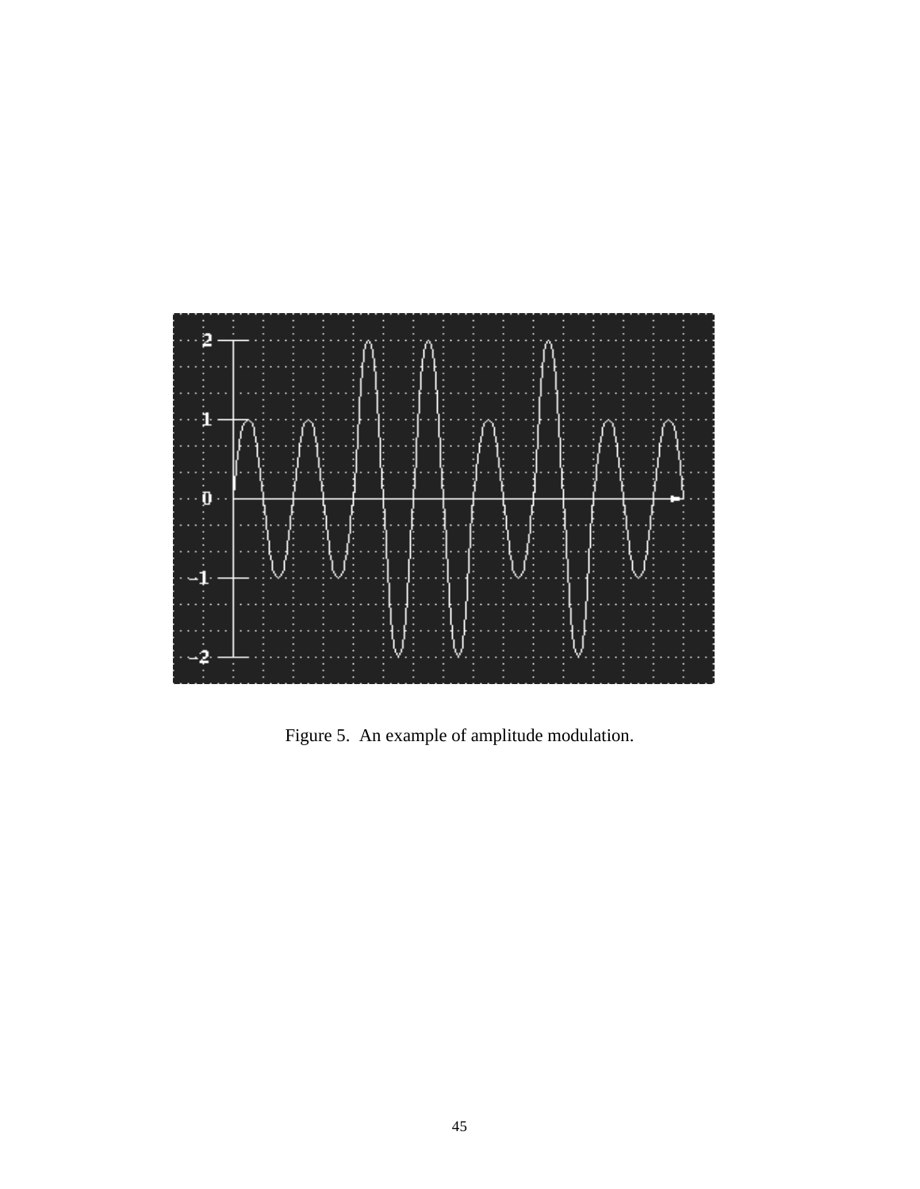Figure 5.  An example of amplitude modulation.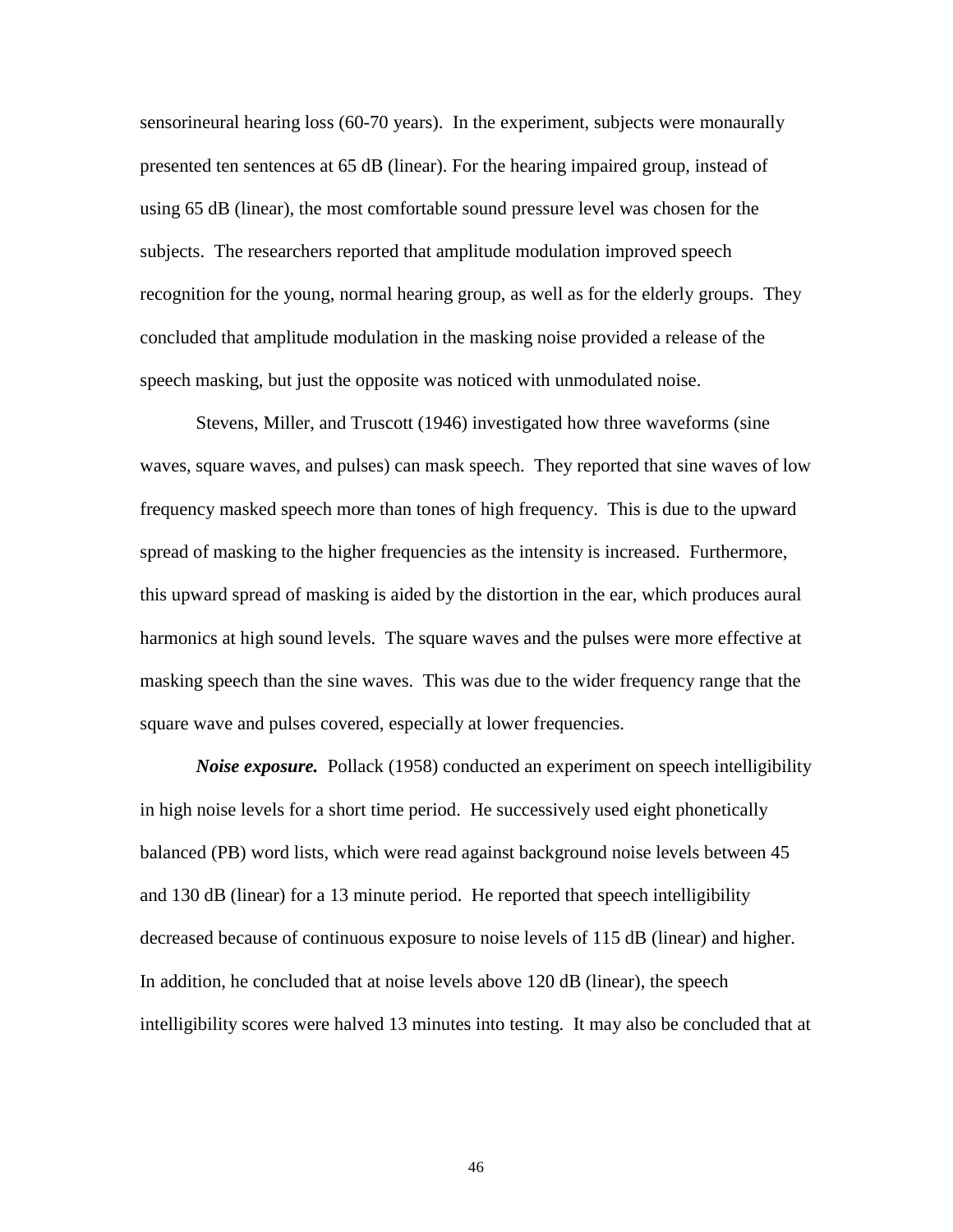sensorineural hearing loss (60-70 years). In the experiment, subjects were monaurally presented ten sentences at 65 dB (linear). For the hearing impaired group, instead of using 65 dB (linear), the most comfortable sound pressure level was chosen for the subjects. The researchers reported that amplitude modulation improved speech recognition for the young, normal hearing group, as well as for the elderly groups. They concluded that amplitude modulation in the masking noise provided a release of the speech masking, but just the opposite was noticed with unmodulated noise.

Stevens, Miller, and Truscott (1946) investigated how three waveforms (sine waves, square waves, and pulses) can mask speech. They reported that sine waves of low frequency masked speech more than tones of high frequency. This is due to the upward spread of masking to the higher frequencies as the intensity is increased. Furthermore, this upward spread of masking is aided by the distortion in the ear, which produces aural harmonics at high sound levels. The square waves and the pulses were more effective at masking speech than the sine waves. This was due to the wider frequency range that the square wave and pulses covered, especially at lower frequencies.

***Noise exposure.*** Pollack (1958) conducted an experiment on speech intelligibility in high noise levels for a short time period. He successively used eight phonetically balanced (PB) word lists, which were read against background noise levels between 45 and 130 dB (linear) for a 13 minute period. He reported that speech intelligibility decreased because of continuous exposure to noise levels of 115 dB (linear) and higher. In addition, he concluded that at noise levels above 120 dB (linear), the speech intelligibility scores were halved 13 minutes into testing. It may also be concluded that at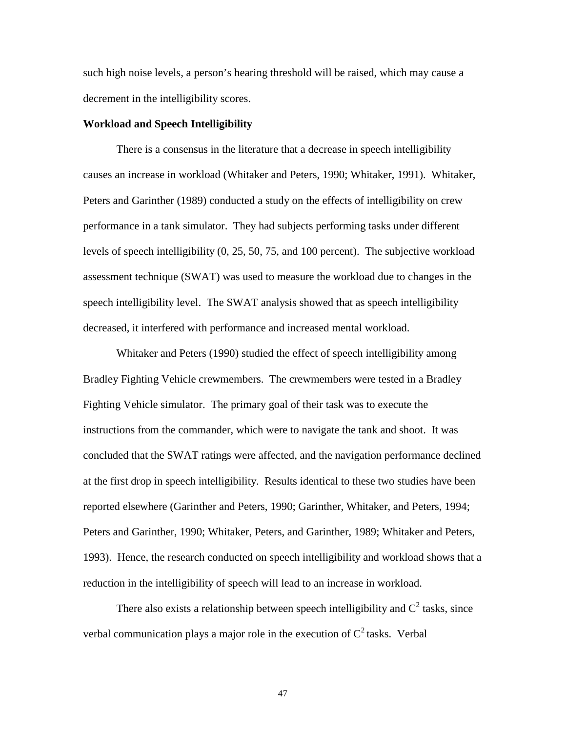such high noise levels, a person's hearing threshold will be raised, which may cause a decrement in the intelligibility scores.

**Workload and Speech Intelligibility**

There is a consensus in the literature that a decrease in speech intelligibility causes an increase in workload (Whitaker and Peters, 1990; Whitaker, 1991). Whitaker, Peters and Garinther (1989) conducted a study on the effects of intelligibility on crew performance in a tank simulator. They had subjects performing tasks under different levels of speech intelligibility (0, 25, 50, 75, and 100 percent). The subjective workload assessment technique (SWAT) was used to measure the workload due to changes in the speech intelligibility level. The SWAT analysis showed that as speech intelligibility decreased, it interfered with performance and increased mental workload.

Whitaker and Peters (1990) studied the effect of speech intelligibility among Bradley Fighting Vehicle crewmembers. The crewmembers were tested in a Bradley Fighting Vehicle simulator. The primary goal of their task was to execute the instructions from the commander, which were to navigate the tank and shoot. It was concluded that the SWAT ratings were affected, and the navigation performance declined at the first drop in speech intelligibility. Results identical to these two studies have been reported elsewhere (Garinther and Peters, 1990; Garinther, Whitaker, and Peters, 1994; Peters and Garinther, 1990; Whitaker, Peters, and Garinther, 1989; Whitaker and Peters, 1993). Hence, the research conducted on speech intelligibility and workload shows that a reduction in the intelligibility of speech will lead to an increase in workload.

There also exists a relationship between speech intelligibility and $C^2$ tasks, since verbal communication plays a major role in the execution of $C^2$ tasks. Verbal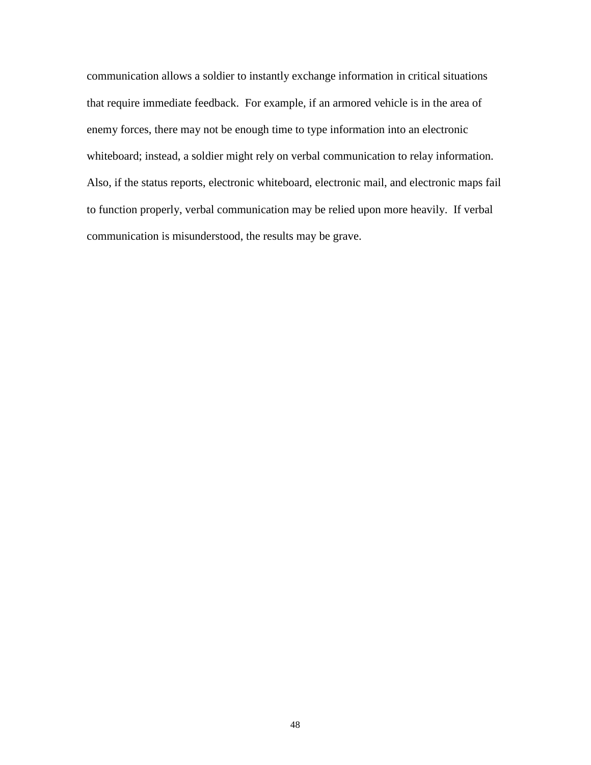communication allows a soldier to instantly exchange information in critical situations that require immediate feedback. For example, if an armored vehicle is in the area of enemy forces, there may not be enough time to type information into an electronic whiteboard; instead, a soldier might rely on verbal communication to relay information. Also, if the status reports, electronic whiteboard, electronic mail, and electronic maps fail to function properly, verbal communication may be relied upon more heavily. If verbal communication is misunderstood, the results may be grave.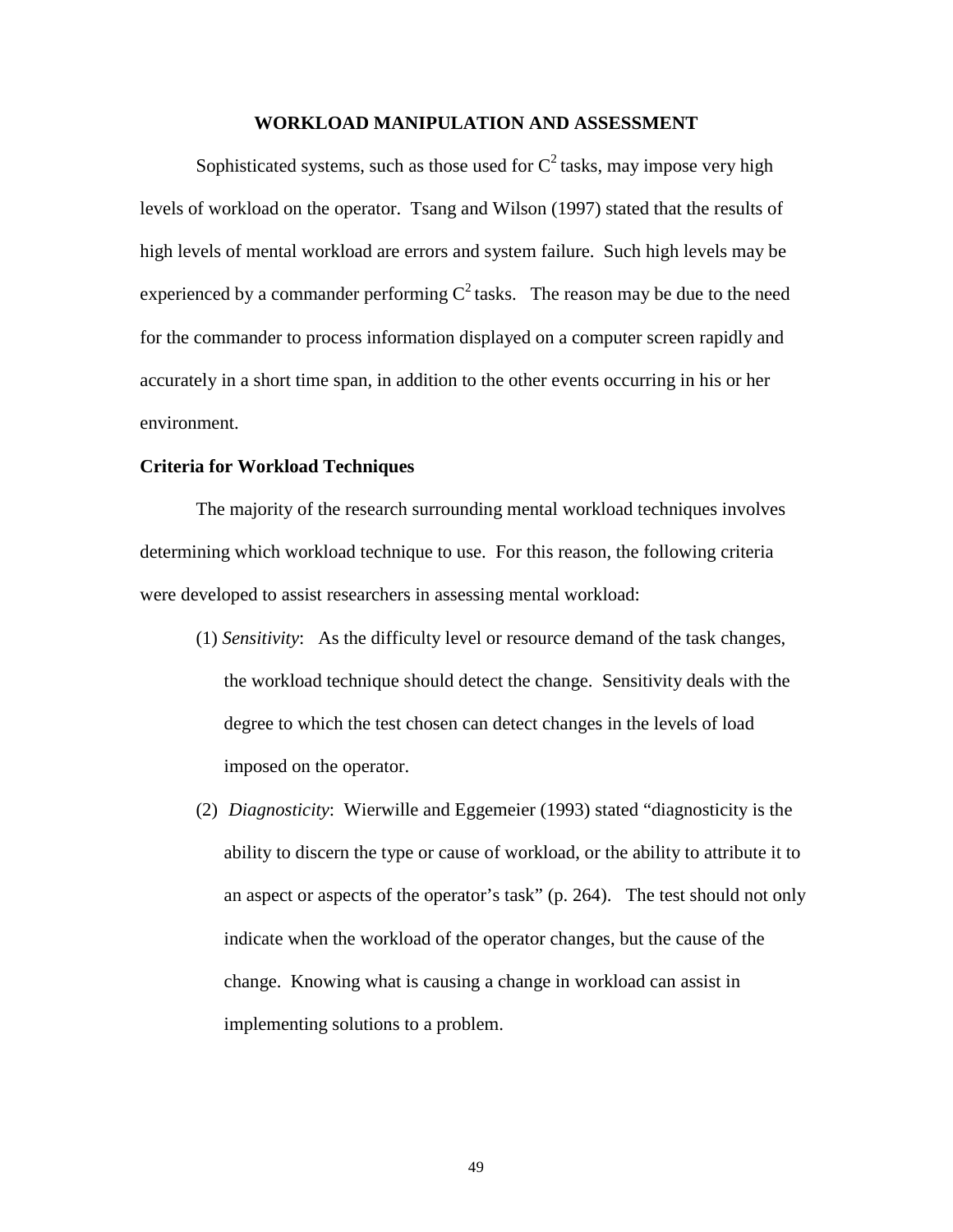## WORKLOAD MANIPULATION AND ASSESSMENT

Sophisticated systems, such as those used for $C^2$ tasks, may impose very high levels of workload on the operator. Tsang and Wilson (1997) stated that the results of high levels of mental workload are errors and system failure. Such high levels may be experienced by a commander performing $C^2$ tasks. The reason may be due to the need for the commander to process information displayed on a computer screen rapidly and accurately in a short time span, in addition to the other events occurring in his or her environment.

### Criteria for Workload Techniques

The majority of the research surrounding mental workload techniques involves determining which workload technique to use. For this reason, the following criteria were developed to assist researchers in assessing mental workload:

(1) *Sensitivity*: As the difficulty level or resource demand of the task changes, the workload technique should detect the change. Sensitivity deals with the degree to which the test chosen can detect changes in the levels of load imposed on the operator.

(2) *Diagnosticity*: Wierwille and Eggemeier (1993) stated "diagnosticity is the ability to discern the type or cause of workload, or the ability to attribute it to an aspect or aspects of the operator's task" (p. 264). The test should not only indicate when the workload of the operator changes, but the cause of the change. Knowing what is causing a change in workload can assist in implementing solutions to a problem.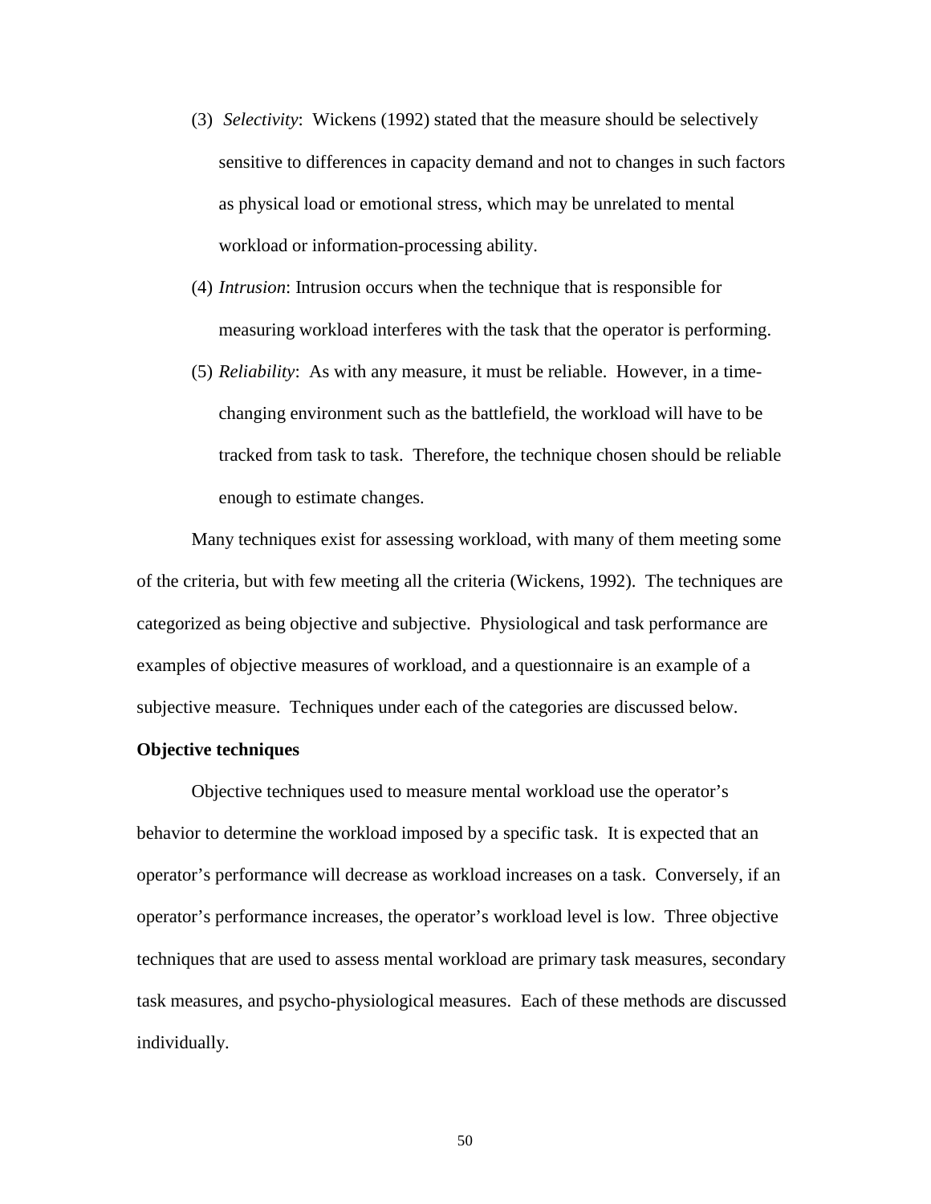(3) *Selectivity*: Wickens (1992) stated that the measure should be selectively sensitive to differences in capacity demand and not to changes in such factors as physical load or emotional stress, which may be unrelated to mental workload or information-processing ability.

(4) *Intrusion*: Intrusion occurs when the technique that is responsible for measuring workload interferes with the task that the operator is performing.

(5) *Reliability*: As with any measure, it must be reliable. However, in a time-changing environment such as the battlefield, the workload will have to be tracked from task to task. Therefore, the technique chosen should be reliable enough to estimate changes.

Many techniques exist for assessing workload, with many of them meeting some of the criteria, but with few meeting all the criteria (Wickens, 1992). The techniques are categorized as being objective and subjective. Physiological and task performance are examples of objective measures of workload, and a questionnaire is an example of a subjective measure. Techniques under each of the categories are discussed below.

**Objective techniques**

Objective techniques used to measure mental workload use the operator's behavior to determine the workload imposed by a specific task. It is expected that an operator's performance will decrease as workload increases on a task. Conversely, if an operator's performance increases, the operator's workload level is low. Three objective techniques that are used to assess mental workload are primary task measures, secondary task measures, and psycho-physiological measures. Each of these methods are discussed individually.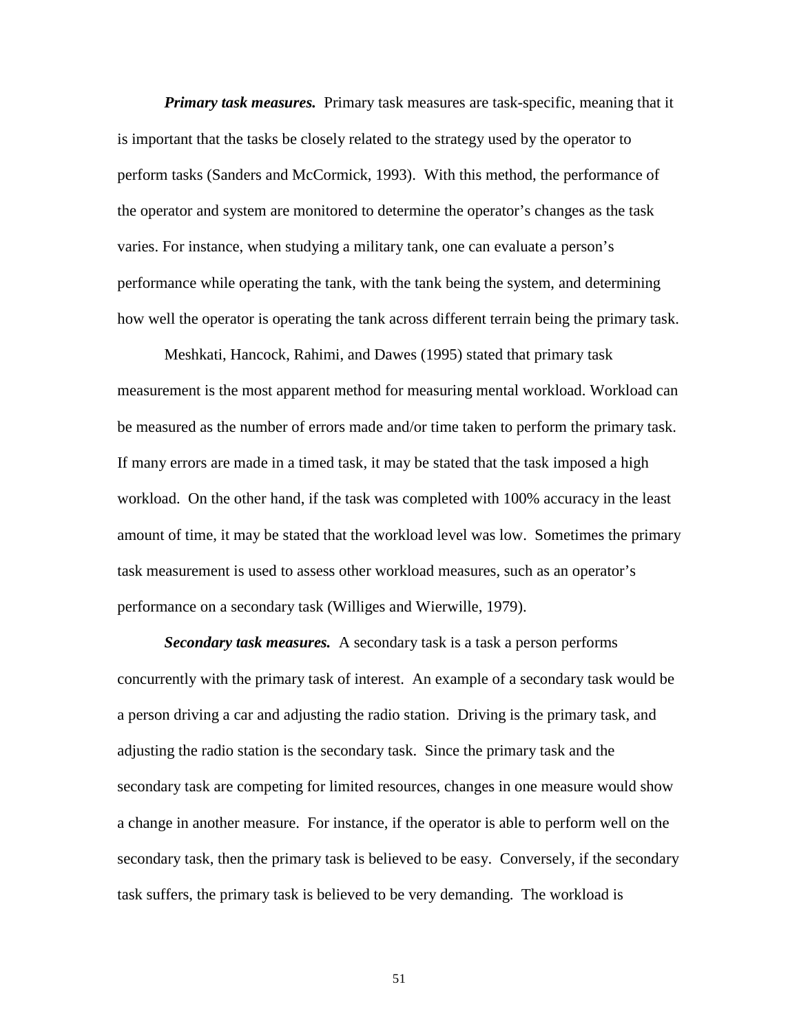***Primary task measures.*** Primary task measures are task-specific, meaning that it is important that the tasks be closely related to the strategy used by the operator to perform tasks (Sanders and McCormick, 1993). With this method, the performance of the operator and system are monitored to determine the operator's changes as the task varies. For instance, when studying a military tank, one can evaluate a person's performance while operating the tank, with the tank being the system, and determining how well the operator is operating the tank across different terrain being the primary task.

Meshkati, Hancock, Rahimi, and Dawes (1995) stated that primary task measurement is the most apparent method for measuring mental workload. Workload can be measured as the number of errors made and/or time taken to perform the primary task. If many errors are made in a timed task, it may be stated that the task imposed a high workload. On the other hand, if the task was completed with 100% accuracy in the least amount of time, it may be stated that the workload level was low. Sometimes the primary task measurement is used to assess other workload measures, such as an operator's performance on a secondary task (Williges and Wierwille, 1979).

***Secondary task measures.*** A secondary task is a task a person performs concurrently with the primary task of interest. An example of a secondary task would be a person driving a car and adjusting the radio station. Driving is the primary task, and adjusting the radio station is the secondary task. Since the primary task and the secondary task are competing for limited resources, changes in one measure would show a change in another measure. For instance, if the operator is able to perform well on the secondary task, then the primary task is believed to be easy. Conversely, if the secondary task suffers, the primary task is believed to be very demanding. The workload is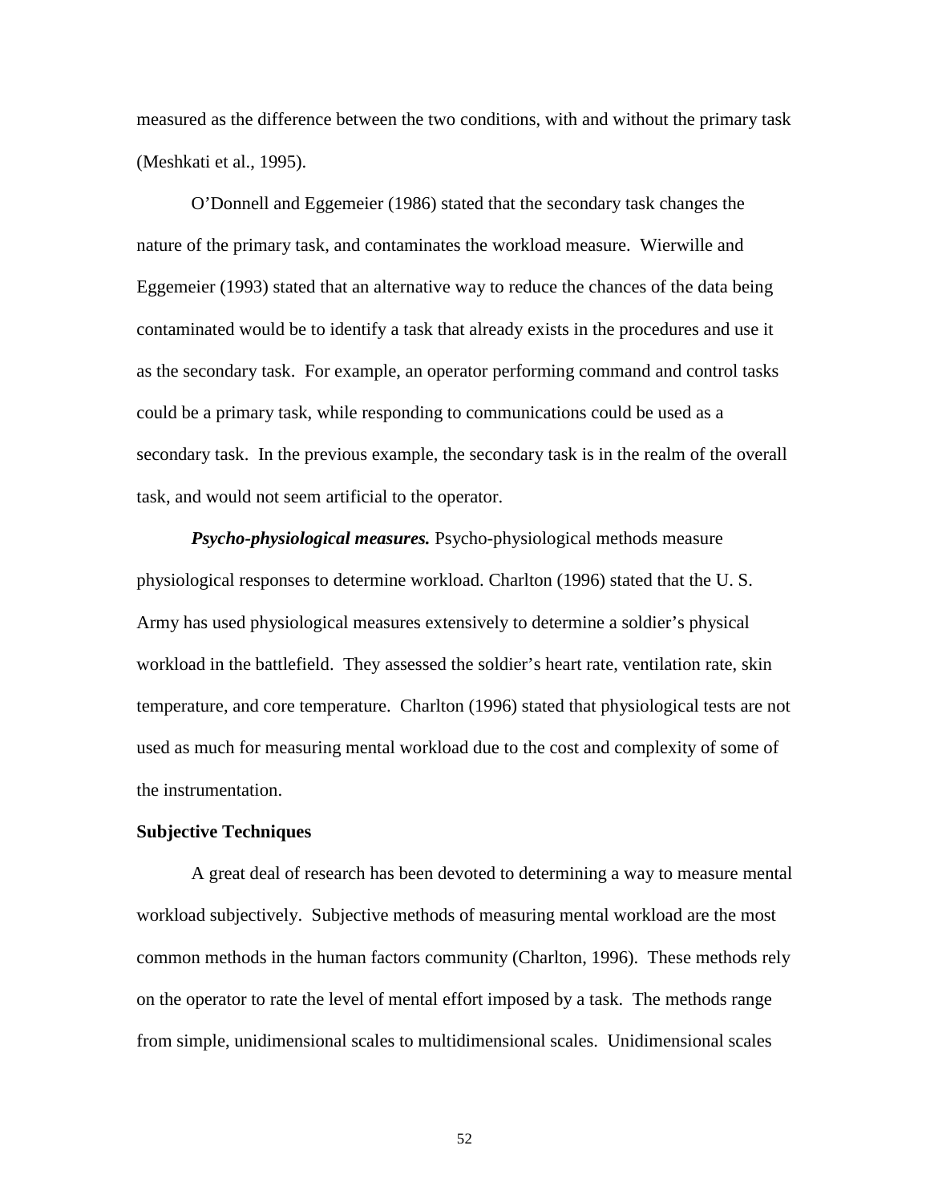measured as the difference between the two conditions, with and without the primary task (Meshkati et al., 1995).

O'Donnell and Eggemeier (1986) stated that the secondary task changes the nature of the primary task, and contaminates the workload measure. Wierwille and Eggemeier (1993) stated that an alternative way to reduce the chances of the data being contaminated would be to identify a task that already exists in the procedures and use it as the secondary task. For example, an operator performing command and control tasks could be a primary task, while responding to communications could be used as a secondary task. In the previous example, the secondary task is in the realm of the overall task, and would not seem artificial to the operator.

***Psycho-physiological measures.*** Psycho-physiological methods measure physiological responses to determine workload. Charlton (1996) stated that the U. S. Army has used physiological measures extensively to determine a soldier's physical workload in the battlefield. They assessed the soldier's heart rate, ventilation rate, skin temperature, and core temperature. Charlton (1996) stated that physiological tests are not used as much for measuring mental workload due to the cost and complexity of some of the instrumentation.

**Subjective Techniques**

A great deal of research has been devoted to determining a way to measure mental workload subjectively. Subjective methods of measuring mental workload are the most common methods in the human factors community (Charlton, 1996). These methods rely on the operator to rate the level of mental effort imposed by a task. The methods range from simple, unidimensional scales to multidimensional scales. Unidimensional scales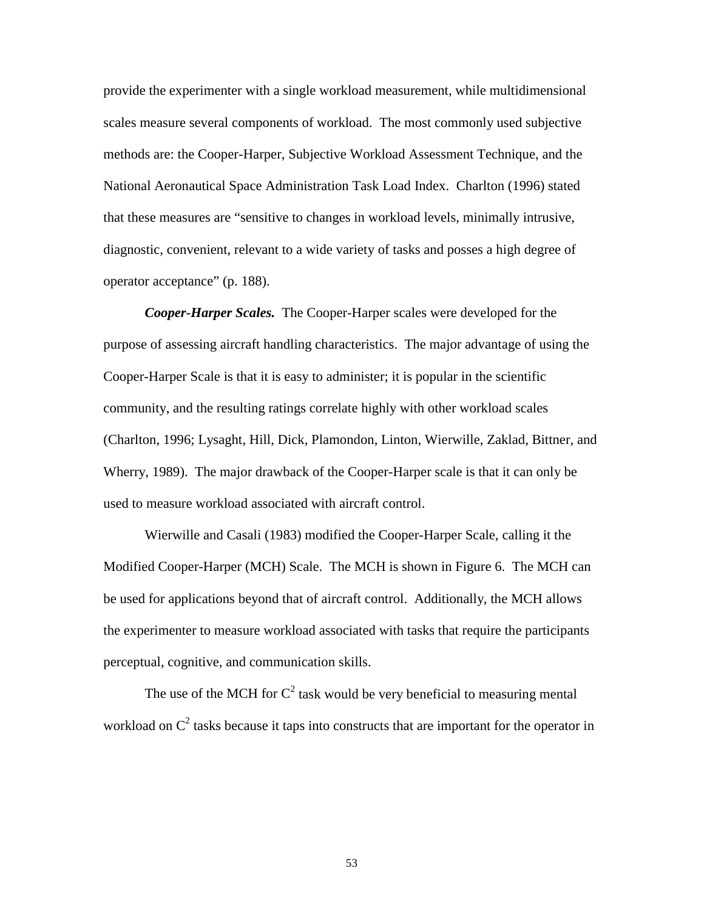provide the experimenter with a single workload measurement, while multidimensional scales measure several components of workload. The most commonly used subjective methods are: the Cooper-Harper, Subjective Workload Assessment Technique, and the National Aeronautical Space Administration Task Load Index. Charlton (1996) stated that these measures are "sensitive to changes in workload levels, minimally intrusive, diagnostic, convenient, relevant to a wide variety of tasks and posses a high degree of operator acceptance" (p. 188).

***Cooper-Harper Scales.*** The Cooper-Harper scales were developed for the purpose of assessing aircraft handling characteristics. The major advantage of using the Cooper-Harper Scale is that it is easy to administer; it is popular in the scientific community, and the resulting ratings correlate highly with other workload scales (Charlton, 1996; Lysaght, Hill, Dick, Plamondon, Linton, Wierwille, Zaklad, Bittner, and Wherry, 1989). The major drawback of the Cooper-Harper scale is that it can only be used to measure workload associated with aircraft control.

Wierwille and Casali (1983) modified the Cooper-Harper Scale, calling it the Modified Cooper-Harper (MCH) Scale. The MCH is shown in Figure 6. The MCH can be used for applications beyond that of aircraft control. Additionally, the MCH allows the experimenter to measure workload associated with tasks that require the participants perceptual, cognitive, and communication skills.

The use of the MCH for $C^2$ task would be very beneficial to measuring mental workload on $C^2$ tasks because it taps into constructs that are important for the operator in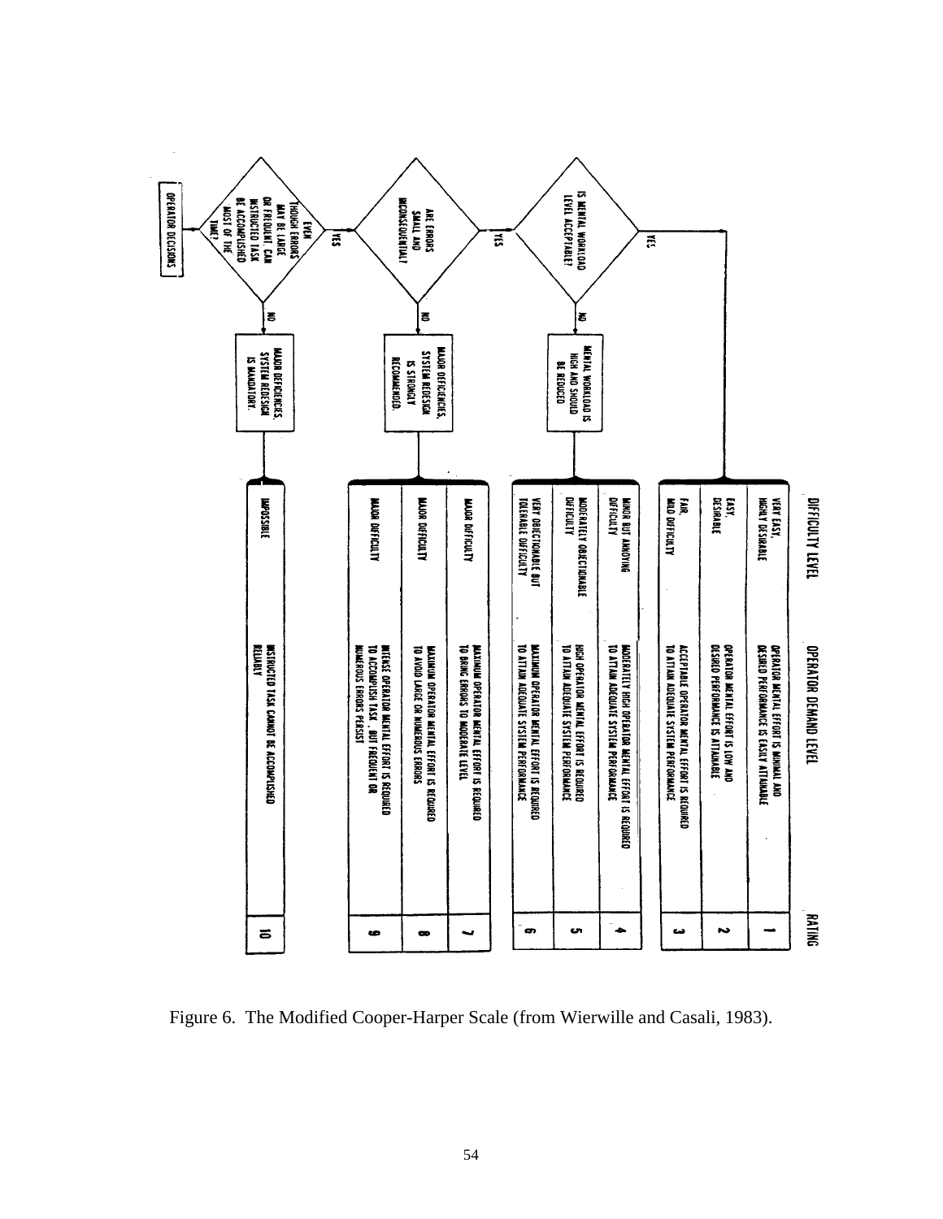| DIFFICULTY LEVEL | OPERATOR DEMAND LEVEL | RATING |
|---|---|---|
| VERY EASY, HIGHLY DESIRABLE | OPERATOR MENTAL EFFORT IS MINIMAL AND DESIRED PERFORMANCE IS EASILY ATTAINABLE | 1 |
| EASY, DESIRABLE | OPERATOR MENTAL EFFORT IS LOW AND DESIRED PERFORMANCE IS ATTAINABLE | 2 |
| FAIR, MILD DIFFICULTY | ACCEPTABLE OPERATOR MENTAL EFFORT IS REQUIRED TO ATTAIN ADEQUATE SYSTEM PERFORMANCE | 3 |
| MINOR BUT ANNOYING DIFFICULTY | MODERATELY HIGH OPERATOR MENTAL EFFORT IS REQUIRED TO ATTAIN ADEQUATE SYSTEM PERFORMANCE | 4 |
| MODERATELY OBJECTIONABLE DIFFICULTY | HIGH OPERATOR MENTAL EFFORT IS REQUIRED TO ATTAIN ADEQUATE SYSTEM PERFORMANCE | 5 |
| VERY OBJECTIONABLE BUT TOLERABLE DIFFICULTY | MAXIMUM OPERATOR MENTAL EFFORT IS REQUIRED TO ATTAIN ADEQUATE SYSTEM PERFORMANCE | 6 |
| MAJOR DIFFICULTY | MAXIMUM OPERATOR MENTAL EFFORT IS REQUIRED TO BRING ERRORS TO MODERATE LEVEL | 7 |
| MAJOR DIFFICULTY | MAXIMUM OPERATOR MENTAL EFFORT IS REQUIRED TO AVOID LARGE OR NUMEROUS ERRORS | 8 |
| MAJOR DIFFICULTY | INTENSE OPERATOR MENTAL EFFORT IS REQUIRED TO ACCOMPLISH TASK, BUT FREQUENT OR NUMEROUS ERRORS PERSIST | 9 |
| IMPOSSIBLE | INSTRUCTED TASK CANNOT BE ACCOMPLISHED RELIABLY | 10 |

OPERATOR DECISIONS:

- EVEN THOUGH ERRORS MAY BE LARGE OR FREQUENT, CAN INSTRUCTED TASK BE ACCOMPLISHED MOST OF THE TIME?
  - NO → MAJOR DEFICIENCIES, SYSTEM REDESIGN IS MANDATORY. (Rating 10)
  - YES → ARE ERRORS SMALL AND INCONSEQUENTIAL?
    - NO → MAJOR DEFICIENCIES, SYSTEM REDESIGN IS STRONGLY RECOMMENDED. (Ratings 7–9)
    - YES → IS MENTAL WORKLOAD LEVEL ACCEPTABLE?
      - NO → MENTAL WORKLOAD IS HIGH AND SHOULD BE REDUCED (Ratings 4–6)
      - YES → (Ratings 1–3)

Figure 6. The Modified Cooper-Harper Scale (from Wierwille and Casali, 1983).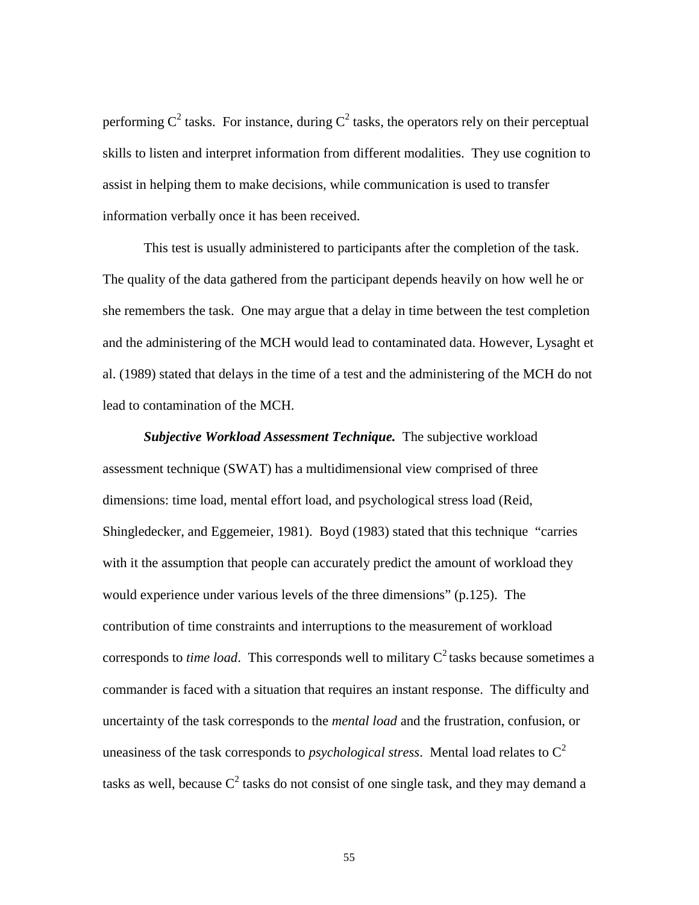performing $C^2$ tasks. For instance, during $C^2$ tasks, the operators rely on their perceptual skills to listen and interpret information from different modalities. They use cognition to assist in helping them to make decisions, while communication is used to transfer information verbally once it has been received.

This test is usually administered to participants after the completion of the task. The quality of the data gathered from the participant depends heavily on how well he or she remembers the task. One may argue that a delay in time between the test completion and the administering of the MCH would lead to contaminated data. However, Lysaght et al. (1989) stated that delays in the time of a test and the administering of the MCH do not lead to contamination of the MCH.

***Subjective Workload Assessment Technique.*** The subjective workload assessment technique (SWAT) has a multidimensional view comprised of three dimensions: time load, mental effort load, and psychological stress load (Reid, Shingledecker, and Eggemeier, 1981). Boyd (1983) stated that this technique "carries with it the assumption that people can accurately predict the amount of workload they would experience under various levels of the three dimensions" (p.125). The contribution of time constraints and interruptions to the measurement of workload corresponds to *time load*. This corresponds well to military $C^2$ tasks because sometimes a commander is faced with a situation that requires an instant response. The difficulty and uncertainty of the task corresponds to the *mental load* and the frustration, confusion, or uneasiness of the task corresponds to *psychological stress*. Mental load relates to $C^2$ tasks as well, because $C^2$ tasks do not consist of one single task, and they may demand a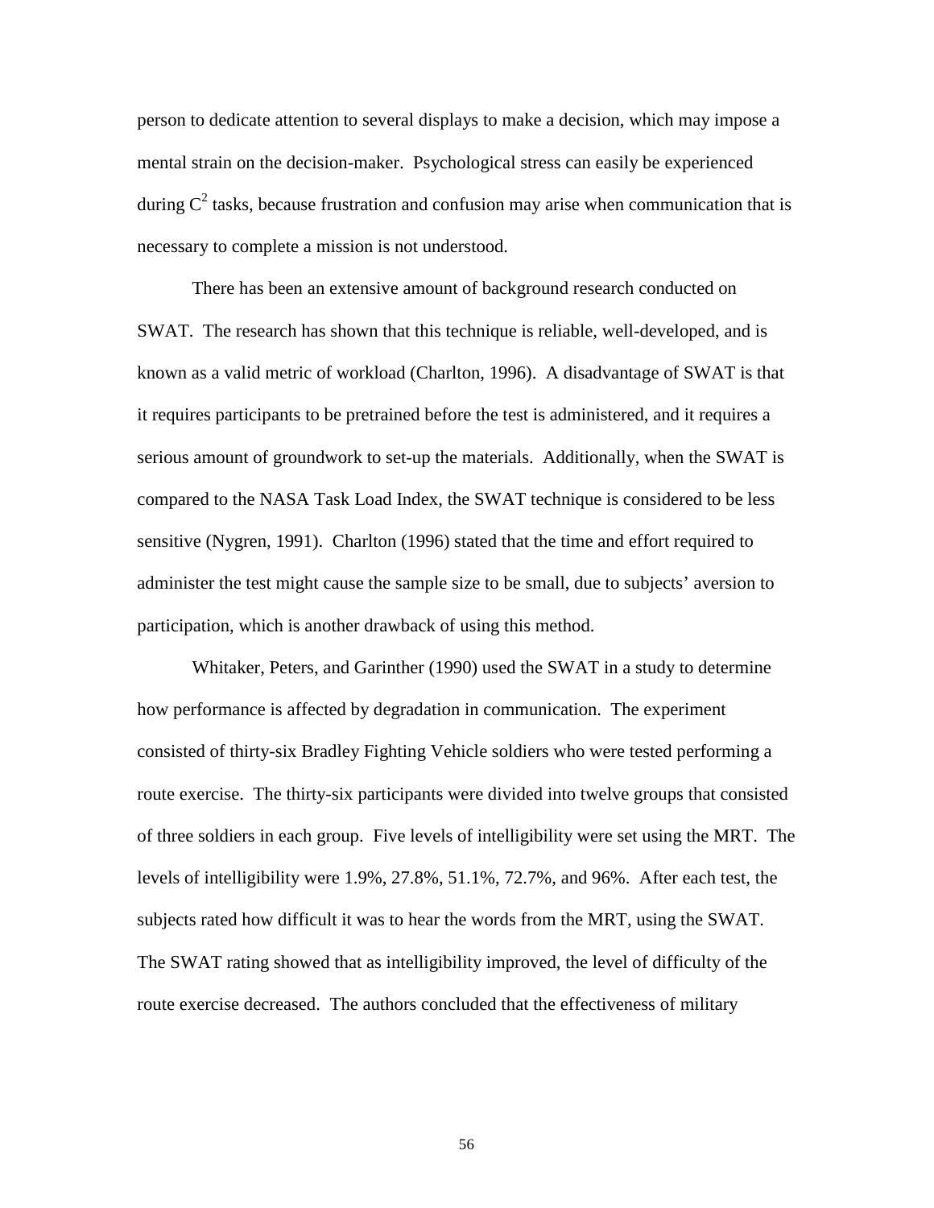person to dedicate attention to several displays to make a decision, which may impose a mental strain on the decision-maker. Psychological stress can easily be experienced during $C^2$ tasks, because frustration and confusion may arise when communication that is necessary to complete a mission is not understood.

There has been an extensive amount of background research conducted on SWAT. The research has shown that this technique is reliable, well-developed, and is known as a valid metric of workload (Charlton, 1996). A disadvantage of SWAT is that it requires participants to be pretrained before the test is administered, and it requires a serious amount of groundwork to set-up the materials. Additionally, when the SWAT is compared to the NASA Task Load Index, the SWAT technique is considered to be less sensitive (Nygren, 1991). Charlton (1996) stated that the time and effort required to administer the test might cause the sample size to be small, due to subjects' aversion to participation, which is another drawback of using this method.

Whitaker, Peters, and Garinther (1990) used the SWAT in a study to determine how performance is affected by degradation in communication. The experiment consisted of thirty-six Bradley Fighting Vehicle soldiers who were tested performing a route exercise. The thirty-six participants were divided into twelve groups that consisted of three soldiers in each group. Five levels of intelligibility were set using the MRT. The levels of intelligibility were 1.9%, 27.8%, 51.1%, 72.7%, and 96%. After each test, the subjects rated how difficult it was to hear the words from the MRT, using the SWAT. The SWAT rating showed that as intelligibility improved, the level of difficulty of the route exercise decreased. The authors concluded that the effectiveness of military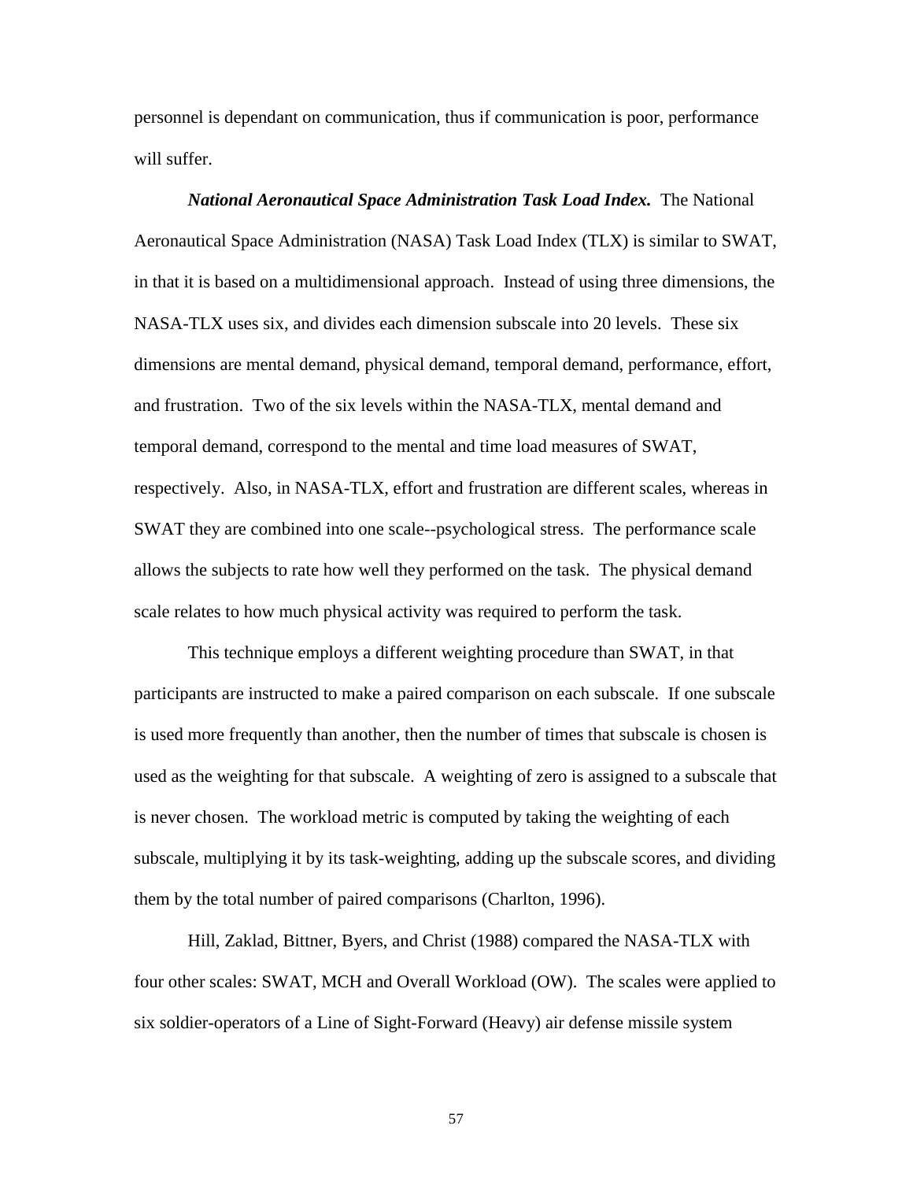personnel is dependant on communication, thus if communication is poor, performance will suffer.

***National Aeronautical Space Administration Task Load Index.*** The National Aeronautical Space Administration (NASA) Task Load Index (TLX) is similar to SWAT, in that it is based on a multidimensional approach. Instead of using three dimensions, the NASA-TLX uses six, and divides each dimension subscale into 20 levels. These six dimensions are mental demand, physical demand, temporal demand, performance, effort, and frustration. Two of the six levels within the NASA-TLX, mental demand and temporal demand, correspond to the mental and time load measures of SWAT, respectively. Also, in NASA-TLX, effort and frustration are different scales, whereas in SWAT they are combined into one scale--psychological stress. The performance scale allows the subjects to rate how well they performed on the task. The physical demand scale relates to how much physical activity was required to perform the task.

This technique employs a different weighting procedure than SWAT, in that participants are instructed to make a paired comparison on each subscale. If one subscale is used more frequently than another, then the number of times that subscale is chosen is used as the weighting for that subscale. A weighting of zero is assigned to a subscale that is never chosen. The workload metric is computed by taking the weighting of each subscale, multiplying it by its task-weighting, adding up the subscale scores, and dividing them by the total number of paired comparisons (Charlton, 1996).

Hill, Zaklad, Bittner, Byers, and Christ (1988) compared the NASA-TLX with four other scales: SWAT, MCH and Overall Workload (OW). The scales were applied to six soldier-operators of a Line of Sight-Forward (Heavy) air defense missile system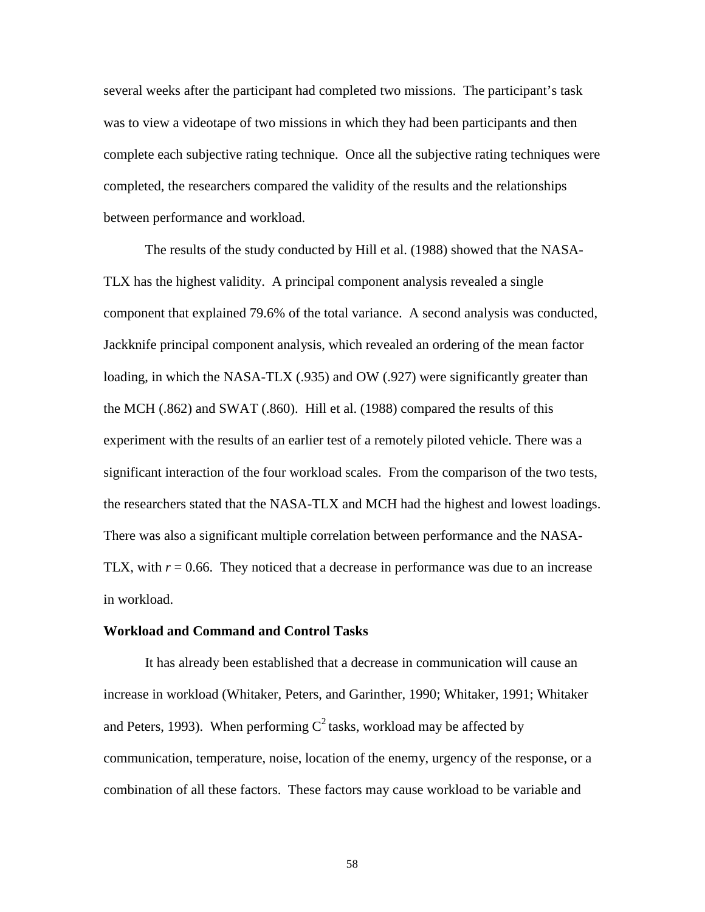several weeks after the participant had completed two missions. The participant's task was to view a videotape of two missions in which they had been participants and then complete each subjective rating technique. Once all the subjective rating techniques were completed, the researchers compared the validity of the results and the relationships between performance and workload.

The results of the study conducted by Hill et al. (1988) showed that the NASA-TLX has the highest validity. A principal component analysis revealed a single component that explained 79.6% of the total variance. A second analysis was conducted, Jackknife principal component analysis, which revealed an ordering of the mean factor loading, in which the NASA-TLX (.935) and OW (.927) were significantly greater than the MCH (.862) and SWAT (.860). Hill et al. (1988) compared the results of this experiment with the results of an earlier test of a remotely piloted vehicle. There was a significant interaction of the four workload scales. From the comparison of the two tests, the researchers stated that the NASA-TLX and MCH had the highest and lowest loadings. There was also a significant multiple correlation between performance and the NASA-TLX, with $r = 0.66$. They noticed that a decrease in performance was due to an increase in workload.

**Workload and Command and Control Tasks**

It has already been established that a decrease in communication will cause an increase in workload (Whitaker, Peters, and Garinther, 1990; Whitaker, 1991; Whitaker and Peters, 1993). When performing $C^2$ tasks, workload may be affected by communication, temperature, noise, location of the enemy, urgency of the response, or a combination of all these factors. These factors may cause workload to be variable and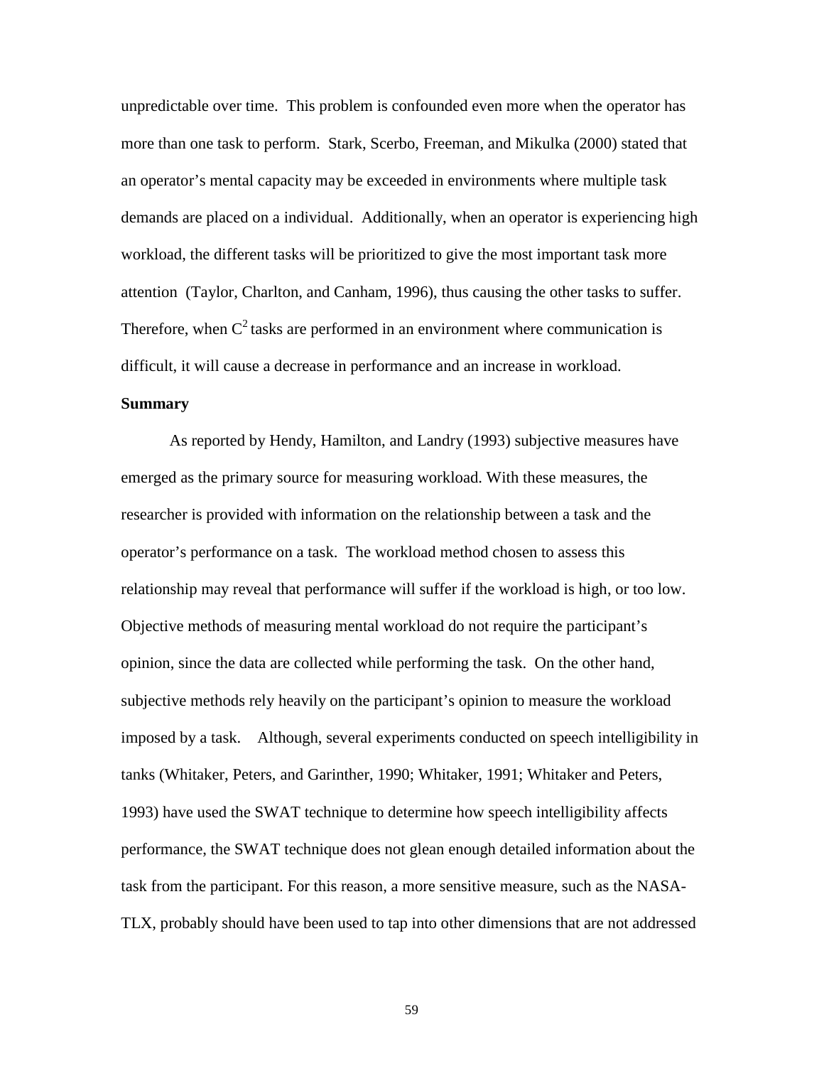unpredictable over time. This problem is confounded even more when the operator has more than one task to perform. Stark, Scerbo, Freeman, and Mikulka (2000) stated that an operator's mental capacity may be exceeded in environments where multiple task demands are placed on a individual. Additionally, when an operator is experiencing high workload, the different tasks will be prioritized to give the most important task more attention (Taylor, Charlton, and Canham, 1996), thus causing the other tasks to suffer. Therefore, when $C^2$ tasks are performed in an environment where communication is difficult, it will cause a decrease in performance and an increase in workload.

**Summary**

As reported by Hendy, Hamilton, and Landry (1993) subjective measures have emerged as the primary source for measuring workload. With these measures, the researcher is provided with information on the relationship between a task and the operator's performance on a task. The workload method chosen to assess this relationship may reveal that performance will suffer if the workload is high, or too low. Objective methods of measuring mental workload do not require the participant's opinion, since the data are collected while performing the task. On the other hand, subjective methods rely heavily on the participant's opinion to measure the workload imposed by a task. Although, several experiments conducted on speech intelligibility in tanks (Whitaker, Peters, and Garinther, 1990; Whitaker, 1991; Whitaker and Peters, 1993) have used the SWAT technique to determine how speech intelligibility affects performance, the SWAT technique does not glean enough detailed information about the task from the participant. For this reason, a more sensitive measure, such as the NASA-TLX, probably should have been used to tap into other dimensions that are not addressed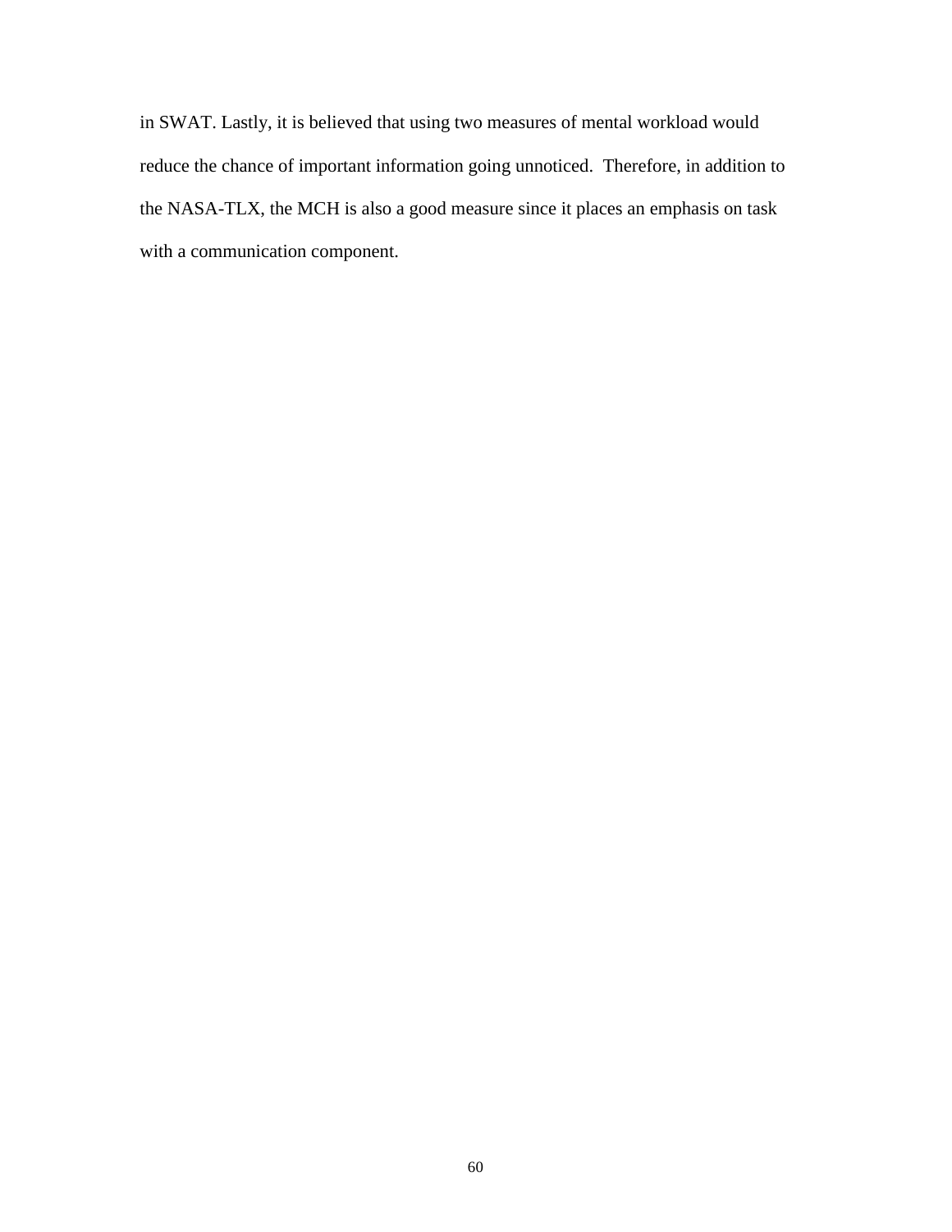in SWAT. Lastly, it is believed that using two measures of mental workload would reduce the chance of important information going unnoticed.  Therefore, in addition to the NASA-TLX, the MCH is also a good measure since it places an emphasis on task with a communication component.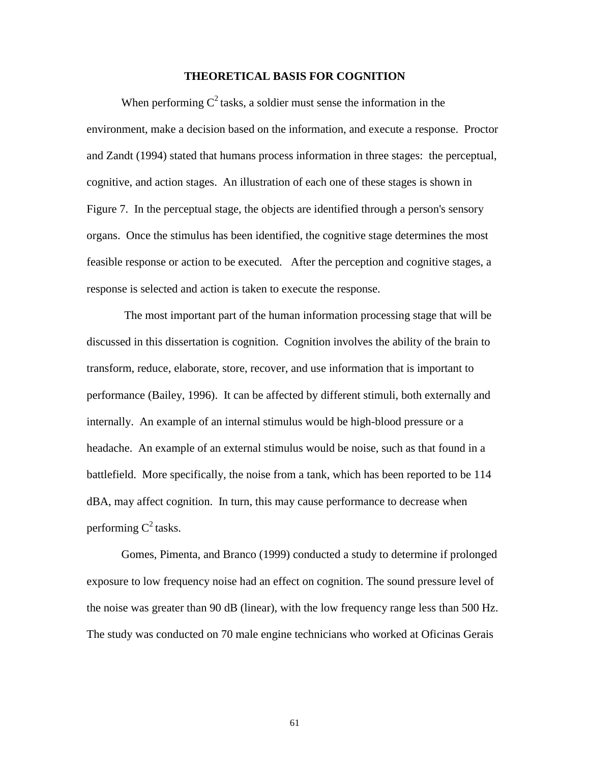## THEORETICAL BASIS FOR COGNITION

When performing $C^2$ tasks, a soldier must sense the information in the environment, make a decision based on the information, and execute a response. Proctor and Zandt (1994) stated that humans process information in three stages: the perceptual, cognitive, and action stages. An illustration of each one of these stages is shown in Figure 7. In the perceptual stage, the objects are identified through a person's sensory organs. Once the stimulus has been identified, the cognitive stage determines the most feasible response or action to be executed. After the perception and cognitive stages, a response is selected and action is taken to execute the response.

The most important part of the human information processing stage that will be discussed in this dissertation is cognition. Cognition involves the ability of the brain to transform, reduce, elaborate, store, recover, and use information that is important to performance (Bailey, 1996). It can be affected by different stimuli, both externally and internally. An example of an internal stimulus would be high-blood pressure or a headache. An example of an external stimulus would be noise, such as that found in a battlefield. More specifically, the noise from a tank, which has been reported to be 114 dBA, may affect cognition. In turn, this may cause performance to decrease when performing $C^2$ tasks.

Gomes, Pimenta, and Branco (1999) conducted a study to determine if prolonged exposure to low frequency noise had an effect on cognition. The sound pressure level of the noise was greater than 90 dB (linear), with the low frequency range less than 500 Hz. The study was conducted on 70 male engine technicians who worked at Oficinas Gerais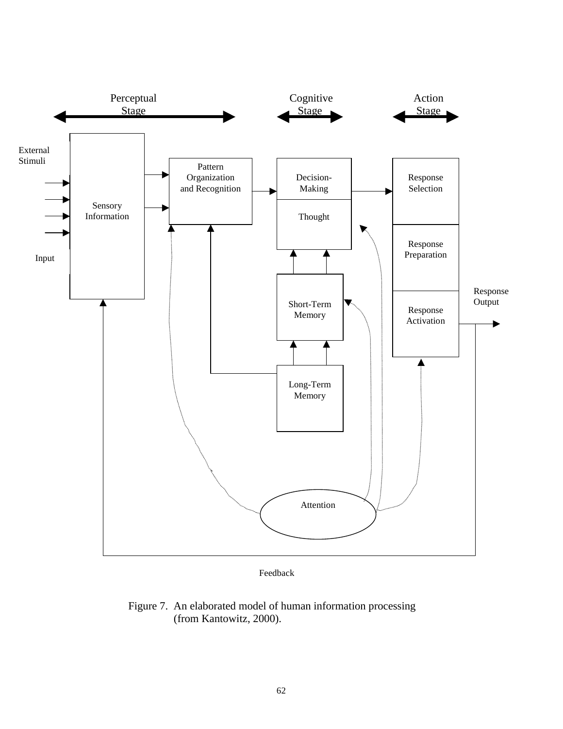Perceptual Stage

Cognitive Stage

Action Stage

External Stimuli

Input

Sensory Information

Pattern Organization and Recognition

Decision-Making

Thought

Short-Term Memory

Long-Term Memory

Response Selection

Response Preparation

Response Activation

Response Output

Attention

Feedback

Figure 7. An elaborated model of human information processing (from Kantowitz, 2000).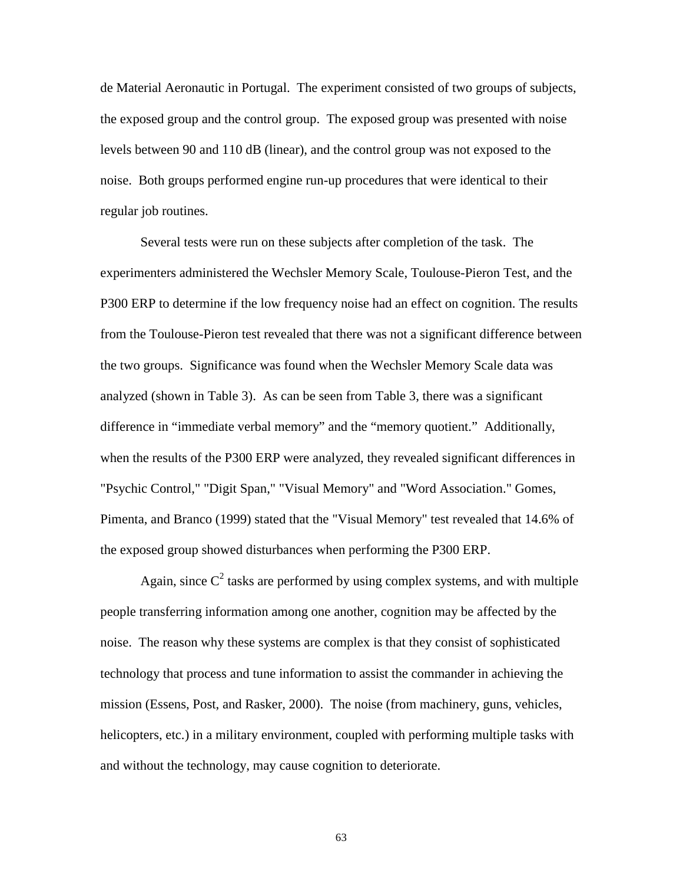de Material Aeronautic in Portugal. The experiment consisted of two groups of subjects, the exposed group and the control group. The exposed group was presented with noise levels between 90 and 110 dB (linear), and the control group was not exposed to the noise. Both groups performed engine run-up procedures that were identical to their regular job routines.

Several tests were run on these subjects after completion of the task. The experimenters administered the Wechsler Memory Scale, Toulouse-Pieron Test, and the P300 ERP to determine if the low frequency noise had an effect on cognition. The results from the Toulouse-Pieron test revealed that there was not a significant difference between the two groups. Significance was found when the Wechsler Memory Scale data was analyzed (shown in Table 3). As can be seen from Table 3, there was a significant difference in "immediate verbal memory" and the "memory quotient." Additionally, when the results of the P300 ERP were analyzed, they revealed significant differences in "Psychic Control," "Digit Span," "Visual Memory" and "Word Association." Gomes, Pimenta, and Branco (1999) stated that the "Visual Memory" test revealed that 14.6% of the exposed group showed disturbances when performing the P300 ERP.

Again, since $C^2$ tasks are performed by using complex systems, and with multiple people transferring information among one another, cognition may be affected by the noise. The reason why these systems are complex is that they consist of sophisticated technology that process and tune information to assist the commander in achieving the mission (Essens, Post, and Rasker, 2000). The noise (from machinery, guns, vehicles, helicopters, etc.) in a military environment, coupled with performing multiple tasks with and without the technology, may cause cognition to deteriorate.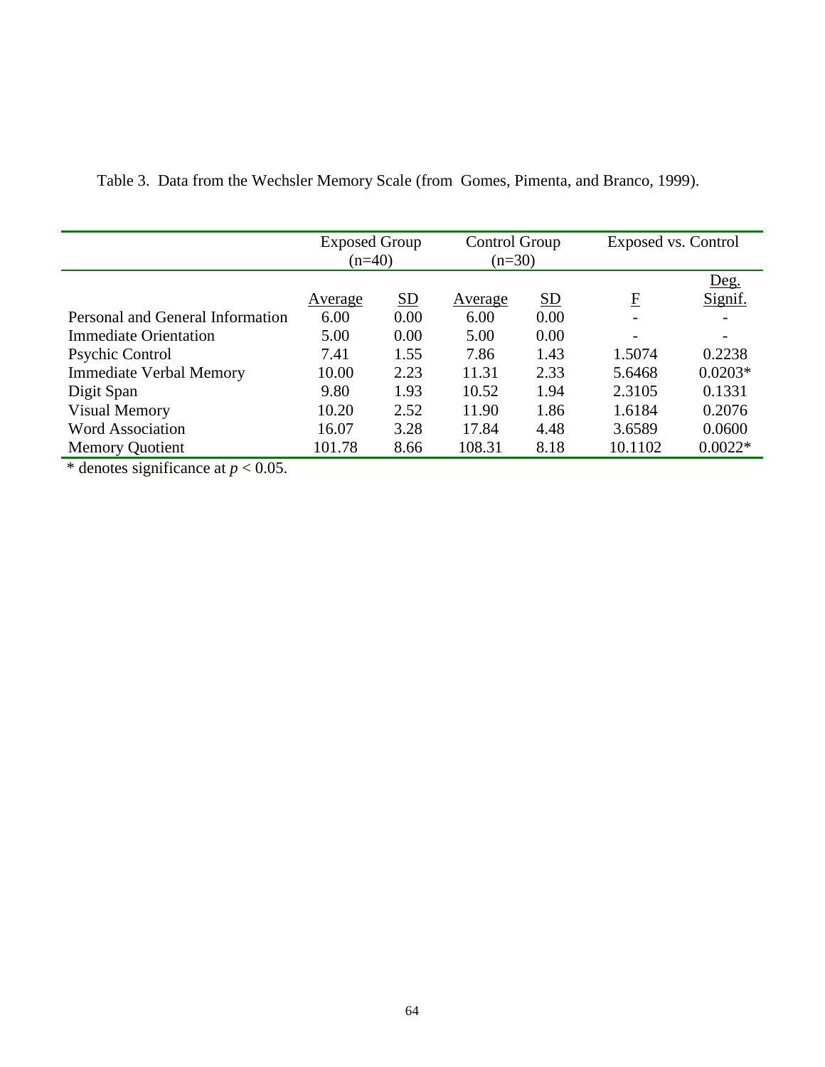Table 3. Data from the Wechsler Memory Scale (from Gomes, Pimenta, and Branco, 1999).

| | Exposed Group (n=40) | | Control Group (n=30) | | Exposed vs. Control | |
|---|---|---|---|---|---|---|
| | Average | SD | Average | SD | F | Deg. Signif. |
| Personal and General Information | 6.00 | 0.00 | 6.00 | 0.00 | - | - |
| Immediate Orientation | 5.00 | 0.00 | 5.00 | 0.00 | - | - |
| Psychic Control | 7.41 | 1.55 | 7.86 | 1.43 | 1.5074 | 0.2238 |
| Immediate Verbal Memory | 10.00 | 2.23 | 11.31 | 2.33 | 5.6468 | 0.0203* |
| Digit Span | 9.80 | 1.93 | 10.52 | 1.94 | 2.3105 | 0.1331 |
| Visual Memory | 10.20 | 2.52 | 11.90 | 1.86 | 1.6184 | 0.2076 |
| Word Association | 16.07 | 3.28 | 17.84 | 4.48 | 3.6589 | 0.0600 |
| Memory Quotient | 101.78 | 8.66 | 108.31 | 8.18 | 10.1102 | 0.0022* |

* denotes significance at $p < 0.05$.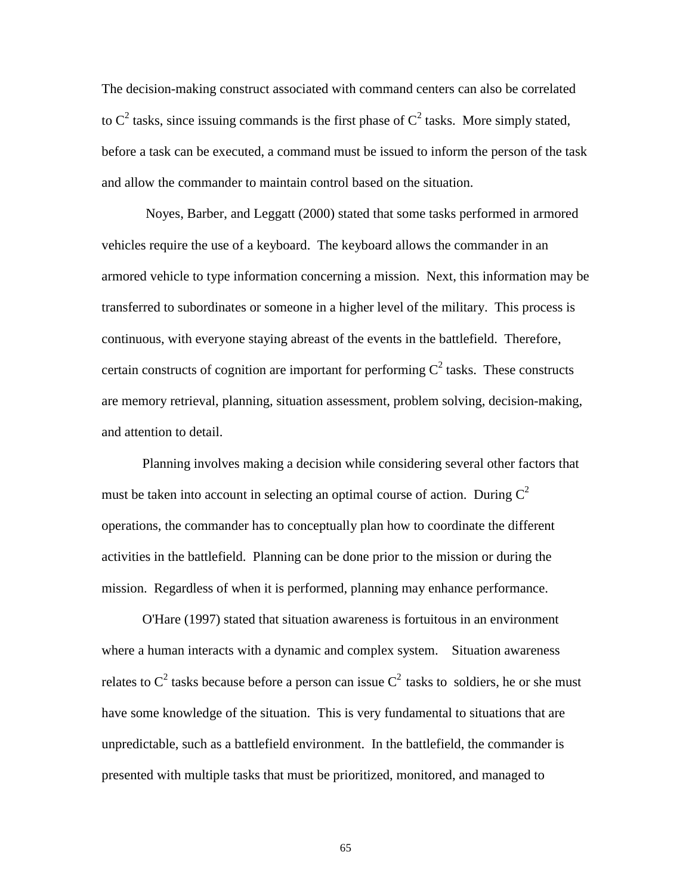The decision-making construct associated with command centers can also be correlated to $C^2$ tasks, since issuing commands is the first phase of $C^2$ tasks. More simply stated, before a task can be executed, a command must be issued to inform the person of the task and allow the commander to maintain control based on the situation.

Noyes, Barber, and Leggatt (2000) stated that some tasks performed in armored vehicles require the use of a keyboard. The keyboard allows the commander in an armored vehicle to type information concerning a mission. Next, this information may be transferred to subordinates or someone in a higher level of the military. This process is continuous, with everyone staying abreast of the events in the battlefield. Therefore, certain constructs of cognition are important for performing $C^2$ tasks. These constructs are memory retrieval, planning, situation assessment, problem solving, decision-making, and attention to detail.

Planning involves making a decision while considering several other factors that must be taken into account in selecting an optimal course of action. During $C^2$ operations, the commander has to conceptually plan how to coordinate the different activities in the battlefield. Planning can be done prior to the mission or during the mission. Regardless of when it is performed, planning may enhance performance.

O'Hare (1997) stated that situation awareness is fortuitous in an environment where a human interacts with a dynamic and complex system. Situation awareness relates to $C^2$ tasks because before a person can issue $C^2$ tasks to soldiers, he or she must have some knowledge of the situation. This is very fundamental to situations that are unpredictable, such as a battlefield environment. In the battlefield, the commander is presented with multiple tasks that must be prioritized, monitored, and managed to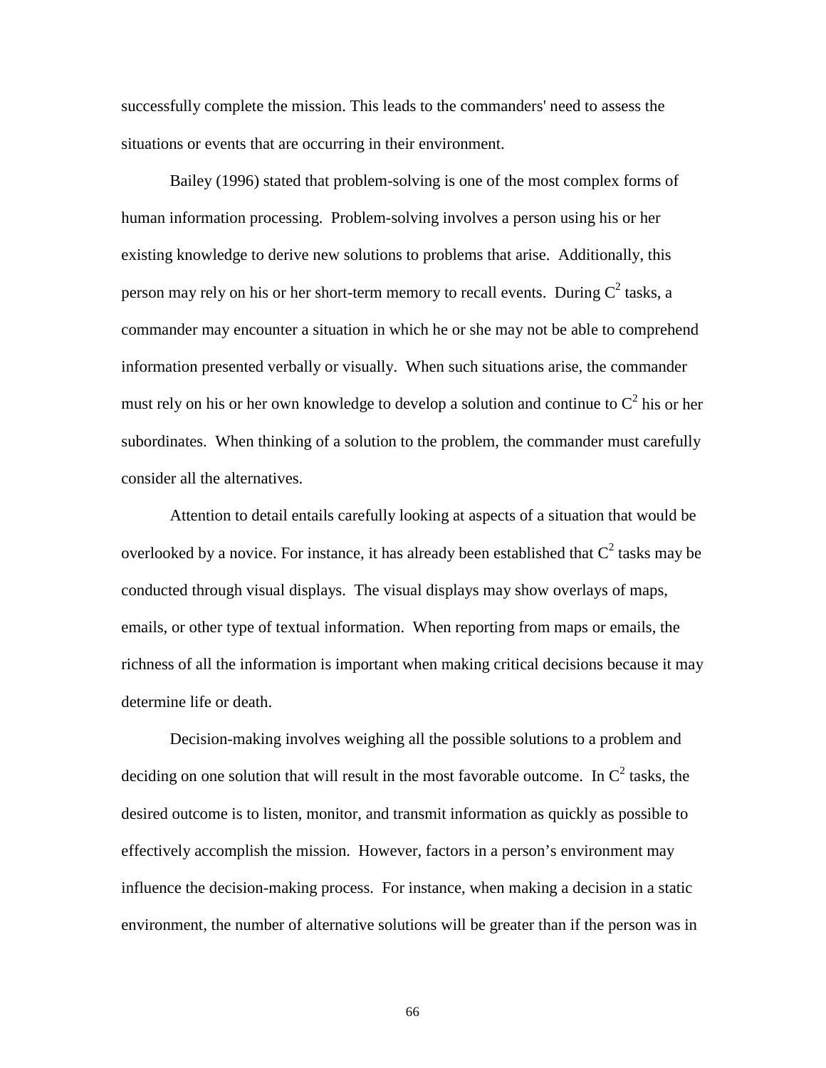successfully complete the mission. This leads to the commanders' need to assess the situations or events that are occurring in their environment.

Bailey (1996) stated that problem-solving is one of the most complex forms of human information processing. Problem-solving involves a person using his or her existing knowledge to derive new solutions to problems that arise. Additionally, this person may rely on his or her short-term memory to recall events. During $C^2$ tasks, a commander may encounter a situation in which he or she may not be able to comprehend information presented verbally or visually. When such situations arise, the commander must rely on his or her own knowledge to develop a solution and continue to $C^2$ his or her subordinates. When thinking of a solution to the problem, the commander must carefully consider all the alternatives.

Attention to detail entails carefully looking at aspects of a situation that would be overlooked by a novice. For instance, it has already been established that $C^2$ tasks may be conducted through visual displays. The visual displays may show overlays of maps, emails, or other type of textual information. When reporting from maps or emails, the richness of all the information is important when making critical decisions because it may determine life or death.

Decision-making involves weighing all the possible solutions to a problem and deciding on one solution that will result in the most favorable outcome. In $C^2$ tasks, the desired outcome is to listen, monitor, and transmit information as quickly as possible to effectively accomplish the mission. However, factors in a person's environment may influence the decision-making process. For instance, when making a decision in a static environment, the number of alternative solutions will be greater than if the person was in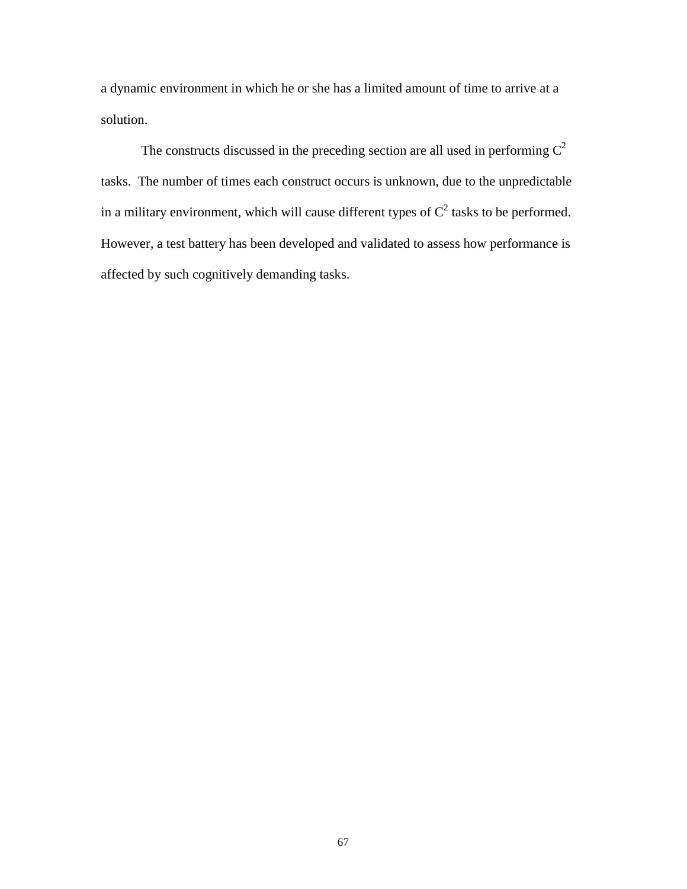a dynamic environment in which he or she has a limited amount of time to arrive at a solution.

The constructs discussed in the preceding section are all used in performing $C^2$ tasks. The number of times each construct occurs is unknown, due to the unpredictable in a military environment, which will cause different types of $C^2$ tasks to be performed. However, a test battery has been developed and validated to assess how performance is affected by such cognitively demanding tasks.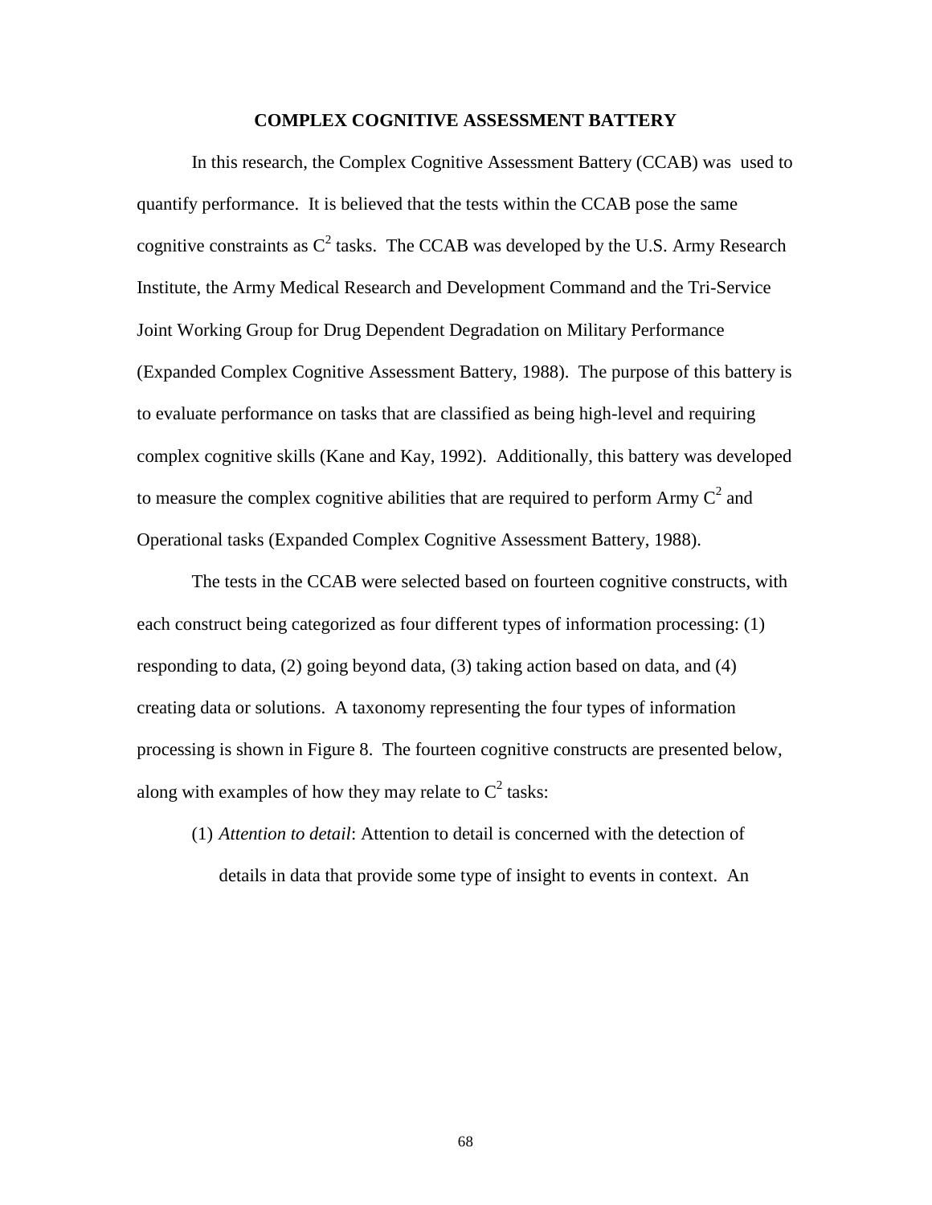## COMPLEX COGNITIVE ASSESSMENT BATTERY

In this research, the Complex Cognitive Assessment Battery (CCAB) was used to quantify performance. It is believed that the tests within the CCAB pose the same cognitive constraints as $C^2$ tasks. The CCAB was developed by the U.S. Army Research Institute, the Army Medical Research and Development Command and the Tri-Service Joint Working Group for Drug Dependent Degradation on Military Performance (Expanded Complex Cognitive Assessment Battery, 1988). The purpose of this battery is to evaluate performance on tasks that are classified as being high-level and requiring complex cognitive skills (Kane and Kay, 1992). Additionally, this battery was developed to measure the complex cognitive abilities that are required to perform Army $C^2$ and Operational tasks (Expanded Complex Cognitive Assessment Battery, 1988).

The tests in the CCAB were selected based on fourteen cognitive constructs, with each construct being categorized as four different types of information processing: (1) responding to data, (2) going beyond data, (3) taking action based on data, and (4) creating data or solutions. A taxonomy representing the four types of information processing is shown in Figure 8. The fourteen cognitive constructs are presented below, along with examples of how they may relate to $C^2$ tasks:

(1) *Attention to detail*: Attention to detail is concerned with the detection of details in data that provide some type of insight to events in context. An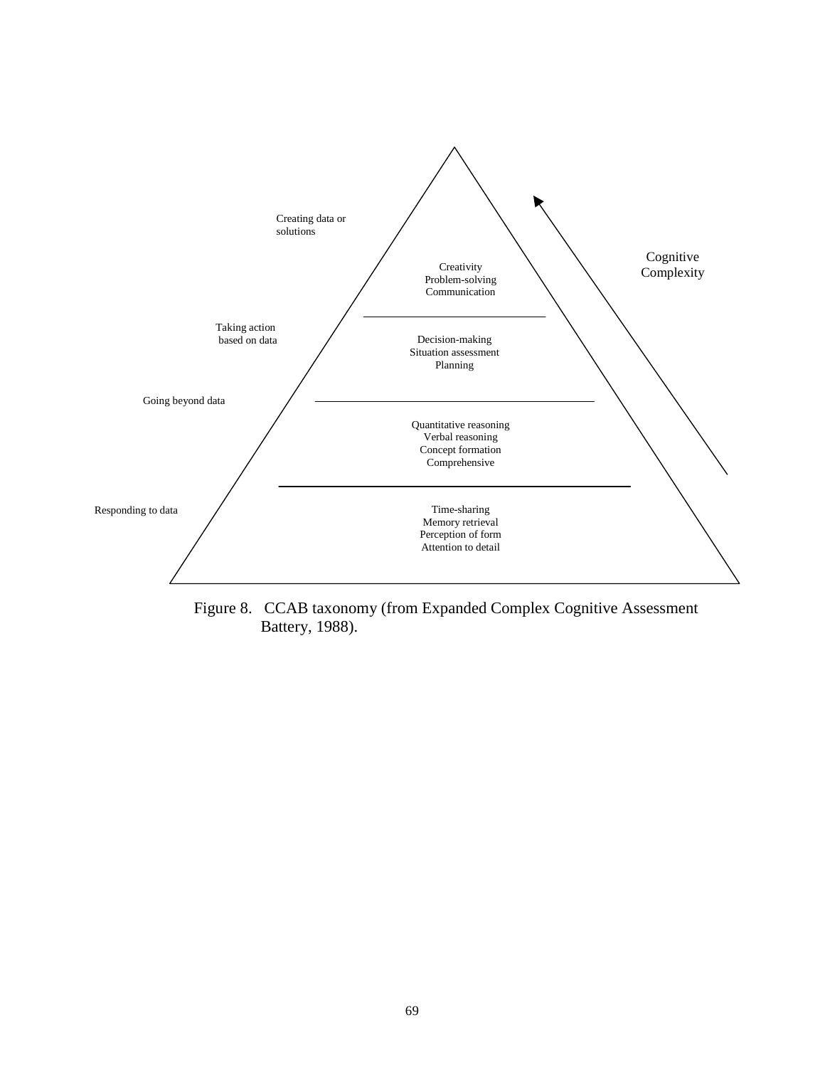Creating data or solutions

Creativity
Problem-solving
Communication

Cognitive Complexity

Taking action based on data

Decision-making
Situation assessment
Planning

Going beyond data

Quantitative reasoning
Verbal reasoning
Concept formation
Comprehensive

Responding to data

Time-sharing
Memory retrieval
Perception of form
Attention to detail

Figure 8. CCAB taxonomy (from Expanded Complex Cognitive Assessment Battery, 1988).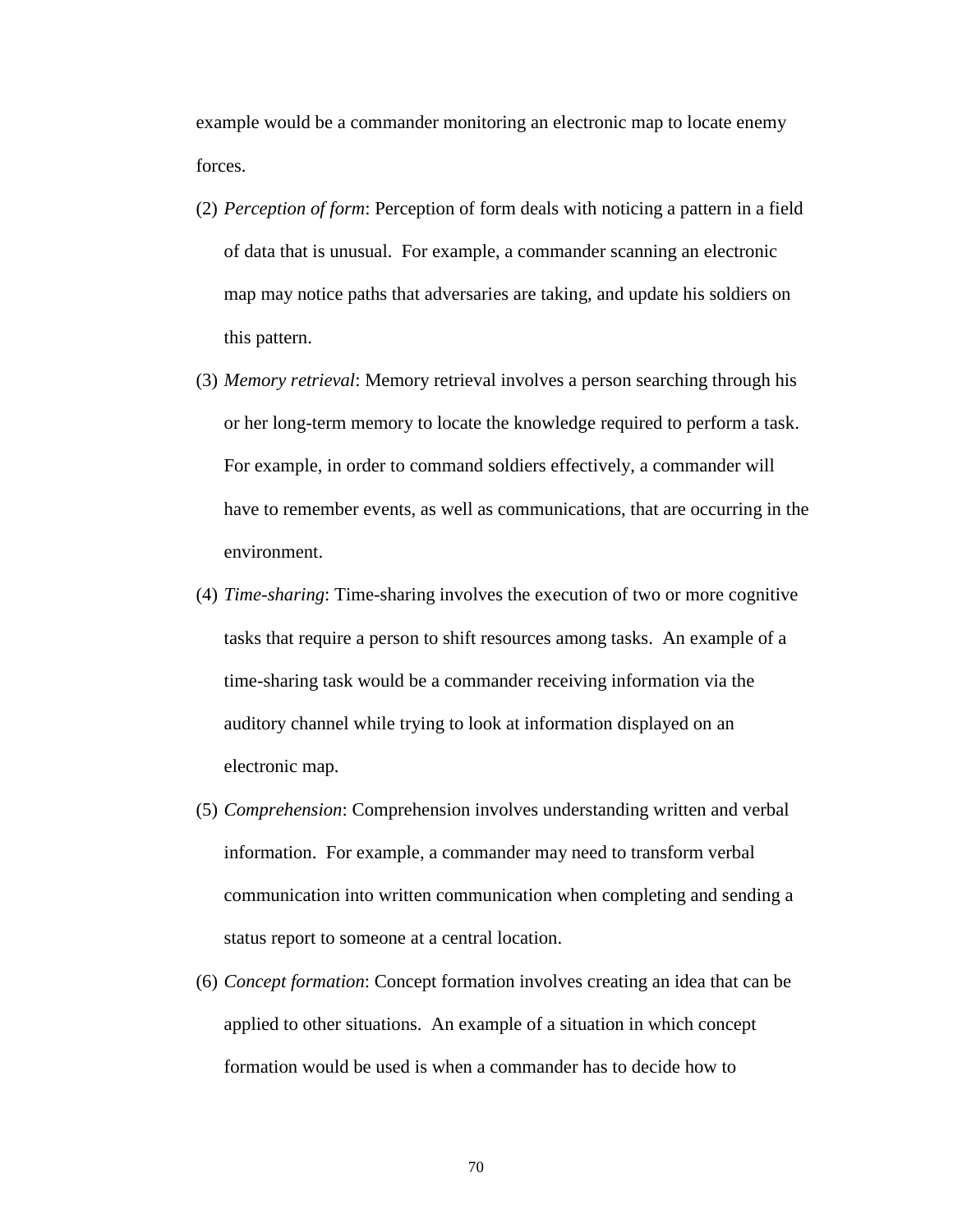example would be a commander monitoring an electronic map to locate enemy forces.

(2) *Perception of form*: Perception of form deals with noticing a pattern in a field of data that is unusual. For example, a commander scanning an electronic map may notice paths that adversaries are taking, and update his soldiers on this pattern.

(3) *Memory retrieval*: Memory retrieval involves a person searching through his or her long-term memory to locate the knowledge required to perform a task. For example, in order to command soldiers effectively, a commander will have to remember events, as well as communications, that are occurring in the environment.

(4) *Time-sharing*: Time-sharing involves the execution of two or more cognitive tasks that require a person to shift resources among tasks. An example of a time-sharing task would be a commander receiving information via the auditory channel while trying to look at information displayed on an electronic map.

(5) *Comprehension*: Comprehension involves understanding written and verbal information. For example, a commander may need to transform verbal communication into written communication when completing and sending a status report to someone at a central location.

(6) *Concept formation*: Concept formation involves creating an idea that can be applied to other situations. An example of a situation in which concept formation would be used is when a commander has to decide how to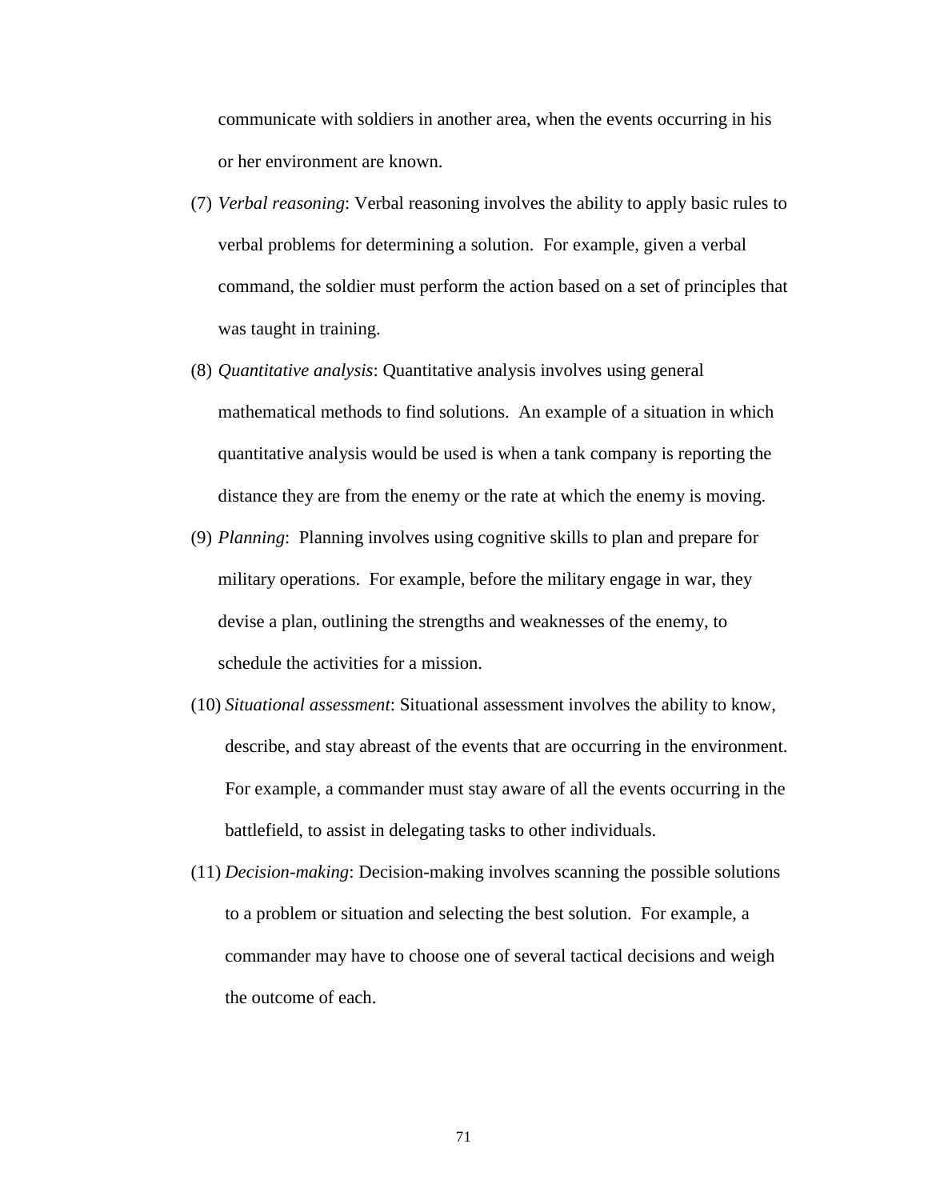communicate with soldiers in another area, when the events occurring in his or her environment are known.

(7) *Verbal reasoning*: Verbal reasoning involves the ability to apply basic rules to verbal problems for determining a solution. For example, given a verbal command, the soldier must perform the action based on a set of principles that was taught in training.

(8) *Quantitative analysis*: Quantitative analysis involves using general mathematical methods to find solutions. An example of a situation in which quantitative analysis would be used is when a tank company is reporting the distance they are from the enemy or the rate at which the enemy is moving.

(9) *Planning*: Planning involves using cognitive skills to plan and prepare for military operations. For example, before the military engage in war, they devise a plan, outlining the strengths and weaknesses of the enemy, to schedule the activities for a mission.

(10) *Situational assessment*: Situational assessment involves the ability to know, describe, and stay abreast of the events that are occurring in the environment. For example, a commander must stay aware of all the events occurring in the battlefield, to assist in delegating tasks to other individuals.

(11) *Decision-making*: Decision-making involves scanning the possible solutions to a problem or situation and selecting the best solution. For example, a commander may have to choose one of several tactical decisions and weigh the outcome of each.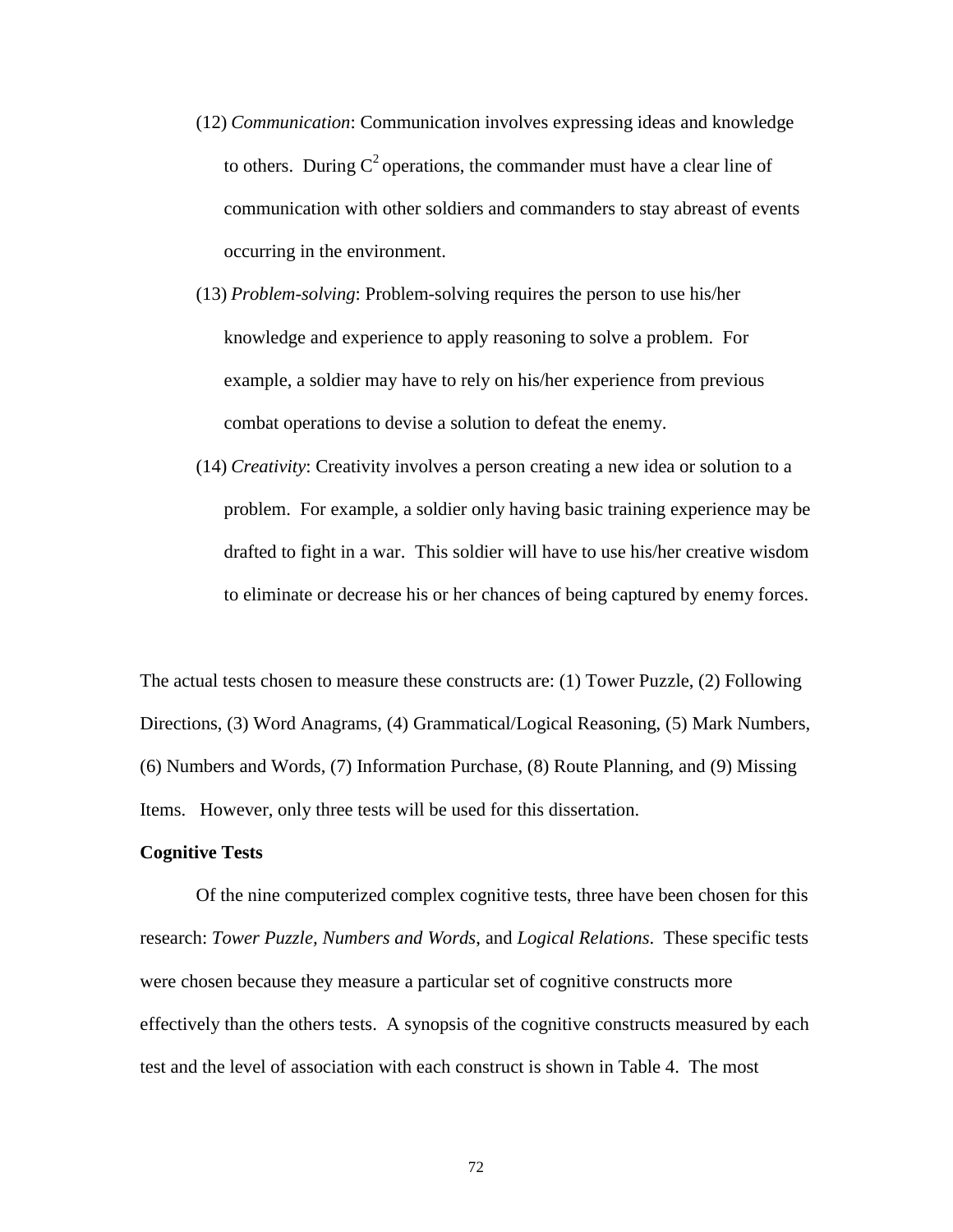(12) *Communication*: Communication involves expressing ideas and knowledge to others. During $C^2$ operations, the commander must have a clear line of communication with other soldiers and commanders to stay abreast of events occurring in the environment.

(13) *Problem-solving*: Problem-solving requires the person to use his/her knowledge and experience to apply reasoning to solve a problem. For example, a soldier may have to rely on his/her experience from previous combat operations to devise a solution to defeat the enemy.

(14) *Creativity*: Creativity involves a person creating a new idea or solution to a problem. For example, a soldier only having basic training experience may be drafted to fight in a war. This soldier will have to use his/her creative wisdom to eliminate or decrease his or her chances of being captured by enemy forces.

The actual tests chosen to measure these constructs are: (1) Tower Puzzle, (2) Following Directions, (3) Word Anagrams, (4) Grammatical/Logical Reasoning, (5) Mark Numbers, (6) Numbers and Words, (7) Information Purchase, (8) Route Planning, and (9) Missing Items. However, only three tests will be used for this dissertation.

**Cognitive Tests**

Of the nine computerized complex cognitive tests, three have been chosen for this research: *Tower Puzzle, Numbers and Words*, and *Logical Relations*. These specific tests were chosen because they measure a particular set of cognitive constructs more effectively than the others tests. A synopsis of the cognitive constructs measured by each test and the level of association with each construct is shown in Table 4. The most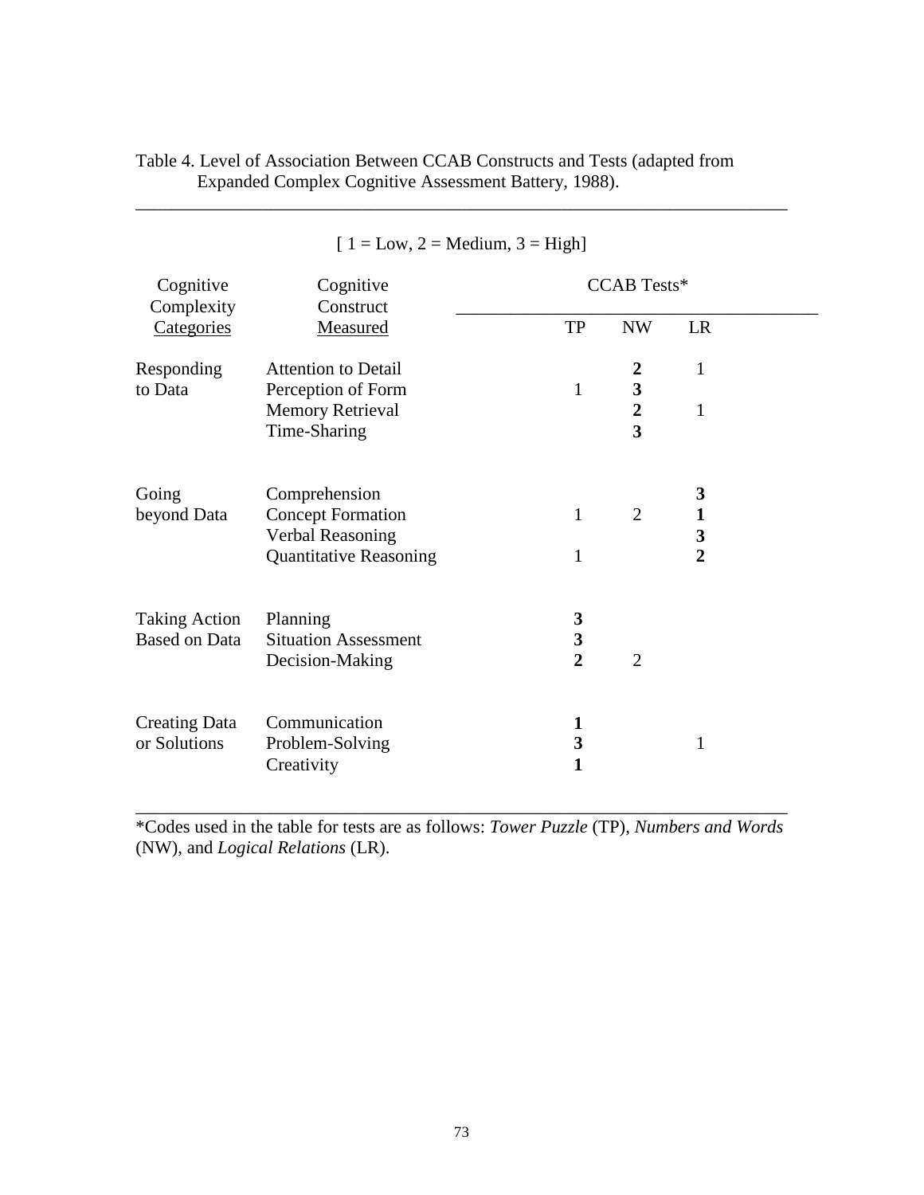Table 4. Level of Association Between CCAB Constructs and Tests (adapted from Expanded Complex Cognitive Assessment Battery, 1988).

[ 1 = Low, 2 = Medium, 3 = High]

| Cognitive Complexity Categories | Cognitive Construct Measured | CCAB Tests* | | |
|---|---|---|---|---|
| | | TP | NW | LR |
| Responding to Data | Attention to Detail | | **2** | 1 |
| | Perception of Form | 1 | **3** | |
| | Memory Retrieval | | **2** | 1 |
| | Time-Sharing | | **3** | |
| Going beyond Data | Comprehension | | | **3** |
| | Concept Formation | 1 | 2 | **1** |
| | Verbal Reasoning | | | **3** |
| | Quantitative Reasoning | 1 | | **2** |
| Taking Action Based on Data | Planning | **3** | | |
| | Situation Assessment | **3** | | |
| | Decision-Making | **2** | 2 | |
| Creating Data or Solutions | Communication | **1** | | |
| | Problem-Solving | **3** | | 1 |
| | Creativity | **1** | | |

*Codes used in the table for tests are as follows: *Tower Puzzle* (TP), *Numbers and Words* (NW), and *Logical Relations* (LR).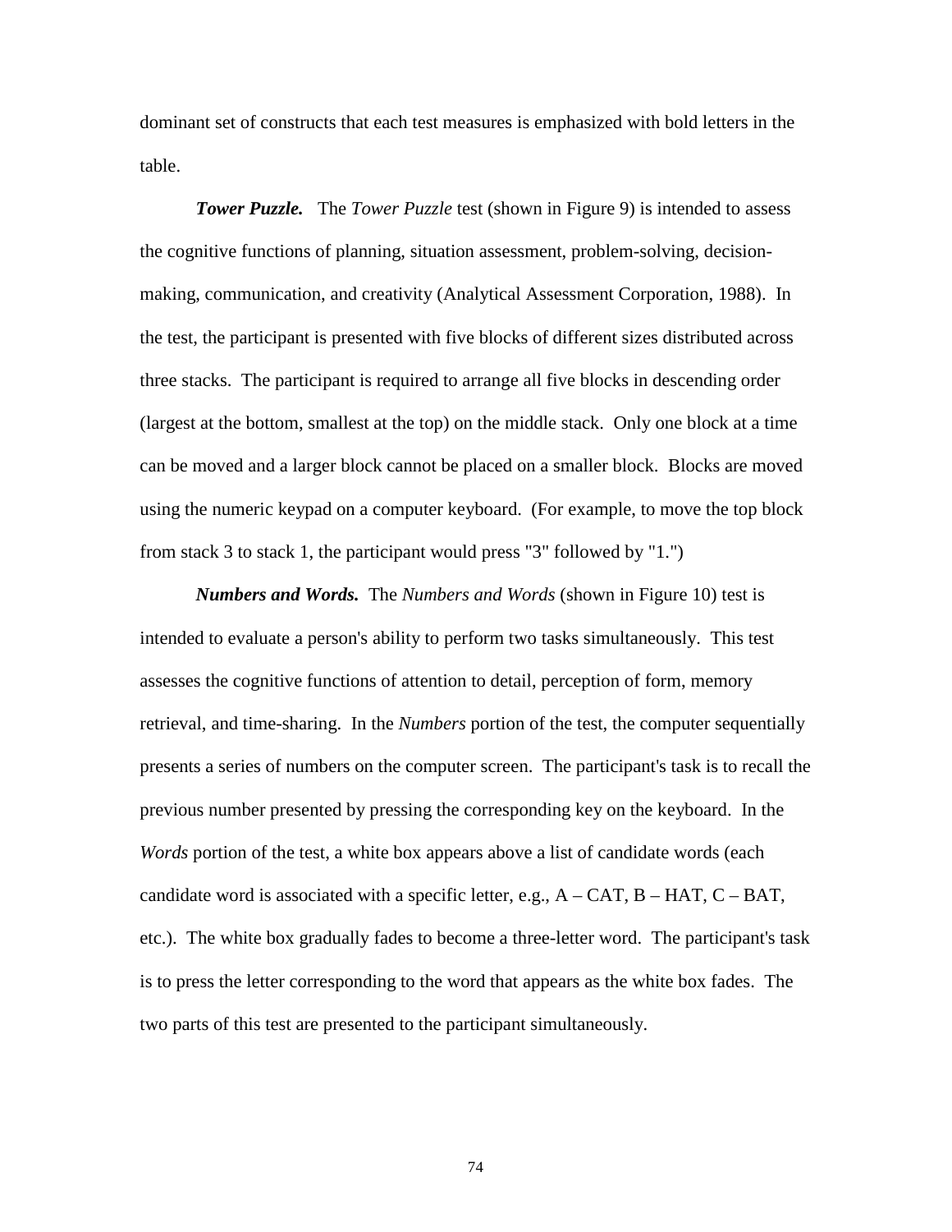dominant set of constructs that each test measures is emphasized with bold letters in the table.

***Tower Puzzle.*** The *Tower Puzzle* test (shown in Figure 9) is intended to assess the cognitive functions of planning, situation assessment, problem-solving, decision-making, communication, and creativity (Analytical Assessment Corporation, 1988). In the test, the participant is presented with five blocks of different sizes distributed across three stacks. The participant is required to arrange all five blocks in descending order (largest at the bottom, smallest at the top) on the middle stack. Only one block at a time can be moved and a larger block cannot be placed on a smaller block. Blocks are moved using the numeric keypad on a computer keyboard. (For example, to move the top block from stack 3 to stack 1, the participant would press "3" followed by "1.")

***Numbers and Words.*** The *Numbers and Words* (shown in Figure 10) test is intended to evaluate a person's ability to perform two tasks simultaneously. This test assesses the cognitive functions of attention to detail, perception of form, memory retrieval, and time-sharing. In the *Numbers* portion of the test, the computer sequentially presents a series of numbers on the computer screen. The participant's task is to recall the previous number presented by pressing the corresponding key on the keyboard. In the *Words* portion of the test, a white box appears above a list of candidate words (each candidate word is associated with a specific letter, e.g., A – CAT, B – HAT, C – BAT, etc.). The white box gradually fades to become a three-letter word. The participant's task is to press the letter corresponding to the word that appears as the white box fades. The two parts of this test are presented to the participant simultaneously.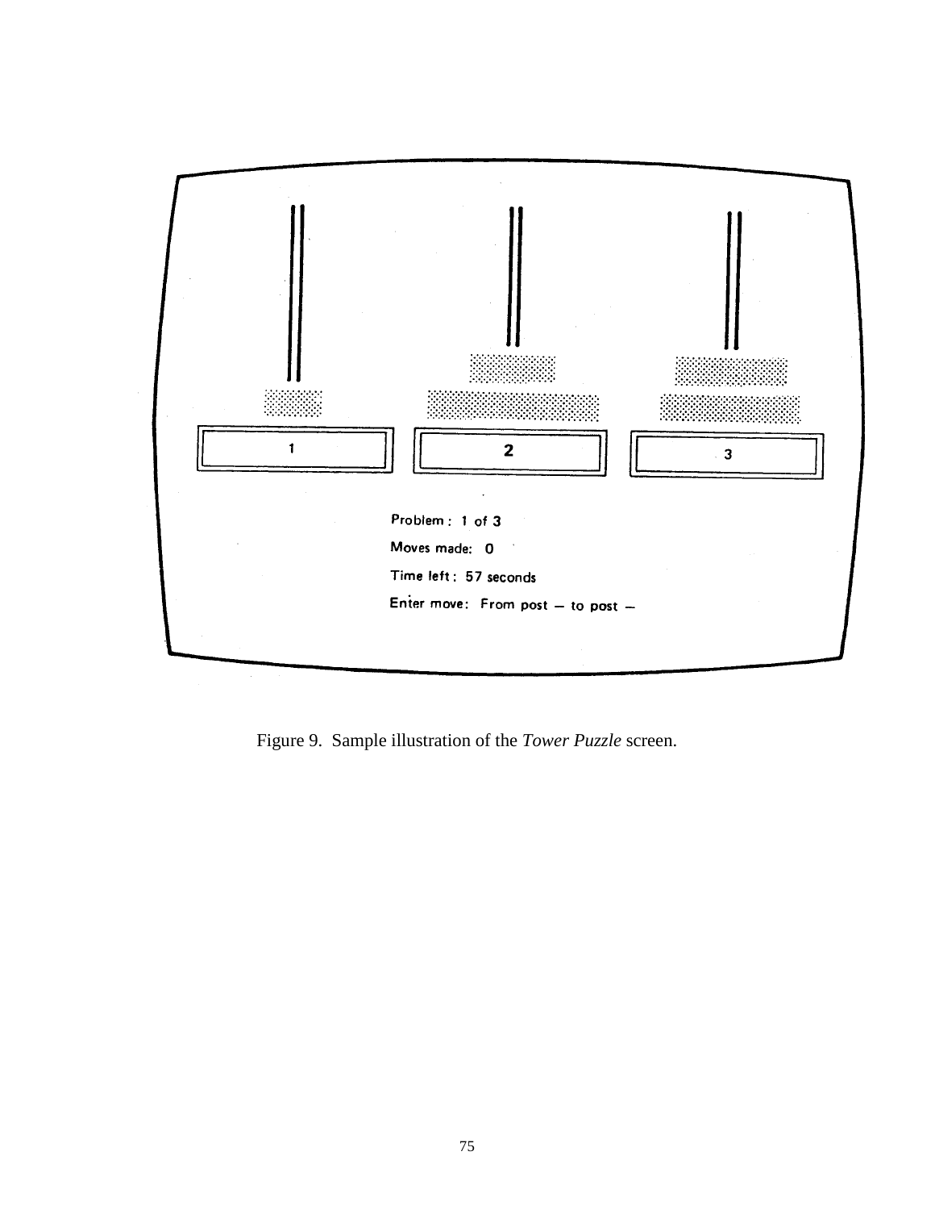1

2

3

Problem: 1 of 3

Moves made: 0

Time left: 57 seconds

Enter move: From post — to post —

Figure 9. Sample illustration of the *Tower Puzzle* screen.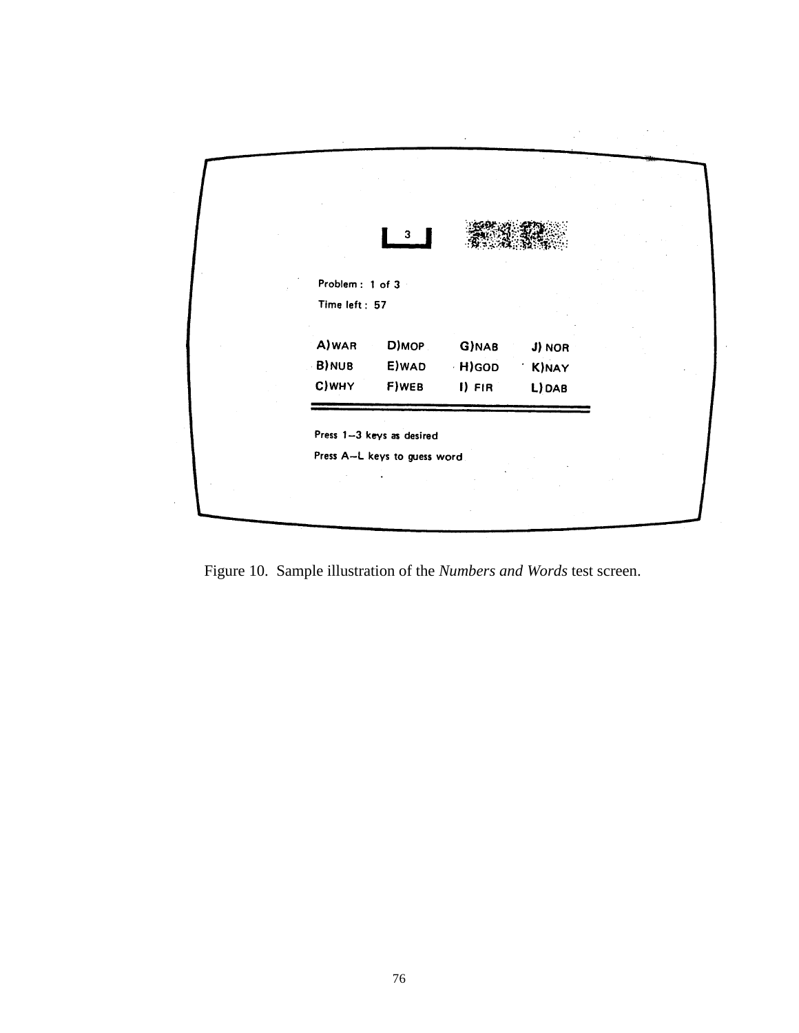3

Problem : 1 of 3

Time left : 57

| | | | |
|---|---|---|---|
| A) WAR | D) MOP | G) NAB | J) NOR |
| B) NUB | E) WAD | H) GOD | K) NAY |
| C) WHY | F) WEB | I) FIR | L) DAB |

Press 1–3 keys as desired

Press A–L keys to guess word

Figure 10. Sample illustration of the *Numbers and Words* test screen.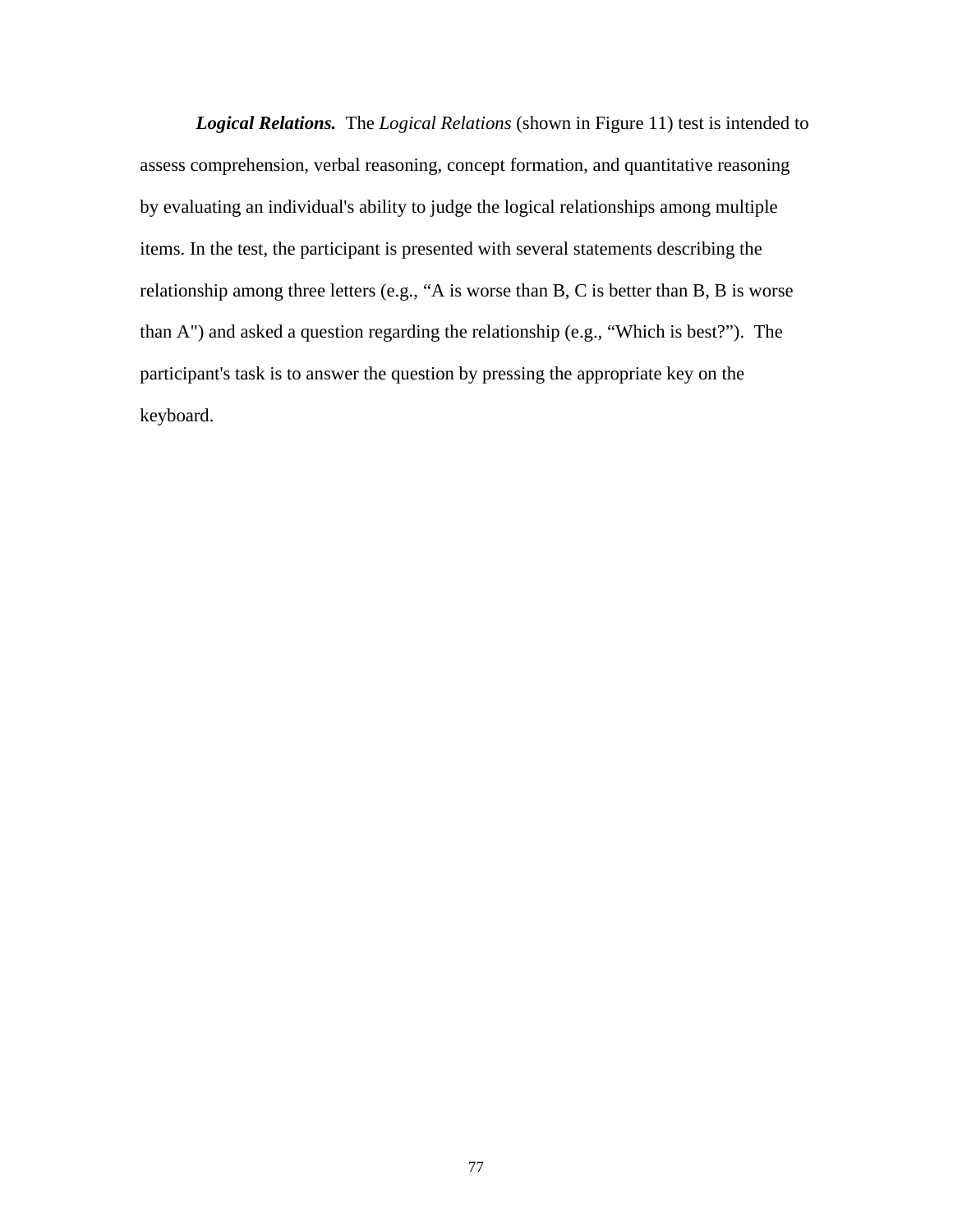***Logical Relations.*** The *Logical Relations* (shown in Figure 11) test is intended to assess comprehension, verbal reasoning, concept formation, and quantitative reasoning by evaluating an individual's ability to judge the logical relationships among multiple items. In the test, the participant is presented with several statements describing the relationship among three letters (e.g., "A is worse than B, C is better than B, B is worse than A") and asked a question regarding the relationship (e.g., "Which is best?"). The participant's task is to answer the question by pressing the appropriate key on the keyboard.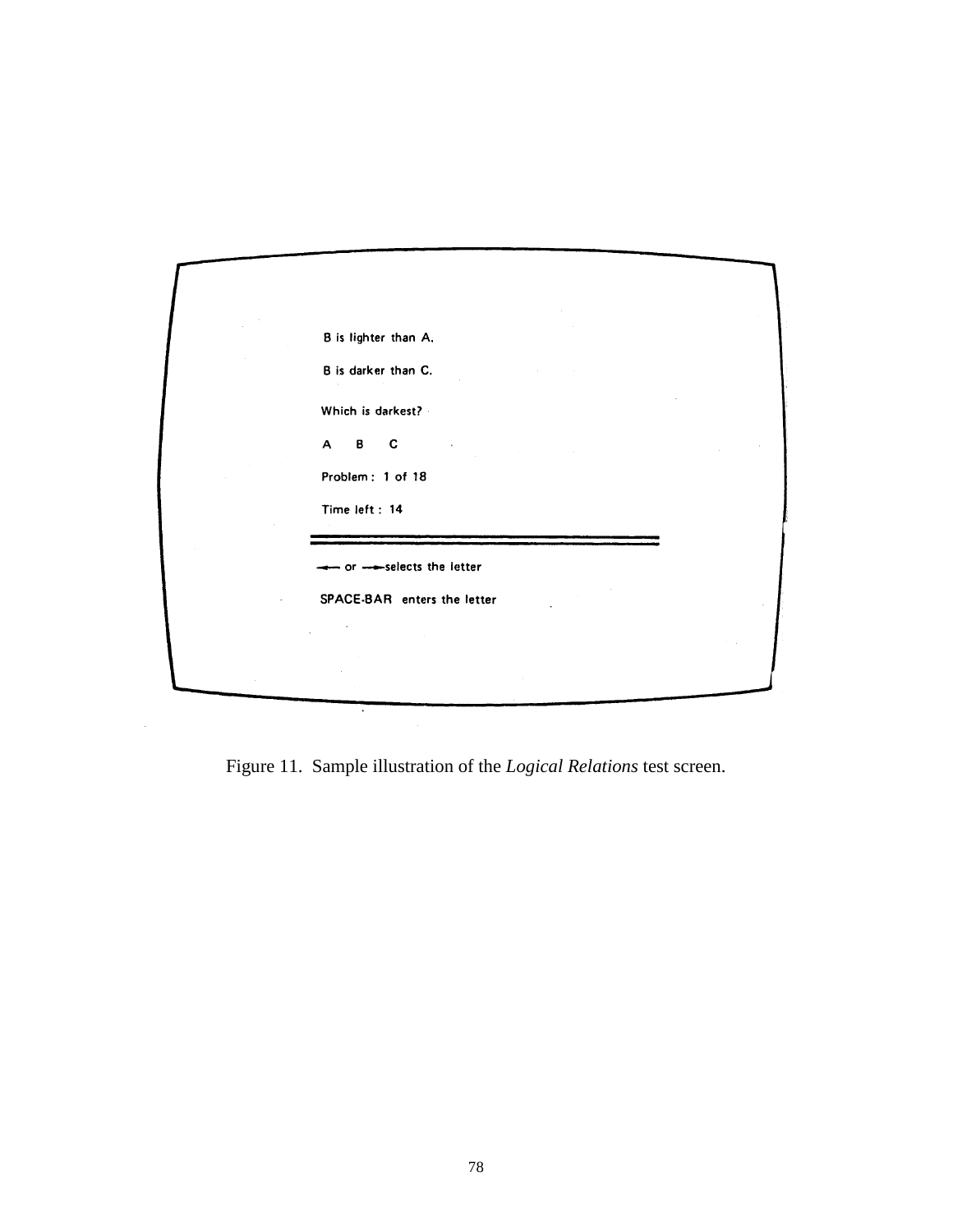B is lighter than A.

B is darker than C.

Which is darkest?

A B C

Problem : 1 of 18

Time left : 14

← or → selects the letter

SPACE-BAR enters the letter

Figure 11. Sample illustration of the *Logical Relations* test screen.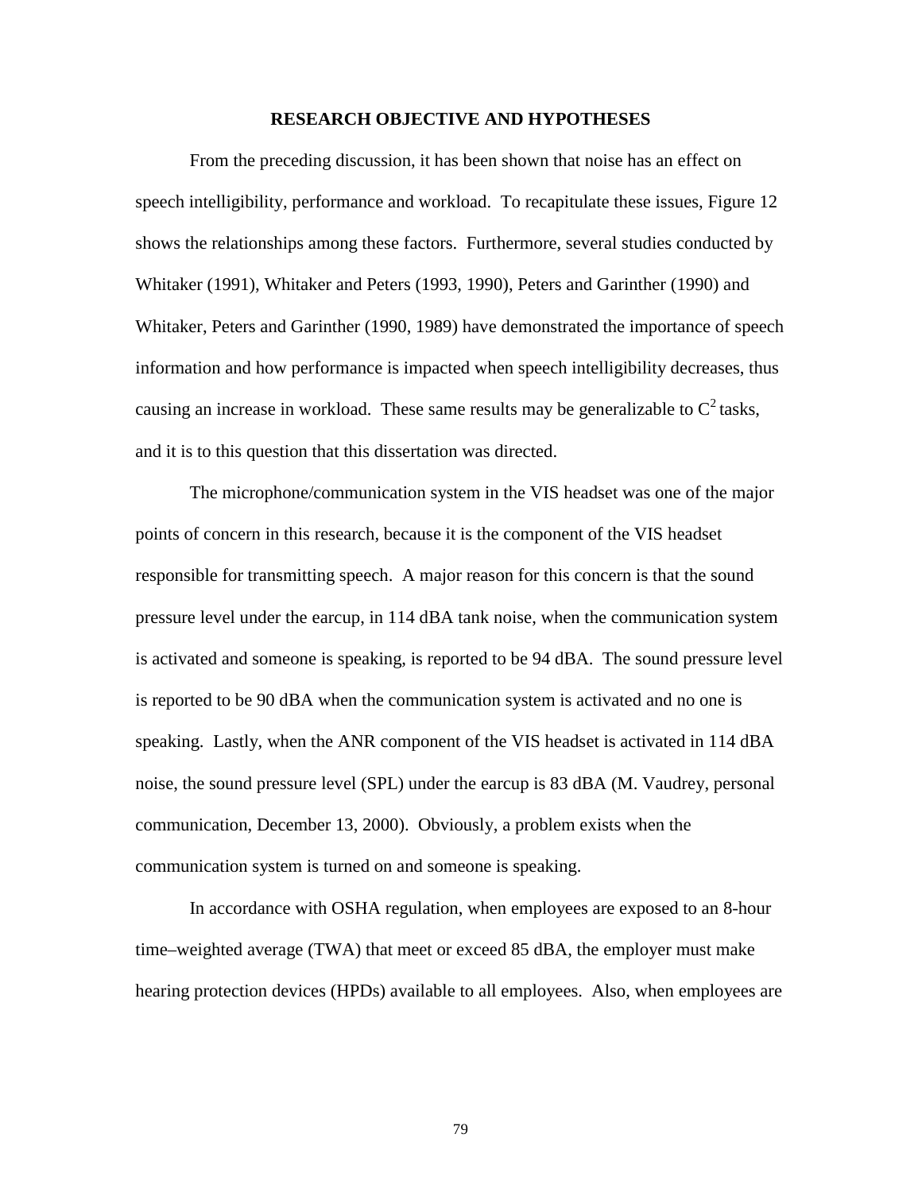## RESEARCH OBJECTIVE AND HYPOTHESES

From the preceding discussion, it has been shown that noise has an effect on speech intelligibility, performance and workload. To recapitulate these issues, Figure 12 shows the relationships among these factors. Furthermore, several studies conducted by Whitaker (1991), Whitaker and Peters (1993, 1990), Peters and Garinther (1990) and Whitaker, Peters and Garinther (1990, 1989) have demonstrated the importance of speech information and how performance is impacted when speech intelligibility decreases, thus causing an increase in workload. These same results may be generalizable to $C^2$ tasks, and it is to this question that this dissertation was directed.

The microphone/communication system in the VIS headset was one of the major points of concern in this research, because it is the component of the VIS headset responsible for transmitting speech. A major reason for this concern is that the sound pressure level under the earcup, in 114 dBA tank noise, when the communication system is activated and someone is speaking, is reported to be 94 dBA. The sound pressure level is reported to be 90 dBA when the communication system is activated and no one is speaking. Lastly, when the ANR component of the VIS headset is activated in 114 dBA noise, the sound pressure level (SPL) under the earcup is 83 dBA (M. Vaudrey, personal communication, December 13, 2000). Obviously, a problem exists when the communication system is turned on and someone is speaking.

In accordance with OSHA regulation, when employees are exposed to an 8-hour time–weighted average (TWA) that meet or exceed 85 dBA, the employer must make hearing protection devices (HPDs) available to all employees. Also, when employees are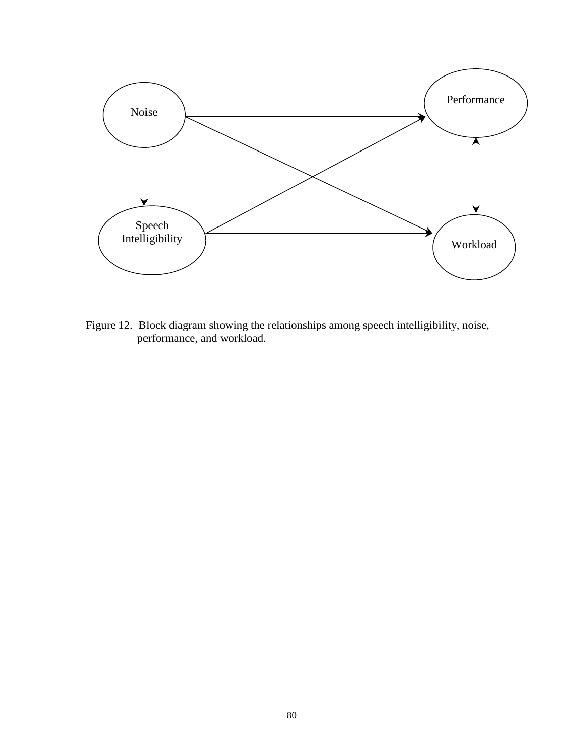Figure 12. Block diagram showing the relationships among speech intelligibility, noise, performance, and workload.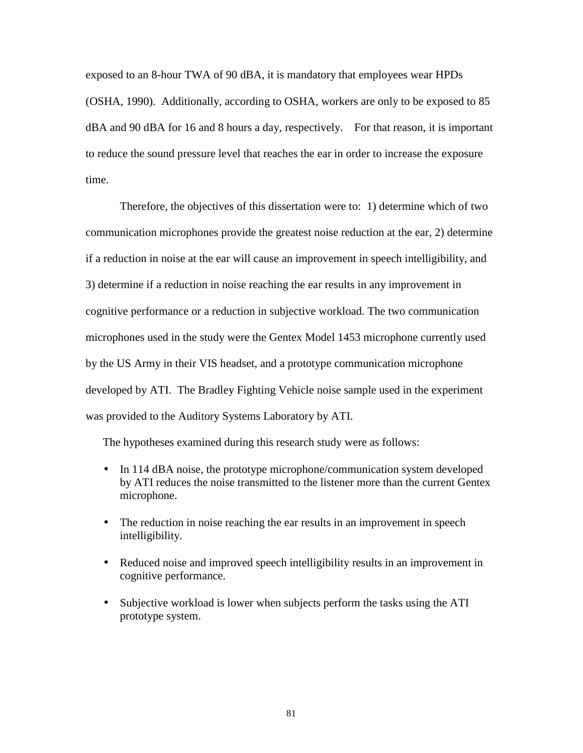exposed to an 8-hour TWA of 90 dBA, it is mandatory that employees wear HPDs (OSHA, 1990). Additionally, according to OSHA, workers are only to be exposed to 85 dBA and 90 dBA for 16 and 8 hours a day, respectively. For that reason, it is important to reduce the sound pressure level that reaches the ear in order to increase the exposure time.

Therefore, the objectives of this dissertation were to: 1) determine which of two communication microphones provide the greatest noise reduction at the ear, 2) determine if a reduction in noise at the ear will cause an improvement in speech intelligibility, and 3) determine if a reduction in noise reaching the ear results in any improvement in cognitive performance or a reduction in subjective workload. The two communication microphones used in the study were the Gentex Model 1453 microphone currently used by the US Army in their VIS headset, and a prototype communication microphone developed by ATI. The Bradley Fighting Vehicle noise sample used in the experiment was provided to the Auditory Systems Laboratory by ATI.

The hypotheses examined during this research study were as follows:

- In 114 dBA noise, the prototype microphone/communication system developed by ATI reduces the noise transmitted to the listener more than the current Gentex microphone.
- The reduction in noise reaching the ear results in an improvement in speech intelligibility.
- Reduced noise and improved speech intelligibility results in an improvement in cognitive performance.
- Subjective workload is lower when subjects perform the tasks using the ATI prototype system.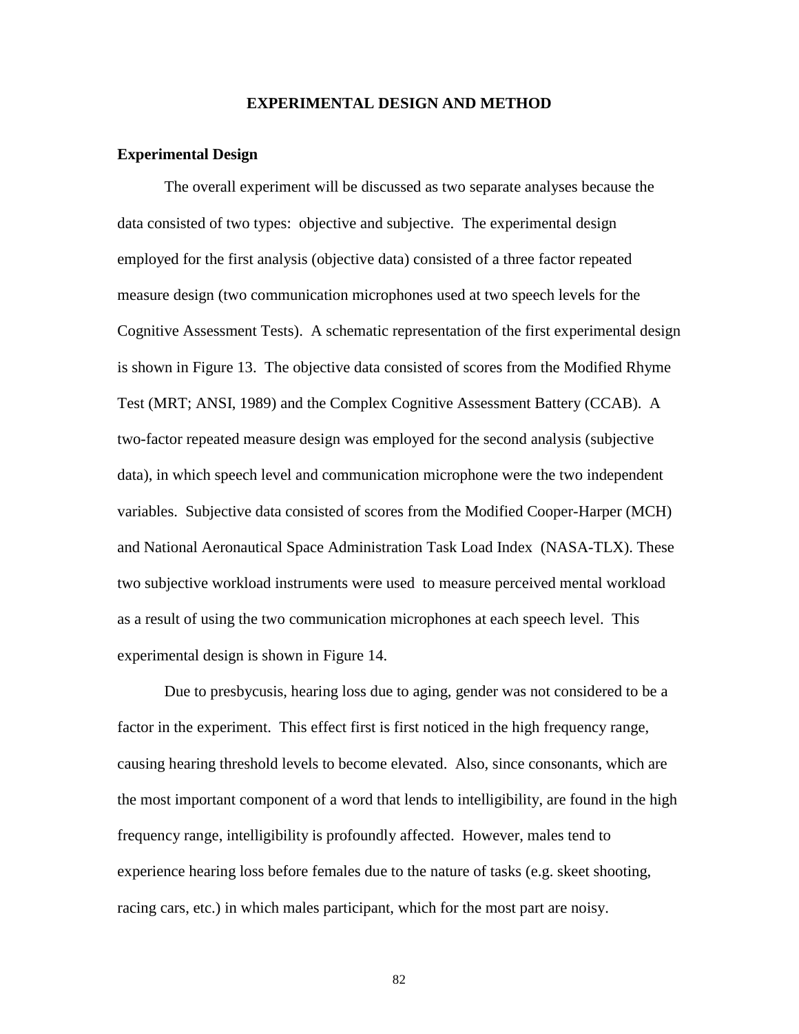# EXPERIMENTAL DESIGN AND METHOD

## Experimental Design

The overall experiment will be discussed as two separate analyses because the data consisted of two types: objective and subjective. The experimental design employed for the first analysis (objective data) consisted of a three factor repeated measure design (two communication microphones used at two speech levels for the Cognitive Assessment Tests). A schematic representation of the first experimental design is shown in Figure 13. The objective data consisted of scores from the Modified Rhyme Test (MRT; ANSI, 1989) and the Complex Cognitive Assessment Battery (CCAB). A two-factor repeated measure design was employed for the second analysis (subjective data), in which speech level and communication microphone were the two independent variables. Subjective data consisted of scores from the Modified Cooper-Harper (MCH) and National Aeronautical Space Administration Task Load Index (NASA-TLX). These two subjective workload instruments were used to measure perceived mental workload as a result of using the two communication microphones at each speech level. This experimental design is shown in Figure 14.

Due to presbycusis, hearing loss due to aging, gender was not considered to be a factor in the experiment. This effect first is first noticed in the high frequency range, causing hearing threshold levels to become elevated. Also, since consonants, which are the most important component of a word that lends to intelligibility, are found in the high frequency range, intelligibility is profoundly affected. However, males tend to experience hearing loss before females due to the nature of tasks (e.g. skeet shooting, racing cars, etc.) in which males participant, which for the most part are noisy.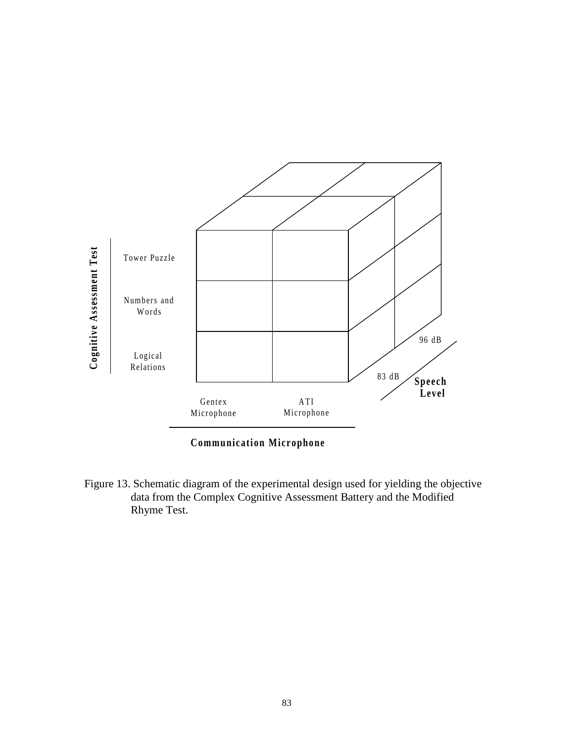Cognitive Assessment Test

Tower Puzzle

Numbers and Words

Logical Relations

Gentex Microphone

ATI Microphone

Communication Microphone

83 dB

96 dB

Speech Level

Figure 13. Schematic diagram of the experimental design used for yielding the objective data from the Complex Cognitive Assessment Battery and the Modified Rhyme Test.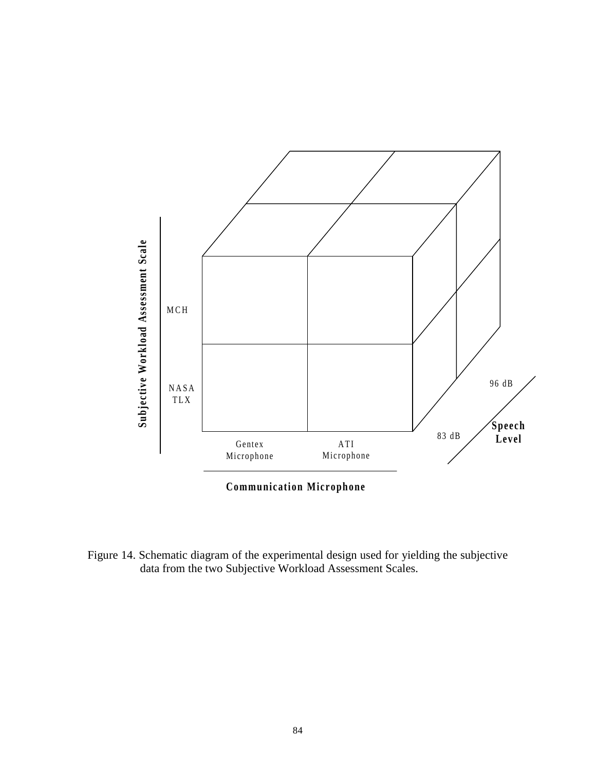Subjective Workload Assessment Scale

MCH

NASA TLX

Gentex Microphone

ATI Microphone

Communication Microphone

83 dB

96 dB

Speech Level

Figure 14. Schematic diagram of the experimental design used for yielding the subjective data from the two Subjective Workload Assessment Scales.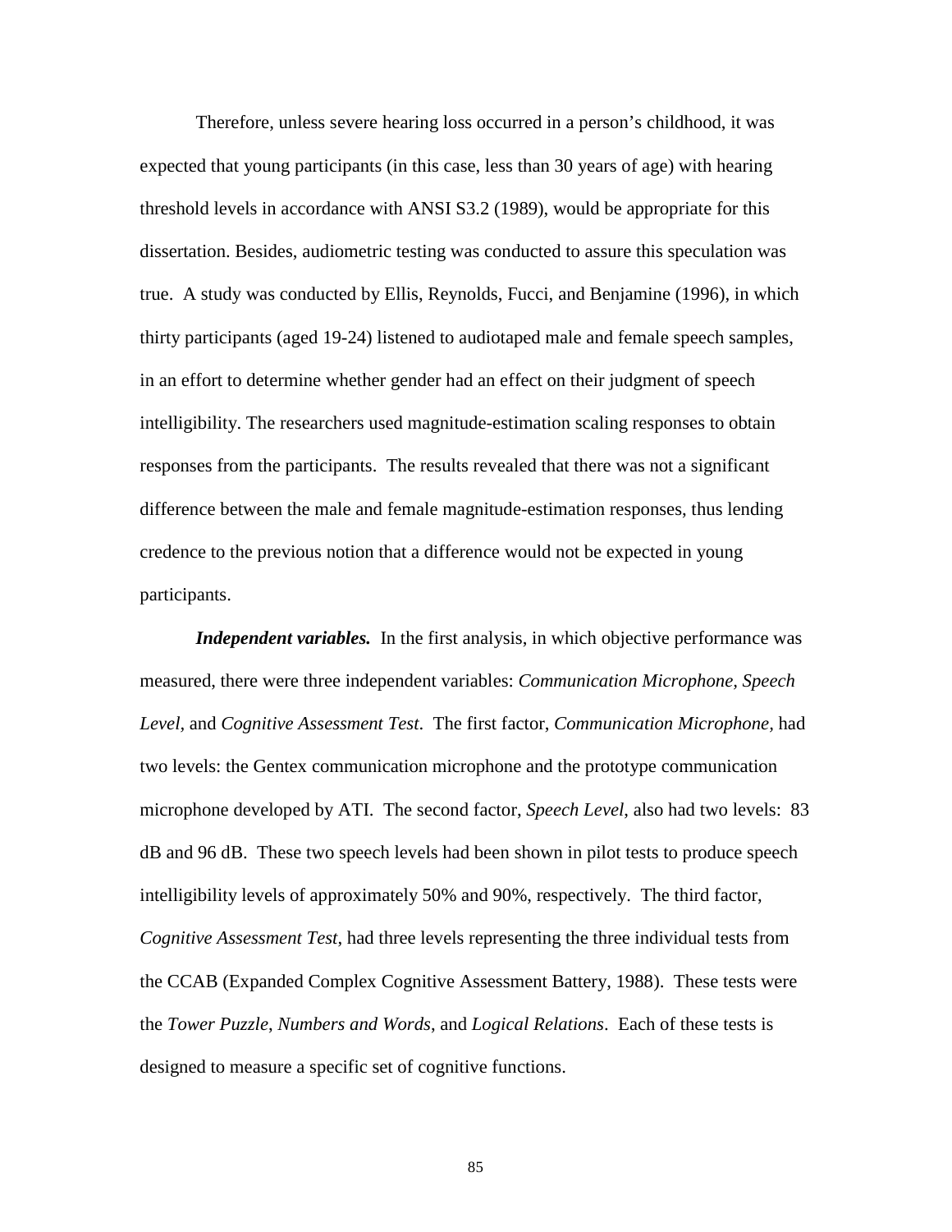Therefore, unless severe hearing loss occurred in a person's childhood, it was expected that young participants (in this case, less than 30 years of age) with hearing threshold levels in accordance with ANSI S3.2 (1989), would be appropriate for this dissertation. Besides, audiometric testing was conducted to assure this speculation was true. A study was conducted by Ellis, Reynolds, Fucci, and Benjamine (1996), in which thirty participants (aged 19-24) listened to audiotaped male and female speech samples, in an effort to determine whether gender had an effect on their judgment of speech intelligibility. The researchers used magnitude-estimation scaling responses to obtain responses from the participants. The results revealed that there was not a significant difference between the male and female magnitude-estimation responses, thus lending credence to the previous notion that a difference would not be expected in young participants.

***Independent variables.*** In the first analysis, in which objective performance was measured, there were three independent variables: *Communication Microphone, Speech Level,* and *Cognitive Assessment Test*. The first factor, *Communication Microphone,* had two levels: the Gentex communication microphone and the prototype communication microphone developed by ATI. The second factor, *Speech Level*, also had two levels: 83 dB and 96 dB. These two speech levels had been shown in pilot tests to produce speech intelligibility levels of approximately 50% and 90%, respectively. The third factor, *Cognitive Assessment Test*, had three levels representing the three individual tests from the CCAB (Expanded Complex Cognitive Assessment Battery, 1988). These tests were the *Tower Puzzle*, *Numbers and Words*, and *Logical Relations*. Each of these tests is designed to measure a specific set of cognitive functions.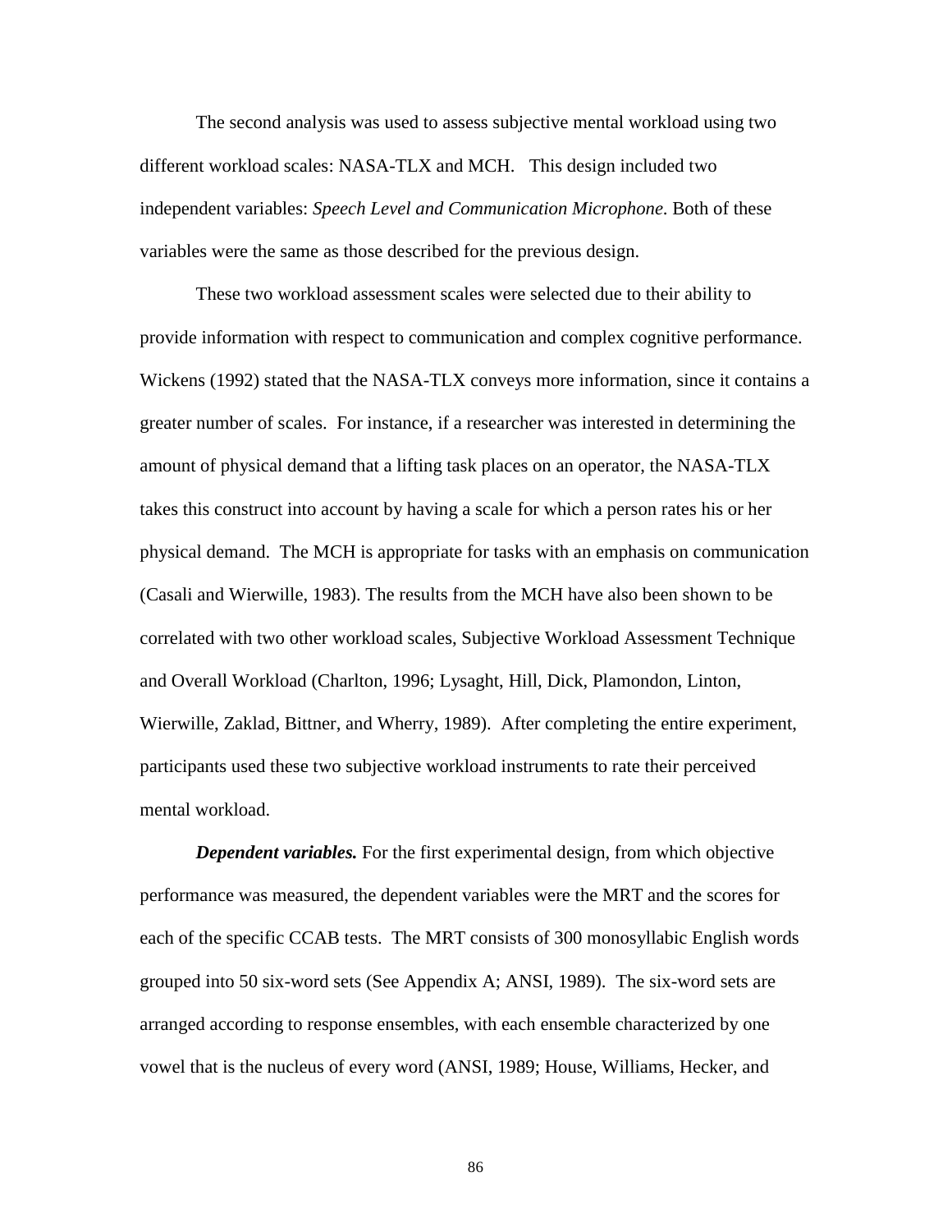The second analysis was used to assess subjective mental workload using two different workload scales: NASA-TLX and MCH. This design included two independent variables: *Speech Level and Communication Microphone*. Both of these variables were the same as those described for the previous design.

These two workload assessment scales were selected due to their ability to provide information with respect to communication and complex cognitive performance. Wickens (1992) stated that the NASA-TLX conveys more information, since it contains a greater number of scales. For instance, if a researcher was interested in determining the amount of physical demand that a lifting task places on an operator, the NASA-TLX takes this construct into account by having a scale for which a person rates his or her physical demand. The MCH is appropriate for tasks with an emphasis on communication (Casali and Wierwille, 1983). The results from the MCH have also been shown to be correlated with two other workload scales, Subjective Workload Assessment Technique and Overall Workload (Charlton, 1996; Lysaght, Hill, Dick, Plamondon, Linton, Wierwille, Zaklad, Bittner, and Wherry, 1989). After completing the entire experiment, participants used these two subjective workload instruments to rate their perceived mental workload.

***Dependent variables.*** For the first experimental design, from which objective performance was measured, the dependent variables were the MRT and the scores for each of the specific CCAB tests. The MRT consists of 300 monosyllabic English words grouped into 50 six-word sets (See Appendix A; ANSI, 1989). The six-word sets are arranged according to response ensembles, with each ensemble characterized by one vowel that is the nucleus of every word (ANSI, 1989; House, Williams, Hecker, and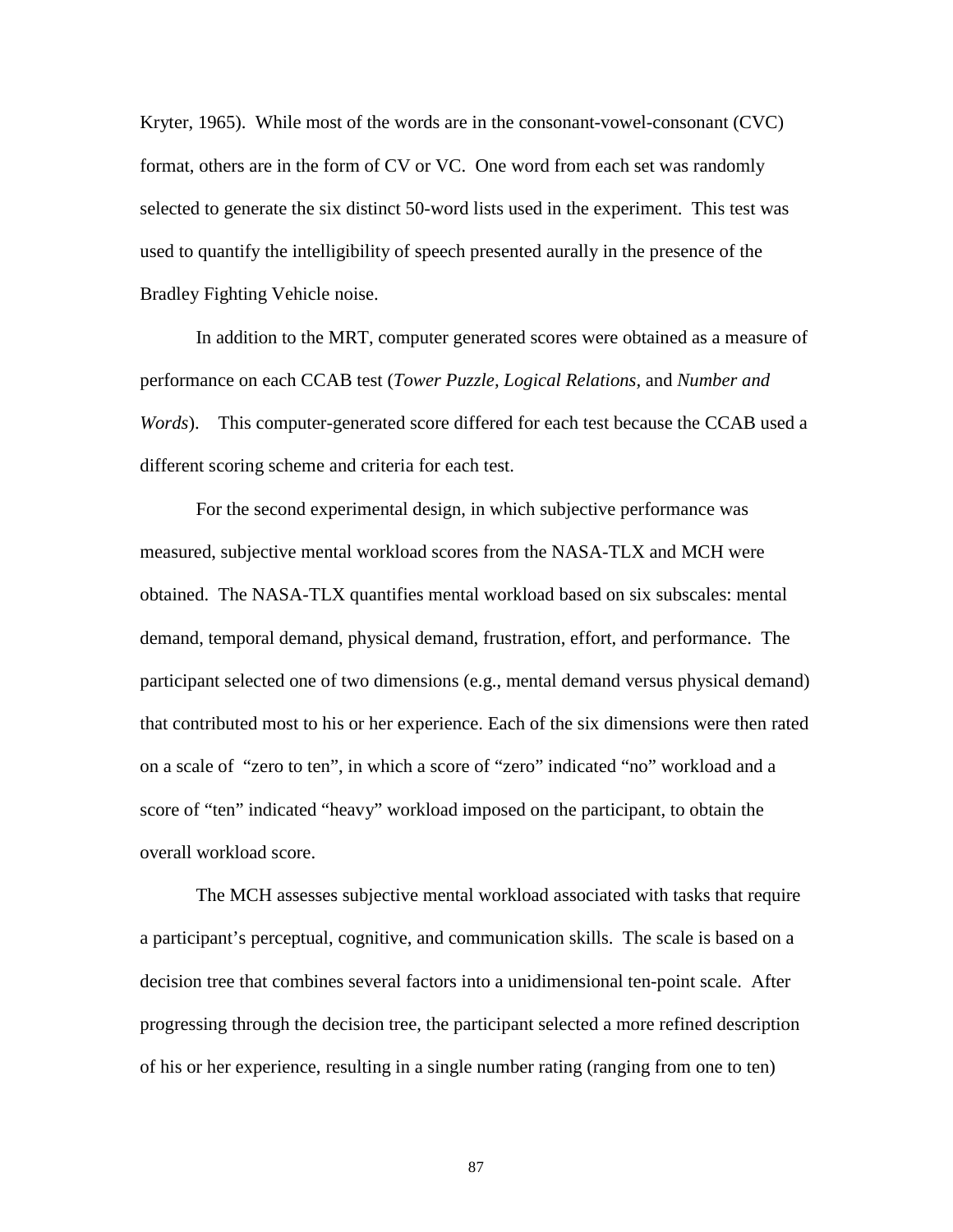Kryter, 1965). While most of the words are in the consonant-vowel-consonant (CVC) format, others are in the form of CV or VC. One word from each set was randomly selected to generate the six distinct 50-word lists used in the experiment. This test was used to quantify the intelligibility of speech presented aurally in the presence of the Bradley Fighting Vehicle noise.

In addition to the MRT, computer generated scores were obtained as a measure of performance on each CCAB test (*Tower Puzzle*, *Logical Relations*, and *Number and Words*). This computer-generated score differed for each test because the CCAB used a different scoring scheme and criteria for each test.

For the second experimental design, in which subjective performance was measured, subjective mental workload scores from the NASA-TLX and MCH were obtained. The NASA-TLX quantifies mental workload based on six subscales: mental demand, temporal demand, physical demand, frustration, effort, and performance. The participant selected one of two dimensions (e.g., mental demand versus physical demand) that contributed most to his or her experience. Each of the six dimensions were then rated on a scale of "zero to ten", in which a score of "zero" indicated "no" workload and a score of "ten" indicated "heavy" workload imposed on the participant, to obtain the overall workload score.

The MCH assesses subjective mental workload associated with tasks that require a participant's perceptual, cognitive, and communication skills. The scale is based on a decision tree that combines several factors into a unidimensional ten-point scale. After progressing through the decision tree, the participant selected a more refined description of his or her experience, resulting in a single number rating (ranging from one to ten)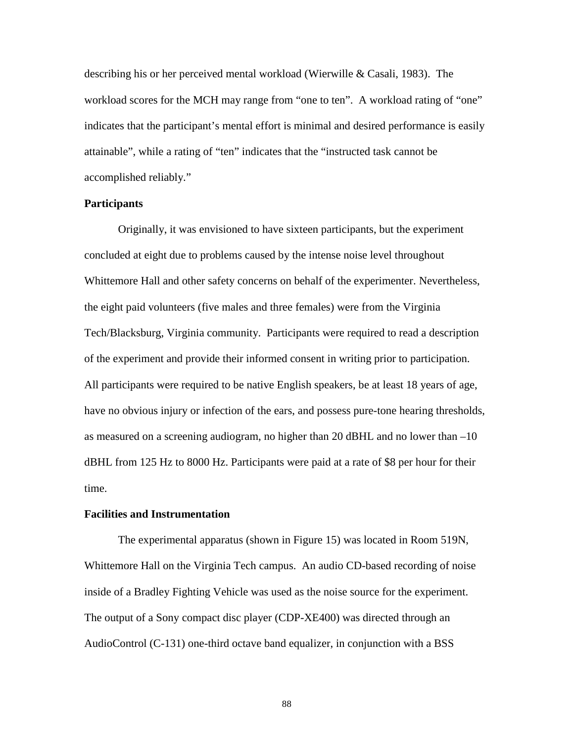describing his or her perceived mental workload (Wierwille & Casali, 1983). The workload scores for the MCH may range from "one to ten". A workload rating of "one" indicates that the participant's mental effort is minimal and desired performance is easily attainable", while a rating of "ten" indicates that the "instructed task cannot be accomplished reliably."

### Participants

Originally, it was envisioned to have sixteen participants, but the experiment concluded at eight due to problems caused by the intense noise level throughout Whittemore Hall and other safety concerns on behalf of the experimenter. Nevertheless, the eight paid volunteers (five males and three females) were from the Virginia Tech/Blacksburg, Virginia community. Participants were required to read a description of the experiment and provide their informed consent in writing prior to participation. All participants were required to be native English speakers, be at least 18 years of age, have no obvious injury or infection of the ears, and possess pure-tone hearing thresholds, as measured on a screening audiogram, no higher than 20 dBHL and no lower than –10 dBHL from 125 Hz to 8000 Hz. Participants were paid at a rate of $8 per hour for their time.

### Facilities and Instrumentation

The experimental apparatus (shown in Figure 15) was located in Room 519N, Whittemore Hall on the Virginia Tech campus. An audio CD-based recording of noise inside of a Bradley Fighting Vehicle was used as the noise source for the experiment. The output of a Sony compact disc player (CDP-XE400) was directed through an AudioControl (C-131) one-third octave band equalizer, in conjunction with a BSS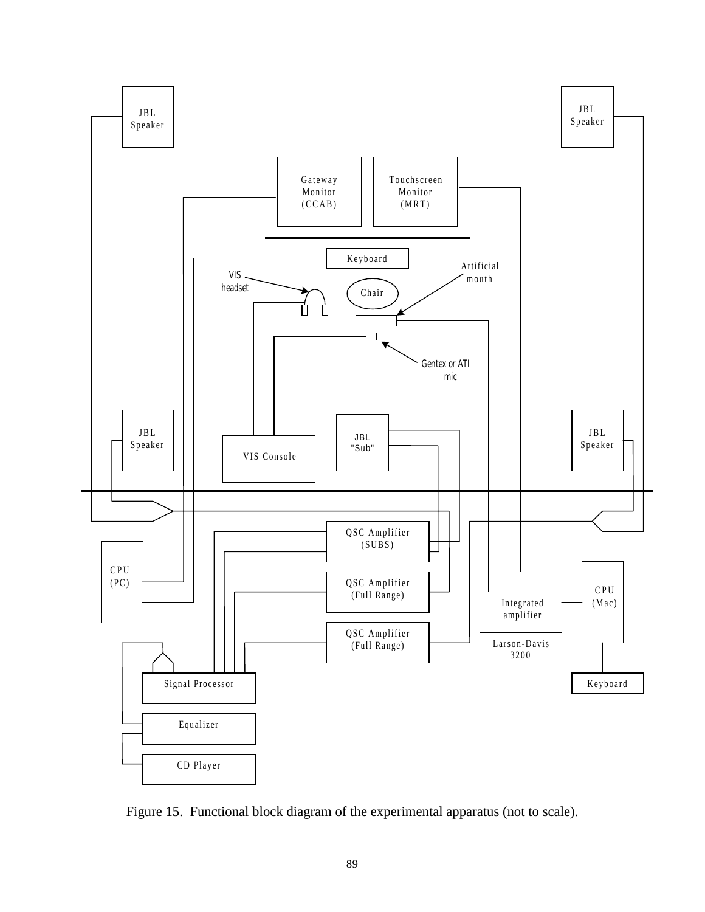Figure 15. Functional block diagram of the experimental apparatus (not to scale).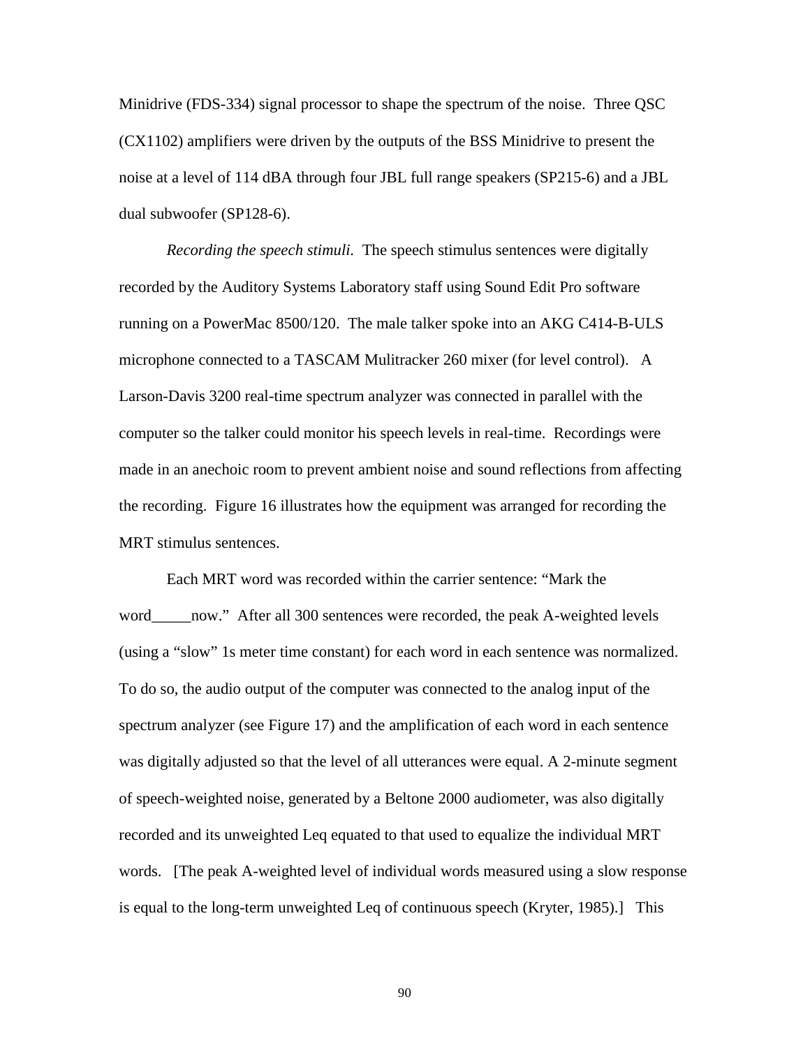Minidrive (FDS-334) signal processor to shape the spectrum of the noise. Three QSC (CX1102) amplifiers were driven by the outputs of the BSS Minidrive to present the noise at a level of 114 dBA through four JBL full range speakers (SP215-6) and a JBL dual subwoofer (SP128-6).

*Recording the speech stimuli.* The speech stimulus sentences were digitally recorded by the Auditory Systems Laboratory staff using Sound Edit Pro software running on a PowerMac 8500/120. The male talker spoke into an AKG C414-B-ULS microphone connected to a TASCAM Mulitracker 260 mixer (for level control). A Larson-Davis 3200 real-time spectrum analyzer was connected in parallel with the computer so the talker could monitor his speech levels in real-time. Recordings were made in an anechoic room to prevent ambient noise and sound reflections from affecting the recording. Figure 16 illustrates how the equipment was arranged for recording the MRT stimulus sentences.

Each MRT word was recorded within the carrier sentence: "Mark the word_____now." After all 300 sentences were recorded, the peak A-weighted levels (using a "slow" 1s meter time constant) for each word in each sentence was normalized. To do so, the audio output of the computer was connected to the analog input of the spectrum analyzer (see Figure 17) and the amplification of each word in each sentence was digitally adjusted so that the level of all utterances were equal. A 2-minute segment of speech-weighted noise, generated by a Beltone 2000 audiometer, was also digitally recorded and its unweighted Leq equated to that used to equalize the individual MRT words. [The peak A-weighted level of individual words measured using a slow response is equal to the long-term unweighted Leq of continuous speech (Kryter, 1985).] This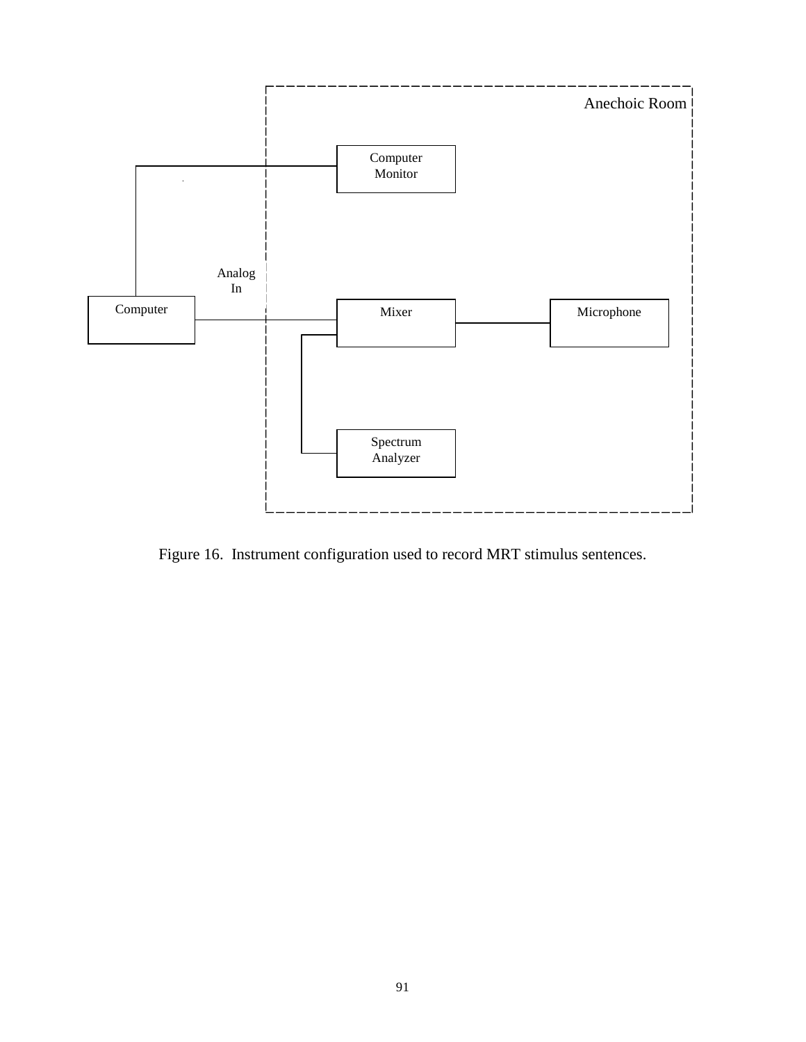Anechoic Room

Computer Monitor

Analog In

Computer

Mixer

Microphone

Spectrum Analyzer

Figure 16.  Instrument configuration used to record MRT stimulus sentences.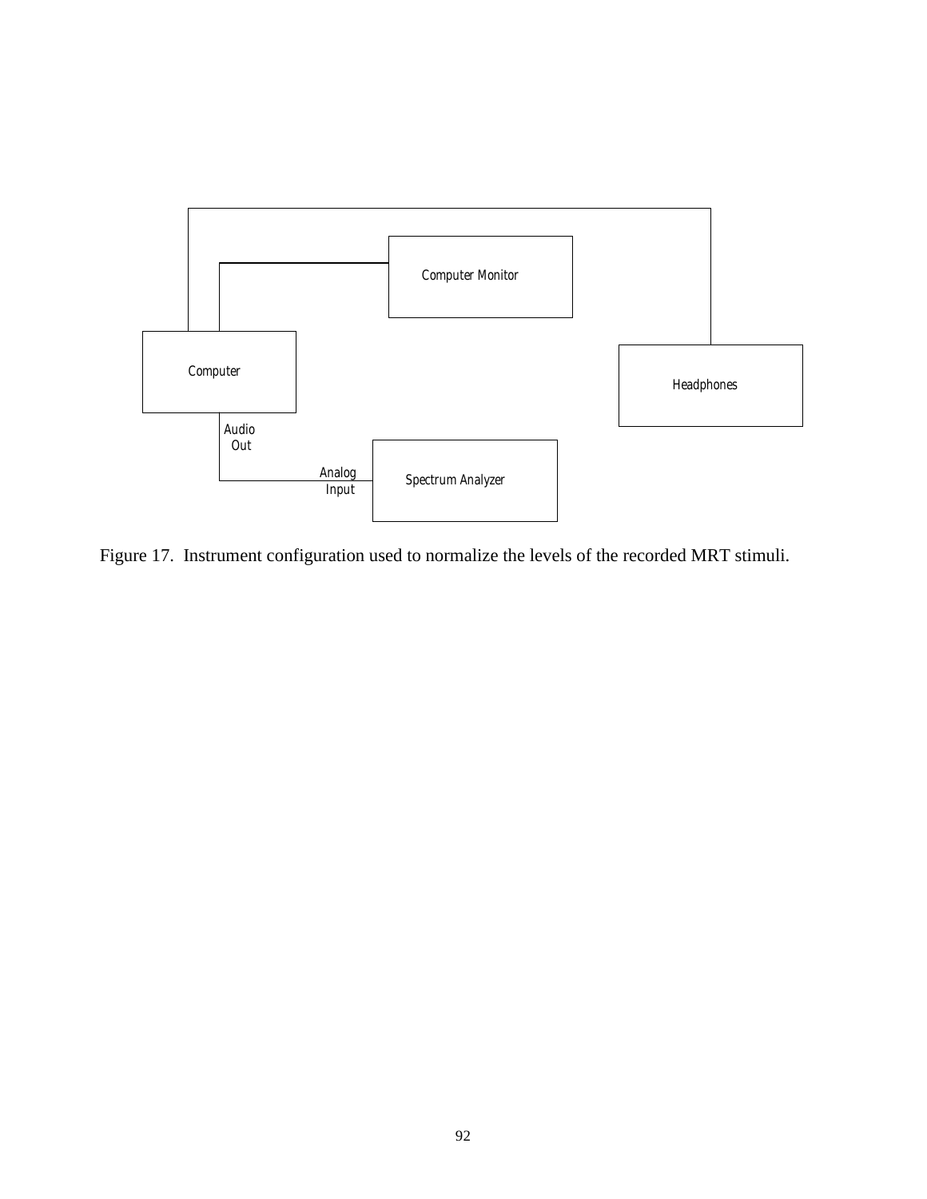Computer Monitor

Computer

Headphones

Audio Out

Analog Input

Spectrum Analyzer

Figure 17. Instrument configuration used to normalize the levels of the recorded MRT stimuli.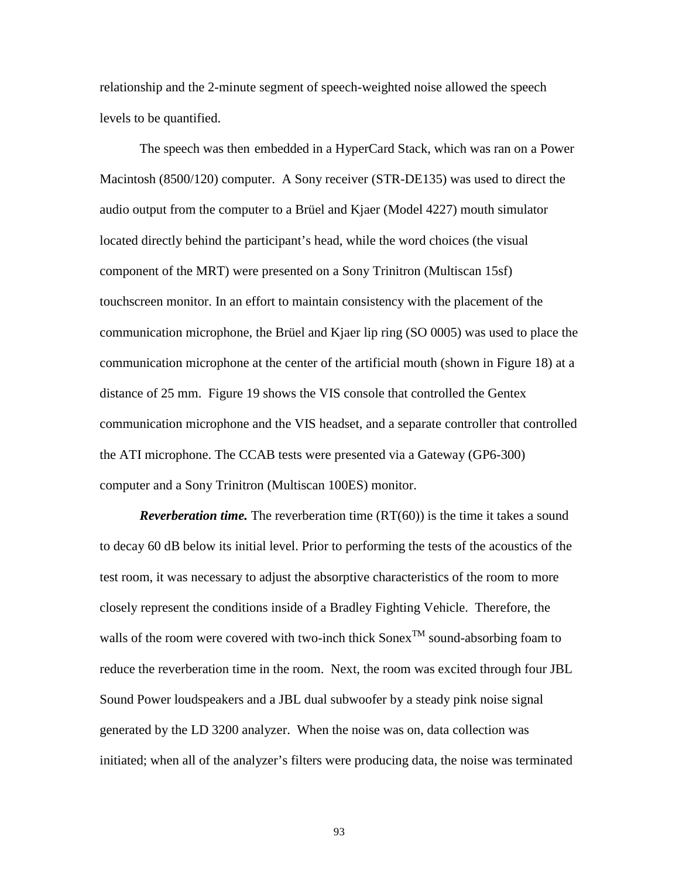relationship and the 2-minute segment of speech-weighted noise allowed the speech levels to be quantified.

The speech was then embedded in a HyperCard Stack, which was ran on a Power Macintosh (8500/120) computer. A Sony receiver (STR-DE135) was used to direct the audio output from the computer to a Brüel and Kjaer (Model 4227) mouth simulator located directly behind the participant's head, while the word choices (the visual component of the MRT) were presented on a Sony Trinitron (Multiscan 15sf) touchscreen monitor. In an effort to maintain consistency with the placement of the communication microphone, the Brüel and Kjaer lip ring (SO 0005) was used to place the communication microphone at the center of the artificial mouth (shown in Figure 18) at a distance of 25 mm. Figure 19 shows the VIS console that controlled the Gentex communication microphone and the VIS headset, and a separate controller that controlled the ATI microphone. The CCAB tests were presented via a Gateway (GP6-300) computer and a Sony Trinitron (Multiscan 100ES) monitor.

***Reverberation time.*** The reverberation time (RT(60)) is the time it takes a sound to decay 60 dB below its initial level. Prior to performing the tests of the acoustics of the test room, it was necessary to adjust the absorptive characteristics of the room to more closely represent the conditions inside of a Bradley Fighting Vehicle. Therefore, the walls of the room were covered with two-inch thick Sonex™ sound-absorbing foam to reduce the reverberation time in the room. Next, the room was excited through four JBL Sound Power loudspeakers and a JBL dual subwoofer by a steady pink noise signal generated by the LD 3200 analyzer. When the noise was on, data collection was initiated; when all of the analyzer's filters were producing data, the noise was terminated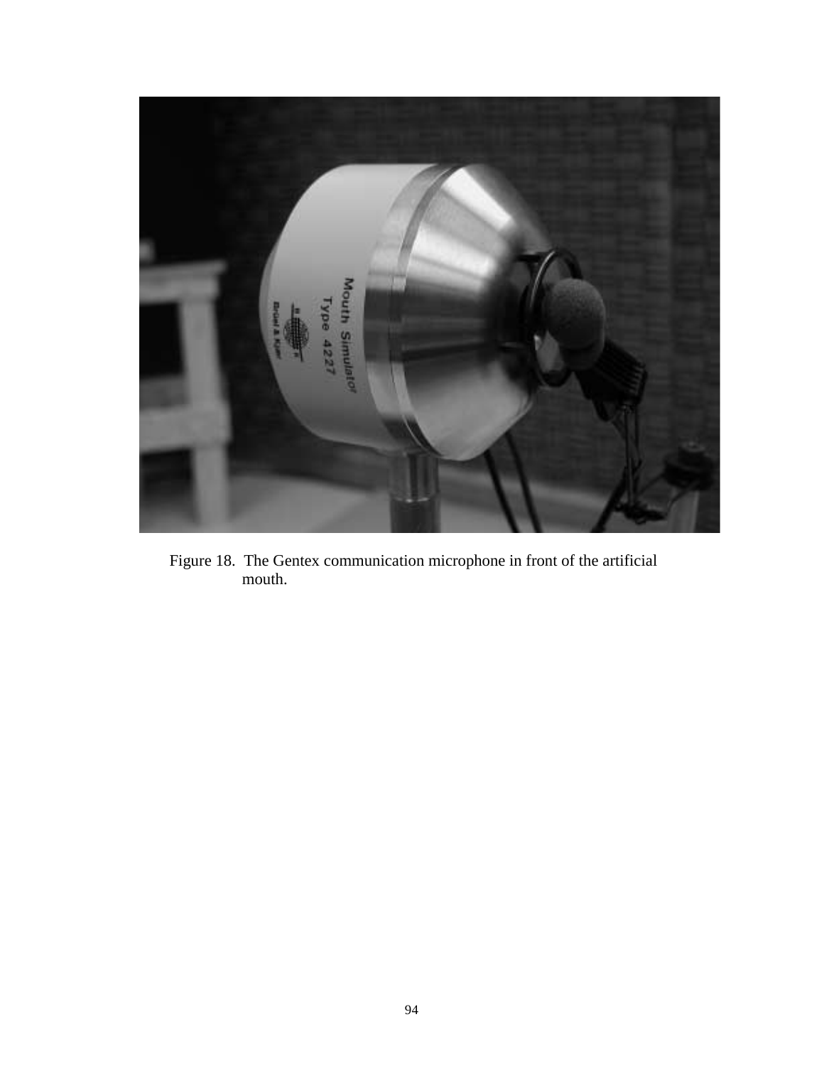Figure 18. The Gentex communication microphone in front of the artificial mouth.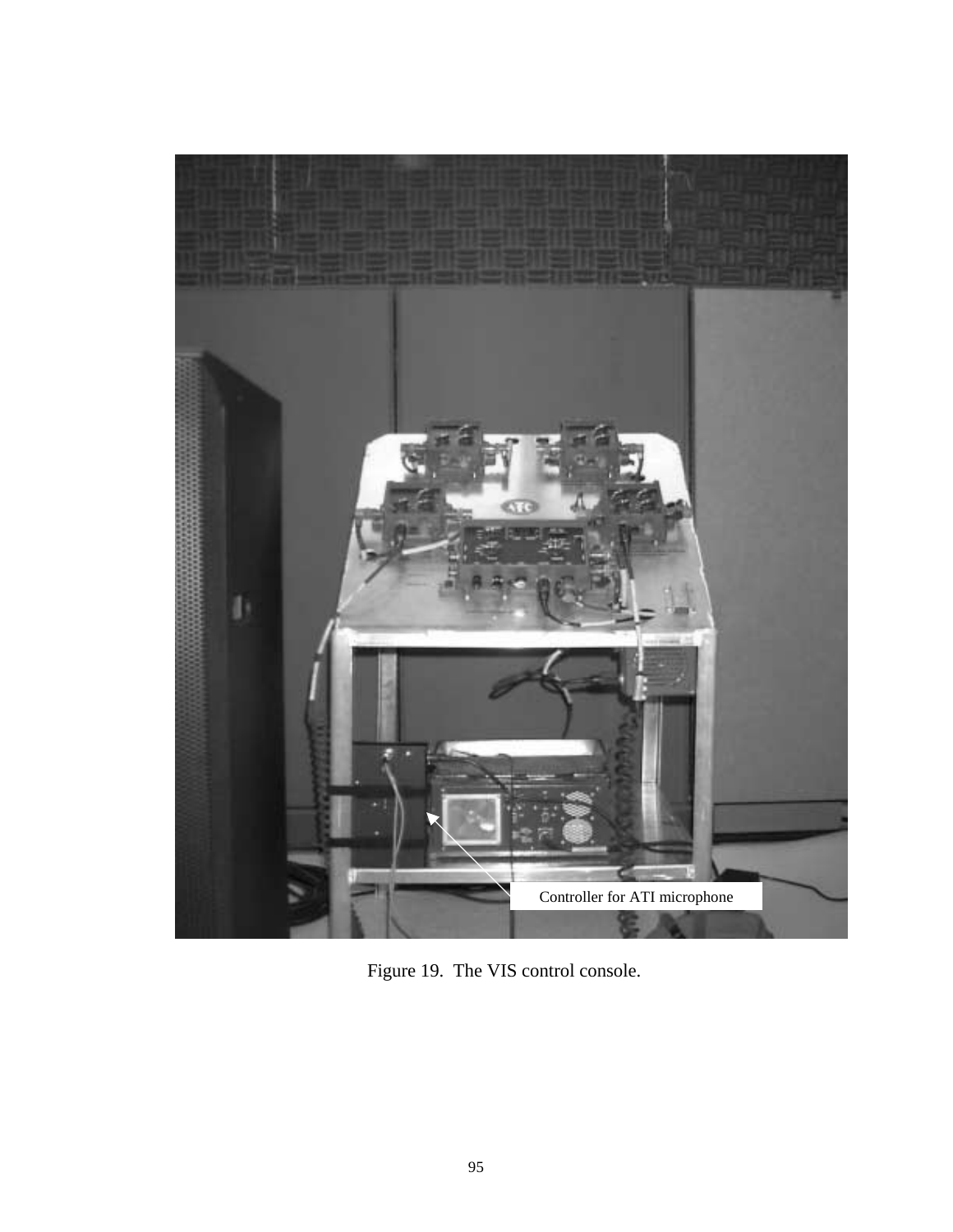Controller for ATI microphone

Figure 19. The VIS control console.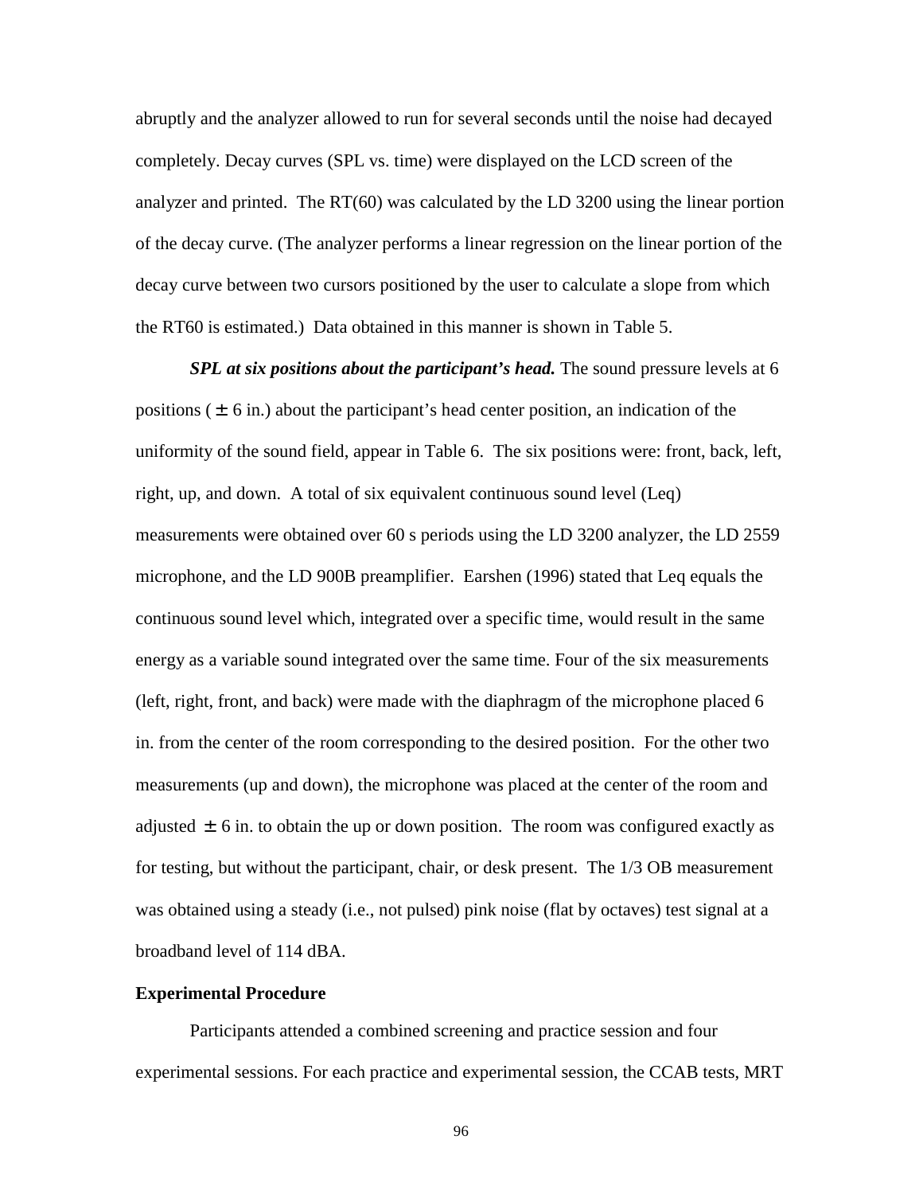abruptly and the analyzer allowed to run for several seconds until the noise had decayed completely. Decay curves (SPL vs. time) were displayed on the LCD screen of the analyzer and printed. The RT(60) was calculated by the LD 3200 using the linear portion of the decay curve. (The analyzer performs a linear regression on the linear portion of the decay curve between two cursors positioned by the user to calculate a slope from which the RT60 is estimated.) Data obtained in this manner is shown in Table 5.

***SPL at six positions about the participant's head.*** The sound pressure levels at 6 positions ($\pm$ 6 in.) about the participant's head center position, an indication of the uniformity of the sound field, appear in Table 6. The six positions were: front, back, left, right, up, and down. A total of six equivalent continuous sound level (Leq) measurements were obtained over 60 s periods using the LD 3200 analyzer, the LD 2559 microphone, and the LD 900B preamplifier. Earshen (1996) stated that Leq equals the continuous sound level which, integrated over a specific time, would result in the same energy as a variable sound integrated over the same time. Four of the six measurements (left, right, front, and back) were made with the diaphragm of the microphone placed 6 in. from the center of the room corresponding to the desired position. For the other two measurements (up and down), the microphone was placed at the center of the room and adjusted $\pm$ 6 in. to obtain the up or down position. The room was configured exactly as for testing, but without the participant, chair, or desk present. The 1/3 OB measurement was obtained using a steady (i.e., not pulsed) pink noise (flat by octaves) test signal at a broadband level of 114 dBA.

**Experimental Procedure**

Participants attended a combined screening and practice session and four experimental sessions. For each practice and experimental session, the CCAB tests, MRT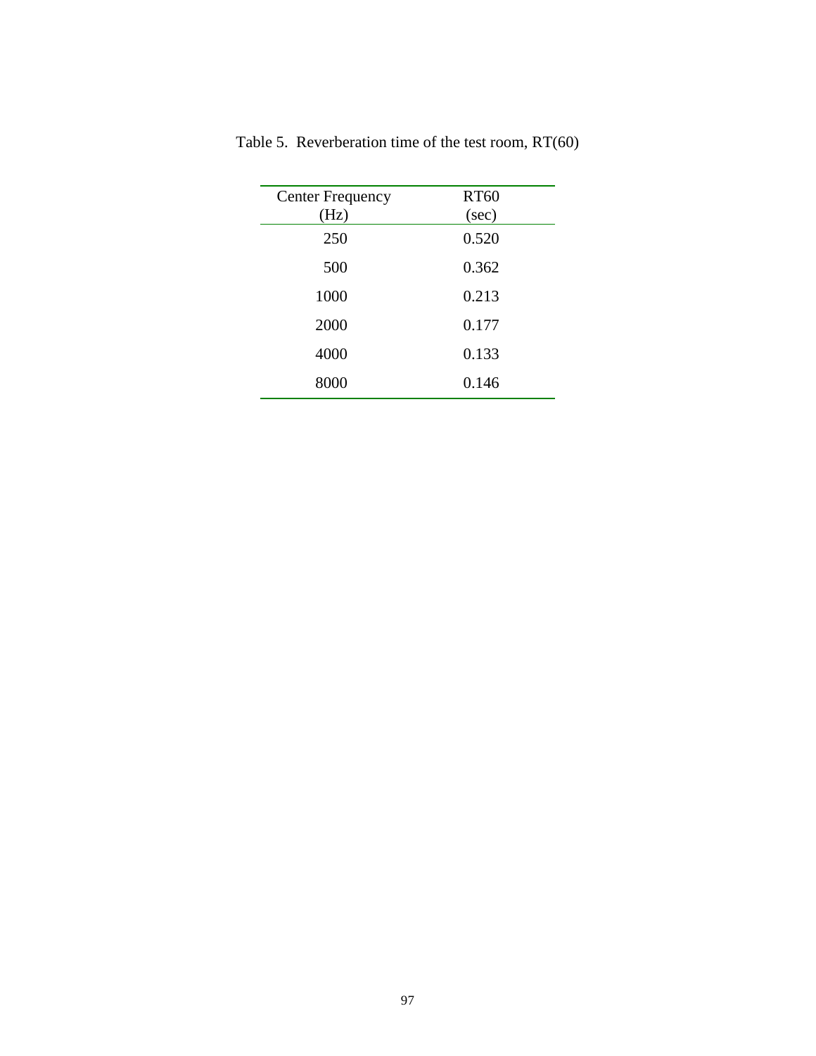Table 5. Reverberation time of the test room, RT(60)

| Center Frequency (Hz) | RT60 (sec) |
| --- | --- |
| 250 | 0.520 |
| 500 | 0.362 |
| 1000 | 0.213 |
| 2000 | 0.177 |
| 4000 | 0.133 |
| 8000 | 0.146 |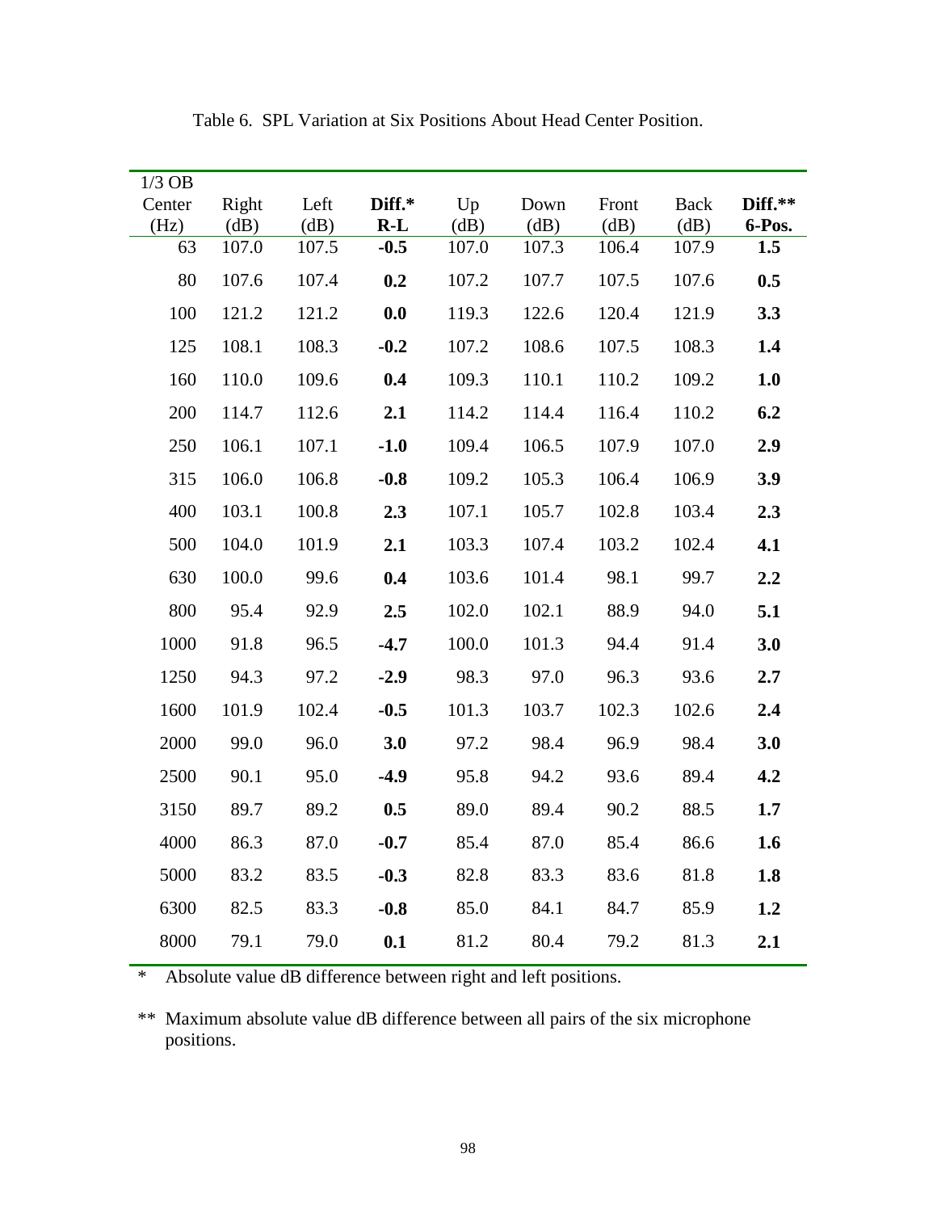Table 6. SPL Variation at Six Positions About Head Center Position.

| 1/3 OB Center (Hz) | Right (dB) | Left (dB) | **Diff.* R-L** | Up (dB) | Down (dB) | Front (dB) | Back (dB) | **Diff.** 6-Pos.** |
|---|---|---|---|---|---|---|---|---|
| 63 | 107.0 | 107.5 | **-0.5** | 107.0 | 107.3 | 106.4 | 107.9 | **1.5** |
| 80 | 107.6 | 107.4 | **0.2** | 107.2 | 107.7 | 107.5 | 107.6 | **0.5** |
| 100 | 121.2 | 121.2 | **0.0** | 119.3 | 122.6 | 120.4 | 121.9 | **3.3** |
| 125 | 108.1 | 108.3 | **-0.2** | 107.2 | 108.6 | 107.5 | 108.3 | **1.4** |
| 160 | 110.0 | 109.6 | **0.4** | 109.3 | 110.1 | 110.2 | 109.2 | **1.0** |
| 200 | 114.7 | 112.6 | **2.1** | 114.2 | 114.4 | 116.4 | 110.2 | **6.2** |
| 250 | 106.1 | 107.1 | **-1.0** | 109.4 | 106.5 | 107.9 | 107.0 | **2.9** |
| 315 | 106.0 | 106.8 | **-0.8** | 109.2 | 105.3 | 106.4 | 106.9 | **3.9** |
| 400 | 103.1 | 100.8 | **2.3** | 107.1 | 105.7 | 102.8 | 103.4 | **2.3** |
| 500 | 104.0 | 101.9 | **2.1** | 103.3 | 107.4 | 103.2 | 102.4 | **4.1** |
| 630 | 100.0 | 99.6 | **0.4** | 103.6 | 101.4 | 98.1 | 99.7 | **2.2** |
| 800 | 95.4 | 92.9 | **2.5** | 102.0 | 102.1 | 88.9 | 94.0 | **5.1** |
| 1000 | 91.8 | 96.5 | **-4.7** | 100.0 | 101.3 | 94.4 | 91.4 | **3.0** |
| 1250 | 94.3 | 97.2 | **-2.9** | 98.3 | 97.0 | 96.3 | 93.6 | **2.7** |
| 1600 | 101.9 | 102.4 | **-0.5** | 101.3 | 103.7 | 102.3 | 102.6 | **2.4** |
| 2000 | 99.0 | 96.0 | **3.0** | 97.2 | 98.4 | 96.9 | 98.4 | **3.0** |
| 2500 | 90.1 | 95.0 | **-4.9** | 95.8 | 94.2 | 93.6 | 89.4 | **4.2** |
| 3150 | 89.7 | 89.2 | **0.5** | 89.0 | 89.4 | 90.2 | 88.5 | **1.7** |
| 4000 | 86.3 | 87.0 | **-0.7** | 85.4 | 87.0 | 85.4 | 86.6 | **1.6** |
| 5000 | 83.2 | 83.5 | **-0.3** | 82.8 | 83.3 | 83.6 | 81.8 | **1.8** |
| 6300 | 82.5 | 83.3 | **-0.8** | 85.0 | 84.1 | 84.7 | 85.9 | **1.2** |
| 8000 | 79.1 | 79.0 | **0.1** | 81.2 | 80.4 | 79.2 | 81.3 | **2.1** |

\* Absolute value dB difference between right and left positions.

** Maximum absolute value dB difference between all pairs of the six microphone positions.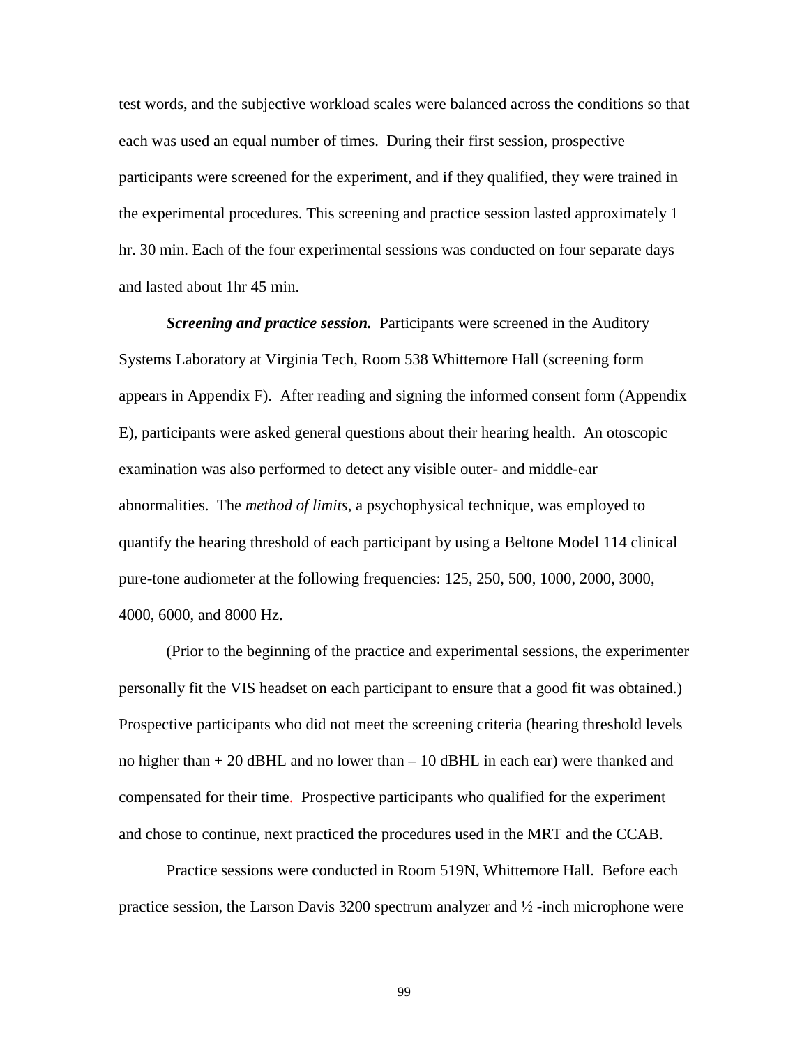test words, and the subjective workload scales were balanced across the conditions so that each was used an equal number of times. During their first session, prospective participants were screened for the experiment, and if they qualified, they were trained in the experimental procedures. This screening and practice session lasted approximately 1 hr. 30 min. Each of the four experimental sessions was conducted on four separate days and lasted about 1hr 45 min.

***Screening and practice session.*** Participants were screened in the Auditory Systems Laboratory at Virginia Tech, Room 538 Whittemore Hall (screening form appears in Appendix F). After reading and signing the informed consent form (Appendix E), participants were asked general questions about their hearing health. An otoscopic examination was also performed to detect any visible outer- and middle-ear abnormalities. The *method of limits*, a psychophysical technique, was employed to quantify the hearing threshold of each participant by using a Beltone Model 114 clinical pure-tone audiometer at the following frequencies: 125, 250, 500, 1000, 2000, 3000, 4000, 6000, and 8000 Hz.

(Prior to the beginning of the practice and experimental sessions, the experimenter personally fit the VIS headset on each participant to ensure that a good fit was obtained.) Prospective participants who did not meet the screening criteria (hearing threshold levels no higher than + 20 dBHL and no lower than – 10 dBHL in each ear) were thanked and compensated for their time. Prospective participants who qualified for the experiment and chose to continue, next practiced the procedures used in the MRT and the CCAB.

Practice sessions were conducted in Room 519N, Whittemore Hall. Before each practice session, the Larson Davis 3200 spectrum analyzer and ½ -inch microphone were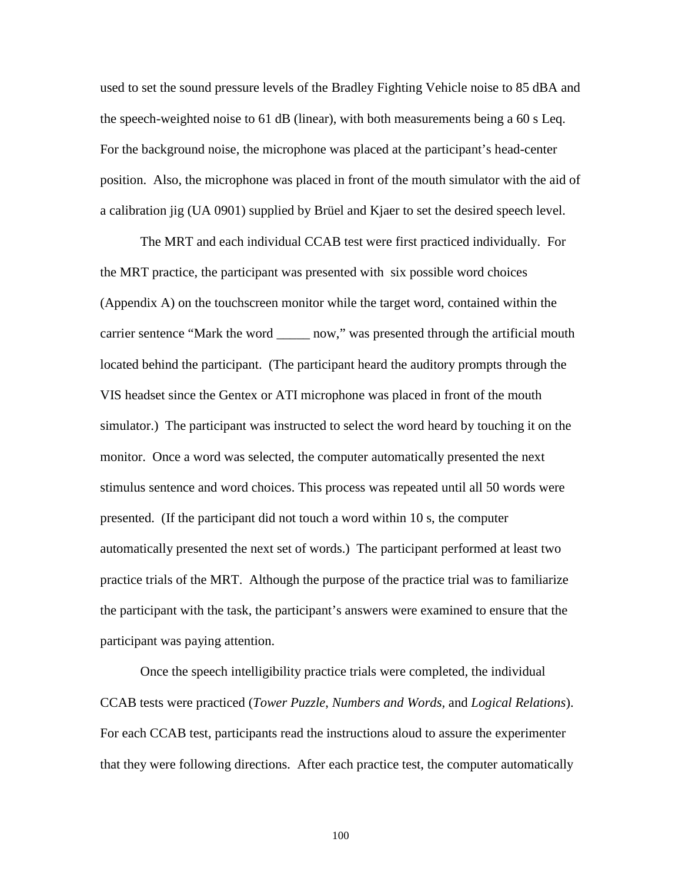used to set the sound pressure levels of the Bradley Fighting Vehicle noise to 85 dBA and the speech-weighted noise to 61 dB (linear), with both measurements being a 60 s Leq. For the background noise, the microphone was placed at the participant's head-center position. Also, the microphone was placed in front of the mouth simulator with the aid of a calibration jig (UA 0901) supplied by Brüel and Kjaer to set the desired speech level.

The MRT and each individual CCAB test were first practiced individually. For the MRT practice, the participant was presented with six possible word choices (Appendix A) on the touchscreen monitor while the target word, contained within the carrier sentence "Mark the word _____ now," was presented through the artificial mouth located behind the participant. (The participant heard the auditory prompts through the VIS headset since the Gentex or ATI microphone was placed in front of the mouth simulator.) The participant was instructed to select the word heard by touching it on the monitor. Once a word was selected, the computer automatically presented the next stimulus sentence and word choices. This process was repeated until all 50 words were presented. (If the participant did not touch a word within 10 s, the computer automatically presented the next set of words.) The participant performed at least two practice trials of the MRT. Although the purpose of the practice trial was to familiarize the participant with the task, the participant's answers were examined to ensure that the participant was paying attention.

Once the speech intelligibility practice trials were completed, the individual CCAB tests were practiced (*Tower Puzzle*, *Numbers and Words*, and *Logical Relations*). For each CCAB test, participants read the instructions aloud to assure the experimenter that they were following directions. After each practice test, the computer automatically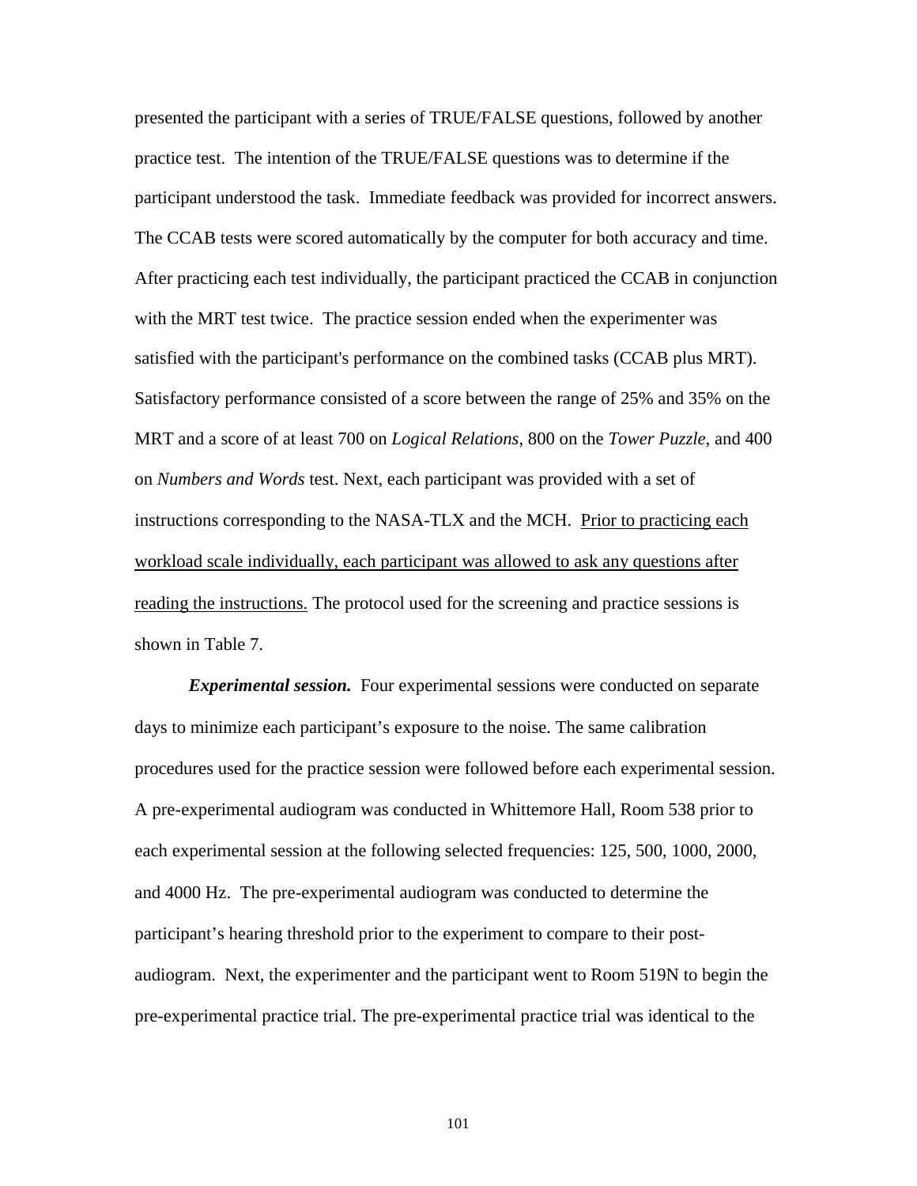presented the participant with a series of TRUE/FALSE questions, followed by another practice test. The intention of the TRUE/FALSE questions was to determine if the participant understood the task. Immediate feedback was provided for incorrect answers. The CCAB tests were scored automatically by the computer for both accuracy and time. After practicing each test individually, the participant practiced the CCAB in conjunction with the MRT test twice. The practice session ended when the experimenter was satisfied with the participant's performance on the combined tasks (CCAB plus MRT). Satisfactory performance consisted of a score between the range of 25% and 35% on the MRT and a score of at least 700 on *Logical Relations*, 800 on the *Tower Puzzle*, and 400 on *Numbers and Words* test. Next, each participant was provided with a set of instructions corresponding to the NASA-TLX and the MCH. <u>Prior to practicing each workload scale individually, each participant was allowed to ask any questions after reading the instructions.</u> The protocol used for the screening and practice sessions is shown in Table 7.

***Experimental session.*** Four experimental sessions were conducted on separate days to minimize each participant's exposure to the noise. The same calibration procedures used for the practice session were followed before each experimental session. A pre-experimental audiogram was conducted in Whittemore Hall, Room 538 prior to each experimental session at the following selected frequencies: 125, 500, 1000, 2000, and 4000 Hz. The pre-experimental audiogram was conducted to determine the participant's hearing threshold prior to the experiment to compare to their post-audiogram. Next, the experimenter and the participant went to Room 519N to begin the pre-experimental practice trial. The pre-experimental practice trial was identical to the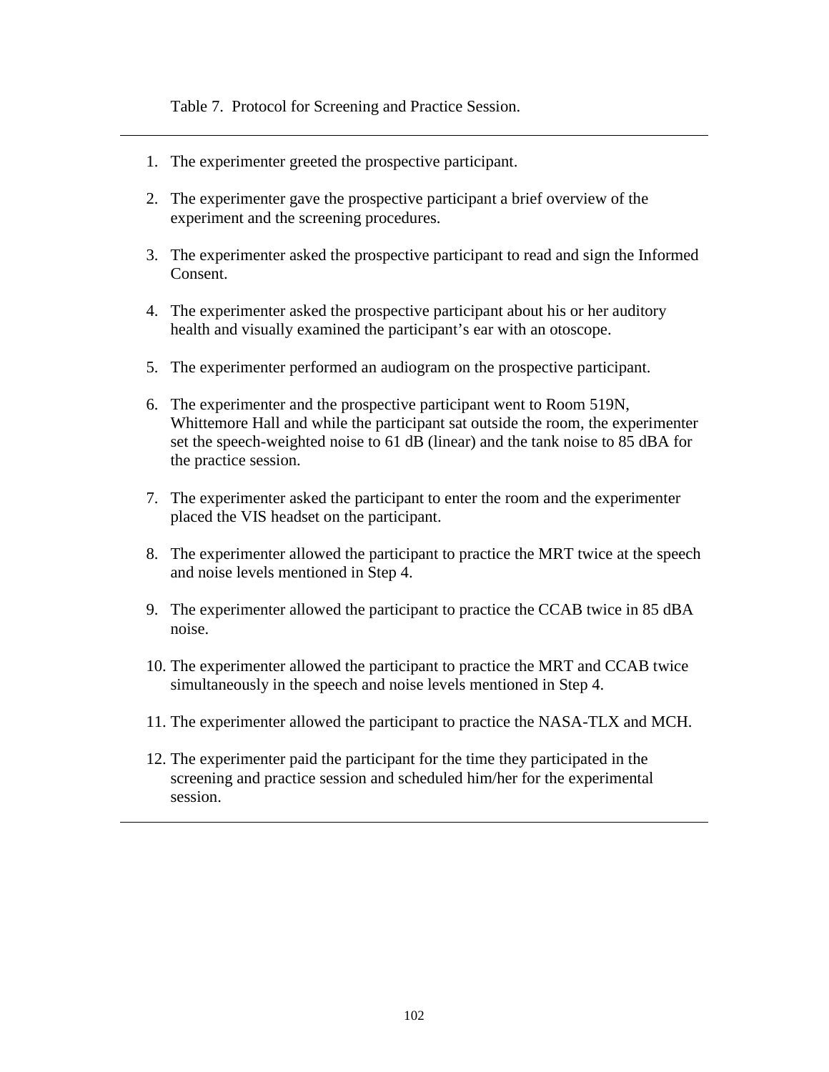Table 7. Protocol for Screening and Practice Session.

---

1. The experimenter greeted the prospective participant.

2. The experimenter gave the prospective participant a brief overview of the experiment and the screening procedures.

3. The experimenter asked the prospective participant to read and sign the Informed Consent.

4. The experimenter asked the prospective participant about his or her auditory health and visually examined the participant's ear with an otoscope.

5. The experimenter performed an audiogram on the prospective participant.

6. The experimenter and the prospective participant went to Room 519N, Whittemore Hall and while the participant sat outside the room, the experimenter set the speech-weighted noise to 61 dB (linear) and the tank noise to 85 dBA for the practice session.

7. The experimenter asked the participant to enter the room and the experimenter placed the VIS headset on the participant.

8. The experimenter allowed the participant to practice the MRT twice at the speech and noise levels mentioned in Step 4.

9. The experimenter allowed the participant to practice the CCAB twice in 85 dBA noise.

10. The experimenter allowed the participant to practice the MRT and CCAB twice simultaneously in the speech and noise levels mentioned in Step 4.

11. The experimenter allowed the participant to practice the NASA-TLX and MCH.

12. The experimenter paid the participant for the time they participated in the screening and practice session and scheduled him/her for the experimental session.

---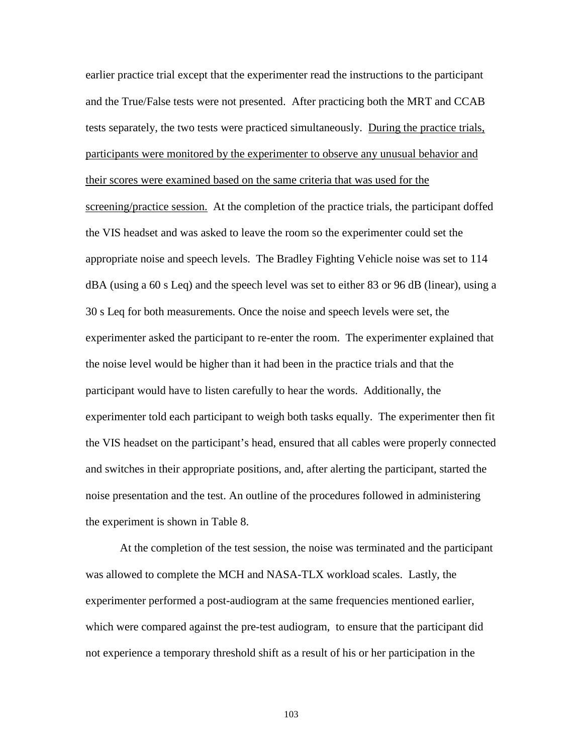earlier practice trial except that the experimenter read the instructions to the participant and the True/False tests were not presented. After practicing both the MRT and CCAB tests separately, the two tests were practiced simultaneously. <u>During the practice trials, participants were monitored by the experimenter to observe any unusual behavior and their scores were examined based on the same criteria that was used for the screening/practice session.</u> At the completion of the practice trials, the participant doffed the VIS headset and was asked to leave the room so the experimenter could set the appropriate noise and speech levels. The Bradley Fighting Vehicle noise was set to 114 dBA (using a 60 s Leq) and the speech level was set to either 83 or 96 dB (linear), using a 30 s Leq for both measurements. Once the noise and speech levels were set, the experimenter asked the participant to re-enter the room. The experimenter explained that the noise level would be higher than it had been in the practice trials and that the participant would have to listen carefully to hear the words. Additionally, the experimenter told each participant to weigh both tasks equally. The experimenter then fit the VIS headset on the participant's head, ensured that all cables were properly connected and switches in their appropriate positions, and, after alerting the participant, started the noise presentation and the test. An outline of the procedures followed in administering the experiment is shown in Table 8.

At the completion of the test session, the noise was terminated and the participant was allowed to complete the MCH and NASA-TLX workload scales. Lastly, the experimenter performed a post-audiogram at the same frequencies mentioned earlier, which were compared against the pre-test audiogram, to ensure that the participant did not experience a temporary threshold shift as a result of his or her participation in the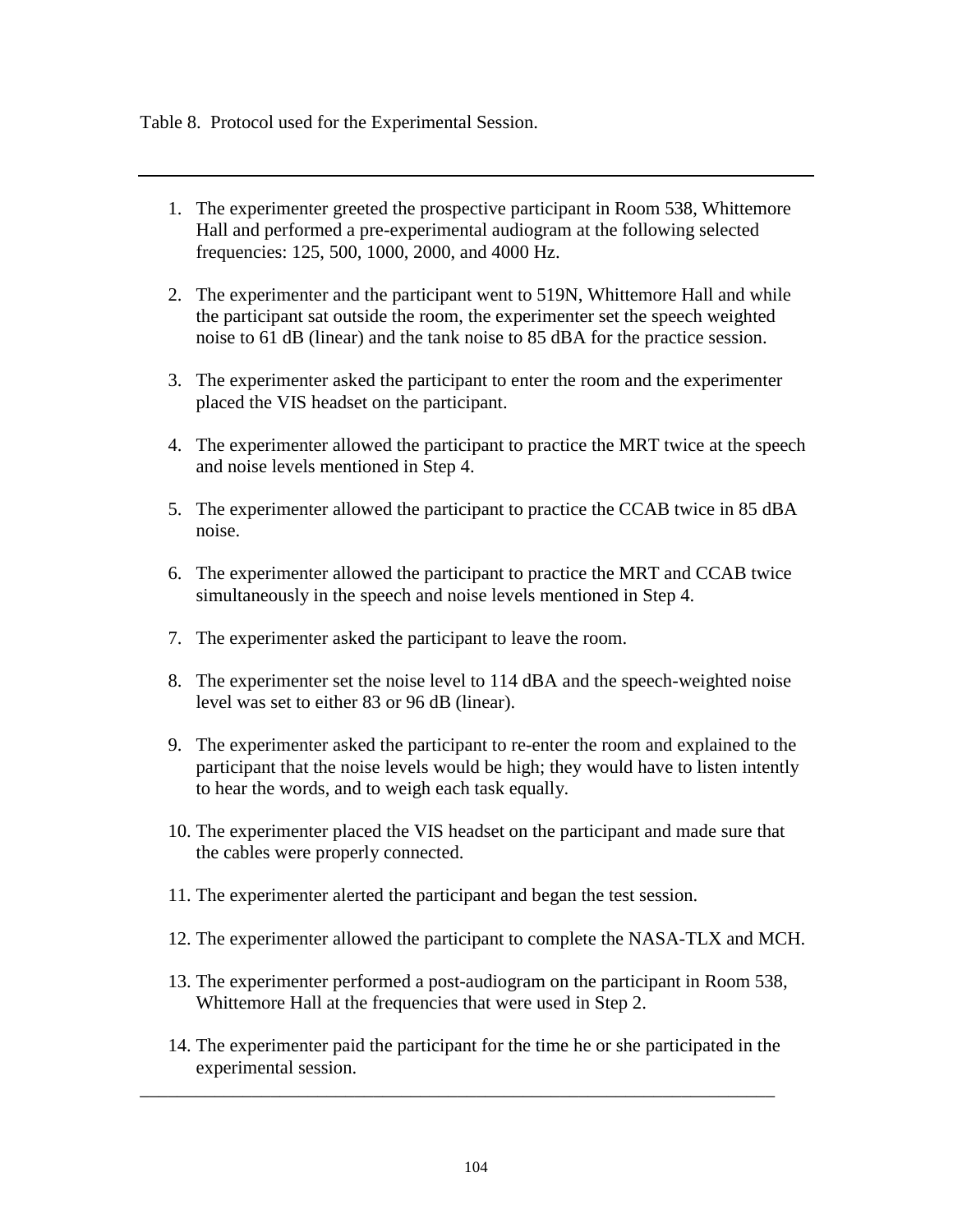Table 8. Protocol used for the Experimental Session.

---

1. The experimenter greeted the prospective participant in Room 538, Whittemore Hall and performed a pre-experimental audiogram at the following selected frequencies: 125, 500, 1000, 2000, and 4000 Hz.

2. The experimenter and the participant went to 519N, Whittemore Hall and while the participant sat outside the room, the experimenter set the speech weighted noise to 61 dB (linear) and the tank noise to 85 dBA for the practice session.

3. The experimenter asked the participant to enter the room and the experimenter placed the VIS headset on the participant.

4. The experimenter allowed the participant to practice the MRT twice at the speech and noise levels mentioned in Step 4.

5. The experimenter allowed the participant to practice the CCAB twice in 85 dBA noise.

6. The experimenter allowed the participant to practice the MRT and CCAB twice simultaneously in the speech and noise levels mentioned in Step 4.

7. The experimenter asked the participant to leave the room.

8. The experimenter set the noise level to 114 dBA and the speech-weighted noise level was set to either 83 or 96 dB (linear).

9. The experimenter asked the participant to re-enter the room and explained to the participant that the noise levels would be high; they would have to listen intently to hear the words, and to weigh each task equally.

10. The experimenter placed the VIS headset on the participant and made sure that the cables were properly connected.

11. The experimenter alerted the participant and began the test session.

12. The experimenter allowed the participant to complete the NASA-TLX and MCH.

13. The experimenter performed a post-audiogram on the participant in Room 538, Whittemore Hall at the frequencies that were used in Step 2.

14. The experimenter paid the participant for the time he or she participated in the experimental session.

---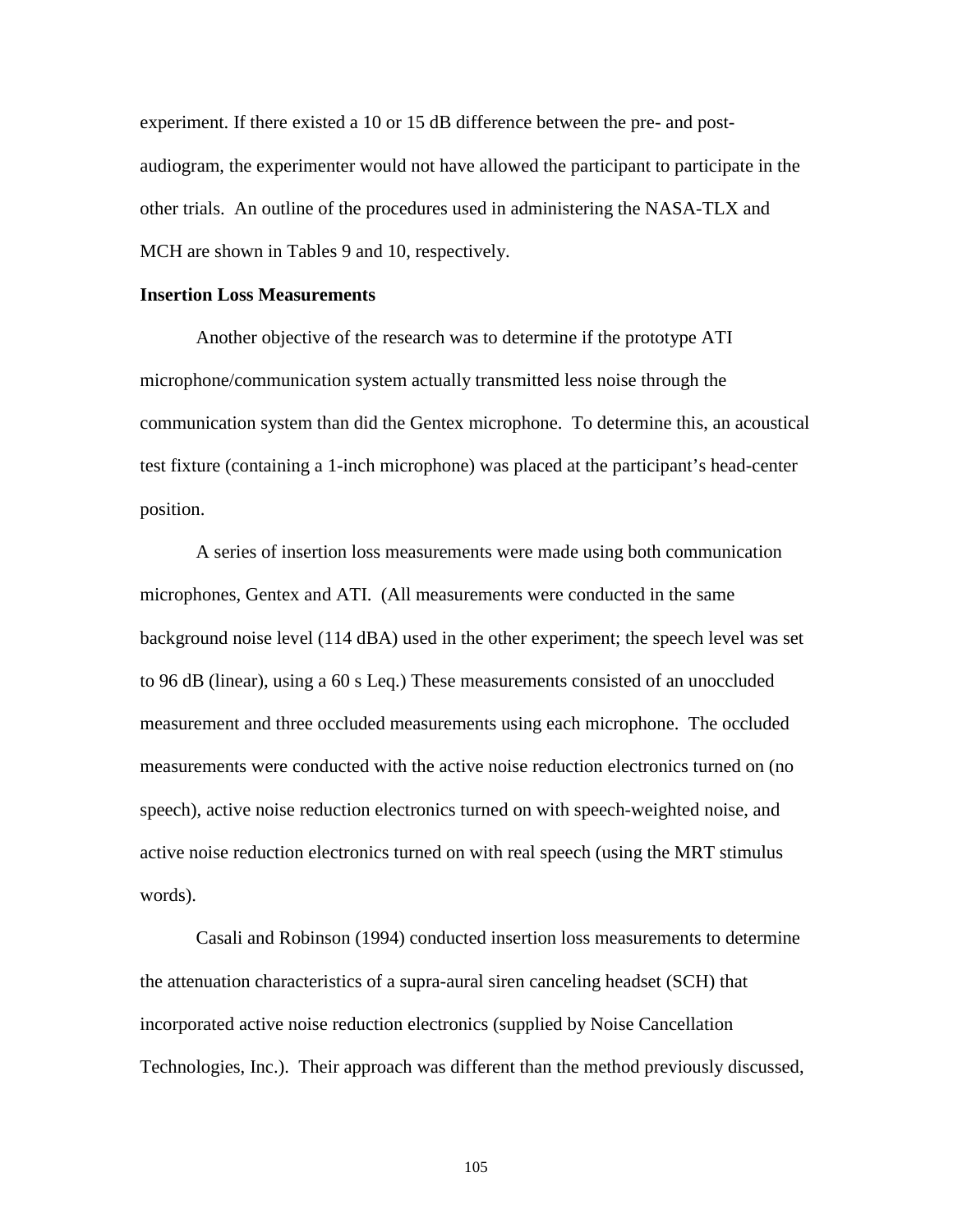experiment. If there existed a 10 or 15 dB difference between the pre- and post-audiogram, the experimenter would not have allowed the participant to participate in the other trials. An outline of the procedures used in administering the NASA-TLX and MCH are shown in Tables 9 and 10, respectively.

**Insertion Loss Measurements**

Another objective of the research was to determine if the prototype ATI microphone/communication system actually transmitted less noise through the communication system than did the Gentex microphone. To determine this, an acoustical test fixture (containing a 1-inch microphone) was placed at the participant's head-center position.

A series of insertion loss measurements were made using both communication microphones, Gentex and ATI. (All measurements were conducted in the same background noise level (114 dBA) used in the other experiment; the speech level was set to 96 dB (linear), using a 60 s Leq.) These measurements consisted of an unoccluded measurement and three occluded measurements using each microphone. The occluded measurements were conducted with the active noise reduction electronics turned on (no speech), active noise reduction electronics turned on with speech-weighted noise, and active noise reduction electronics turned on with real speech (using the MRT stimulus words).

Casali and Robinson (1994) conducted insertion loss measurements to determine the attenuation characteristics of a supra-aural siren canceling headset (SCH) that incorporated active noise reduction electronics (supplied by Noise Cancellation Technologies, Inc.). Their approach was different than the method previously discussed,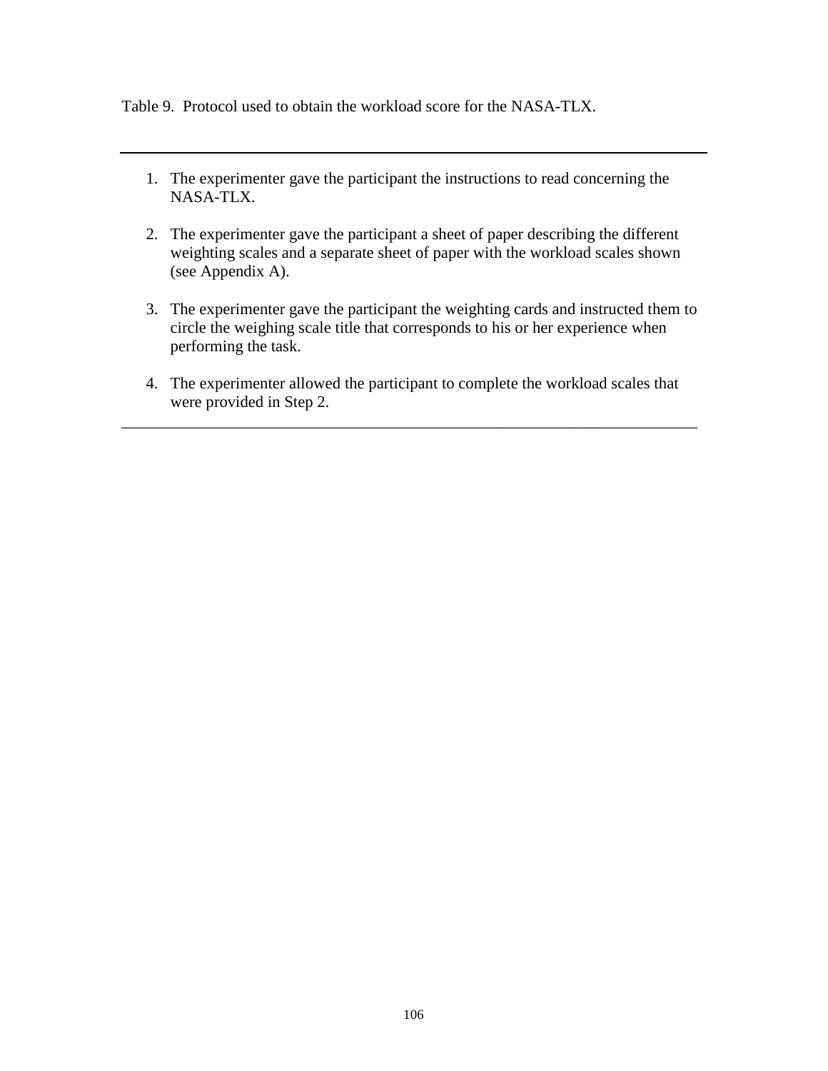Table 9. Protocol used to obtain the workload score for the NASA-TLX.

---

1. The experimenter gave the participant the instructions to read concerning the NASA-TLX.

2. The experimenter gave the participant a sheet of paper describing the different weighting scales and a separate sheet of paper with the workload scales shown (see Appendix A).

3. The experimenter gave the participant the weighting cards and instructed them to circle the weighing scale title that corresponds to his or her experience when performing the task.

4. The experimenter allowed the participant to complete the workload scales that were provided in Step 2.

---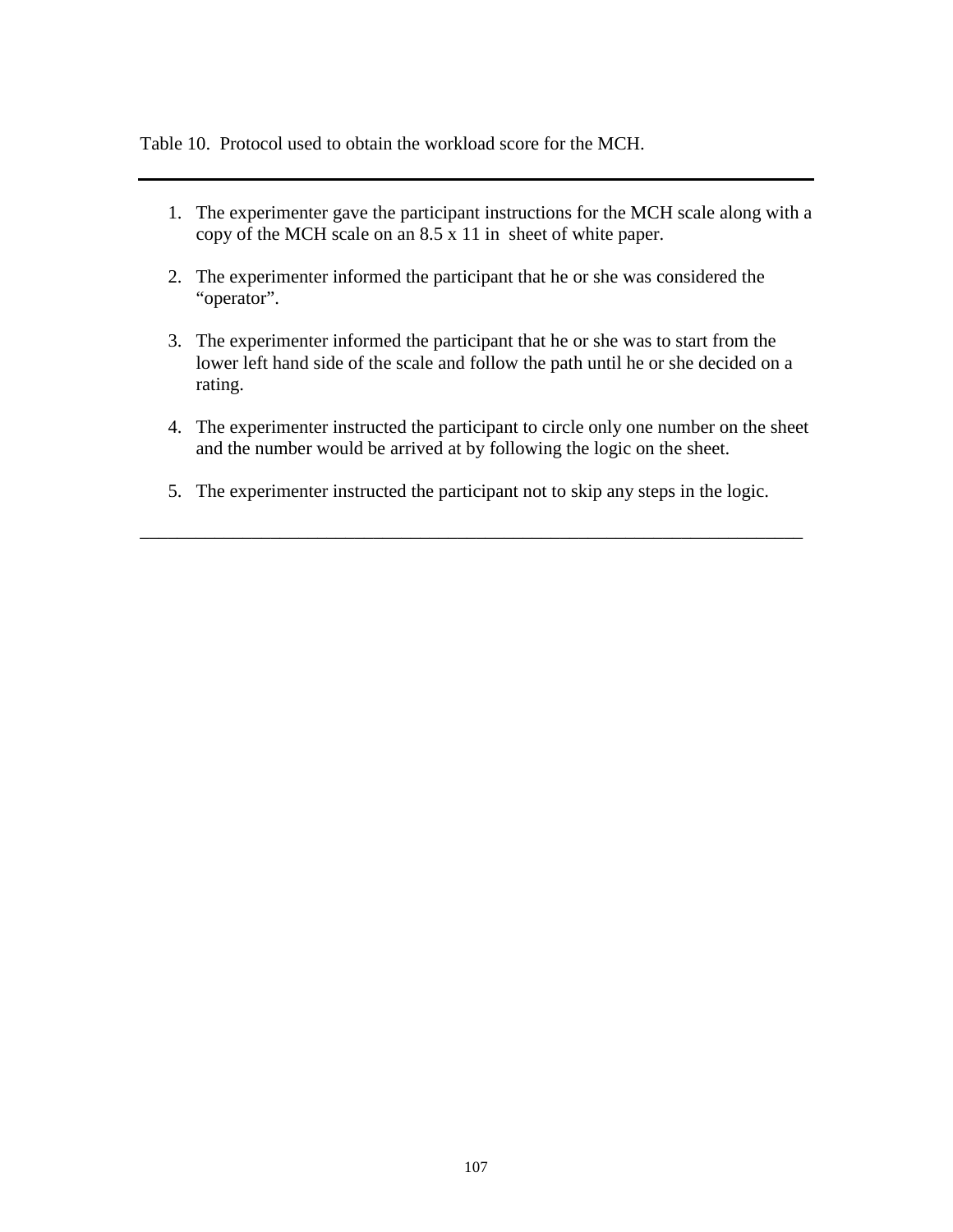Table 10. Protocol used to obtain the workload score for the MCH.

---

1. The experimenter gave the participant instructions for the MCH scale along with a copy of the MCH scale on an 8.5 x 11 in sheet of white paper.

2. The experimenter informed the participant that he or she was considered the "operator".

3. The experimenter informed the participant that he or she was to start from the lower left hand side of the scale and follow the path until he or she decided on a rating.

4. The experimenter instructed the participant to circle only one number on the sheet and the number would be arrived at by following the logic on the sheet.

5. The experimenter instructed the participant not to skip any steps in the logic.

---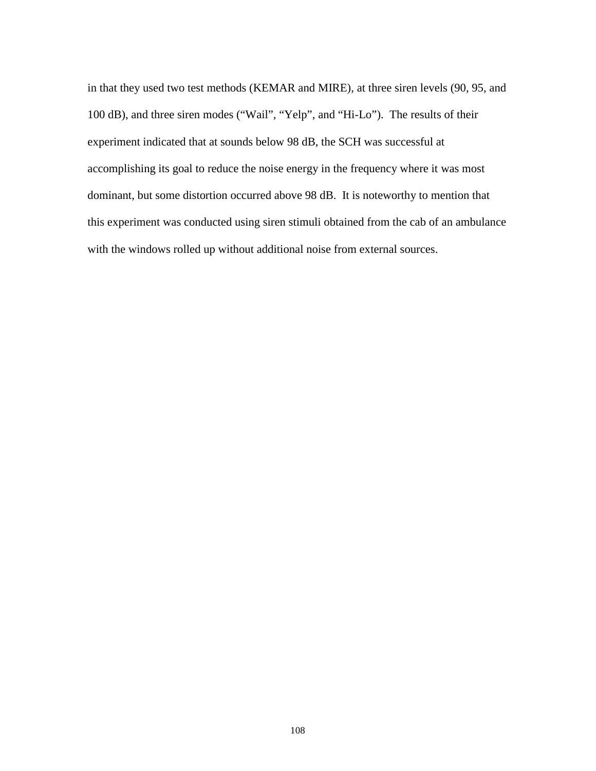in that they used two test methods (KEMAR and MIRE), at three siren levels (90, 95, and 100 dB), and three siren modes (“Wail”, “Yelp”, and “Hi-Lo”). The results of their experiment indicated that at sounds below 98 dB, the SCH was successful at accomplishing its goal to reduce the noise energy in the frequency where it was most dominant, but some distortion occurred above 98 dB. It is noteworthy to mention that this experiment was conducted using siren stimuli obtained from the cab of an ambulance with the windows rolled up without additional noise from external sources.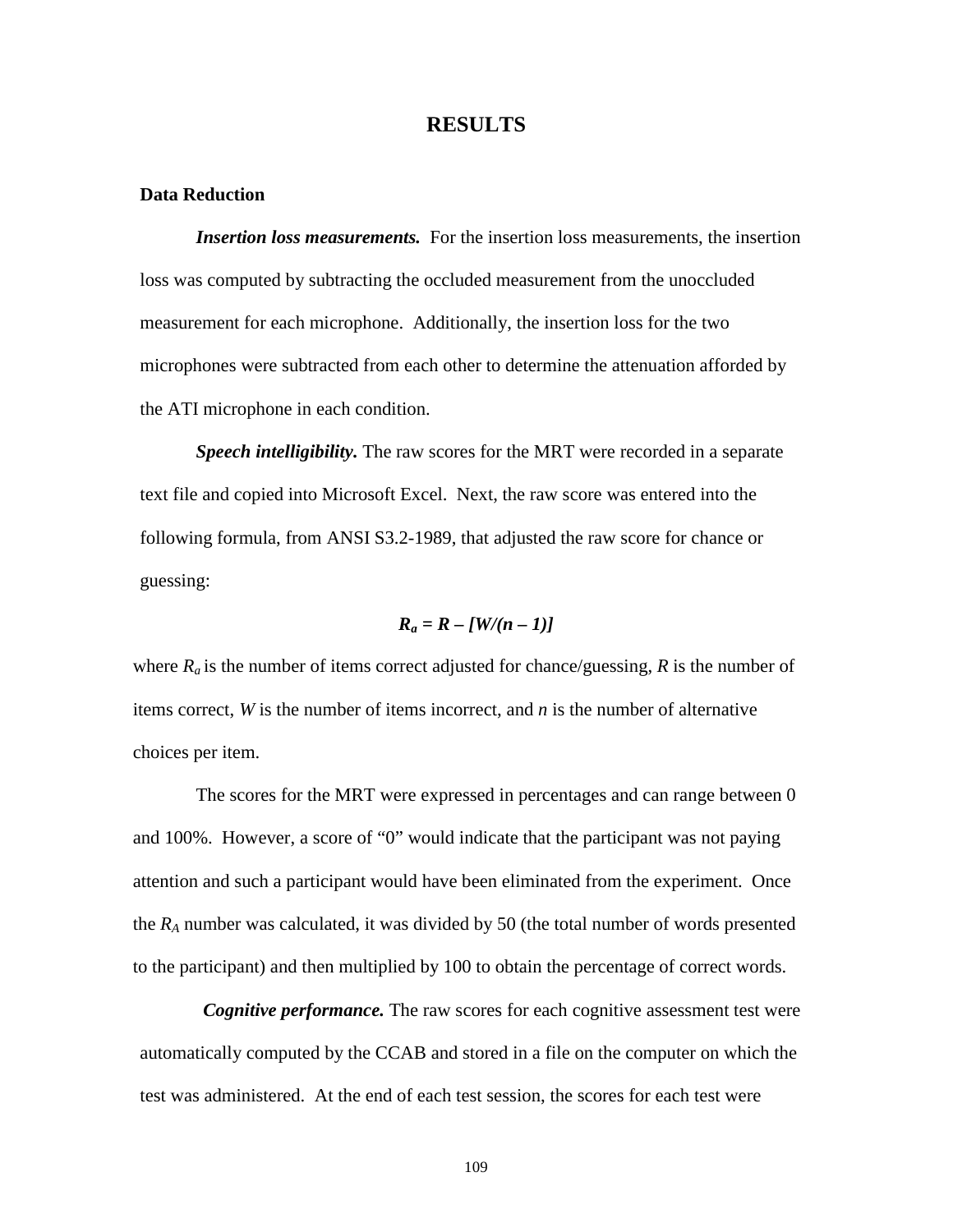# RESULTS

## Data Reduction

***Insertion loss measurements.*** For the insertion loss measurements, the insertion loss was computed by subtracting the occluded measurement from the unoccluded measurement for each microphone. Additionally, the insertion loss for the two microphones were subtracted from each other to determine the attenuation afforded by the ATI microphone in each condition.

***Speech intelligibility.*** The raw scores for the MRT were recorded in a separate text file and copied into Microsoft Excel. Next, the raw score was entered into the following formula, from ANSI S3.2-1989, that adjusted the raw score for chance or guessing:

$$R_a = R - [W/(n - 1)]$$

where $R_a$ is the number of items correct adjusted for chance/guessing, $R$ is the number of items correct, $W$ is the number of items incorrect, and $n$ is the number of alternative choices per item.

The scores for the MRT were expressed in percentages and can range between 0 and 100%. However, a score of "0" would indicate that the participant was not paying attention and such a participant would have been eliminated from the experiment. Once the $R_A$ number was calculated, it was divided by 50 (the total number of words presented to the participant) and then multiplied by 100 to obtain the percentage of correct words.

***Cognitive performance.*** The raw scores for each cognitive assessment test were automatically computed by the CCAB and stored in a file on the computer on which the test was administered. At the end of each test session, the scores for each test were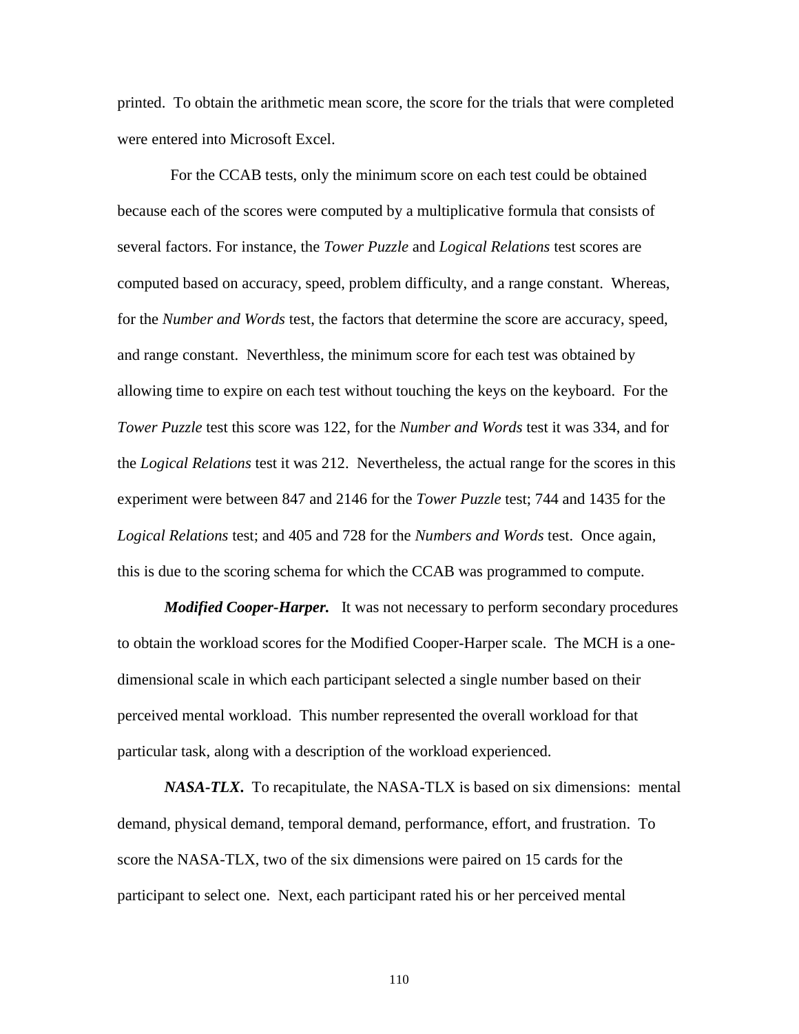printed. To obtain the arithmetic mean score, the score for the trials that were completed were entered into Microsoft Excel.

For the CCAB tests, only the minimum score on each test could be obtained because each of the scores were computed by a multiplicative formula that consists of several factors. For instance, the *Tower Puzzle* and *Logical Relations* test scores are computed based on accuracy, speed, problem difficulty, and a range constant. Whereas, for the *Number and Words* test, the factors that determine the score are accuracy, speed, and range constant. Neverthless, the minimum score for each test was obtained by allowing time to expire on each test without touching the keys on the keyboard. For the *Tower Puzzle* test this score was 122, for the *Number and Words* test it was 334, and for the *Logical Relations* test it was 212. Nevertheless, the actual range for the scores in this experiment were between 847 and 2146 for the *Tower Puzzle* test; 744 and 1435 for the *Logical Relations* test; and 405 and 728 for the *Numbers and Words* test. Once again, this is due to the scoring schema for which the CCAB was programmed to compute.

***Modified Cooper-Harper.*** It was not necessary to perform secondary procedures to obtain the workload scores for the Modified Cooper-Harper scale. The MCH is a one-dimensional scale in which each participant selected a single number based on their perceived mental workload. This number represented the overall workload for that particular task, along with a description of the workload experienced.

***NASA-TLX.*** To recapitulate, the NASA-TLX is based on six dimensions: mental demand, physical demand, temporal demand, performance, effort, and frustration. To score the NASA-TLX, two of the six dimensions were paired on 15 cards for the participant to select one. Next, each participant rated his or her perceived mental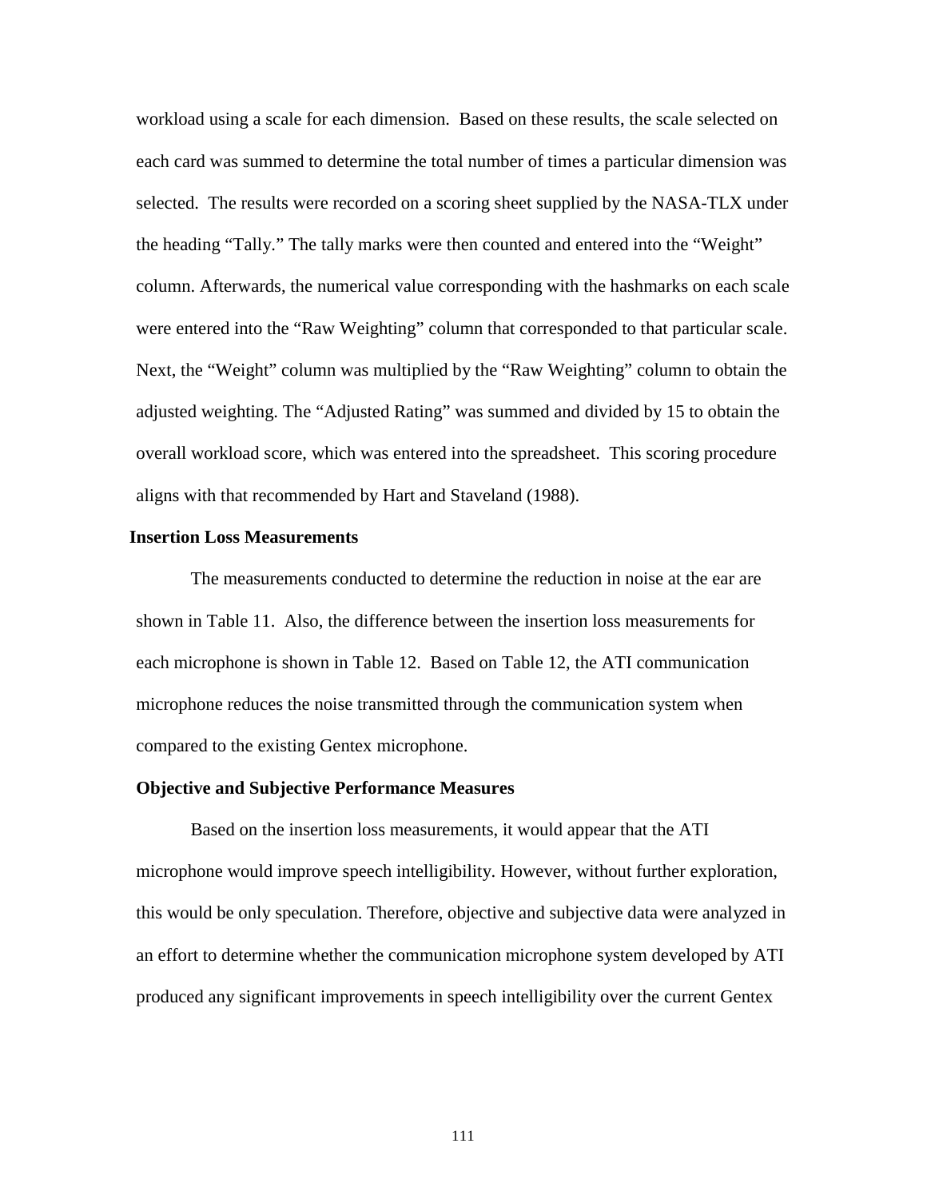workload using a scale for each dimension. Based on these results, the scale selected on each card was summed to determine the total number of times a particular dimension was selected. The results were recorded on a scoring sheet supplied by the NASA-TLX under the heading "Tally." The tally marks were then counted and entered into the "Weight" column. Afterwards, the numerical value corresponding with the hashmarks on each scale were entered into the "Raw Weighting" column that corresponded to that particular scale. Next, the "Weight" column was multiplied by the "Raw Weighting" column to obtain the adjusted weighting. The "Adjusted Rating" was summed and divided by 15 to obtain the overall workload score, which was entered into the spreadsheet. This scoring procedure aligns with that recommended by Hart and Staveland (1988).

**Insertion Loss Measurements**

The measurements conducted to determine the reduction in noise at the ear are shown in Table 11. Also, the difference between the insertion loss measurements for each microphone is shown in Table 12. Based on Table 12, the ATI communication microphone reduces the noise transmitted through the communication system when compared to the existing Gentex microphone.

**Objective and Subjective Performance Measures**

Based on the insertion loss measurements, it would appear that the ATI microphone would improve speech intelligibility. However, without further exploration, this would be only speculation. Therefore, objective and subjective data were analyzed in an effort to determine whether the communication microphone system developed by ATI produced any significant improvements in speech intelligibility over the current Gentex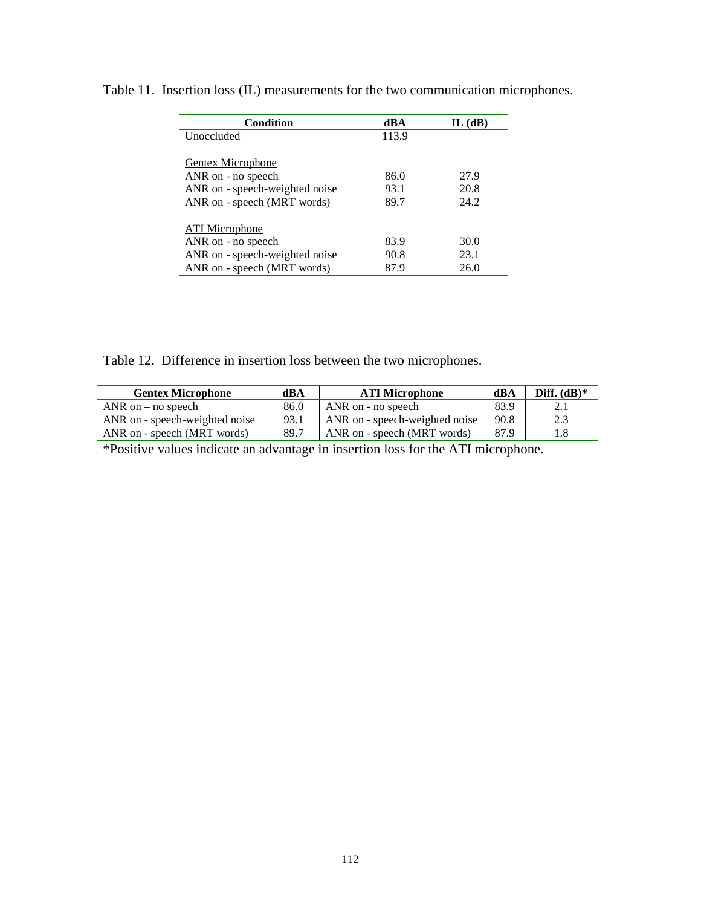Table 11. Insertion loss (IL) measurements for the two communication microphones.

| Condition | dBA | IL (dB) |
|---|---|---|
| Unoccluded | 113.9 | |
| | | |
| Gentex Microphone | | |
| ANR on - no speech | 86.0 | 27.9 |
| ANR on - speech-weighted noise | 93.1 | 20.8 |
| ANR on - speech (MRT words) | 89.7 | 24.2 |
| | | |
| ATI Microphone | | |
| ANR on - no speech | 83.9 | 30.0 |
| ANR on - speech-weighted noise | 90.8 | 23.1 |
| ANR on - speech (MRT words) | 87.9 | 26.0 |

Table 12. Difference in insertion loss between the two microphones.

| Gentex Microphone | dBA | ATI Microphone | dBA | Diff. (dB)* |
|---|---|---|---|---|
| ANR on – no speech | 86.0 | ANR on - no speech | 83.9 | 2.1 |
| ANR on - speech-weighted noise | 93.1 | ANR on - speech-weighted noise | 90.8 | 2.3 |
| ANR on - speech (MRT words) | 89.7 | ANR on - speech (MRT words) | 87.9 | 1.8 |

*Positive values indicate an advantage in insertion loss for the ATI microphone.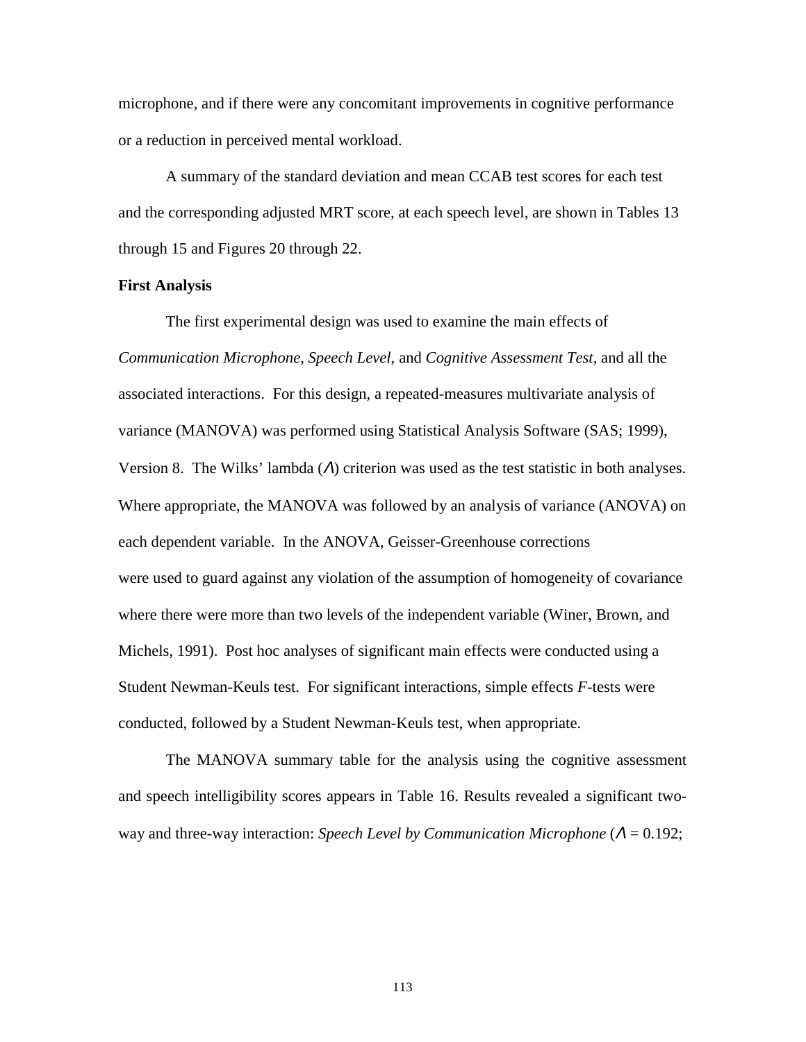microphone, and if there were any concomitant improvements in cognitive performance or a reduction in perceived mental workload.

A summary of the standard deviation and mean CCAB test scores for each test and the corresponding adjusted MRT score, at each speech level, are shown in Tables 13 through 15 and Figures 20 through 22.

**First Analysis**

The first experimental design was used to examine the main effects of *Communication Microphone*, *Speech Level*, and *Cognitive Assessment Test*, and all the associated interactions. For this design, a repeated-measures multivariate analysis of variance (MANOVA) was performed using Statistical Analysis Software (SAS; 1999), Version 8. The Wilks' lambda ($\Lambda$) criterion was used as the test statistic in both analyses. Where appropriate, the MANOVA was followed by an analysis of variance (ANOVA) on each dependent variable. In the ANOVA, Geisser-Greenhouse corrections were used to guard against any violation of the assumption of homogeneity of covariance where there were more than two levels of the independent variable (Winer, Brown, and Michels, 1991). Post hoc analyses of significant main effects were conducted using a Student Newman-Keuls test. For significant interactions, simple effects *F*-tests were conducted, followed by a Student Newman-Keuls test, when appropriate.

The MANOVA summary table for the analysis using the cognitive assessment and speech intelligibility scores appears in Table 16. Results revealed a significant two-way and three-way interaction: *Speech Level by Communication Microphone* ($\Lambda = 0.192$;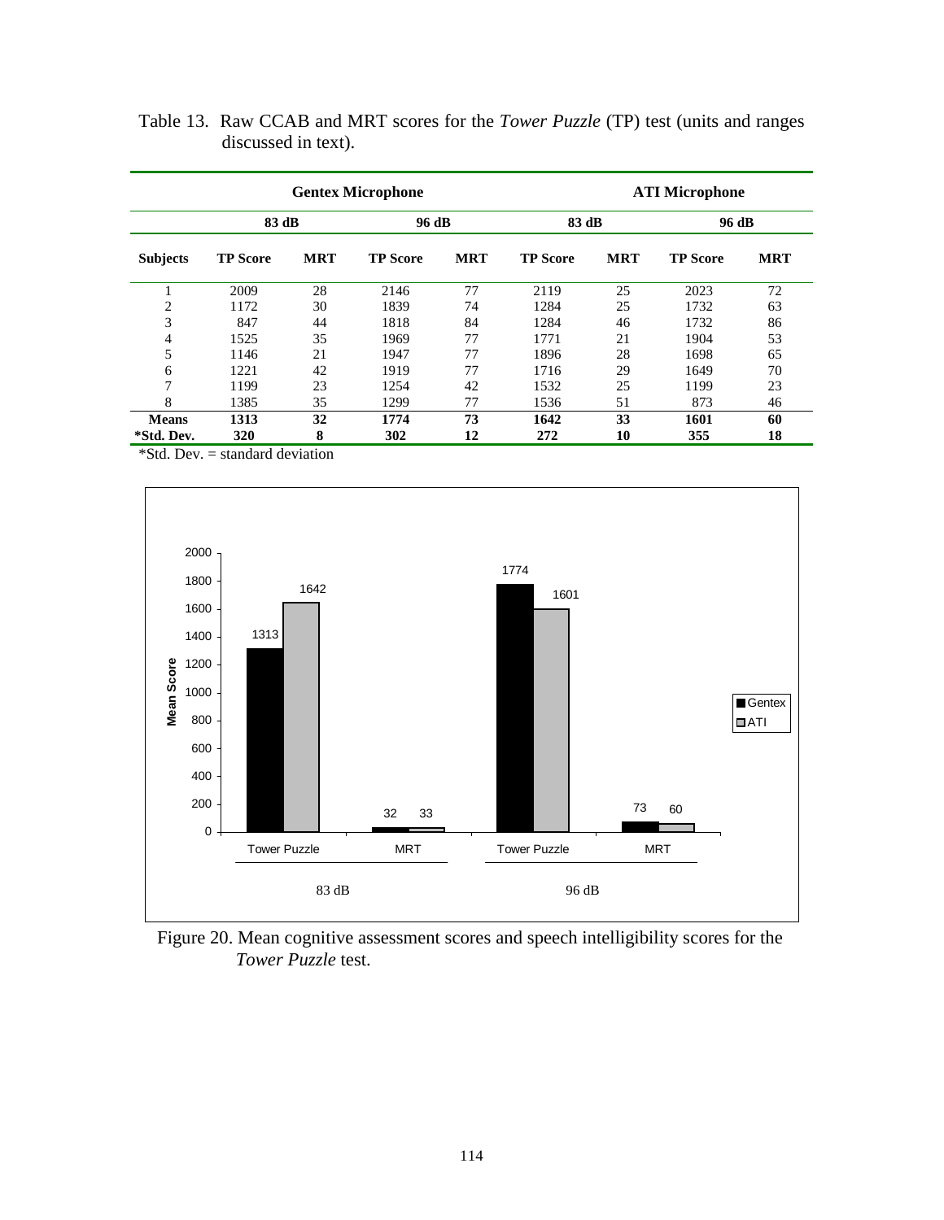Table 13. Raw CCAB and MRT scores for the *Tower Puzzle* (TP) test (units and ranges discussed in text).

| | Gentex Microphone | | | | ATI Microphone | | | |
|---|---|---|---|---|---|---|---|---|
| | 83 dB | | 96 dB | | 83 dB | | 96 dB | |
| **Subjects** | **TP Score** | **MRT** | **TP Score** | **MRT** | **TP Score** | **MRT** | **TP Score** | **MRT** |
| 1 | 2009 | 28 | 2146 | 77 | 2119 | 25 | 2023 | 72 |
| 2 | 1172 | 30 | 1839 | 74 | 1284 | 25 | 1732 | 63 |
| 3 | 847 | 44 | 1818 | 84 | 1284 | 46 | 1732 | 86 |
| 4 | 1525 | 35 | 1969 | 77 | 1771 | 21 | 1904 | 53 |
| 5 | 1146 | 21 | 1947 | 77 | 1896 | 28 | 1698 | 65 |
| 6 | 1221 | 42 | 1919 | 77 | 1716 | 29 | 1649 | 70 |
| 7 | 1199 | 23 | 1254 | 42 | 1532 | 25 | 1199 | 23 |
| 8 | 1385 | 35 | 1299 | 77 | 1536 | 51 | 873 | 46 |
| **Means** | **1313** | **32** | **1774** | **73** | **1642** | **33** | **1601** | **60** |
| ***Std. Dev.** | **320** | **8** | **302** | **12** | **272** | **10** | **355** | **18** |

*Std. Dev. = standard deviation

Figure 20. Mean cognitive assessment scores and speech intelligibility scores for the *Tower Puzzle* test.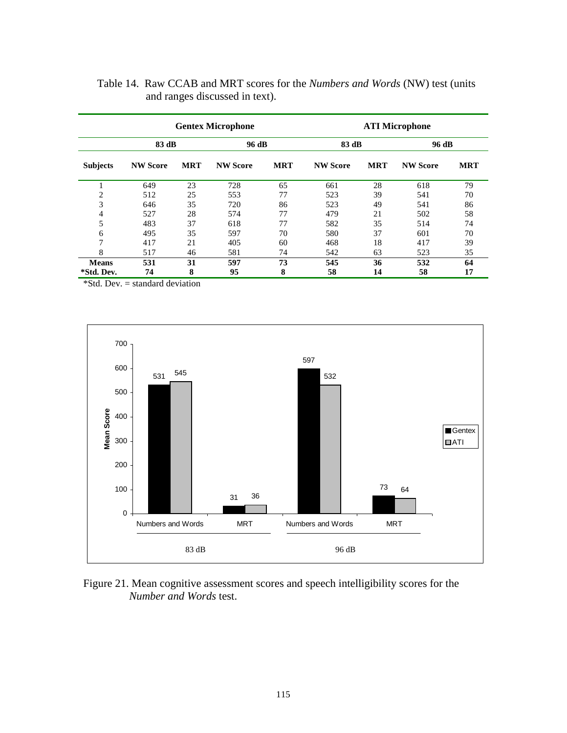Table 14. Raw CCAB and MRT scores for the *Numbers and Words* (NW) test (units and ranges discussed in text).

| | Gentex Microphone | | | | ATI Microphone | | | |
|---|---|---|---|---|---|---|---|---|
| | 83 dB | | 96 dB | | 83 dB | | 96 dB | |
| **Subjects** | **NW Score** | **MRT** | **NW Score** | **MRT** | **NW Score** | **MRT** | **NW Score** | **MRT** |
| 1 | 649 | 23 | 728 | 65 | 661 | 28 | 618 | 79 |
| 2 | 512 | 25 | 553 | 77 | 523 | 39 | 541 | 70 |
| 3 | 646 | 35 | 720 | 86 | 523 | 49 | 541 | 86 |
| 4 | 527 | 28 | 574 | 77 | 479 | 21 | 502 | 58 |
| 5 | 483 | 37 | 618 | 77 | 582 | 35 | 514 | 74 |
| 6 | 495 | 35 | 597 | 70 | 580 | 37 | 601 | 70 |
| 7 | 417 | 21 | 405 | 60 | 468 | 18 | 417 | 39 |
| 8 | 517 | 46 | 581 | 74 | 542 | 63 | 523 | 35 |
| **Means** | **531** | **31** | **597** | **73** | **545** | **36** | **532** | **64** |
| ***Std. Dev.** | **74** | **8** | **95** | **8** | **58** | **14** | **58** | **17** |

*Std. Dev. = standard deviation

Figure 21. Mean cognitive assessment scores and speech intelligibility scores for the *Number and Words* test.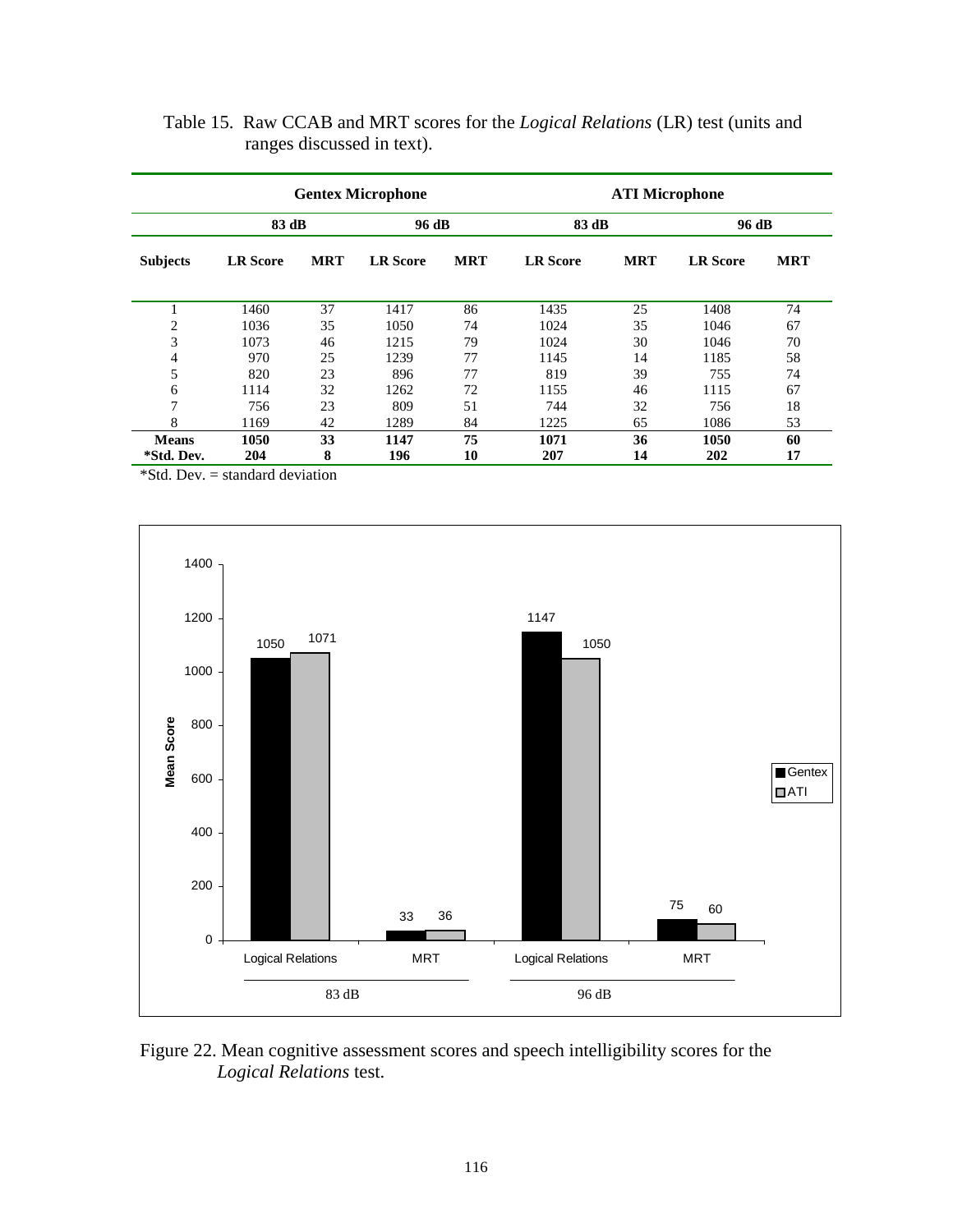Table 15. Raw CCAB and MRT scores for the *Logical Relations* (LR) test (units and ranges discussed in text).

| | Gentex Microphone | | | | ATI Microphone | | | |
|---|---|---|---|---|---|---|---|---|
| | 83 dB | | 96 dB | | 83 dB | | 96 dB | |
| **Subjects** | **LR Score** | **MRT** | **LR Score** | **MRT** | **LR Score** | **MRT** | **LR Score** | **MRT** |
| 1 | 1460 | 37 | 1417 | 86 | 1435 | 25 | 1408 | 74 |
| 2 | 1036 | 35 | 1050 | 74 | 1024 | 35 | 1046 | 67 |
| 3 | 1073 | 46 | 1215 | 79 | 1024 | 30 | 1046 | 70 |
| 4 | 970 | 25 | 1239 | 77 | 1145 | 14 | 1185 | 58 |
| 5 | 820 | 23 | 896 | 77 | 819 | 39 | 755 | 74 |
| 6 | 1114 | 32 | 1262 | 72 | 1155 | 46 | 1115 | 67 |
| 7 | 756 | 23 | 809 | 51 | 744 | 32 | 756 | 18 |
| 8 | 1169 | 42 | 1289 | 84 | 1225 | 65 | 1086 | 53 |
| **Means** | **1050** | **33** | **1147** | **75** | **1071** | **36** | **1050** | **60** |
| ***Std. Dev.** | **204** | **8** | **196** | **10** | **207** | **14** | **202** | **17** |

*Std. Dev. = standard deviation

Figure 22. Mean cognitive assessment scores and speech intelligibility scores for the *Logical Relations* test.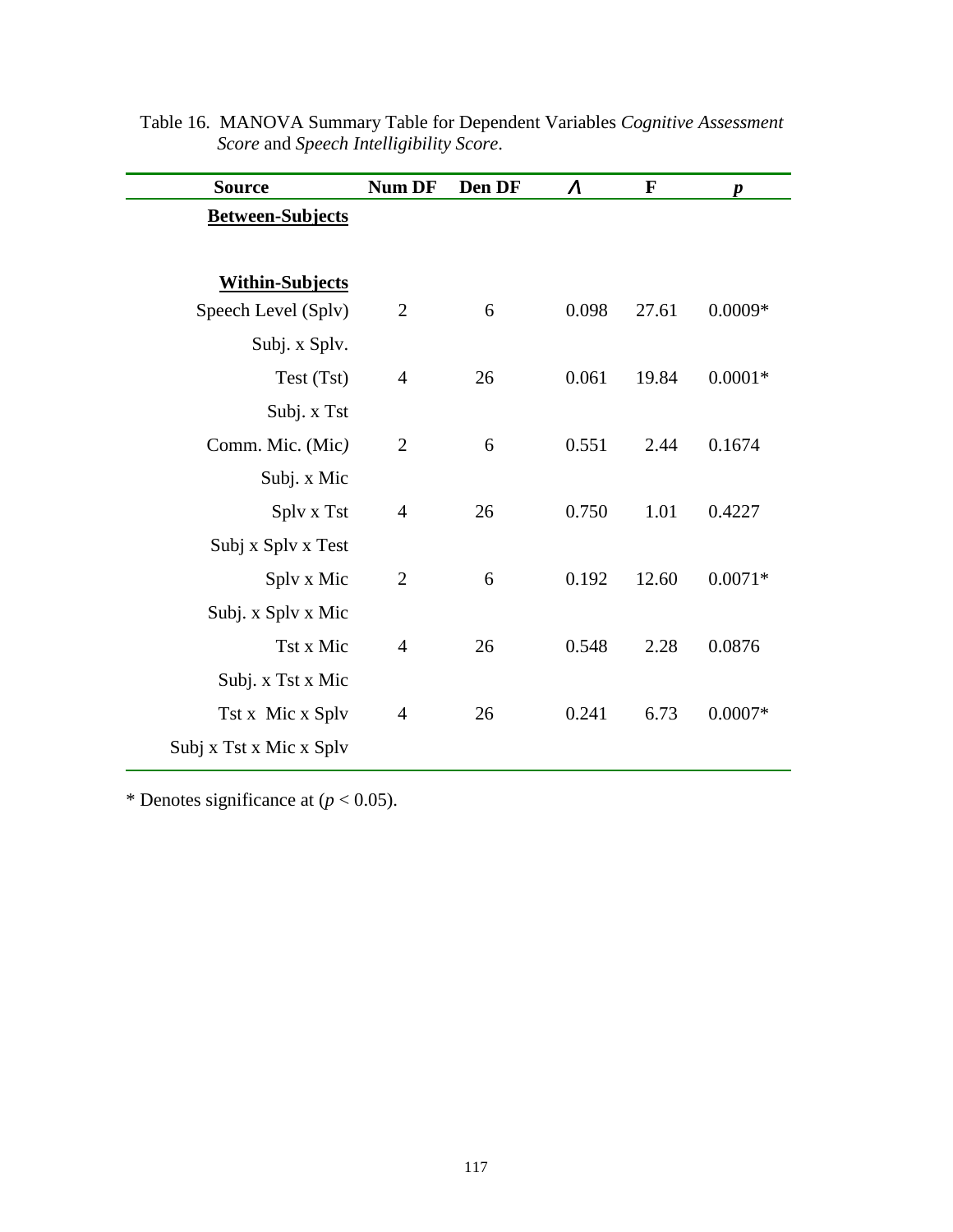Table 16. MANOVA Summary Table for Dependent Variables *Cognitive Assessment Score* and *Speech Intelligibility Score*.

| Source | Num DF | Den DF | Λ | F | *p* |
|---|---|---|---|---|---|
| **Between-Subjects** | | | | | |
| | | | | | |
| **Within-Subjects** | | | | | |
| Speech Level (Splv) | 2 | 6 | 0.098 | 27.61 | 0.0009* |
| Subj. x Splv. | | | | | |
| Test (Tst) | 4 | 26 | 0.061 | 19.84 | 0.0001* |
| Subj. x Tst | | | | | |
| Comm. Mic. (Mic) | 2 | 6 | 0.551 | 2.44 | 0.1674 |
| Subj. x Mic | | | | | |
| Splv x Tst | 4 | 26 | 0.750 | 1.01 | 0.4227 |
| Subj x Splv x Test | | | | | |
| Splv x Mic | 2 | 6 | 0.192 | 12.60 | 0.0071* |
| Subj. x Splv x Mic | | | | | |
| Tst x Mic | 4 | 26 | 0.548 | 2.28 | 0.0876 |
| Subj. x Tst x Mic | | | | | |
| Tst x Mic x Splv | 4 | 26 | 0.241 | 6.73 | 0.0007* |
| Subj x Tst x Mic x Splv | | | | | |

* Denotes significance at ($p < 0.05$).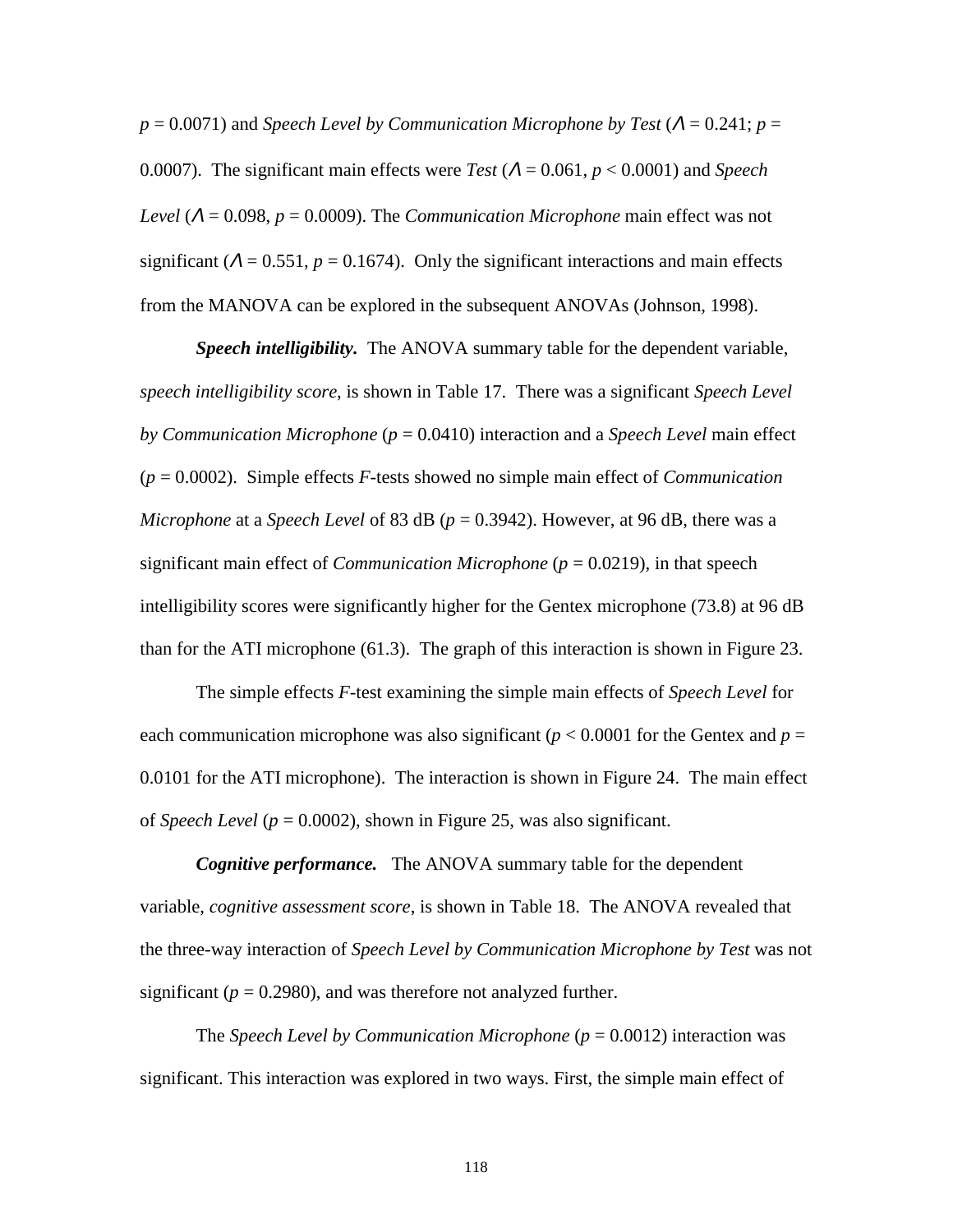$p = 0.0071$) and *Speech Level by Communication Microphone by Test* ($\Lambda = 0.241$; $p = 0.0007$). The significant main effects were *Test* ($\Lambda = 0.061$, $p < 0.0001$) and *Speech Level* ($\Lambda = 0.098$, $p = 0.0009$). The *Communication Microphone* main effect was not significant ($\Lambda = 0.551$, $p = 0.1674$). Only the significant interactions and main effects from the MANOVA can be explored in the subsequent ANOVAs (Johnson, 1998).

***Speech intelligibility.*** The ANOVA summary table for the dependent variable, *speech intelligibility score*, is shown in Table 17. There was a significant *Speech Level by Communication Microphone* ($p = 0.0410$) interaction and a *Speech Level* main effect ($p = 0.0002$). Simple effects $F$-tests showed no simple main effect of *Communication Microphone* at a *Speech Level* of 83 dB ($p = 0.3942$). However, at 96 dB, there was a significant main effect of *Communication Microphone* ($p = 0.0219$), in that speech intelligibility scores were significantly higher for the Gentex microphone (73.8) at 96 dB than for the ATI microphone (61.3). The graph of this interaction is shown in Figure 23.

The simple effects $F$-test examining the simple main effects of *Speech Level* for each communication microphone was also significant ($p < 0.0001$ for the Gentex and $p = 0.0101$ for the ATI microphone). The interaction is shown in Figure 24. The main effect of *Speech Level* ($p = 0.0002$), shown in Figure 25, was also significant.

***Cognitive performance.*** The ANOVA summary table for the dependent variable, *cognitive assessment score*, is shown in Table 18. The ANOVA revealed that the three-way interaction of *Speech Level by Communication Microphone by Test* was not significant ($p = 0.2980$), and was therefore not analyzed further.

The *Speech Level by Communication Microphone* ($p = 0.0012$) interaction was significant. This interaction was explored in two ways. First, the simple main effect of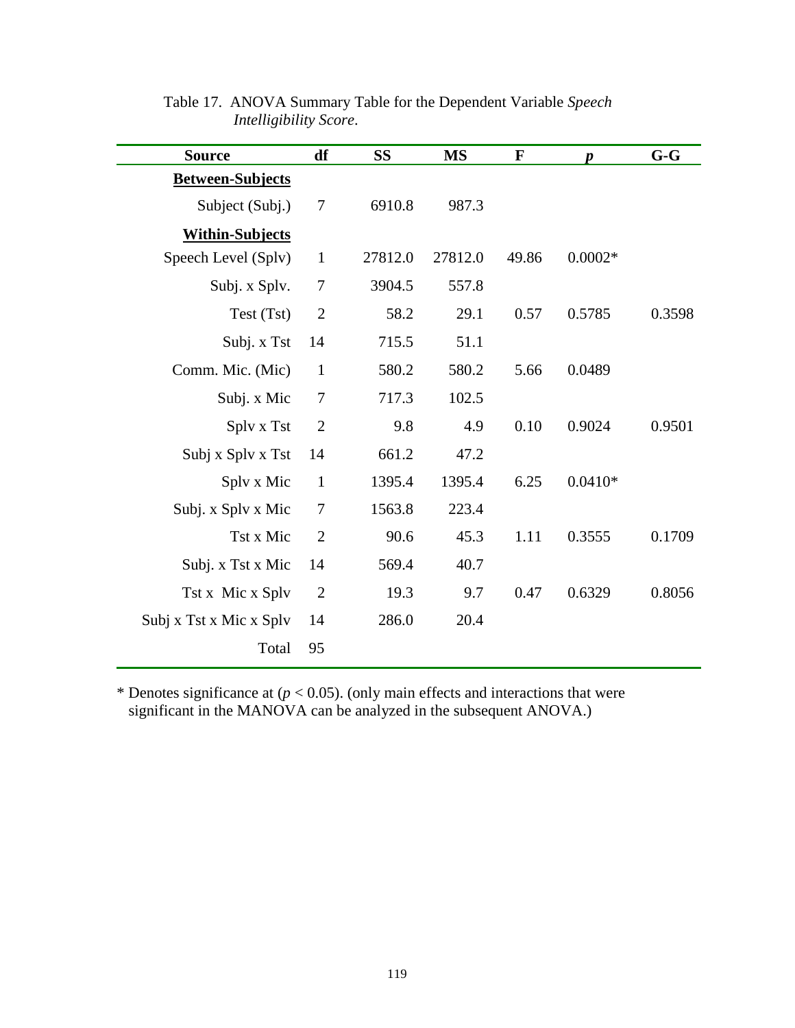Table 17. ANOVA Summary Table for the Dependent Variable *Speech Intelligibility Score*.

| Source | df | SS | MS | F | *p* | G-G |
|---|---|---|---|---|---|---|
| **Between-Subjects** | | | | | | |
| Subject (Subj.) | 7 | 6910.8 | 987.3 | | | |
| **Within-Subjects** | | | | | | |
| Speech Level (Splv) | 1 | 27812.0 | 27812.0 | 49.86 | 0.0002* | |
| Subj. x Splv. | 7 | 3904.5 | 557.8 | | | |
| Test (Tst) | 2 | 58.2 | 29.1 | 0.57 | 0.5785 | 0.3598 |
| Subj. x Tst | 14 | 715.5 | 51.1 | | | |
| Comm. Mic. (Mic) | 1 | 580.2 | 580.2 | 5.66 | 0.0489 | |
| Subj. x Mic | 7 | 717.3 | 102.5 | | | |
| Splv x Tst | 2 | 9.8 | 4.9 | 0.10 | 0.9024 | 0.9501 |
| Subj x Splv x Tst | 14 | 661.2 | 47.2 | | | |
| Splv x Mic | 1 | 1395.4 | 1395.4 | 6.25 | 0.0410* | |
| Subj. x Splv x Mic | 7 | 1563.8 | 223.4 | | | |
| Tst x Mic | 2 | 90.6 | 45.3 | 1.11 | 0.3555 | 0.1709 |
| Subj. x Tst x Mic | 14 | 569.4 | 40.7 | | | |
| Tst x Mic x Splv | 2 | 19.3 | 9.7 | 0.47 | 0.6329 | 0.8056 |
| Subj x Tst x Mic x Splv | 14 | 286.0 | 20.4 | | | |
| Total | 95 | | | | | |

* Denotes significance at ($p < 0.05$). (only main effects and interactions that were significant in the MANOVA can be analyzed in the subsequent ANOVA.)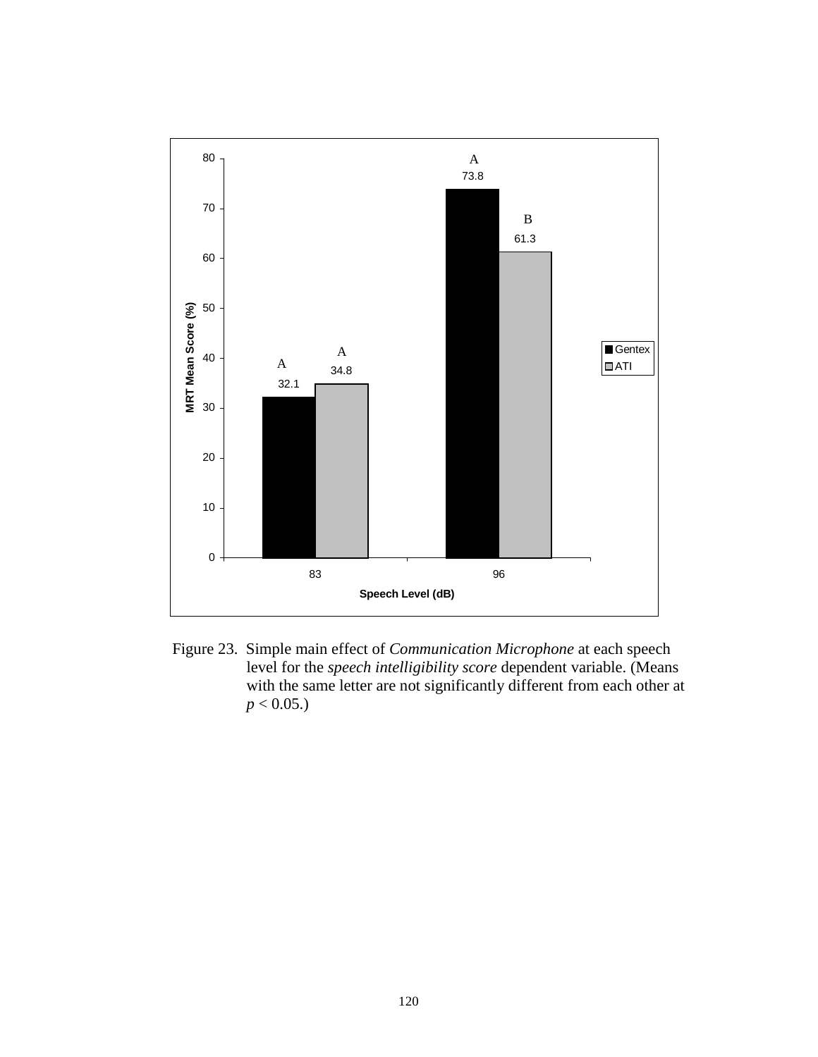Figure 23. Simple main effect of *Communication Microphone* at each speech level for the *speech intelligibility score* dependent variable. (Means with the same letter are not significantly different from each other at $p < 0.05$.)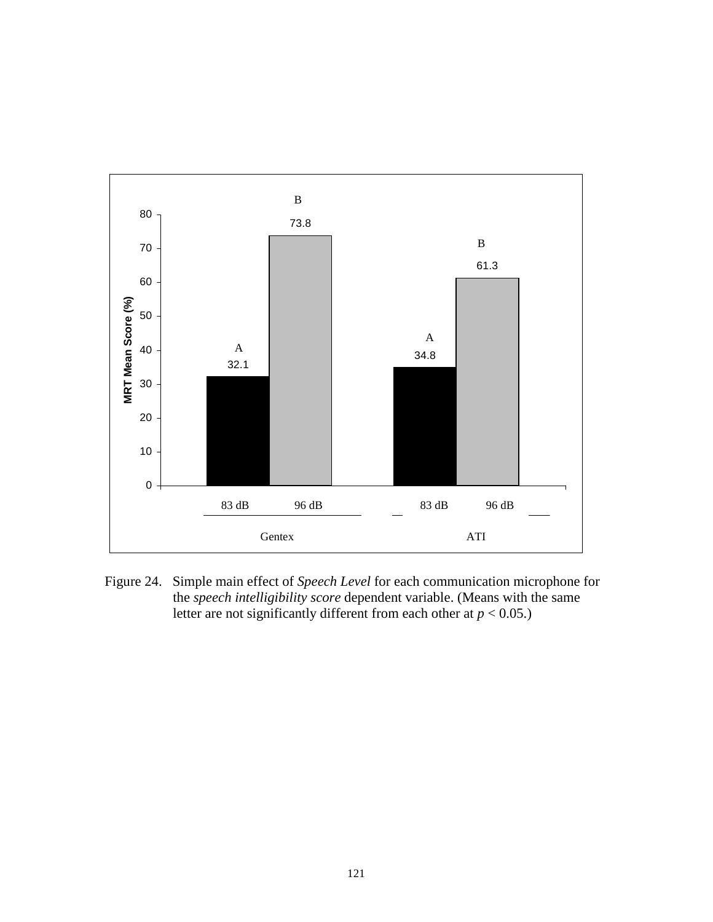| | Gentex | | ATI | |
|---|---|---|---|---|
| | 83 dB | 96 dB | 83 dB | 96 dB |
| MRT Mean Score (%) | 32.1 (A) | 73.8 (B) | 34.8 (A) | 61.3 (B) |

Figure 24. Simple main effect of *Speech Level* for each communication microphone for the *speech intelligibility score* dependent variable. (Means with the same letter are not significantly different from each other at $p < 0.05$.)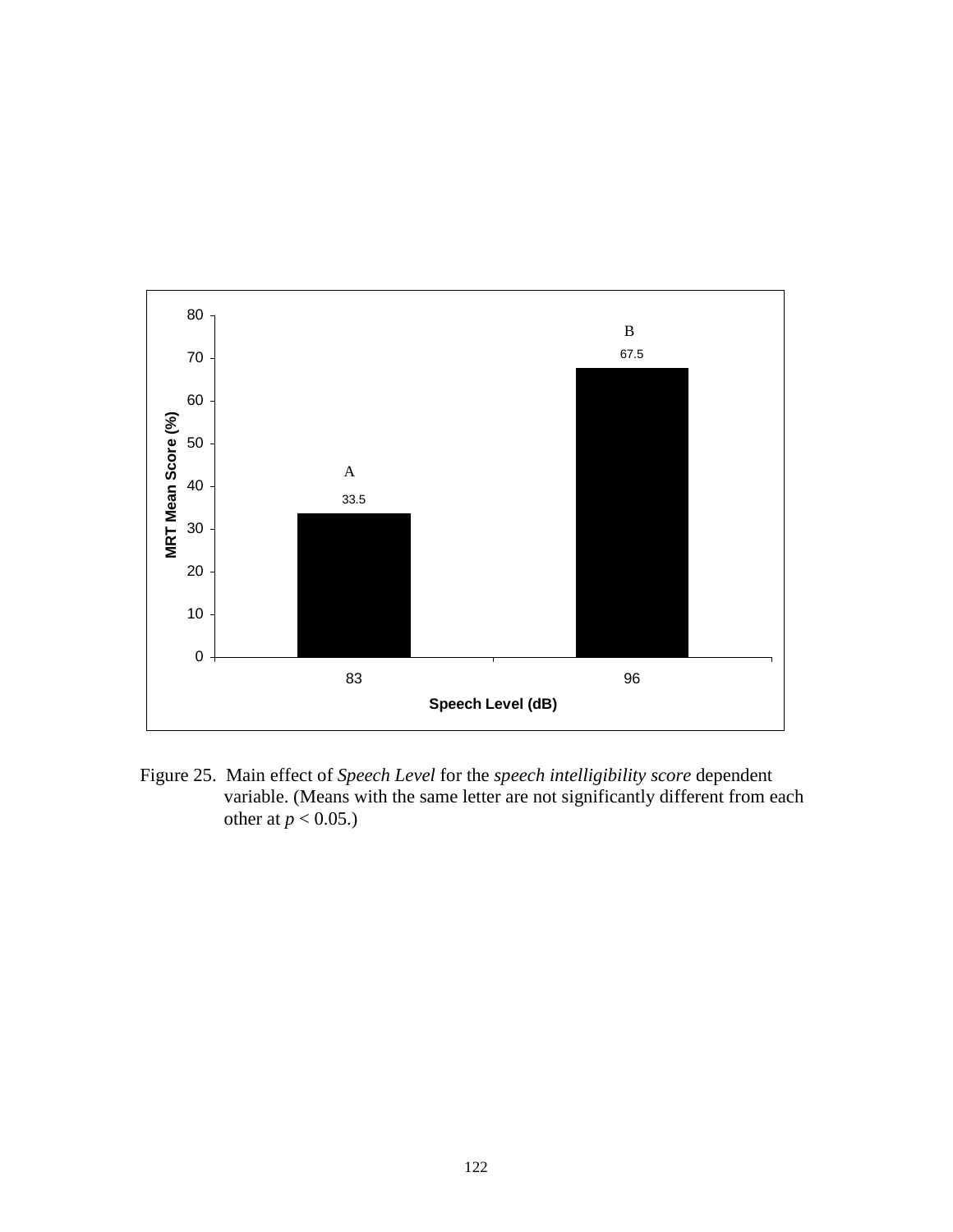Figure 25. Main effect of *Speech Level* for the *speech intelligibility score* dependent variable. (Means with the same letter are not significantly different from each other at $p < 0.05$.)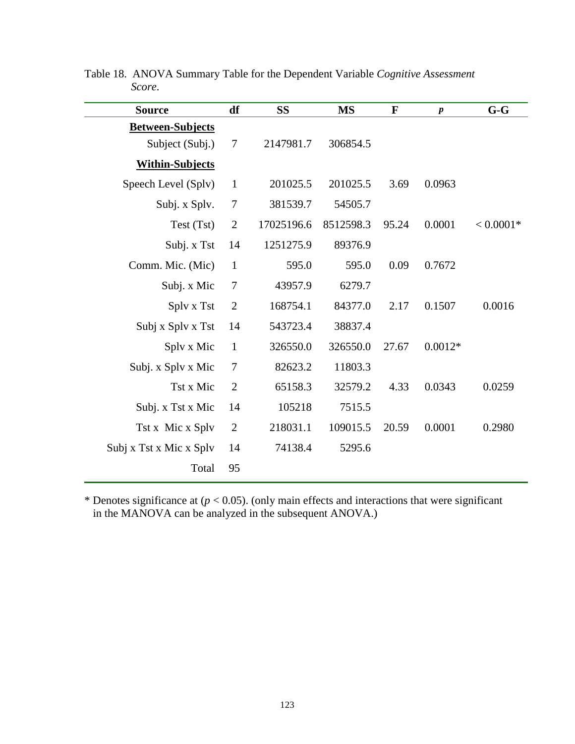Table 18. ANOVA Summary Table for the Dependent Variable *Cognitive Assessment Score*.

| Source | df | SS | MS | F | *p* | G-G |
|---|---|---|---|---|---|---|
| **Between-Subjects** | | | | | | |
| Subject (Subj.) | 7 | 2147981.7 | 306854.5 | | | |
| **Within-Subjects** | | | | | | |
| Speech Level (Splv) | 1 | 201025.5 | 201025.5 | 3.69 | 0.0963 | |
| Subj. x Splv. | 7 | 381539.7 | 54505.7 | | | |
| Test (Tst) | 2 | 17025196.6 | 8512598.3 | 95.24 | 0.0001 | < 0.0001* |
| Subj. x Tst | 14 | 1251275.9 | 89376.9 | | | |
| Comm. Mic. (Mic) | 1 | 595.0 | 595.0 | 0.09 | 0.7672 | |
| Subj. x Mic | 7 | 43957.9 | 6279.7 | | | |
| Splv x Tst | 2 | 168754.1 | 84377.0 | 2.17 | 0.1507 | 0.0016 |
| Subj x Splv x Tst | 14 | 543723.4 | 38837.4 | | | |
| Splv x Mic | 1 | 326550.0 | 326550.0 | 27.67 | 0.0012* | |
| Subj. x Splv x Mic | 7 | 82623.2 | 11803.3 | | | |
| Tst x Mic | 2 | 65158.3 | 32579.2 | 4.33 | 0.0343 | 0.0259 |
| Subj. x Tst x Mic | 14 | 105218 | 7515.5 | | | |
| Tst x Mic x Splv | 2 | 218031.1 | 109015.5 | 20.59 | 0.0001 | 0.2980 |
| Subj x Tst x Mic x Splv | 14 | 74138.4 | 5295.6 | | | |
| Total | 95 | | | | | |

* Denotes significance at ($p < 0.05$). (only main effects and interactions that were significant in the MANOVA can be analyzed in the subsequent ANOVA.)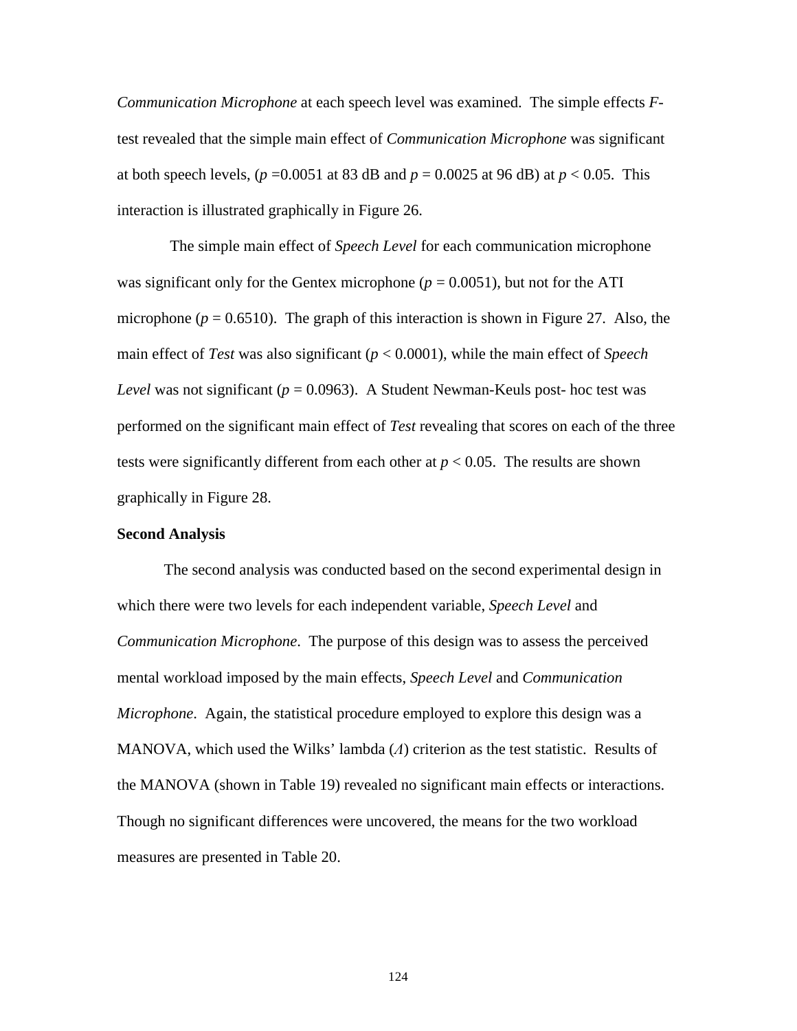*Communication Microphone* at each speech level was examined. The simple effects *F*-test revealed that the simple main effect of *Communication Microphone* was significant at both speech levels, ($p$ =0.0051 at 83 dB and $p$ = 0.0025 at 96 dB) at $p < 0.05$. This interaction is illustrated graphically in Figure 26.

The simple main effect of *Speech Level* for each communication microphone was significant only for the Gentex microphone ($p$ = 0.0051), but not for the ATI microphone ($p$ = 0.6510). The graph of this interaction is shown in Figure 27. Also, the main effect of *Test* was also significant ($p < 0.0001$), while the main effect of *Speech Level* was not significant ($p$ = 0.0963). A Student Newman-Keuls post- hoc test was performed on the significant main effect of *Test* revealing that scores on each of the three tests were significantly different from each other at $p < 0.05$. The results are shown graphically in Figure 28.

**Second Analysis**

The second analysis was conducted based on the second experimental design in which there were two levels for each independent variable, *Speech Level* and *Communication Microphone*. The purpose of this design was to assess the perceived mental workload imposed by the main effects, *Speech Level* and *Communication Microphone*. Again, the statistical procedure employed to explore this design was a MANOVA, which used the Wilks' lambda ($\Lambda$) criterion as the test statistic. Results of the MANOVA (shown in Table 19) revealed no significant main effects or interactions. Though no significant differences were uncovered, the means for the two workload measures are presented in Table 20.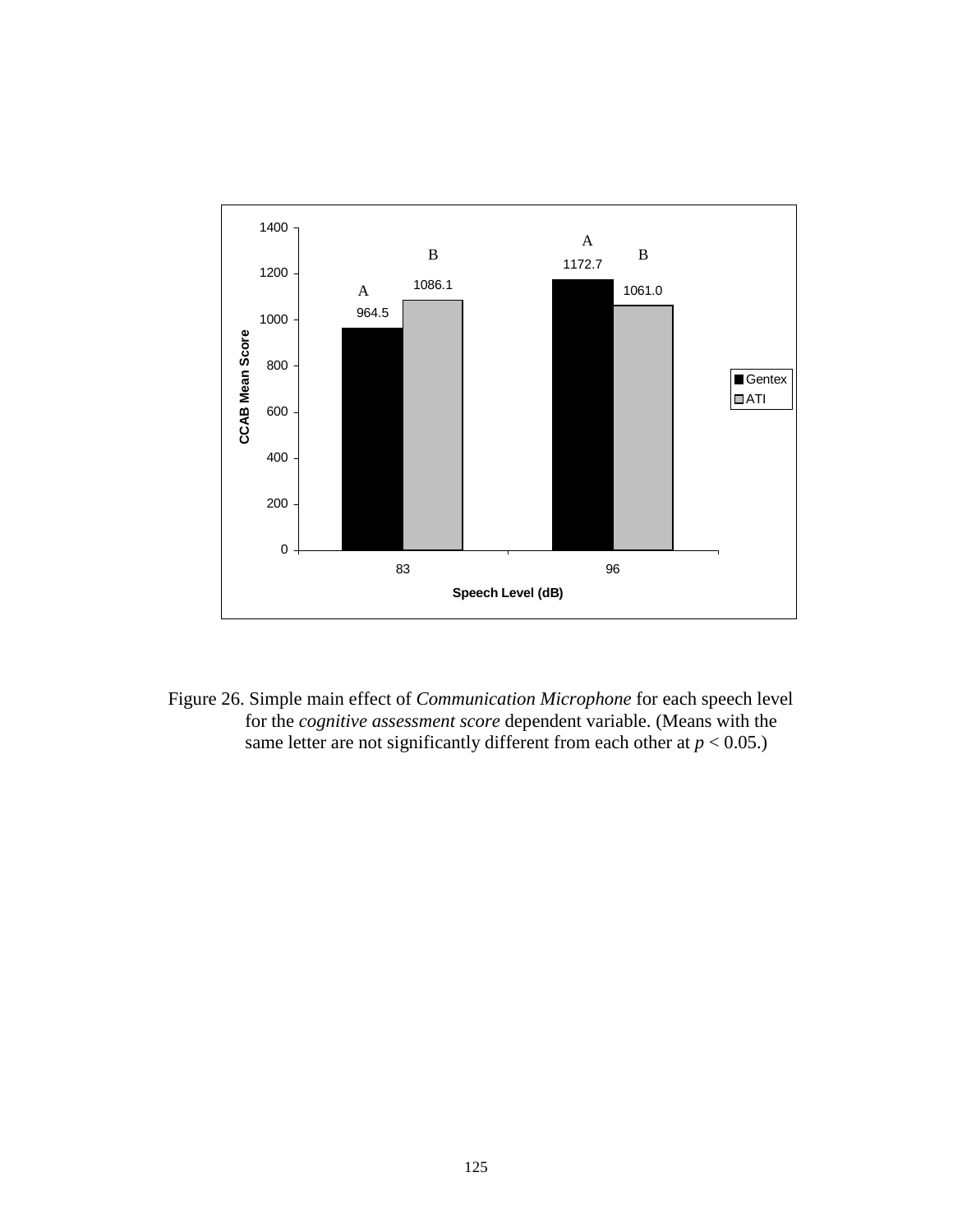Figure 26. Simple main effect of *Communication Microphone* for each speech level for the *cognitive assessment score* dependent variable. (Means with the same letter are not significantly different from each other at $p < 0.05$.)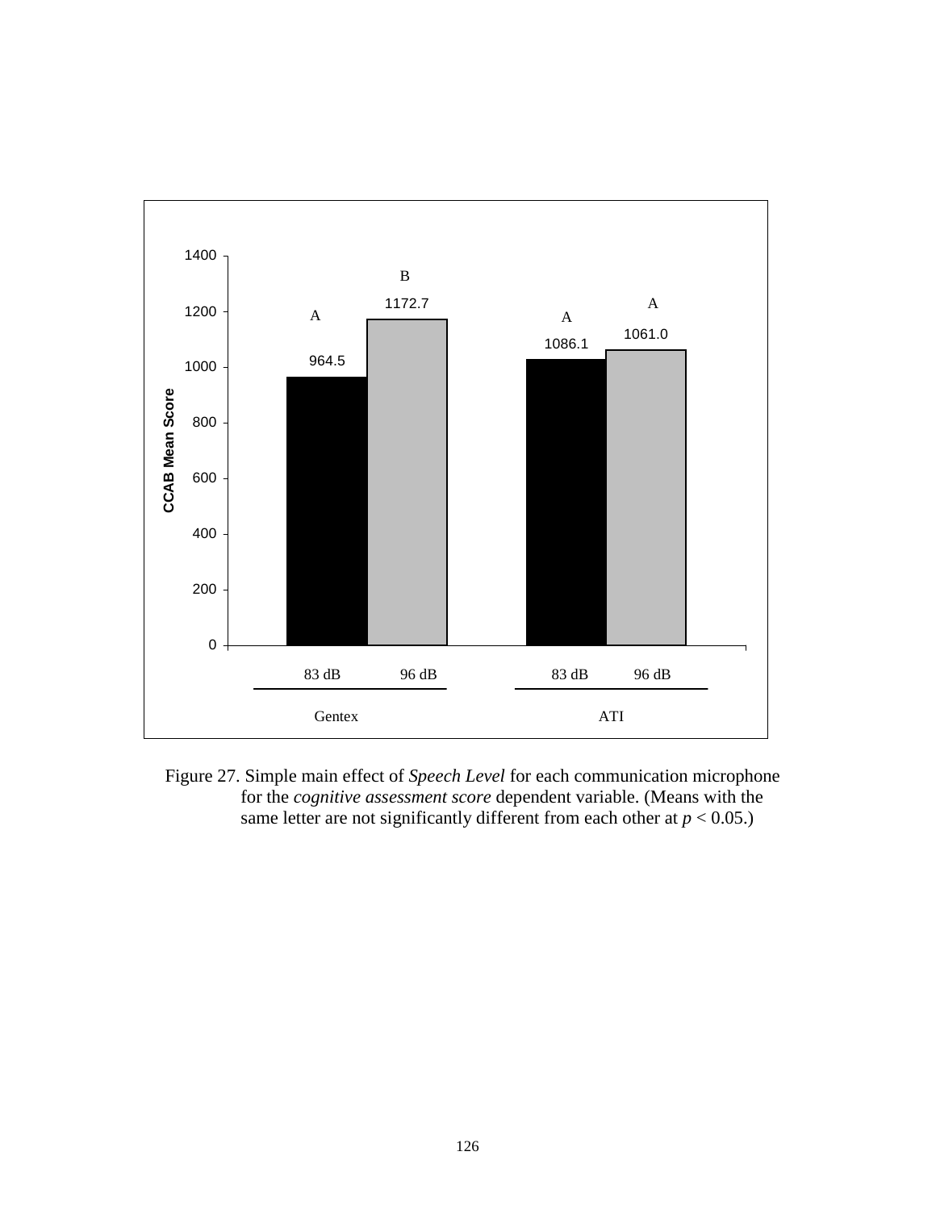Figure 27. Simple main effect of *Speech Level* for each communication microphone for the *cognitive assessment score* dependent variable. (Means with the same letter are not significantly different from each other at $p < 0.05$.)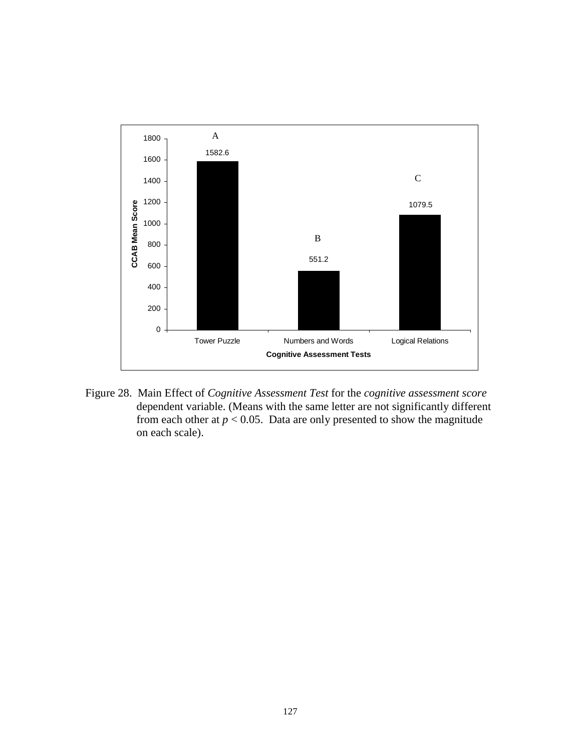| Cognitive Assessment Tests | CCAB Mean Score | Group |
|---|---|---|
| Tower Puzzle | 1582.6 | A |
| Numbers and Words | 551.2 | B |
| Logical Relations | 1079.5 | C |

Figure 28. Main Effect of *Cognitive Assessment Test* for the *cognitive assessment score* dependent variable. (Means with the same letter are not significantly different from each other at $p < 0.05$. Data are only presented to show the magnitude on each scale).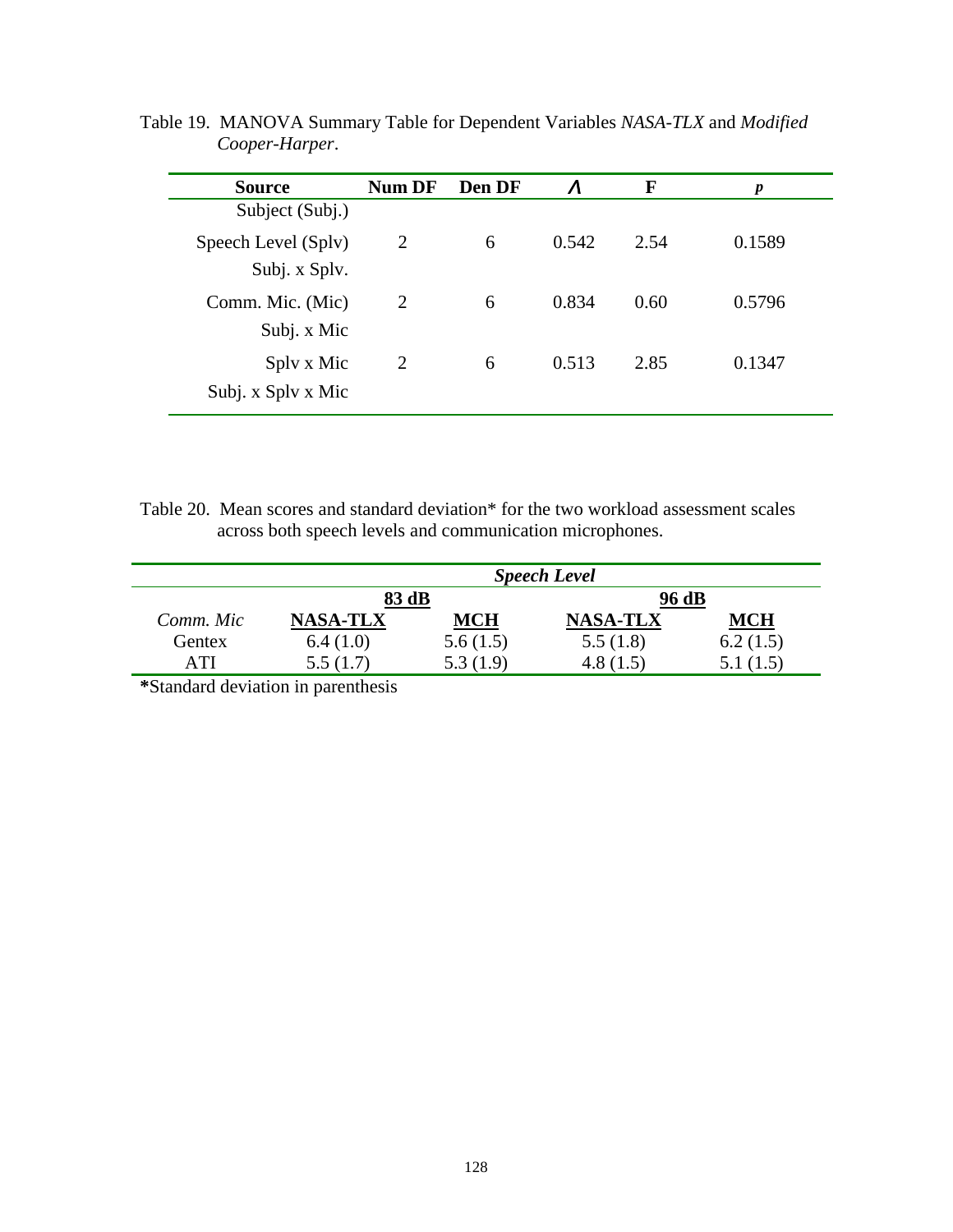Table 19. MANOVA Summary Table for Dependent Variables *NASA-TLX* and *Modified Cooper-Harper*.

| Source | Num DF | Den DF | $\Lambda$ | F | *p* |
|---|---|---|---|---|---|
| Subject (Subj.) | | | | | |
| Speech Level (Splv) | 2 | 6 | 0.542 | 2.54 | 0.1589 |
| Subj. x Splv. | | | | | |
| Comm. Mic. (Mic) | 2 | 6 | 0.834 | 0.60 | 0.5796 |
| Subj. x Mic | | | | | |
| Splv x Mic | 2 | 6 | 0.513 | 2.85 | 0.1347 |
| Subj. x Splv x Mic | | | | | |

Table 20. Mean scores and standard deviation* for the two workload assessment scales across both speech levels and communication microphones.

| | ***Speech Level*** | | | |
|---|---|---|---|---|
| | **83 dB** | | **96 dB** | |
| *Comm. Mic* | **NASA-TLX** | **MCH** | **NASA-TLX** | **MCH** |
| Gentex | 6.4 (1.0) | 5.6 (1.5) | 5.5 (1.8) | 6.2 (1.5) |
| ATI | 5.5 (1.7) | 5.3 (1.9) | 4.8 (1.5) | 5.1 (1.5) |

**\***Standard deviation in parenthesis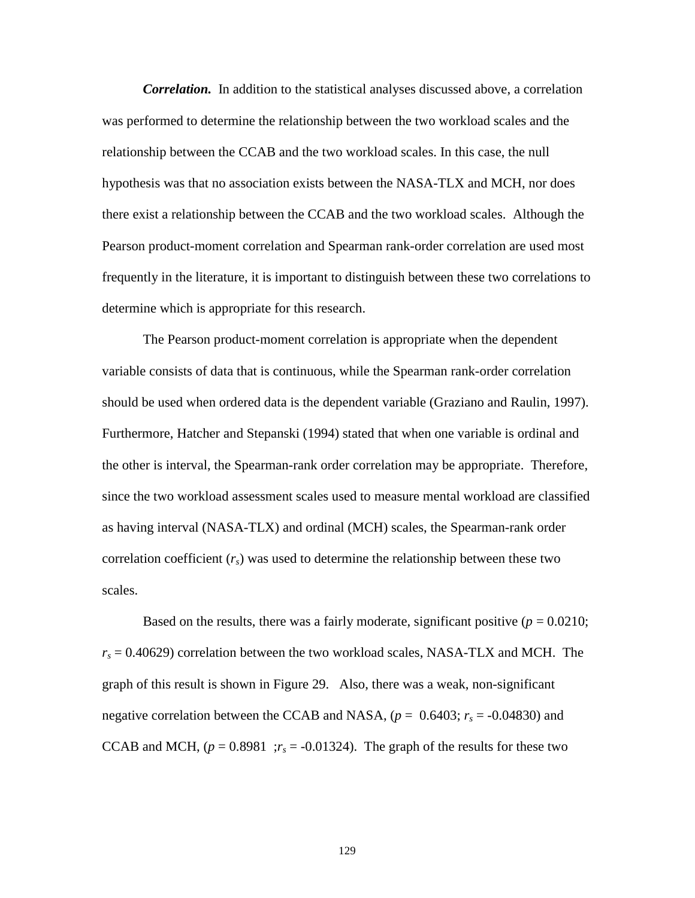***Correlation.*** In addition to the statistical analyses discussed above, a correlation was performed to determine the relationship between the two workload scales and the relationship between the CCAB and the two workload scales. In this case, the null hypothesis was that no association exists between the NASA-TLX and MCH, nor does there exist a relationship between the CCAB and the two workload scales. Although the Pearson product-moment correlation and Spearman rank-order correlation are used most frequently in the literature, it is important to distinguish between these two correlations to determine which is appropriate for this research.

The Pearson product-moment correlation is appropriate when the dependent variable consists of data that is continuous, while the Spearman rank-order correlation should be used when ordered data is the dependent variable (Graziano and Raulin, 1997). Furthermore, Hatcher and Stepanski (1994) stated that when one variable is ordinal and the other is interval, the Spearman-rank order correlation may be appropriate. Therefore, since the two workload assessment scales used to measure mental workload are classified as having interval (NASA-TLX) and ordinal (MCH) scales, the Spearman-rank order correlation coefficient ($r_s$) was used to determine the relationship between these two scales.

Based on the results, there was a fairly moderate, significant positive ($p$ = 0.0210; $r_s$ = 0.40629) correlation between the two workload scales, NASA-TLX and MCH. The graph of this result is shown in Figure 29. Also, there was a weak, non-significant negative correlation between the CCAB and NASA, ($p$ = 0.6403; $r_s$ = -0.04830) and CCAB and MCH, ($p$ = 0.8981 ; $r_s$ = -0.01324). The graph of the results for these two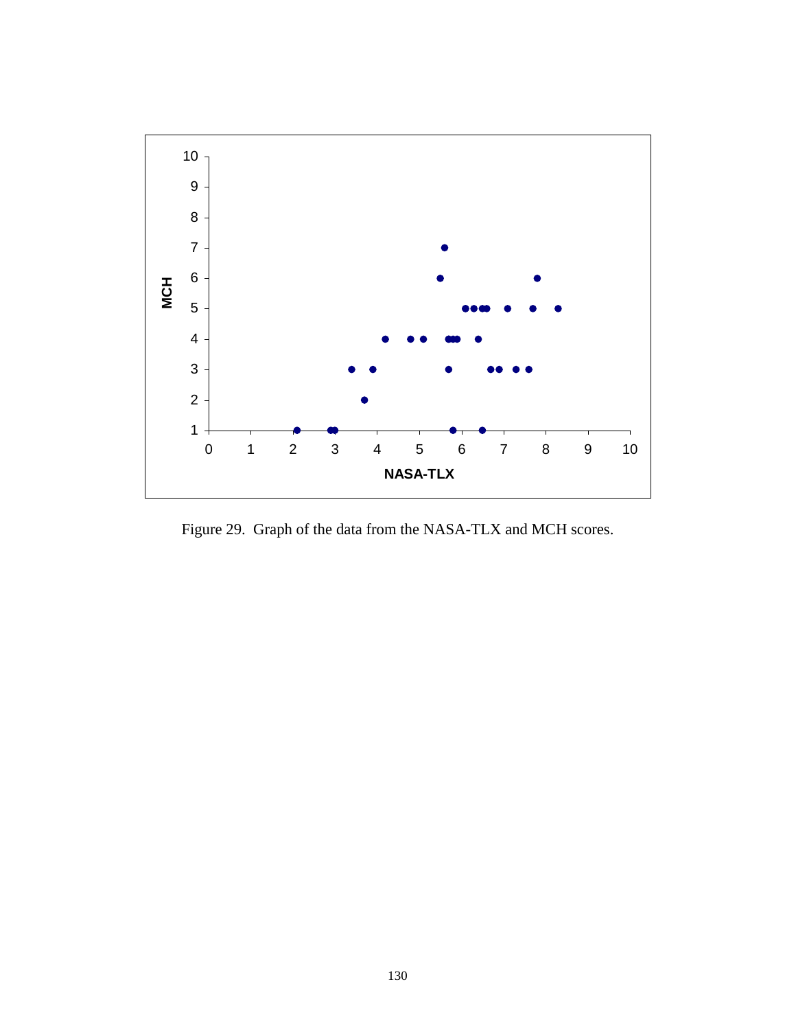Figure 29. Graph of the data from the NASA-TLX and MCH scores.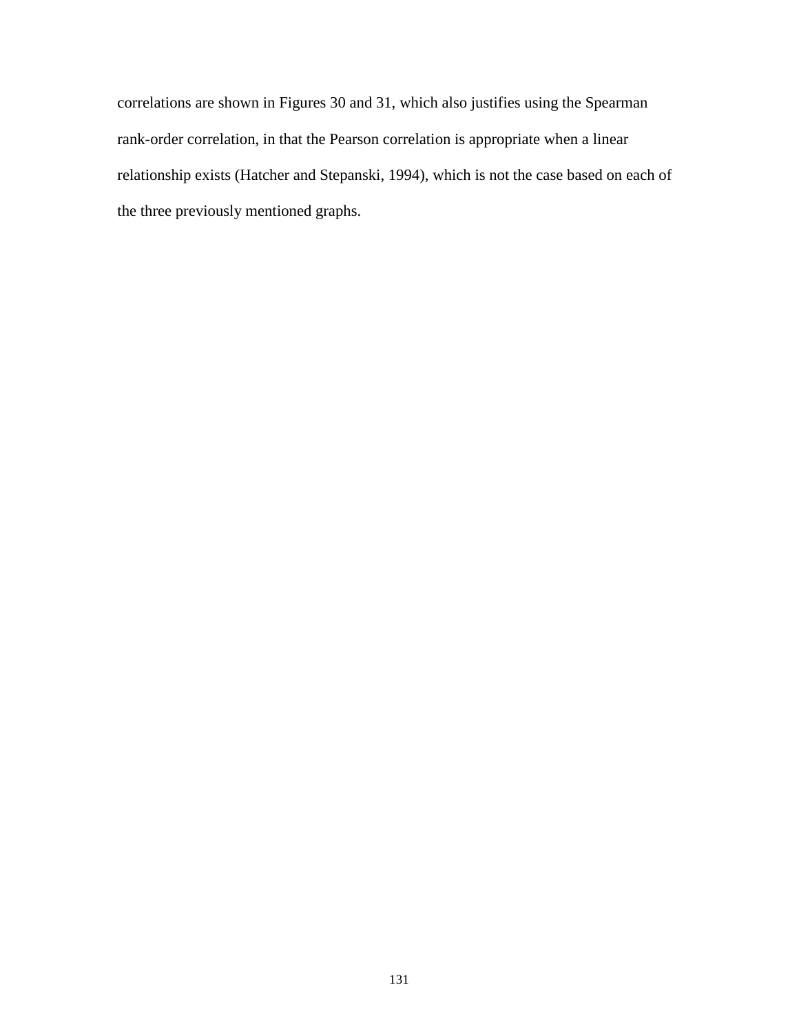correlations are shown in Figures 30 and 31, which also justifies using the Spearman rank-order correlation, in that the Pearson correlation is appropriate when a linear relationship exists (Hatcher and Stepanski, 1994), which is not the case based on each of the three previously mentioned graphs.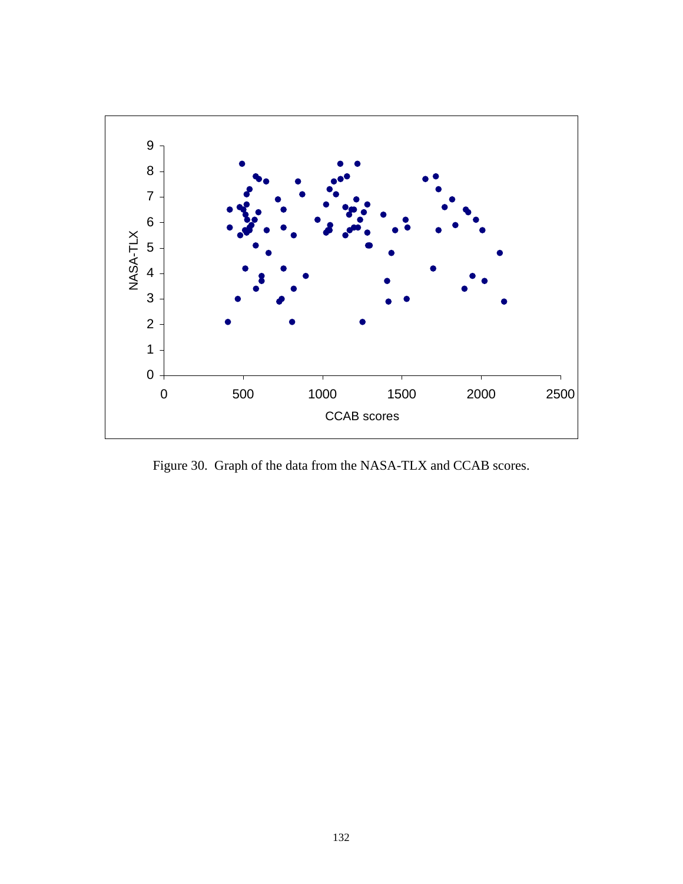Figure 30. Graph of the data from the NASA-TLX and CCAB scores.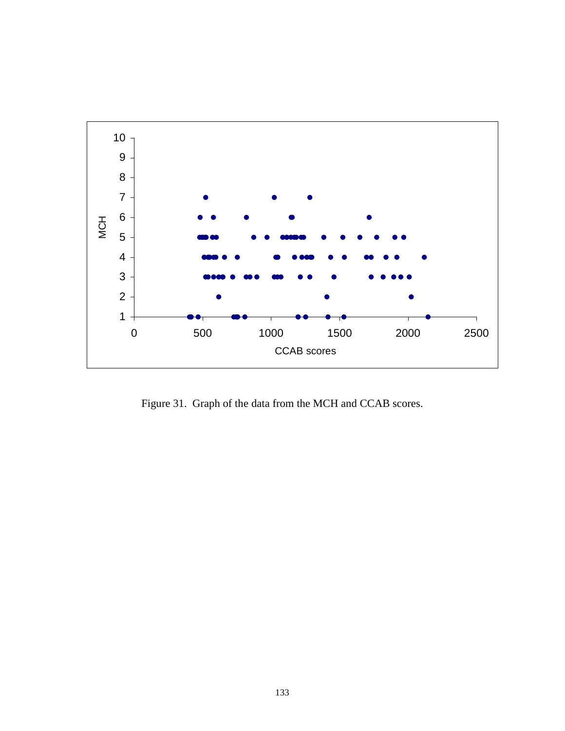Figure 31. Graph of the data from the MCH and CCAB scores.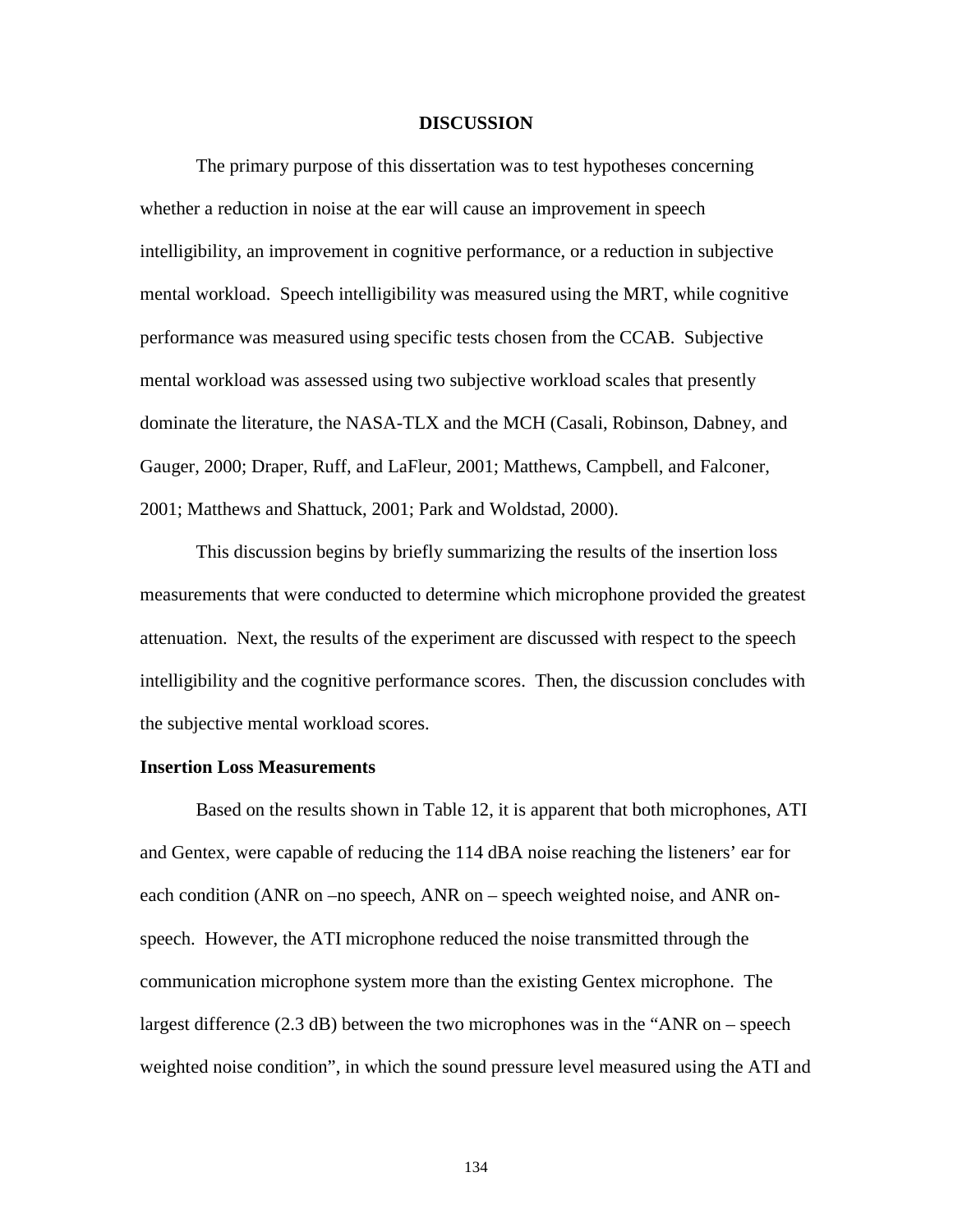# DISCUSSION

The primary purpose of this dissertation was to test hypotheses concerning whether a reduction in noise at the ear will cause an improvement in speech intelligibility, an improvement in cognitive performance, or a reduction in subjective mental workload. Speech intelligibility was measured using the MRT, while cognitive performance was measured using specific tests chosen from the CCAB. Subjective mental workload was assessed using two subjective workload scales that presently dominate the literature, the NASA-TLX and the MCH (Casali, Robinson, Dabney, and Gauger, 2000; Draper, Ruff, and LaFleur, 2001; Matthews, Campbell, and Falconer, 2001; Matthews and Shattuck, 2001; Park and Woldstad, 2000).

This discussion begins by briefly summarizing the results of the insertion loss measurements that were conducted to determine which microphone provided the greatest attenuation. Next, the results of the experiment are discussed with respect to the speech intelligibility and the cognitive performance scores. Then, the discussion concludes with the subjective mental workload scores.

## Insertion Loss Measurements

Based on the results shown in Table 12, it is apparent that both microphones, ATI and Gentex, were capable of reducing the 114 dBA noise reaching the listeners' ear for each condition (ANR on –no speech, ANR on – speech weighted noise, and ANR on-speech. However, the ATI microphone reduced the noise transmitted through the communication microphone system more than the existing Gentex microphone. The largest difference (2.3 dB) between the two microphones was in the "ANR on – speech weighted noise condition", in which the sound pressure level measured using the ATI and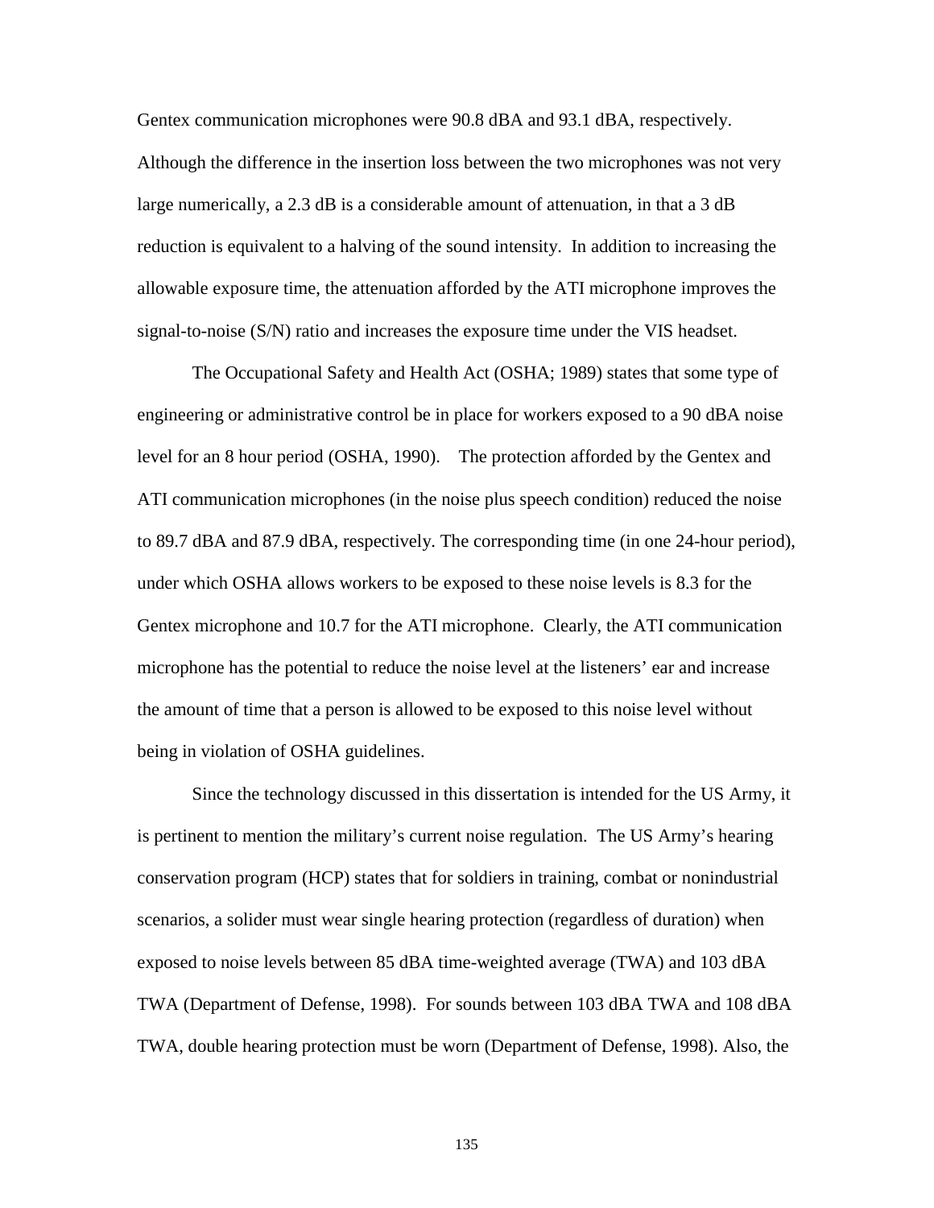Gentex communication microphones were 90.8 dBA and 93.1 dBA, respectively. Although the difference in the insertion loss between the two microphones was not very large numerically, a 2.3 dB is a considerable amount of attenuation, in that a 3 dB reduction is equivalent to a halving of the sound intensity. In addition to increasing the allowable exposure time, the attenuation afforded by the ATI microphone improves the signal-to-noise (S/N) ratio and increases the exposure time under the VIS headset.

The Occupational Safety and Health Act (OSHA; 1989) states that some type of engineering or administrative control be in place for workers exposed to a 90 dBA noise level for an 8 hour period (OSHA, 1990). The protection afforded by the Gentex and ATI communication microphones (in the noise plus speech condition) reduced the noise to 89.7 dBA and 87.9 dBA, respectively. The corresponding time (in one 24-hour period), under which OSHA allows workers to be exposed to these noise levels is 8.3 for the Gentex microphone and 10.7 for the ATI microphone. Clearly, the ATI communication microphone has the potential to reduce the noise level at the listeners' ear and increase the amount of time that a person is allowed to be exposed to this noise level without being in violation of OSHA guidelines.

Since the technology discussed in this dissertation is intended for the US Army, it is pertinent to mention the military's current noise regulation. The US Army's hearing conservation program (HCP) states that for soldiers in training, combat or nonindustrial scenarios, a solider must wear single hearing protection (regardless of duration) when exposed to noise levels between 85 dBA time-weighted average (TWA) and 103 dBA TWA (Department of Defense, 1998). For sounds between 103 dBA TWA and 108 dBA TWA, double hearing protection must be worn (Department of Defense, 1998). Also, the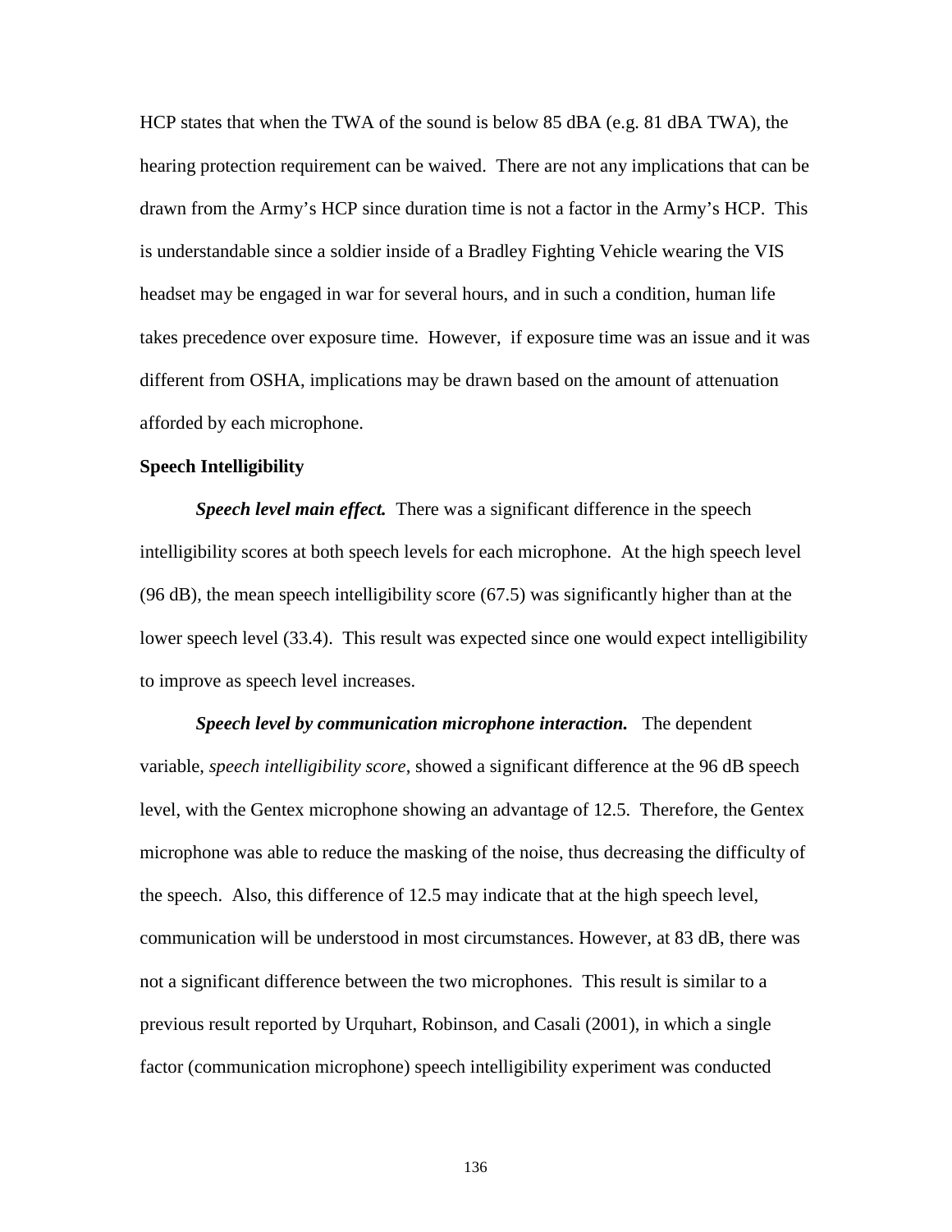HCP states that when the TWA of the sound is below 85 dBA (e.g. 81 dBA TWA), the hearing protection requirement can be waived. There are not any implications that can be drawn from the Army's HCP since duration time is not a factor in the Army's HCP. This is understandable since a soldier inside of a Bradley Fighting Vehicle wearing the VIS headset may be engaged in war for several hours, and in such a condition, human life takes precedence over exposure time. However, if exposure time was an issue and it was different from OSHA, implications may be drawn based on the amount of attenuation afforded by each microphone.

**Speech Intelligibility**

***Speech level main effect.*** There was a significant difference in the speech intelligibility scores at both speech levels for each microphone. At the high speech level (96 dB), the mean speech intelligibility score (67.5) was significantly higher than at the lower speech level (33.4). This result was expected since one would expect intelligibility to improve as speech level increases.

***Speech level by communication microphone interaction.*** The dependent variable, *speech intelligibility score*, showed a significant difference at the 96 dB speech level, with the Gentex microphone showing an advantage of 12.5. Therefore, the Gentex microphone was able to reduce the masking of the noise, thus decreasing the difficulty of the speech. Also, this difference of 12.5 may indicate that at the high speech level, communication will be understood in most circumstances. However, at 83 dB, there was not a significant difference between the two microphones. This result is similar to a previous result reported by Urquhart, Robinson, and Casali (2001), in which a single factor (communication microphone) speech intelligibility experiment was conducted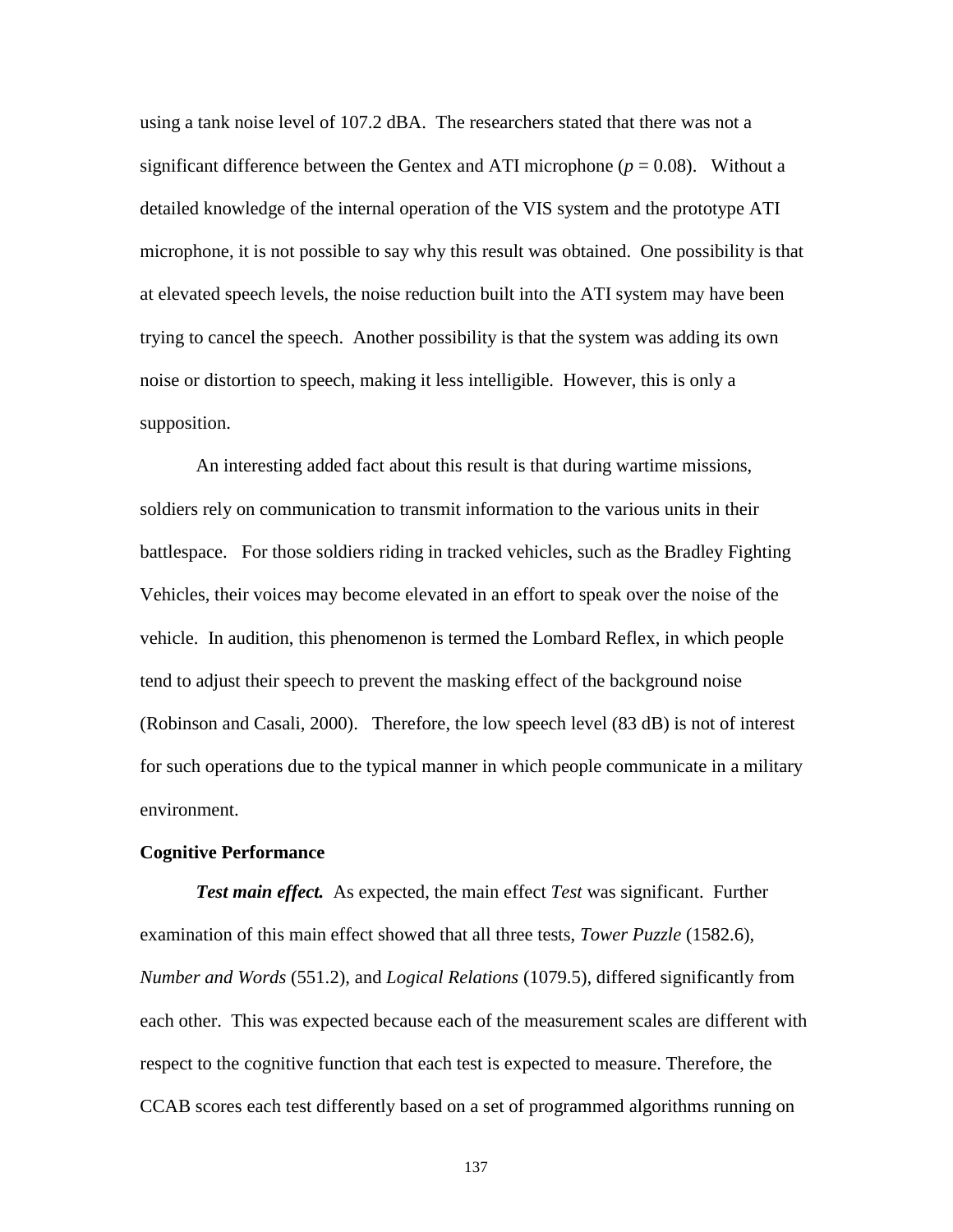using a tank noise level of 107.2 dBA. The researchers stated that there was not a significant difference between the Gentex and ATI microphone ($p = 0.08$). Without a detailed knowledge of the internal operation of the VIS system and the prototype ATI microphone, it is not possible to say why this result was obtained. One possibility is that at elevated speech levels, the noise reduction built into the ATI system may have been trying to cancel the speech. Another possibility is that the system was adding its own noise or distortion to speech, making it less intelligible. However, this is only a supposition.

An interesting added fact about this result is that during wartime missions, soldiers rely on communication to transmit information to the various units in their battlespace. For those soldiers riding in tracked vehicles, such as the Bradley Fighting Vehicles, their voices may become elevated in an effort to speak over the noise of the vehicle. In audition, this phenomenon is termed the Lombard Reflex, in which people tend to adjust their speech to prevent the masking effect of the background noise (Robinson and Casali, 2000). Therefore, the low speech level (83 dB) is not of interest for such operations due to the typical manner in which people communicate in a military environment.

**Cognitive Performance**

***Test main effect.*** As expected, the main effect *Test* was significant. Further examination of this main effect showed that all three tests, *Tower Puzzle* (1582.6), *Number and Words* (551.2), and *Logical Relations* (1079.5), differed significantly from each other. This was expected because each of the measurement scales are different with respect to the cognitive function that each test is expected to measure. Therefore, the CCAB scores each test differently based on a set of programmed algorithms running on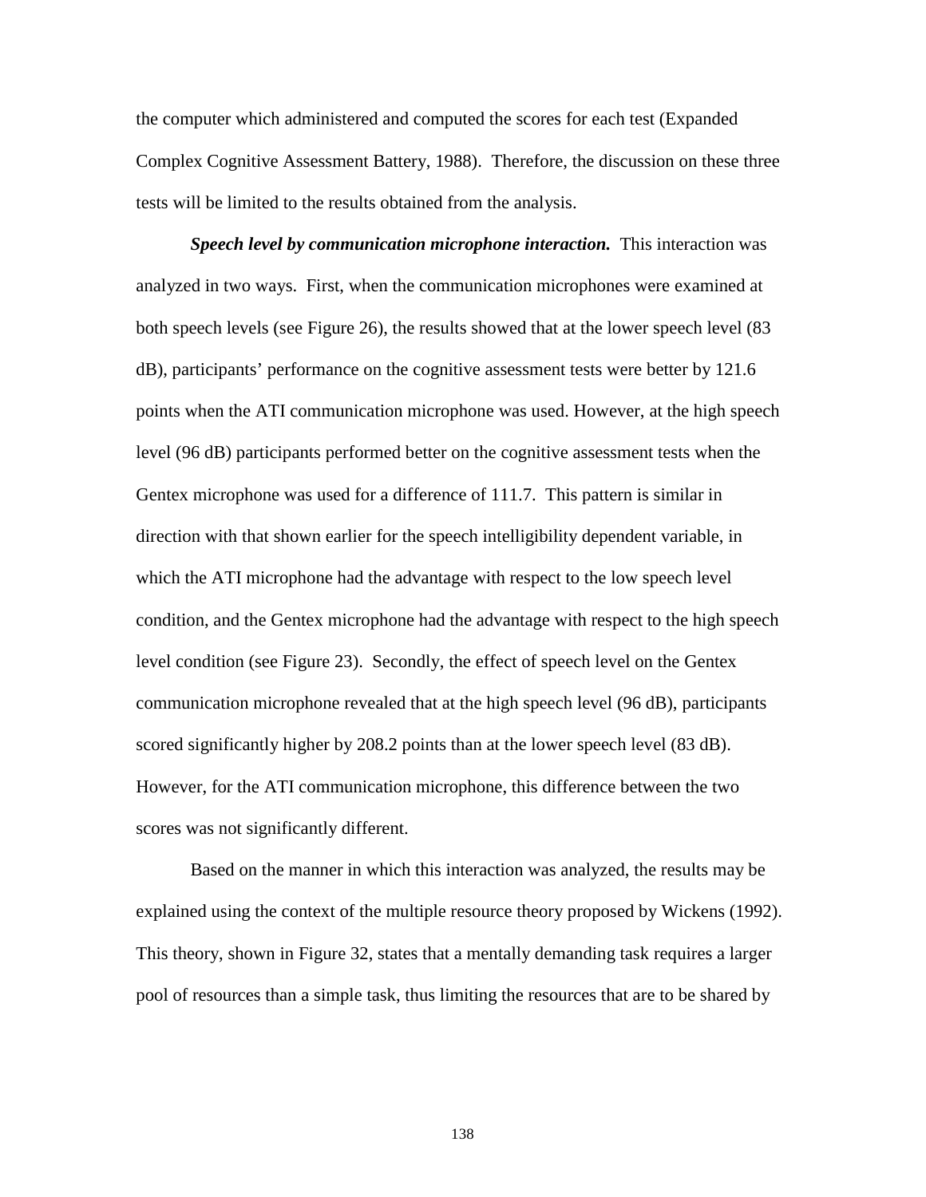the computer which administered and computed the scores for each test (Expanded Complex Cognitive Assessment Battery, 1988). Therefore, the discussion on these three tests will be limited to the results obtained from the analysis.

***Speech level by communication microphone interaction.*** This interaction was analyzed in two ways. First, when the communication microphones were examined at both speech levels (see Figure 26), the results showed that at the lower speech level (83 dB), participants' performance on the cognitive assessment tests were better by 121.6 points when the ATI communication microphone was used. However, at the high speech level (96 dB) participants performed better on the cognitive assessment tests when the Gentex microphone was used for a difference of 111.7. This pattern is similar in direction with that shown earlier for the speech intelligibility dependent variable, in which the ATI microphone had the advantage with respect to the low speech level condition, and the Gentex microphone had the advantage with respect to the high speech level condition (see Figure 23). Secondly, the effect of speech level on the Gentex communication microphone revealed that at the high speech level (96 dB), participants scored significantly higher by 208.2 points than at the lower speech level (83 dB). However, for the ATI communication microphone, this difference between the two scores was not significantly different.

Based on the manner in which this interaction was analyzed, the results may be explained using the context of the multiple resource theory proposed by Wickens (1992). This theory, shown in Figure 32, states that a mentally demanding task requires a larger pool of resources than a simple task, thus limiting the resources that are to be shared by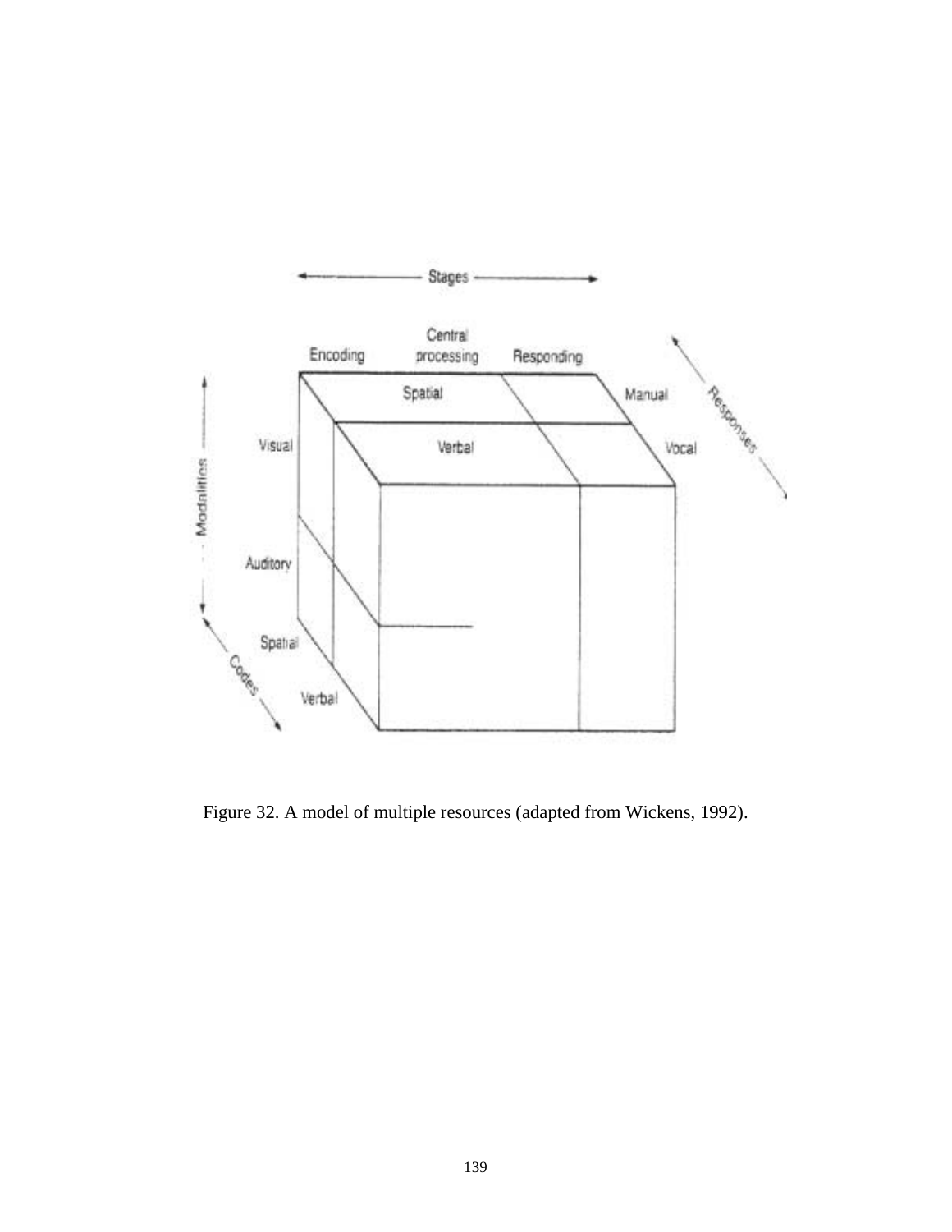Figure 32. A model of multiple resources (adapted from Wickens, 1992).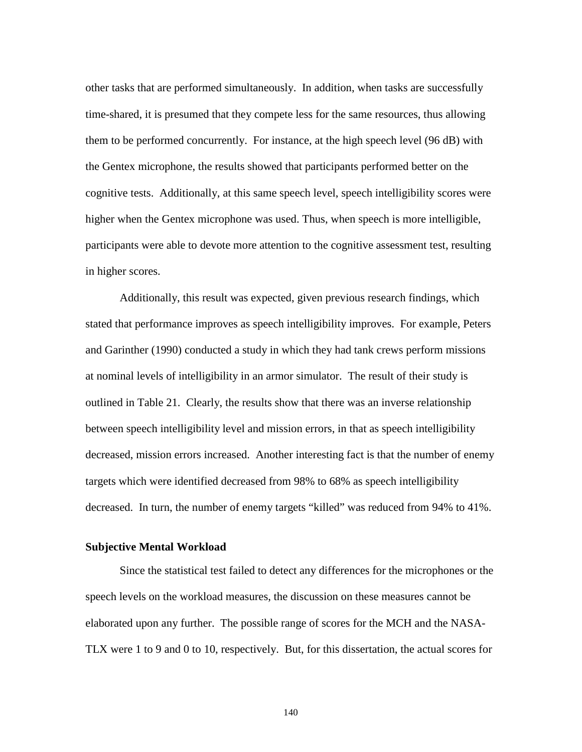other tasks that are performed simultaneously. In addition, when tasks are successfully time-shared, it is presumed that they compete less for the same resources, thus allowing them to be performed concurrently. For instance, at the high speech level (96 dB) with the Gentex microphone, the results showed that participants performed better on the cognitive tests. Additionally, at this same speech level, speech intelligibility scores were higher when the Gentex microphone was used. Thus, when speech is more intelligible, participants were able to devote more attention to the cognitive assessment test, resulting in higher scores.

Additionally, this result was expected, given previous research findings, which stated that performance improves as speech intelligibility improves. For example, Peters and Garinther (1990) conducted a study in which they had tank crews perform missions at nominal levels of intelligibility in an armor simulator. The result of their study is outlined in Table 21. Clearly, the results show that there was an inverse relationship between speech intelligibility level and mission errors, in that as speech intelligibility decreased, mission errors increased. Another interesting fact is that the number of enemy targets which were identified decreased from 98% to 68% as speech intelligibility decreased. In turn, the number of enemy targets "killed" was reduced from 94% to 41%.

**Subjective Mental Workload**

Since the statistical test failed to detect any differences for the microphones or the speech levels on the workload measures, the discussion on these measures cannot be elaborated upon any further. The possible range of scores for the MCH and the NASA-TLX were 1 to 9 and 0 to 10, respectively. But, for this dissertation, the actual scores for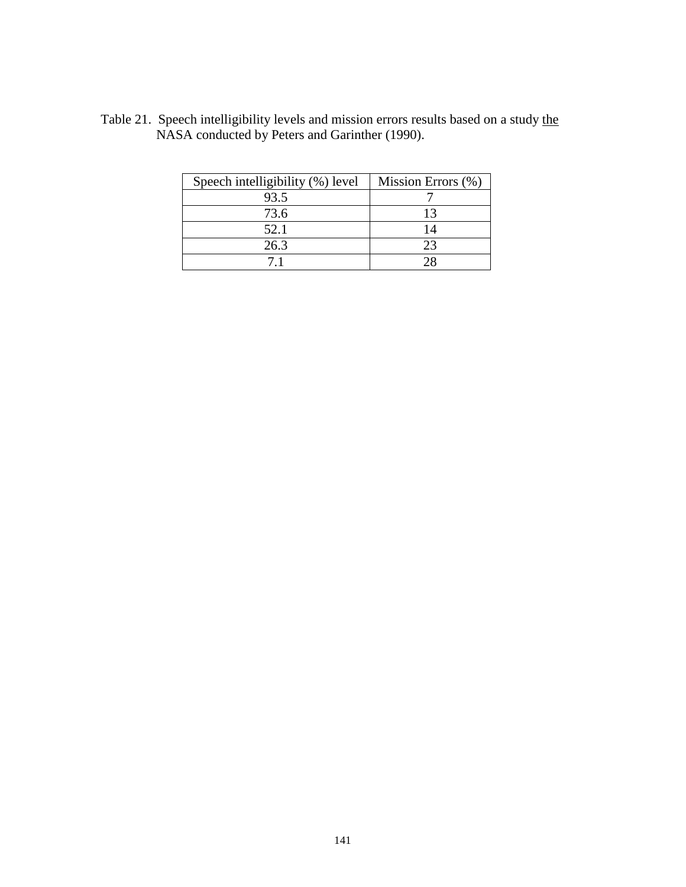Table 21. Speech intelligibility levels and mission errors results based on a study the NASA conducted by Peters and Garinther (1990).

| Speech intelligibility (%) level | Mission Errors (%) |
|---|---|
| 93.5 | 7 |
| 73.6 | 13 |
| 52.1 | 14 |
| 26.3 | 23 |
| 7.1 | 28 |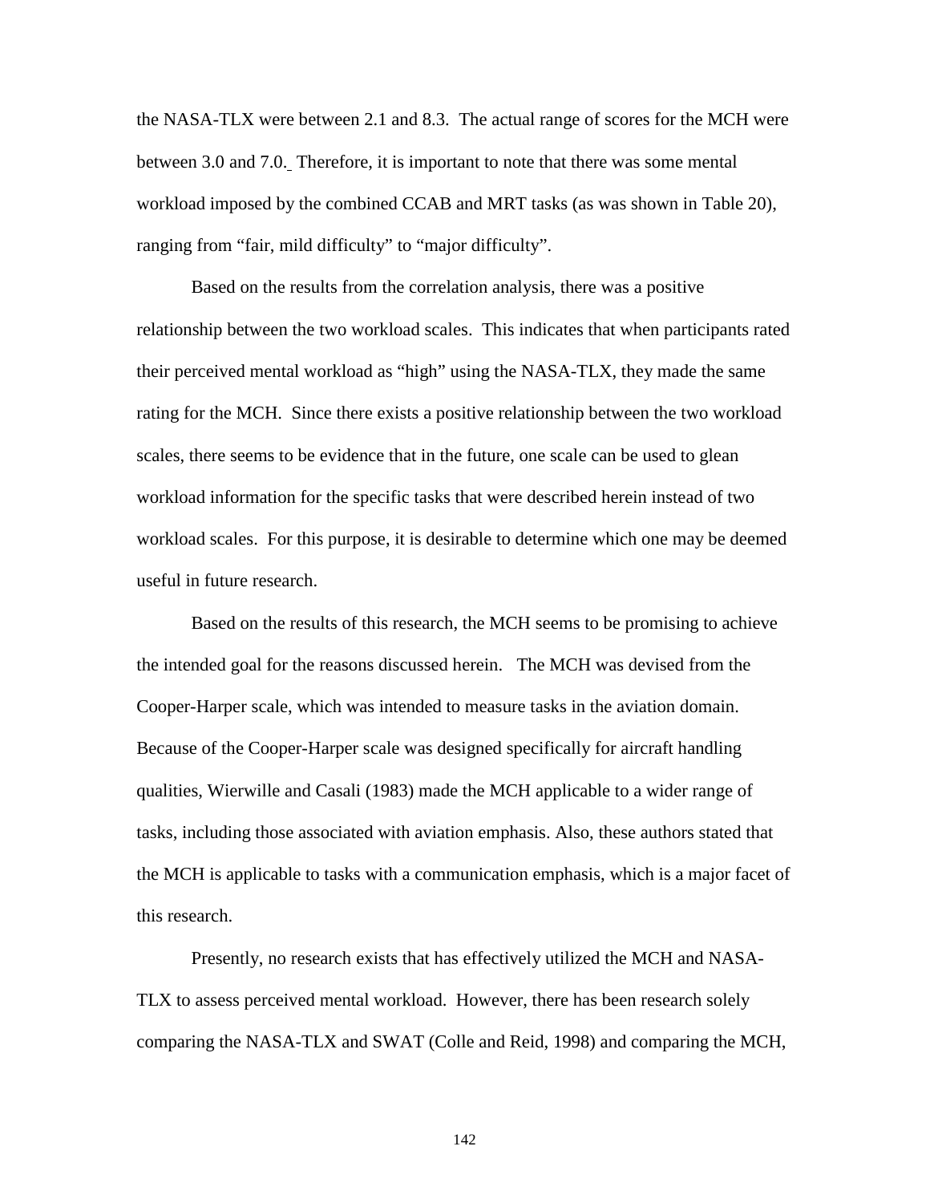the NASA-TLX were between 2.1 and 8.3. The actual range of scores for the MCH were between 3.0 and 7.0. Therefore, it is important to note that there was some mental workload imposed by the combined CCAB and MRT tasks (as was shown in Table 20), ranging from "fair, mild difficulty" to "major difficulty".

Based on the results from the correlation analysis, there was a positive relationship between the two workload scales. This indicates that when participants rated their perceived mental workload as "high" using the NASA-TLX, they made the same rating for the MCH. Since there exists a positive relationship between the two workload scales, there seems to be evidence that in the future, one scale can be used to glean workload information for the specific tasks that were described herein instead of two workload scales. For this purpose, it is desirable to determine which one may be deemed useful in future research.

Based on the results of this research, the MCH seems to be promising to achieve the intended goal for the reasons discussed herein. The MCH was devised from the Cooper-Harper scale, which was intended to measure tasks in the aviation domain. Because of the Cooper-Harper scale was designed specifically for aircraft handling qualities, Wierwille and Casali (1983) made the MCH applicable to a wider range of tasks, including those associated with aviation emphasis. Also, these authors stated that the MCH is applicable to tasks with a communication emphasis, which is a major facet of this research.

Presently, no research exists that has effectively utilized the MCH and NASA-TLX to assess perceived mental workload. However, there has been research solely comparing the NASA-TLX and SWAT (Colle and Reid, 1998) and comparing the MCH,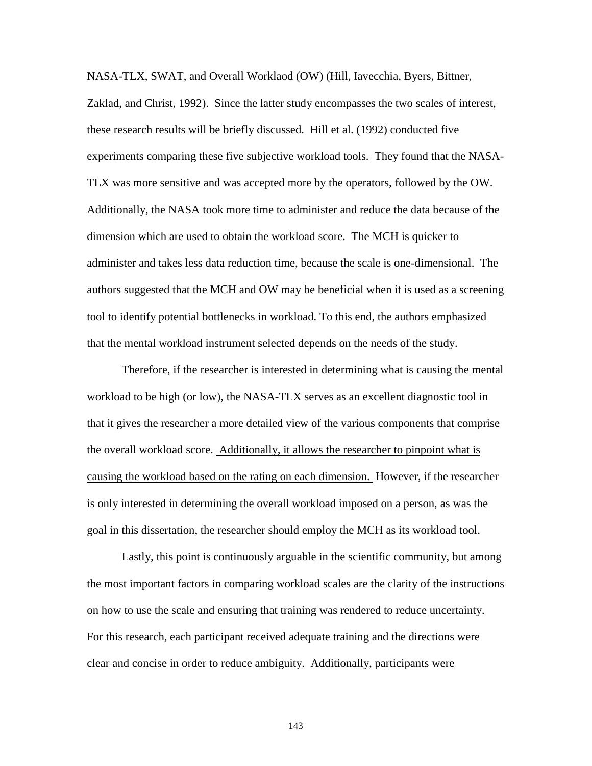NASA-TLX, SWAT, and Overall Worklaod (OW) (Hill, Iavecchia, Byers, Bittner, Zaklad, and Christ, 1992). Since the latter study encompasses the two scales of interest, these research results will be briefly discussed. Hill et al. (1992) conducted five experiments comparing these five subjective workload tools. They found that the NASA-TLX was more sensitive and was accepted more by the operators, followed by the OW. Additionally, the NASA took more time to administer and reduce the data because of the dimension which are used to obtain the workload score. The MCH is quicker to administer and takes less data reduction time, because the scale is one-dimensional. The authors suggested that the MCH and OW may be beneficial when it is used as a screening tool to identify potential bottlenecks in workload. To this end, the authors emphasized that the mental workload instrument selected depends on the needs of the study.

Therefore, if the researcher is interested in determining what is causing the mental workload to be high (or low), the NASA-TLX serves as an excellent diagnostic tool in that it gives the researcher a more detailed view of the various components that comprise the overall workload score. <u>Additionally, it allows the researcher to pinpoint what is causing the workload based on the rating on each dimension.</u> However, if the researcher is only interested in determining the overall workload imposed on a person, as was the goal in this dissertation, the researcher should employ the MCH as its workload tool.

Lastly, this point is continuously arguable in the scientific community, but among the most important factors in comparing workload scales are the clarity of the instructions on how to use the scale and ensuring that training was rendered to reduce uncertainty. For this research, each participant received adequate training and the directions were clear and concise in order to reduce ambiguity. Additionally, participants were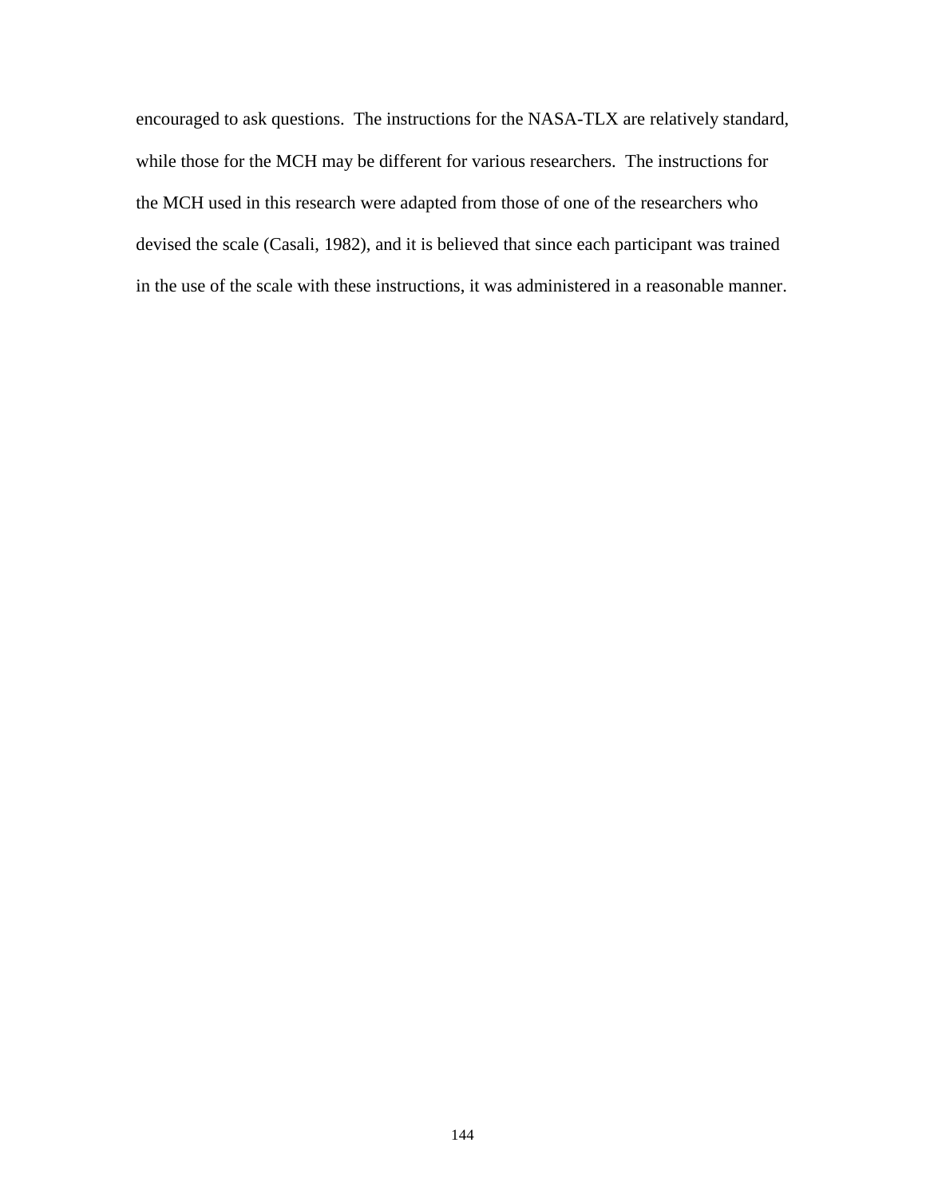encouraged to ask questions. The instructions for the NASA-TLX are relatively standard, while those for the MCH may be different for various researchers. The instructions for the MCH used in this research were adapted from those of one of the researchers who devised the scale (Casali, 1982), and it is believed that since each participant was trained in the use of the scale with these instructions, it was administered in a reasonable manner.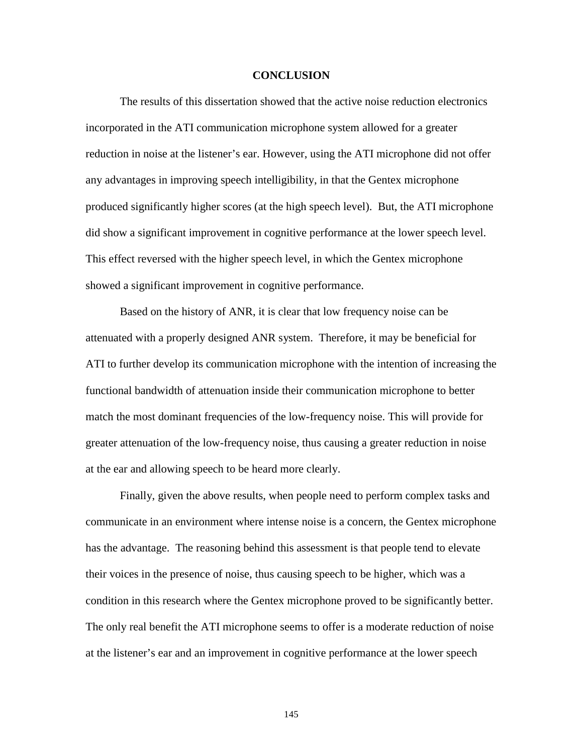## CONCLUSION

The results of this dissertation showed that the active noise reduction electronics incorporated in the ATI communication microphone system allowed for a greater reduction in noise at the listener's ear. However, using the ATI microphone did not offer any advantages in improving speech intelligibility, in that the Gentex microphone produced significantly higher scores (at the high speech level). But, the ATI microphone did show a significant improvement in cognitive performance at the lower speech level. This effect reversed with the higher speech level, in which the Gentex microphone showed a significant improvement in cognitive performance.

Based on the history of ANR, it is clear that low frequency noise can be attenuated with a properly designed ANR system. Therefore, it may be beneficial for ATI to further develop its communication microphone with the intention of increasing the functional bandwidth of attenuation inside their communication microphone to better match the most dominant frequencies of the low-frequency noise. This will provide for greater attenuation of the low-frequency noise, thus causing a greater reduction in noise at the ear and allowing speech to be heard more clearly.

Finally, given the above results, when people need to perform complex tasks and communicate in an environment where intense noise is a concern, the Gentex microphone has the advantage. The reasoning behind this assessment is that people tend to elevate their voices in the presence of noise, thus causing speech to be higher, which was a condition in this research where the Gentex microphone proved to be significantly better. The only real benefit the ATI microphone seems to offer is a moderate reduction of noise at the listener's ear and an improvement in cognitive performance at the lower speech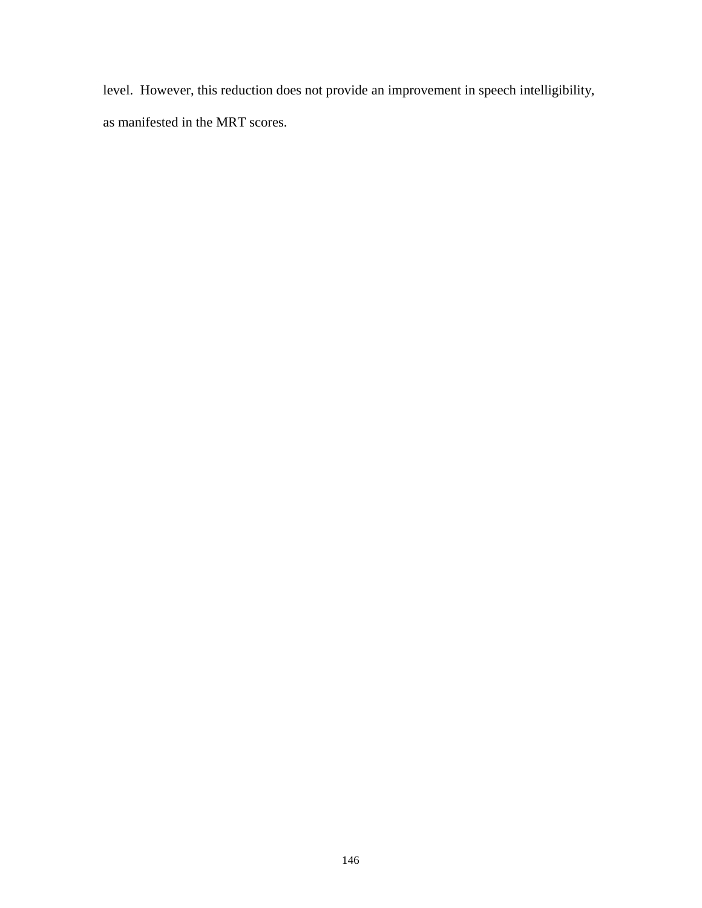level.  However, this reduction does not provide an improvement in speech intelligibility, as manifested in the MRT scores.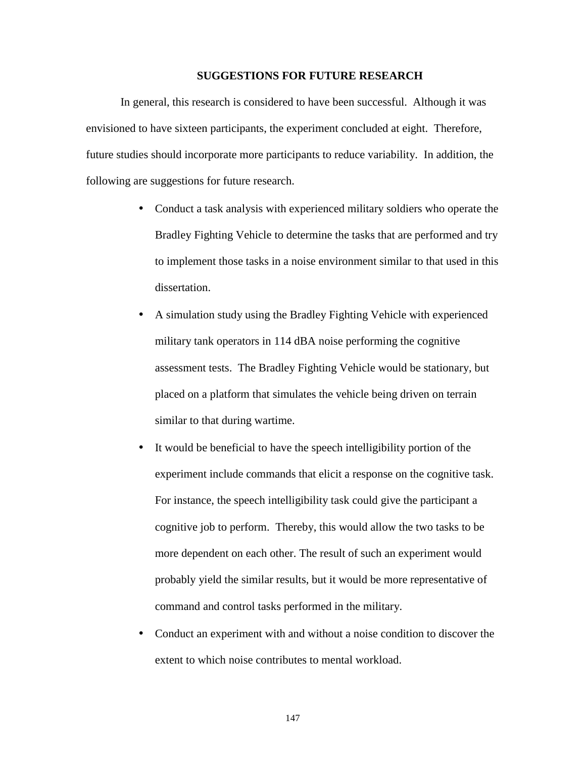## SUGGESTIONS FOR FUTURE RESEARCH

In general, this research is considered to have been successful. Although it was envisioned to have sixteen participants, the experiment concluded at eight. Therefore, future studies should incorporate more participants to reduce variability. In addition, the following are suggestions for future research.

- Conduct a task analysis with experienced military soldiers who operate the Bradley Fighting Vehicle to determine the tasks that are performed and try to implement those tasks in a noise environment similar to that used in this dissertation.
- A simulation study using the Bradley Fighting Vehicle with experienced military tank operators in 114 dBA noise performing the cognitive assessment tests. The Bradley Fighting Vehicle would be stationary, but placed on a platform that simulates the vehicle being driven on terrain similar to that during wartime.
- It would be beneficial to have the speech intelligibility portion of the experiment include commands that elicit a response on the cognitive task. For instance, the speech intelligibility task could give the participant a cognitive job to perform. Thereby, this would allow the two tasks to be more dependent on each other. The result of such an experiment would probably yield the similar results, but it would be more representative of command and control tasks performed in the military.
- Conduct an experiment with and without a noise condition to discover the extent to which noise contributes to mental workload.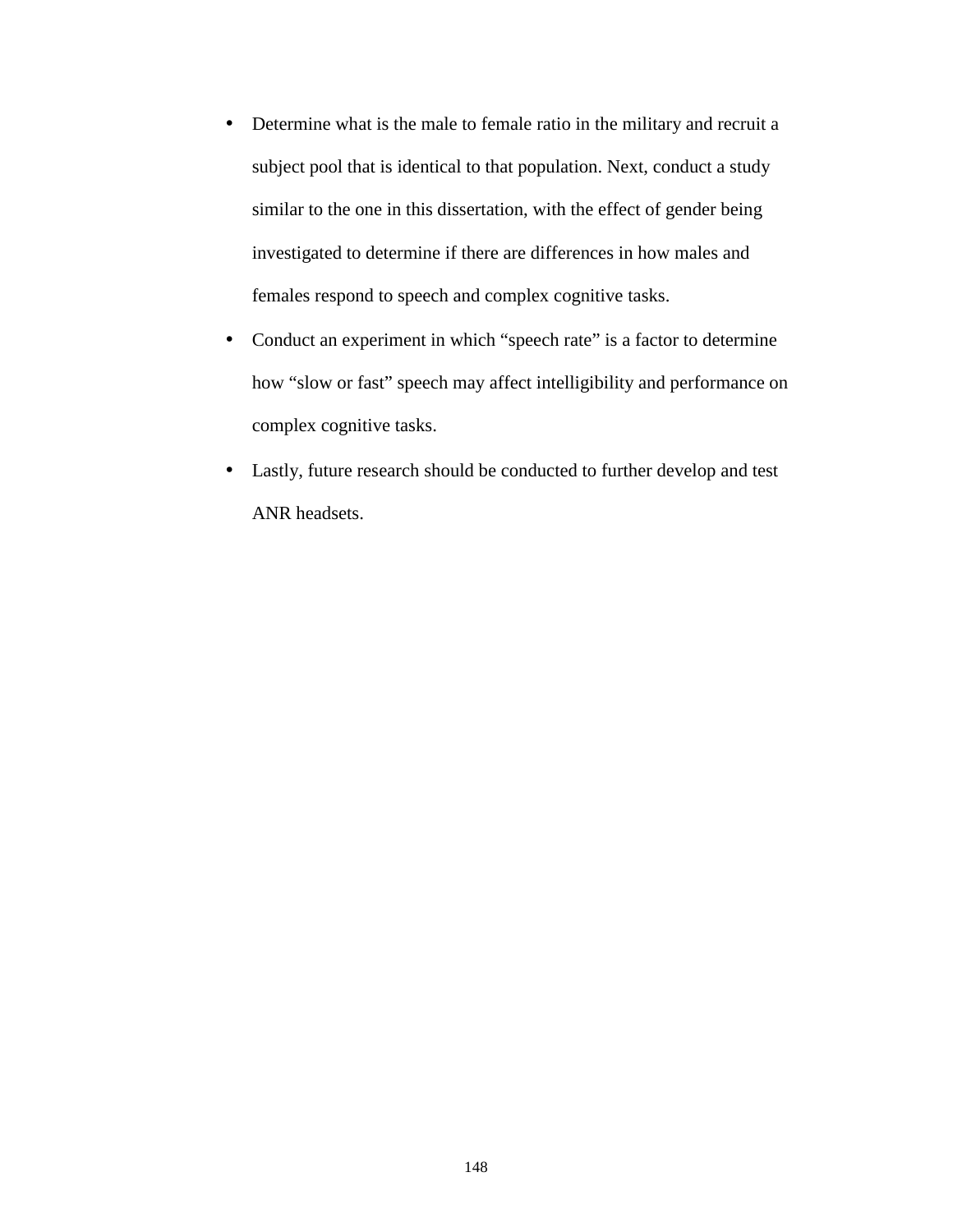- Determine what is the male to female ratio in the military and recruit a subject pool that is identical to that population. Next, conduct a study similar to the one in this dissertation, with the effect of gender being investigated to determine if there are differences in how males and females respond to speech and complex cognitive tasks.
- Conduct an experiment in which “speech rate” is a factor to determine how “slow or fast” speech may affect intelligibility and performance on complex cognitive tasks.
- Lastly, future research should be conducted to further develop and test ANR headsets.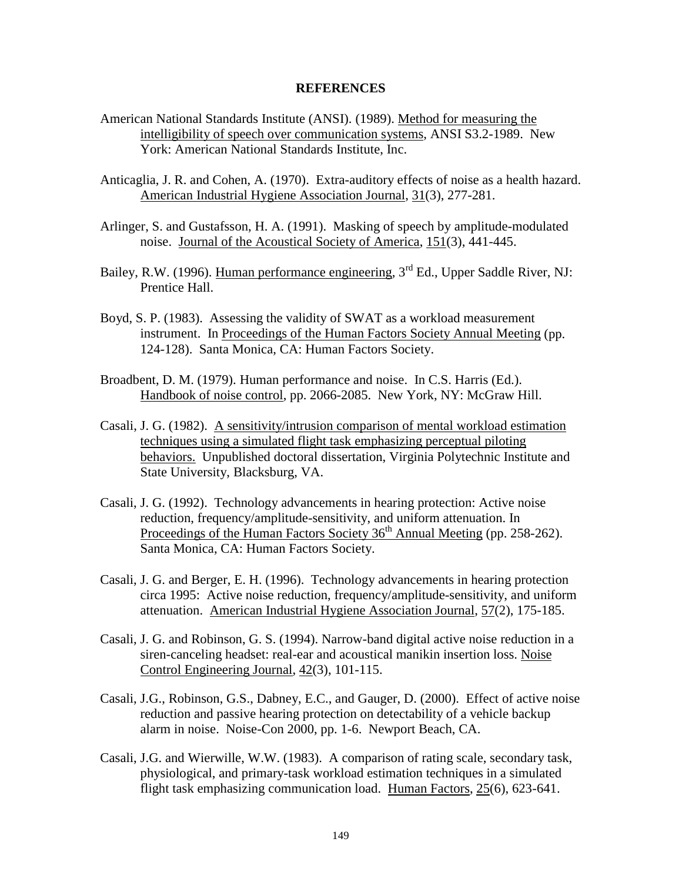# REFERENCES

American National Standards Institute (ANSI). (1989). Method for measuring the intelligibility of speech over communication systems, ANSI S3.2-1989. New York: American National Standards Institute, Inc.

Anticaglia, J. R. and Cohen, A. (1970). Extra-auditory effects of noise as a health hazard. American Industrial Hygiene Association Journal, 31(3), 277-281.

Arlinger, S. and Gustafsson, H. A. (1991). Masking of speech by amplitude-modulated noise. Journal of the Acoustical Society of America, 151(3), 441-445.

Bailey, R.W. (1996). Human performance engineering, 3rd Ed., Upper Saddle River, NJ: Prentice Hall.

Boyd, S. P. (1983). Assessing the validity of SWAT as a workload measurement instrument. In Proceedings of the Human Factors Society Annual Meeting (pp. 124-128). Santa Monica, CA: Human Factors Society.

Broadbent, D. M. (1979). Human performance and noise. In C.S. Harris (Ed.). Handbook of noise control, pp. 2066-2085. New York, NY: McGraw Hill.

Casali, J. G. (1982). A sensitivity/intrusion comparison of mental workload estimation techniques using a simulated flight task emphasizing perceptual piloting behaviors. Unpublished doctoral dissertation, Virginia Polytechnic Institute and State University, Blacksburg, VA.

Casali, J. G. (1992). Technology advancements in hearing protection: Active noise reduction, frequency/amplitude-sensitivity, and uniform attenuation. In Proceedings of the Human Factors Society 36th Annual Meeting (pp. 258-262). Santa Monica, CA: Human Factors Society.

Casali, J. G. and Berger, E. H. (1996). Technology advancements in hearing protection circa 1995: Active noise reduction, frequency/amplitude-sensitivity, and uniform attenuation. American Industrial Hygiene Association Journal, 57(2), 175-185.

Casali, J. G. and Robinson, G. S. (1994). Narrow-band digital active noise reduction in a siren-canceling headset: real-ear and acoustical manikin insertion loss. Noise Control Engineering Journal, 42(3), 101-115.

Casali, J.G., Robinson, G.S., Dabney, E.C., and Gauger, D. (2000). Effect of active noise reduction and passive hearing protection on detectability of a vehicle backup alarm in noise. Noise-Con 2000, pp. 1-6. Newport Beach, CA.

Casali, J.G. and Wierwille, W.W. (1983). A comparison of rating scale, secondary task, physiological, and primary-task workload estimation techniques in a simulated flight task emphasizing communication load. Human Factors, 25(6), 623-641.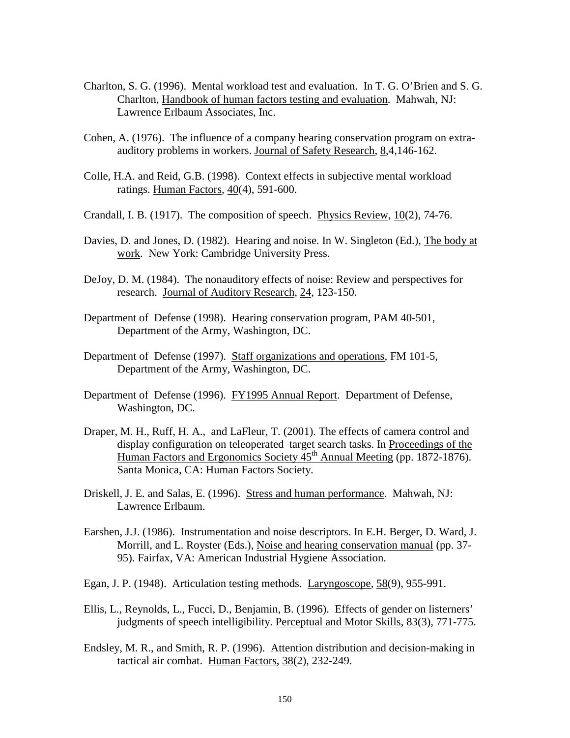Charlton, S. G. (1996). Mental workload test and evaluation. In T. G. O'Brien and S. G. Charlton, Handbook of human factors testing and evaluation. Mahwah, NJ: Lawrence Erlbaum Associates, Inc.

Cohen, A. (1976). The influence of a company hearing conservation program on extra-auditory problems in workers. Journal of Safety Research, 8,4,146-162.

Colle, H.A. and Reid, G.B. (1998). Context effects in subjective mental workload ratings. Human Factors, 40(4), 591-600.

Crandall, I. B. (1917). The composition of speech. Physics Review, 10(2), 74-76.

Davies, D. and Jones, D. (1982). Hearing and noise. In W. Singleton (Ed.), The body at work. New York: Cambridge University Press.

DeJoy, D. M. (1984). The nonauditory effects of noise: Review and perspectives for research. Journal of Auditory Research, 24, 123-150.

Department of Defense (1998). Hearing conservation program, PAM 40-501, Department of the Army, Washington, DC.

Department of Defense (1997). Staff organizations and operations, FM 101-5, Department of the Army, Washington, DC.

Department of Defense (1996). FY1995 Annual Report. Department of Defense, Washington, DC.

Draper, M. H., Ruff, H. A., and LaFleur, T. (2001). The effects of camera control and display configuration on teleoperated target search tasks. In Proceedings of the Human Factors and Ergonomics Society 45th Annual Meeting (pp. 1872-1876). Santa Monica, CA: Human Factors Society.

Driskell, J. E. and Salas, E. (1996). Stress and human performance. Mahwah, NJ: Lawrence Erlbaum.

Earshen, J.J. (1986). Instrumentation and noise descriptors. In E.H. Berger, D. Ward, J. Morrill, and L. Royster (Eds.), Noise and hearing conservation manual (pp. 37-95). Fairfax, VA: American Industrial Hygiene Association.

Egan, J. P. (1948). Articulation testing methods. Laryngoscope, 58(9), 955-991.

Ellis, L., Reynolds, L., Fucci, D., Benjamin, B. (1996). Effects of gender on listerners' judgments of speech intelligibility. Perceptual and Motor Skills, 83(3), 771-775.

Endsley, M. R., and Smith, R. P. (1996). Attention distribution and decision-making in tactical air combat. Human Factors, 38(2), 232-249.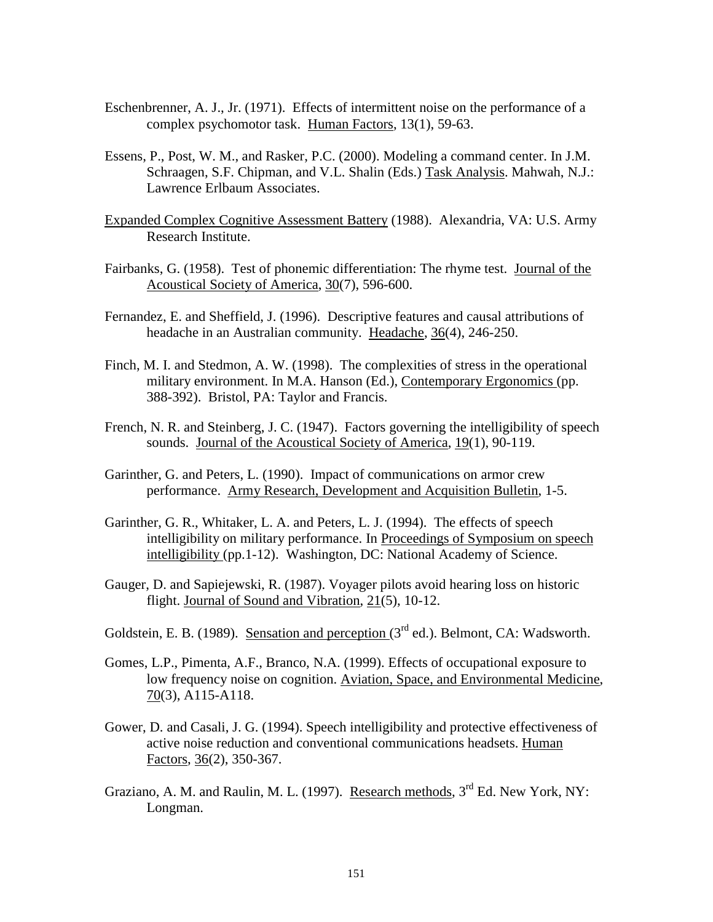Eschenbrenner, A. J., Jr. (1971). Effects of intermittent noise on the performance of a complex psychomotor task. Human Factors, 13(1), 59-63.

Essens, P., Post, W. M., and Rasker, P.C. (2000). Modeling a command center. In J.M. Schraagen, S.F. Chipman, and V.L. Shalin (Eds.) Task Analysis. Mahwah, N.J.: Lawrence Erlbaum Associates.

Expanded Complex Cognitive Assessment Battery (1988). Alexandria, VA: U.S. Army Research Institute.

Fairbanks, G. (1958). Test of phonemic differentiation: The rhyme test. Journal of the Acoustical Society of America, 30(7), 596-600.

Fernandez, E. and Sheffield, J. (1996). Descriptive features and causal attributions of headache in an Australian community. Headache, 36(4), 246-250.

Finch, M. I. and Stedmon, A. W. (1998). The complexities of stress in the operational military environment. In M.A. Hanson (Ed.), Contemporary Ergonomics (pp. 388-392). Bristol, PA: Taylor and Francis.

French, N. R. and Steinberg, J. C. (1947). Factors governing the intelligibility of speech sounds. Journal of the Acoustical Society of America, 19(1), 90-119.

Garinther, G. and Peters, L. (1990). Impact of communications on armor crew performance. Army Research, Development and Acquisition Bulletin, 1-5.

Garinther, G. R., Whitaker, L. A. and Peters, L. J. (1994). The effects of speech intelligibility on military performance. In Proceedings of Symposium on speech intelligibility (pp.1-12). Washington, DC: National Academy of Science.

Gauger, D. and Sapiejewski, R. (1987). Voyager pilots avoid hearing loss on historic flight. Journal of Sound and Vibration, 21(5), 10-12.

Goldstein, E. B. (1989). Sensation and perception (3rd ed.). Belmont, CA: Wadsworth.

Gomes, L.P., Pimenta, A.F., Branco, N.A. (1999). Effects of occupational exposure to low frequency noise on cognition. Aviation, Space, and Environmental Medicine, 70(3), A115-A118.

Gower, D. and Casali, J. G. (1994). Speech intelligibility and protective effectiveness of active noise reduction and conventional communications headsets. Human Factors, 36(2), 350-367.

Graziano, A. M. and Raulin, M. L. (1997). Research methods, 3rd Ed. New York, NY: Longman.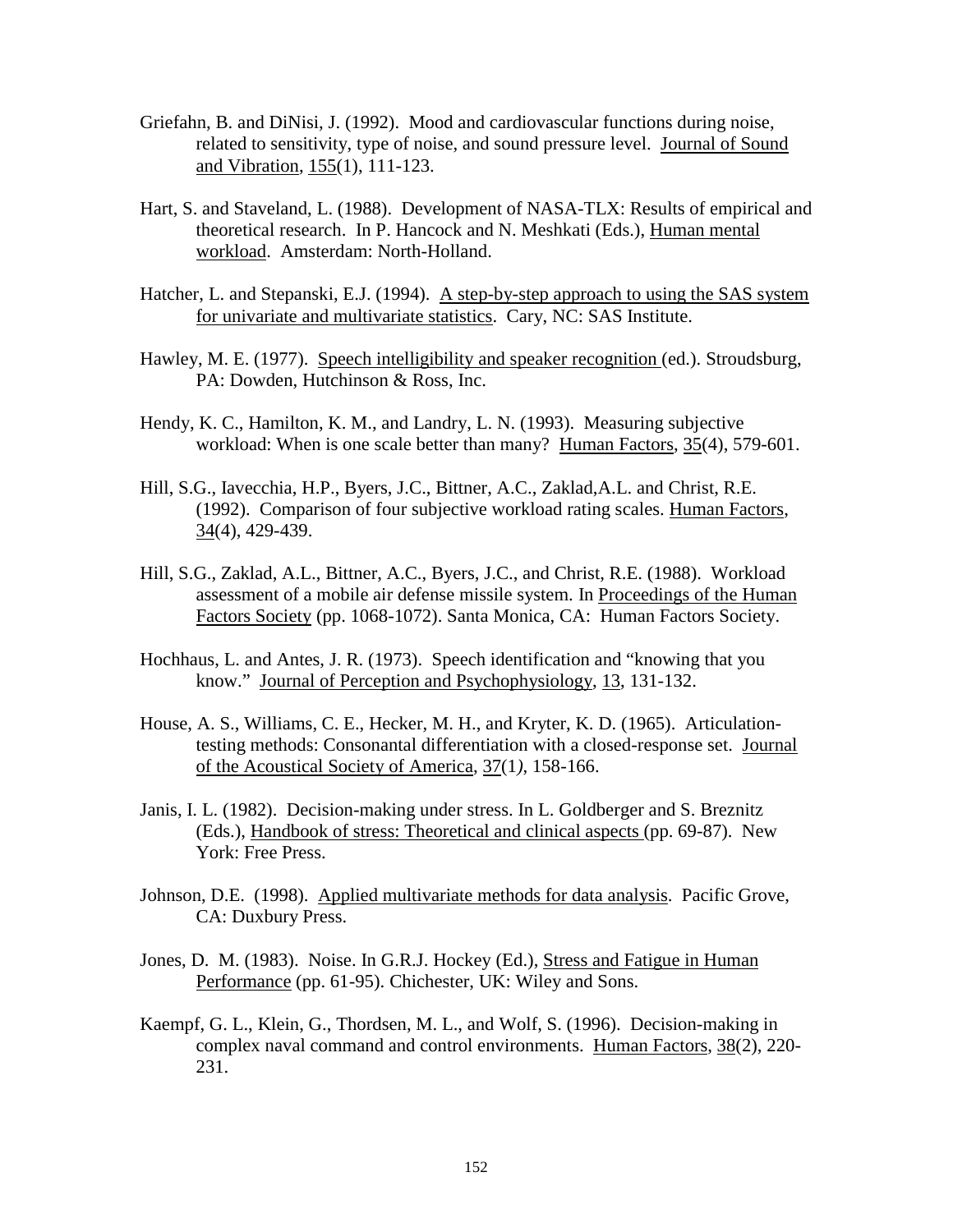Griefahn, B. and DiNisi, J. (1992). Mood and cardiovascular functions during noise, related to sensitivity, type of noise, and sound pressure level. Journal of Sound and Vibration, 155(1), 111-123.

Hart, S. and Staveland, L. (1988). Development of NASA-TLX: Results of empirical and theoretical research. In P. Hancock and N. Meshkati (Eds.), Human mental workload. Amsterdam: North-Holland.

Hatcher, L. and Stepanski, E.J. (1994). A step-by-step approach to using the SAS system for univariate and multivariate statistics. Cary, NC: SAS Institute.

Hawley, M. E. (1977). Speech intelligibility and speaker recognition (ed.). Stroudsburg, PA: Dowden, Hutchinson & Ross, Inc.

Hendy, K. C., Hamilton, K. M., and Landry, L. N. (1993). Measuring subjective workload: When is one scale better than many? Human Factors, 35(4), 579-601.

Hill, S.G., Iavecchia, H.P., Byers, J.C., Bittner, A.C., Zaklad,A.L. and Christ, R.E. (1992). Comparison of four subjective workload rating scales. Human Factors, 34(4), 429-439.

Hill, S.G., Zaklad, A.L., Bittner, A.C., Byers, J.C., and Christ, R.E. (1988). Workload assessment of a mobile air defense missile system. In Proceedings of the Human Factors Society (pp. 1068-1072). Santa Monica, CA: Human Factors Society.

Hochhaus, L. and Antes, J. R. (1973). Speech identification and "knowing that you know." Journal of Perception and Psychophysiology, 13, 131-132.

House, A. S., Williams, C. E., Hecker, M. H., and Kryter, K. D. (1965). Articulation-testing methods: Consonantal differentiation with a closed-response set. Journal of the Acoustical Society of America, 37(1), 158-166.

Janis, I. L. (1982). Decision-making under stress. In L. Goldberger and S. Breznitz (Eds.), Handbook of stress: Theoretical and clinical aspects (pp. 69-87). New York: Free Press.

Johnson, D.E. (1998). Applied multivariate methods for data analysis. Pacific Grove, CA: Duxbury Press.

Jones, D. M. (1983). Noise. In G.R.J. Hockey (Ed.), Stress and Fatigue in Human Performance (pp. 61-95). Chichester, UK: Wiley and Sons.

Kaempf, G. L., Klein, G., Thordsen, M. L., and Wolf, S. (1996). Decision-making in complex naval command and control environments. Human Factors, 38(2), 220-231.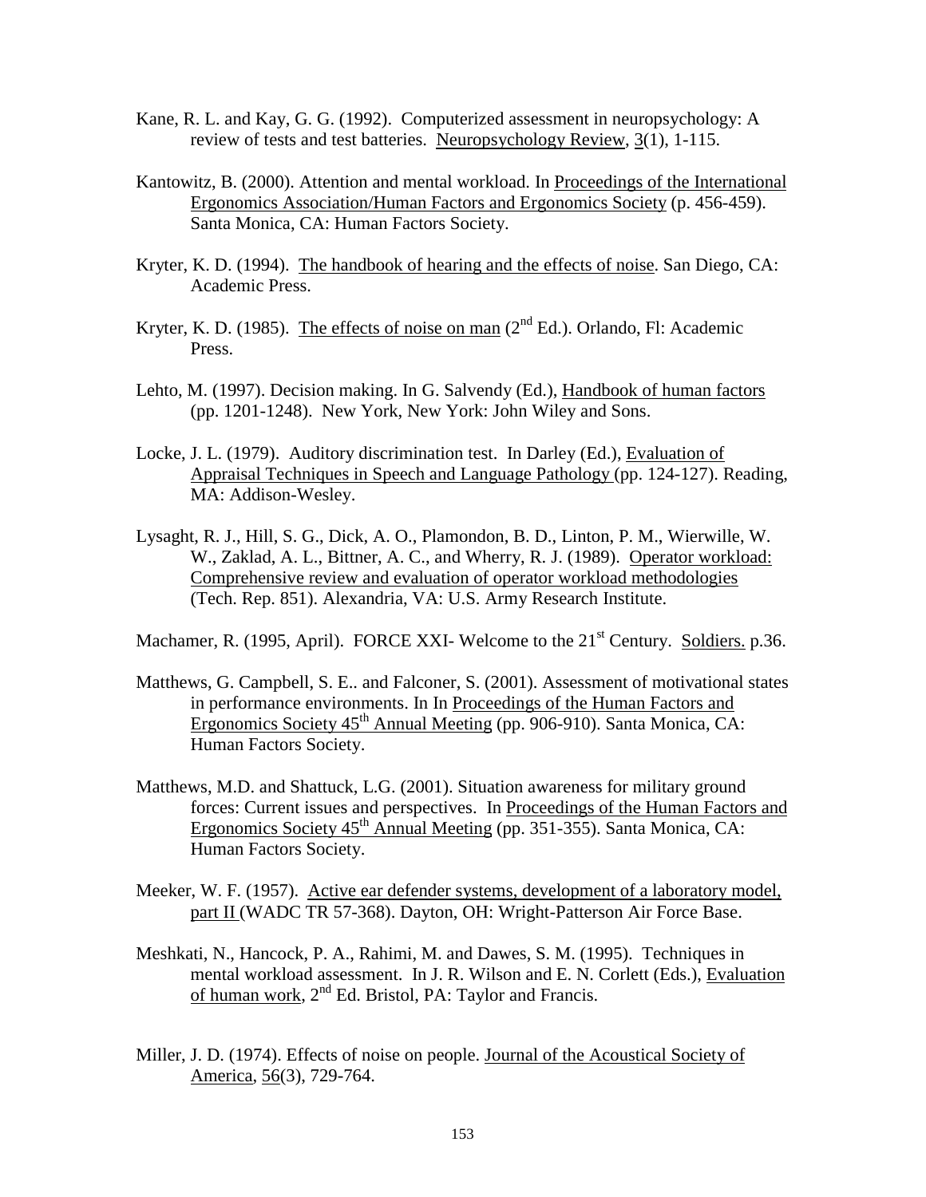Kane, R. L. and Kay, G. G. (1992). Computerized assessment in neuropsychology: A review of tests and test batteries. Neuropsychology Review, 3(1), 1-115.

Kantowitz, B. (2000). Attention and mental workload. In Proceedings of the International Ergonomics Association/Human Factors and Ergonomics Society (p. 456-459). Santa Monica, CA: Human Factors Society.

Kryter, K. D. (1994). The handbook of hearing and the effects of noise. San Diego, CA: Academic Press.

Kryter, K. D. (1985). The effects of noise on man (2nd Ed.). Orlando, Fl: Academic Press.

Lehto, M. (1997). Decision making. In G. Salvendy (Ed.), Handbook of human factors (pp. 1201-1248). New York, New York: John Wiley and Sons.

Locke, J. L. (1979). Auditory discrimination test. In Darley (Ed.), Evaluation of Appraisal Techniques in Speech and Language Pathology (pp. 124-127). Reading, MA: Addison-Wesley.

Lysaght, R. J., Hill, S. G., Dick, A. O., Plamondon, B. D., Linton, P. M., Wierwille, W. W., Zaklad, A. L., Bittner, A. C., and Wherry, R. J. (1989). Operator workload: Comprehensive review and evaluation of operator workload methodologies (Tech. Rep. 851). Alexandria, VA: U.S. Army Research Institute.

Machamer, R. (1995, April). FORCE XXI- Welcome to the 21st Century. Soldiers. p.36.

Matthews, G. Campbell, S. E.. and Falconer, S. (2001). Assessment of motivational states in performance environments. In In Proceedings of the Human Factors and Ergonomics Society 45th Annual Meeting (pp. 906-910). Santa Monica, CA: Human Factors Society.

Matthews, M.D. and Shattuck, L.G. (2001). Situation awareness for military ground forces: Current issues and perspectives. In Proceedings of the Human Factors and Ergonomics Society 45th Annual Meeting (pp. 351-355). Santa Monica, CA: Human Factors Society.

Meeker, W. F. (1957). Active ear defender systems, development of a laboratory model, part II (WADC TR 57-368). Dayton, OH: Wright-Patterson Air Force Base.

Meshkati, N., Hancock, P. A., Rahimi, M. and Dawes, S. M. (1995). Techniques in mental workload assessment. In J. R. Wilson and E. N. Corlett (Eds.), Evaluation of human work, 2nd Ed. Bristol, PA: Taylor and Francis.

Miller, J. D. (1974). Effects of noise on people. Journal of the Acoustical Society of America, 56(3), 729-764.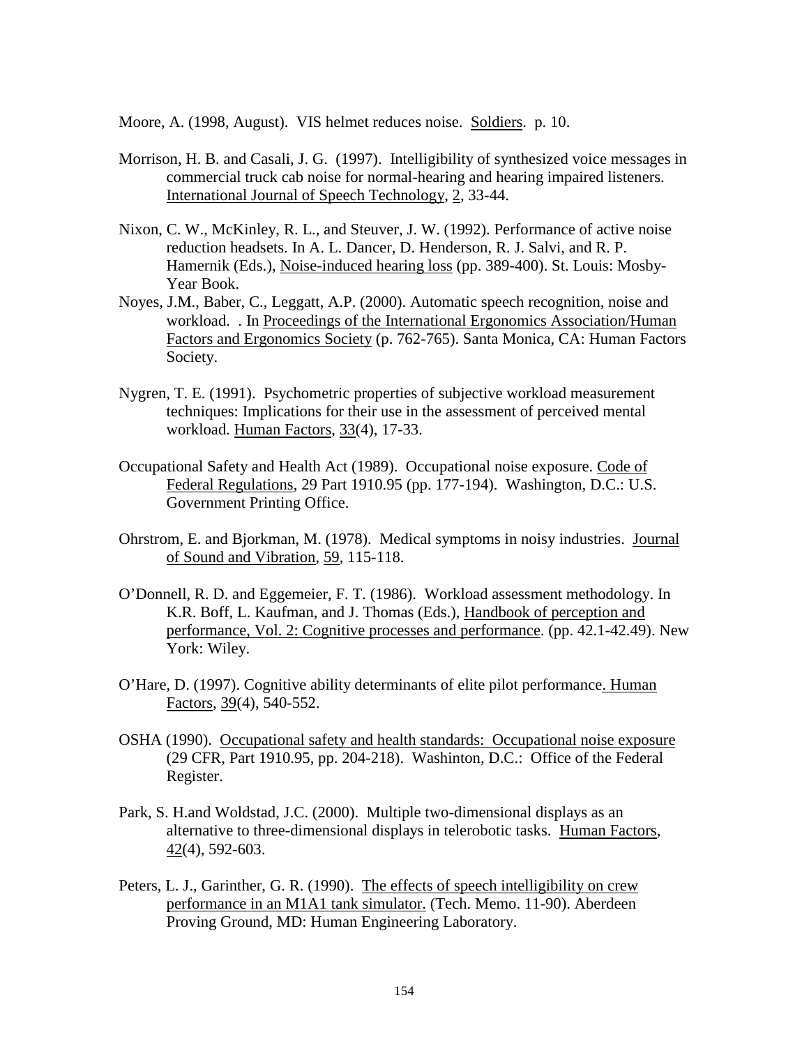Moore, A. (1998, August). VIS helmet reduces noise. Soldiers. p. 10.

Morrison, H. B. and Casali, J. G. (1997). Intelligibility of synthesized voice messages in commercial truck cab noise for normal-hearing and hearing impaired listeners. International Journal of Speech Technology, 2, 33-44.

Nixon, C. W., McKinley, R. L., and Steuver, J. W. (1992). Performance of active noise reduction headsets. In A. L. Dancer, D. Henderson, R. J. Salvi, and R. P. Hamernik (Eds.), Noise-induced hearing loss (pp. 389-400). St. Louis: Mosby-Year Book.

Noyes, J.M., Baber, C., Leggatt, A.P. (2000). Automatic speech recognition, noise and workload. . In Proceedings of the International Ergonomics Association/Human Factors and Ergonomics Society (p. 762-765). Santa Monica, CA: Human Factors Society.

Nygren, T. E. (1991). Psychometric properties of subjective workload measurement techniques: Implications for their use in the assessment of perceived mental workload. Human Factors, 33(4), 17-33.

Occupational Safety and Health Act (1989). Occupational noise exposure. Code of Federal Regulations, 29 Part 1910.95 (pp. 177-194). Washington, D.C.: U.S. Government Printing Office.

Ohrstrom, E. and Bjorkman, M. (1978). Medical symptoms in noisy industries. Journal of Sound and Vibration, 59, 115-118.

O'Donnell, R. D. and Eggemeier, F. T. (1986). Workload assessment methodology. In K.R. Boff, L. Kaufman, and J. Thomas (Eds.), Handbook of perception and performance, Vol. 2: Cognitive processes and performance. (pp. 42.1-42.49). New York: Wiley.

O'Hare, D. (1997). Cognitive ability determinants of elite pilot performance. Human Factors, 39(4), 540-552.

OSHA (1990). Occupational safety and health standards: Occupational noise exposure (29 CFR, Part 1910.95, pp. 204-218). Washinton, D.C.: Office of the Federal Register.

Park, S. H.and Woldstad, J.C. (2000). Multiple two-dimensional displays as an alternative to three-dimensional displays in telerobotic tasks. Human Factors, 42(4), 592-603.

Peters, L. J., Garinther, G. R. (1990). The effects of speech intelligibility on crew performance in an M1A1 tank simulator. (Tech. Memo. 11-90). Aberdeen Proving Ground, MD: Human Engineering Laboratory.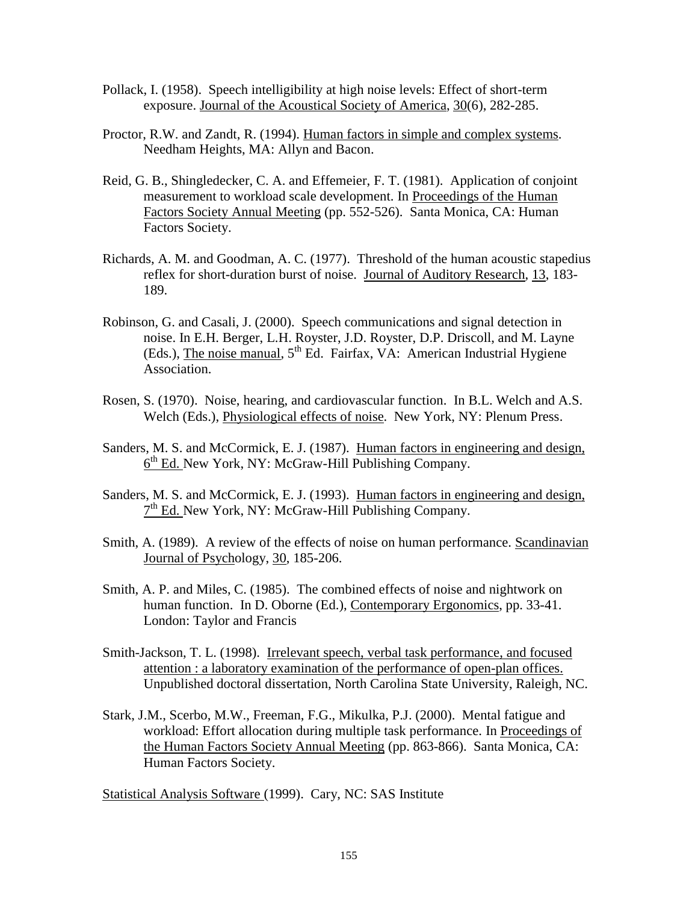Pollack, I. (1958). Speech intelligibility at high noise levels: Effect of short-term exposure. Journal of the Acoustical Society of America, 30(6), 282-285.

Proctor, R.W. and Zandt, R. (1994). Human factors in simple and complex systems. Needham Heights, MA: Allyn and Bacon.

Reid, G. B., Shingledecker, C. A. and Effemeier, F. T. (1981). Application of conjoint measurement to workload scale development. In Proceedings of the Human Factors Society Annual Meeting (pp. 552-526). Santa Monica, CA: Human Factors Society.

Richards, A. M. and Goodman, A. C. (1977). Threshold of the human acoustic stapedius reflex for short-duration burst of noise. Journal of Auditory Research, 13, 183-189.

Robinson, G. and Casali, J. (2000). Speech communications and signal detection in noise. In E.H. Berger, L.H. Royster, J.D. Royster, D.P. Driscoll, and M. Layne (Eds.), The noise manual, 5th Ed. Fairfax, VA: American Industrial Hygiene Association.

Rosen, S. (1970). Noise, hearing, and cardiovascular function. In B.L. Welch and A.S. Welch (Eds.), Physiological effects of noise. New York, NY: Plenum Press.

Sanders, M. S. and McCormick, E. J. (1987). Human factors in engineering and design, 6th Ed. New York, NY: McGraw-Hill Publishing Company.

Sanders, M. S. and McCormick, E. J. (1993). Human factors in engineering and design, 7th Ed. New York, NY: McGraw-Hill Publishing Company.

Smith, A. (1989). A review of the effects of noise on human performance. Scandinavian Journal of Psychology, 30, 185-206.

Smith, A. P. and Miles, C. (1985). The combined effects of noise and nightwork on human function. In D. Oborne (Ed.), Contemporary Ergonomics, pp. 33-41. London: Taylor and Francis

Smith-Jackson, T. L. (1998). Irrelevant speech, verbal task performance, and focused attention : a laboratory examination of the performance of open-plan offices. Unpublished doctoral dissertation, North Carolina State University, Raleigh, NC.

Stark, J.M., Scerbo, M.W., Freeman, F.G., Mikulka, P.J. (2000). Mental fatigue and workload: Effort allocation during multiple task performance. In Proceedings of the Human Factors Society Annual Meeting (pp. 863-866). Santa Monica, CA: Human Factors Society.

Statistical Analysis Software (1999). Cary, NC: SAS Institute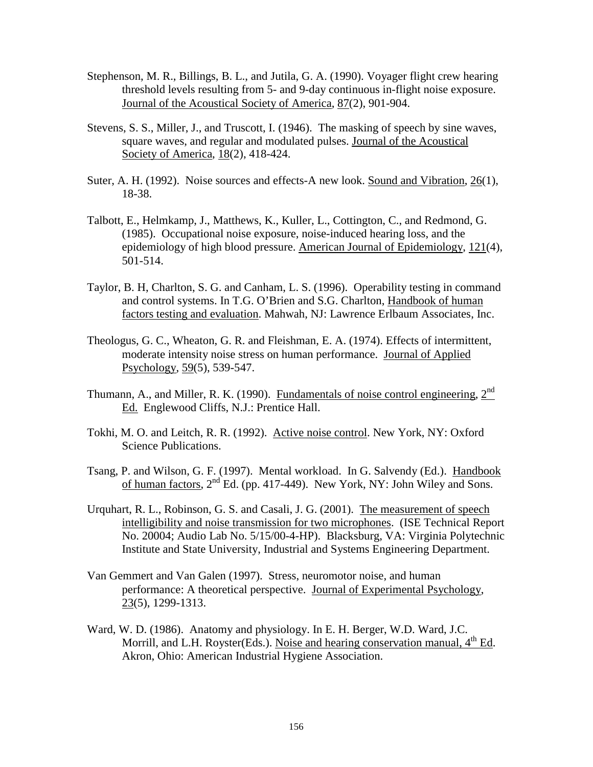Stephenson, M. R., Billings, B. L., and Jutila, G. A. (1990). Voyager flight crew hearing threshold levels resulting from 5- and 9-day continuous in-flight noise exposure. Journal of the Acoustical Society of America, 87(2), 901-904.

Stevens, S. S., Miller, J., and Truscott, I. (1946). The masking of speech by sine waves, square waves, and regular and modulated pulses. Journal of the Acoustical Society of America, 18(2), 418-424.

Suter, A. H. (1992). Noise sources and effects-A new look. Sound and Vibration, 26(1), 18-38.

Talbott, E., Helmkamp, J., Matthews, K., Kuller, L., Cottington, C., and Redmond, G. (1985). Occupational noise exposure, noise-induced hearing loss, and the epidemiology of high blood pressure. American Journal of Epidemiology, 121(4), 501-514.

Taylor, B. H, Charlton, S. G. and Canham, L. S. (1996). Operability testing in command and control systems. In T.G. O'Brien and S.G. Charlton, Handbook of human factors testing and evaluation. Mahwah, NJ: Lawrence Erlbaum Associates, Inc.

Theologus, G. C., Wheaton, G. R. and Fleishman, E. A. (1974). Effects of intermittent, moderate intensity noise stress on human performance. Journal of Applied Psychology, 59(5), 539-547.

Thumann, A., and Miller, R. K. (1990). Fundamentals of noise control engineering, 2nd Ed. Englewood Cliffs, N.J.: Prentice Hall.

Tokhi, M. O. and Leitch, R. R. (1992). Active noise control. New York, NY: Oxford Science Publications.

Tsang, P. and Wilson, G. F. (1997). Mental workload. In G. Salvendy (Ed.). Handbook of human factors, 2nd Ed. (pp. 417-449). New York, NY: John Wiley and Sons.

Urquhart, R. L., Robinson, G. S. and Casali, J. G. (2001). The measurement of speech intelligibility and noise transmission for two microphones. (ISE Technical Report No. 20004; Audio Lab No. 5/15/00-4-HP). Blacksburg, VA: Virginia Polytechnic Institute and State University, Industrial and Systems Engineering Department.

Van Gemmert and Van Galen (1997). Stress, neuromotor noise, and human performance: A theoretical perspective. Journal of Experimental Psychology, 23(5), 1299-1313.

Ward, W. D. (1986). Anatomy and physiology. In E. H. Berger, W.D. Ward, J.C. Morrill, and L.H. Royster(Eds.). Noise and hearing conservation manual, 4th Ed. Akron, Ohio: American Industrial Hygiene Association.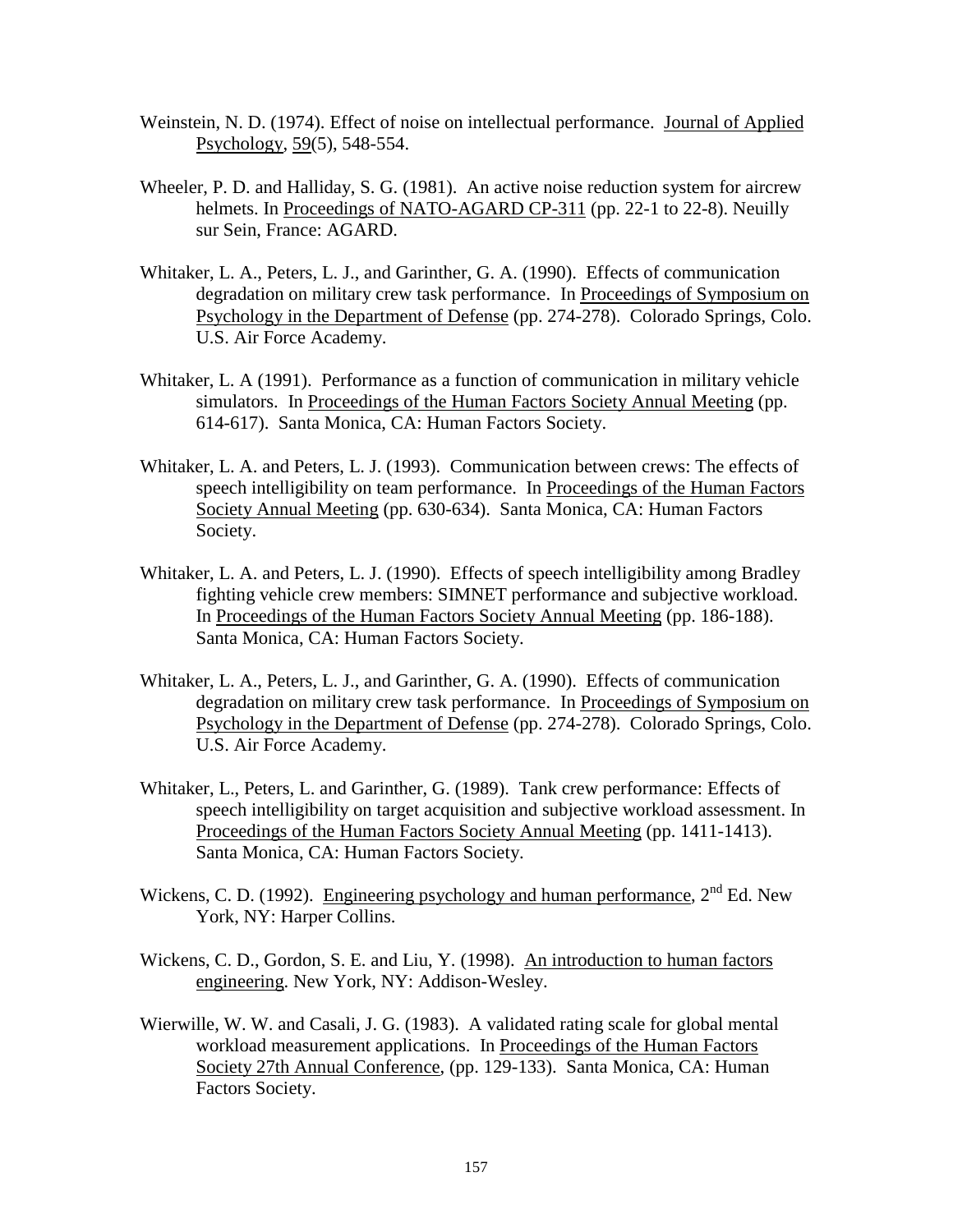Weinstein, N. D. (1974). Effect of noise on intellectual performance. Journal of Applied Psychology, 59(5), 548-554.

Wheeler, P. D. and Halliday, S. G. (1981). An active noise reduction system for aircrew helmets. In Proceedings of NATO-AGARD CP-311 (pp. 22-1 to 22-8). Neuilly sur Sein, France: AGARD.

Whitaker, L. A., Peters, L. J., and Garinther, G. A. (1990). Effects of communication degradation on military crew task performance. In Proceedings of Symposium on Psychology in the Department of Defense (pp. 274-278). Colorado Springs, Colo. U.S. Air Force Academy.

Whitaker, L. A (1991). Performance as a function of communication in military vehicle simulators. In Proceedings of the Human Factors Society Annual Meeting (pp. 614-617). Santa Monica, CA: Human Factors Society.

Whitaker, L. A. and Peters, L. J. (1993). Communication between crews: The effects of speech intelligibility on team performance. In Proceedings of the Human Factors Society Annual Meeting (pp. 630-634). Santa Monica, CA: Human Factors Society.

Whitaker, L. A. and Peters, L. J. (1990). Effects of speech intelligibility among Bradley fighting vehicle crew members: SIMNET performance and subjective workload. In Proceedings of the Human Factors Society Annual Meeting (pp. 186-188). Santa Monica, CA: Human Factors Society.

Whitaker, L. A., Peters, L. J., and Garinther, G. A. (1990). Effects of communication degradation on military crew task performance. In Proceedings of Symposium on Psychology in the Department of Defense (pp. 274-278). Colorado Springs, Colo. U.S. Air Force Academy.

Whitaker, L., Peters, L. and Garinther, G. (1989). Tank crew performance: Effects of speech intelligibility on target acquisition and subjective workload assessment. In Proceedings of the Human Factors Society Annual Meeting (pp. 1411-1413). Santa Monica, CA: Human Factors Society.

Wickens, C. D. (1992). Engineering psychology and human performance, 2nd Ed. New York, NY: Harper Collins.

Wickens, C. D., Gordon, S. E. and Liu, Y. (1998). An introduction to human factors engineering. New York, NY: Addison-Wesley.

Wierwille, W. W. and Casali, J. G. (1983). A validated rating scale for global mental workload measurement applications. In Proceedings of the Human Factors Society 27th Annual Conference, (pp. 129-133). Santa Monica, CA: Human Factors Society.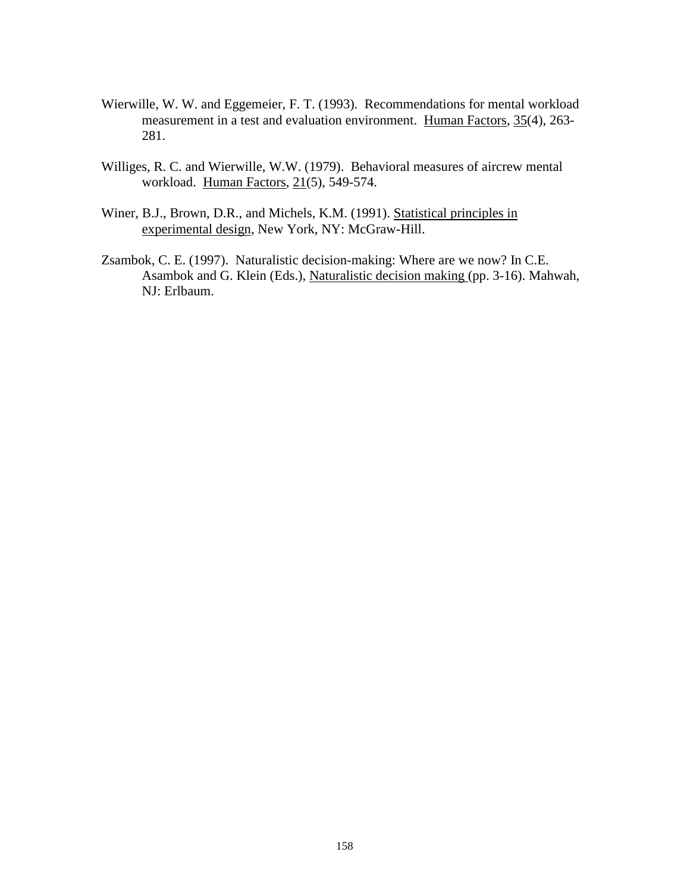Wierwille, W. W. and Eggemeier, F. T. (1993). Recommendations for mental workload measurement in a test and evaluation environment. Human Factors, 35(4), 263-281.

Williges, R. C. and Wierwille, W.W. (1979). Behavioral measures of aircrew mental workload. Human Factors, 21(5), 549-574.

Winer, B.J., Brown, D.R., and Michels, K.M. (1991). Statistical principles in experimental design, New York, NY: McGraw-Hill.

Zsambok, C. E. (1997). Naturalistic decision-making: Where are we now? In C.E. Asambok and G. Klein (Eds.), Naturalistic decision making (pp. 3-16). Mahwah, NJ: Erlbaum.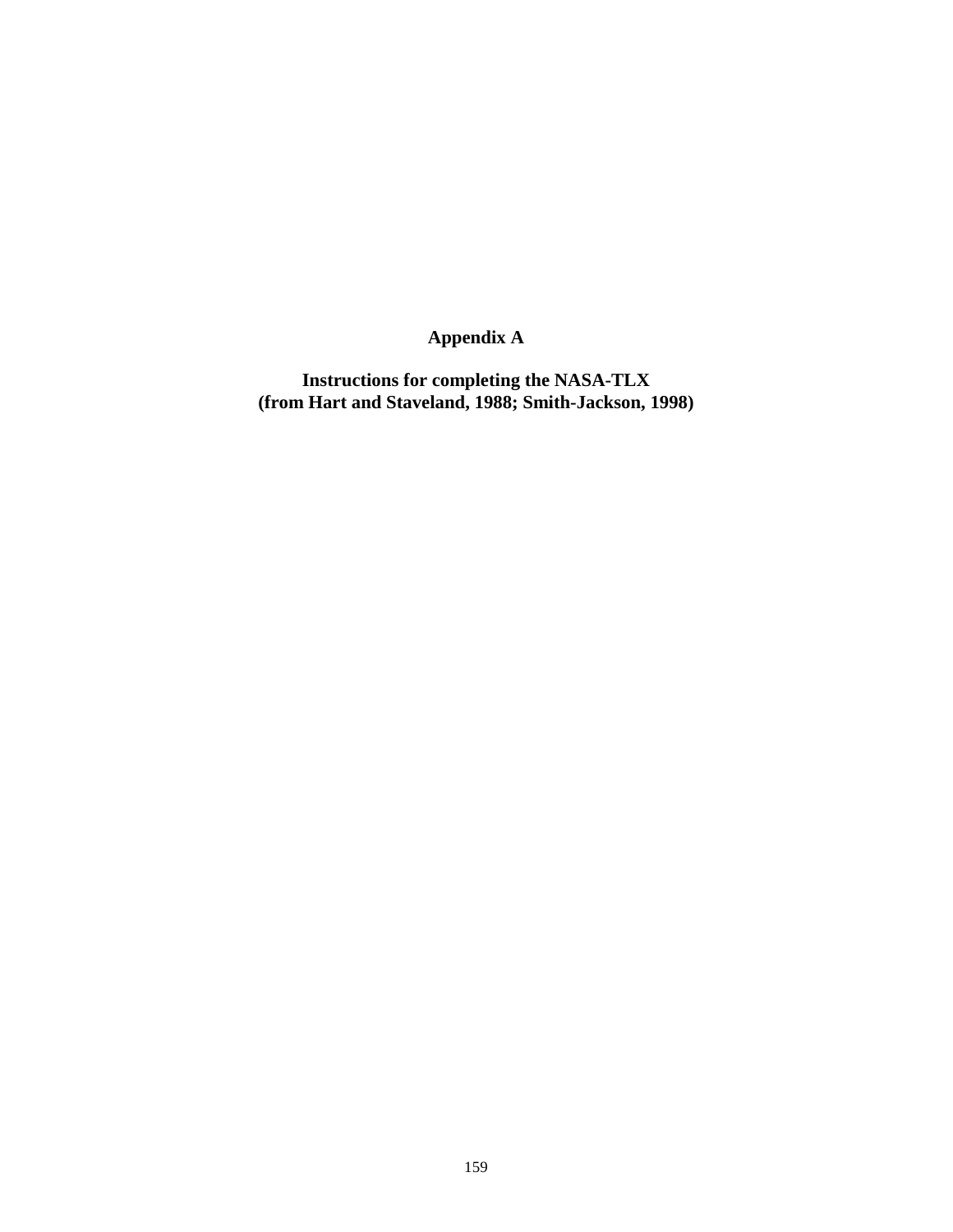# Appendix A

## Instructions for completing the NASA-TLX (from Hart and Staveland, 1988; Smith-Jackson, 1998)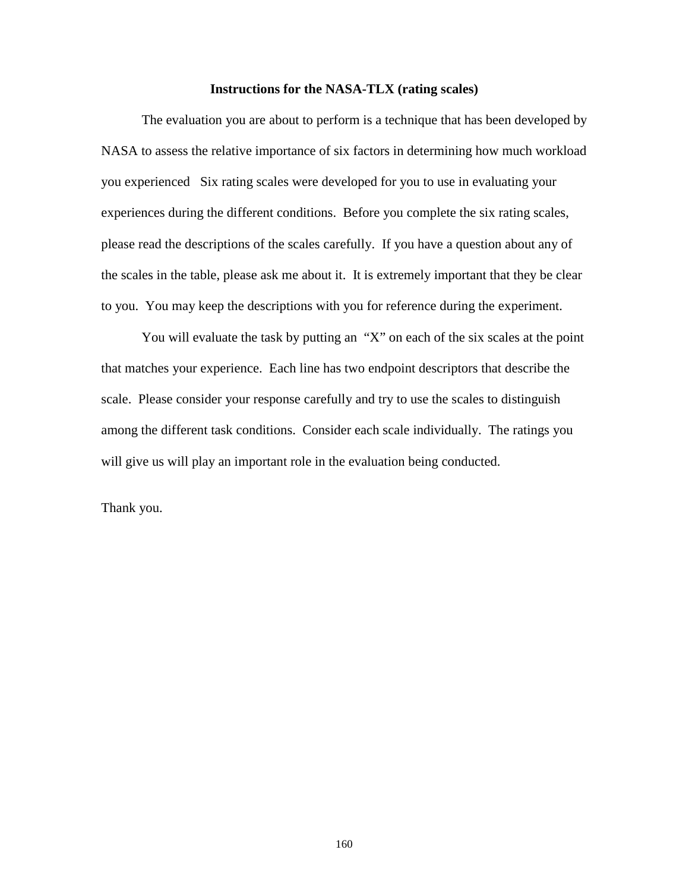**Instructions for the NASA-TLX (rating scales)**

The evaluation you are about to perform is a technique that has been developed by NASA to assess the relative importance of six factors in determining how much workload you experienced   Six rating scales were developed for you to use in evaluating your experiences during the different conditions.  Before you complete the six rating scales, please read the descriptions of the scales carefully.  If you have a question about any of the scales in the table, please ask me about it.  It is extremely important that they be clear to you.  You may keep the descriptions with you for reference during the experiment.

You will evaluate the task by putting an  "X" on each of the six scales at the point that matches your experience.  Each line has two endpoint descriptors that describe the scale.  Please consider your response carefully and try to use the scales to distinguish among the different task conditions.  Consider each scale individually.  The ratings you will give us will play an important role in the evaluation being conducted.

Thank you.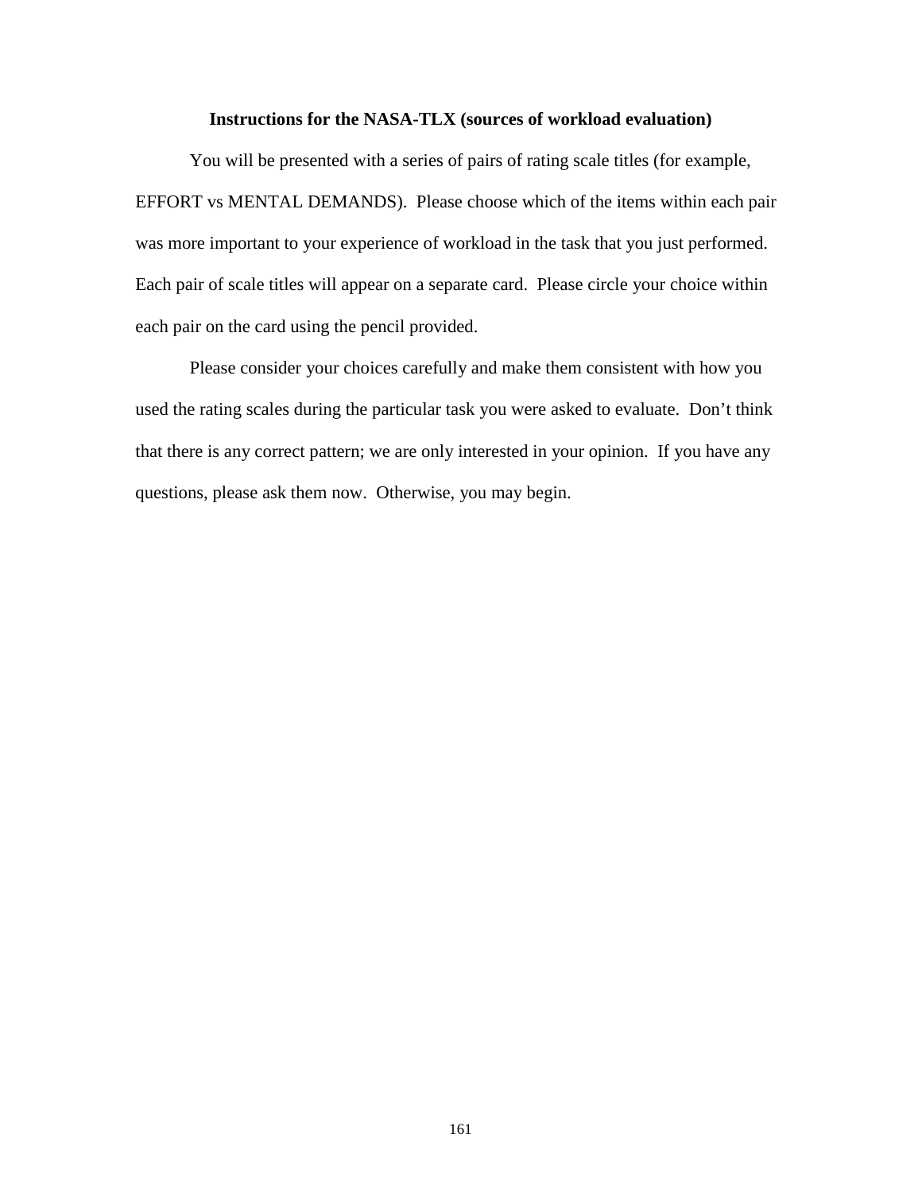**Instructions for the NASA-TLX (sources of workload evaluation)**

You will be presented with a series of pairs of rating scale titles (for example, EFFORT vs MENTAL DEMANDS). Please choose which of the items within each pair was more important to your experience of workload in the task that you just performed. Each pair of scale titles will appear on a separate card. Please circle your choice within each pair on the card using the pencil provided.

Please consider your choices carefully and make them consistent with how you used the rating scales during the particular task you were asked to evaluate. Don't think that there is any correct pattern; we are only interested in your opinion. If you have any questions, please ask them now. Otherwise, you may begin.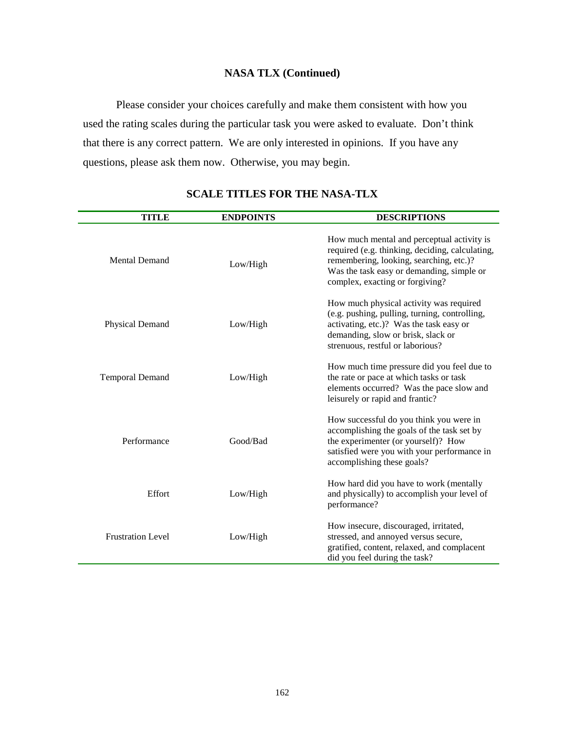## NASA TLX (Continued)

Please consider your choices carefully and make them consistent with how you used the rating scales during the particular task you were asked to evaluate. Don't think that there is any correct pattern. We are only interested in opinions. If you have any questions, please ask them now. Otherwise, you may begin.

### SCALE TITLES FOR THE NASA-TLX

| TITLE | ENDPOINTS | DESCRIPTIONS |
|---|---|---|
| Mental Demand | Low/High | How much mental and perceptual activity is required (e.g. thinking, deciding, calculating, remembering, looking, searching, etc.)? Was the task easy or demanding, simple or complex, exacting or forgiving? |
| Physical Demand | Low/High | How much physical activity was required (e.g. pushing, pulling, turning, controlling, activating, etc.)? Was the task easy or demanding, slow or brisk, slack or strenuous, restful or laborious? |
| Temporal Demand | Low/High | How much time pressure did you feel due to the rate or pace at which tasks or task elements occurred? Was the pace slow and leisurely or rapid and frantic? |
| Performance | Good/Bad | How successful do you think you were in accomplishing the goals of the task set by the experimenter (or yourself)? How satisfied were you with your performance in accomplishing these goals? |
| Effort | Low/High | How hard did you have to work (mentally and physically) to accomplish your level of performance? |
| Frustration Level | Low/High | How insecure, discouraged, irritated, stressed, and annoyed versus secure, gratified, content, relaxed, and complacent did you feel during the task? |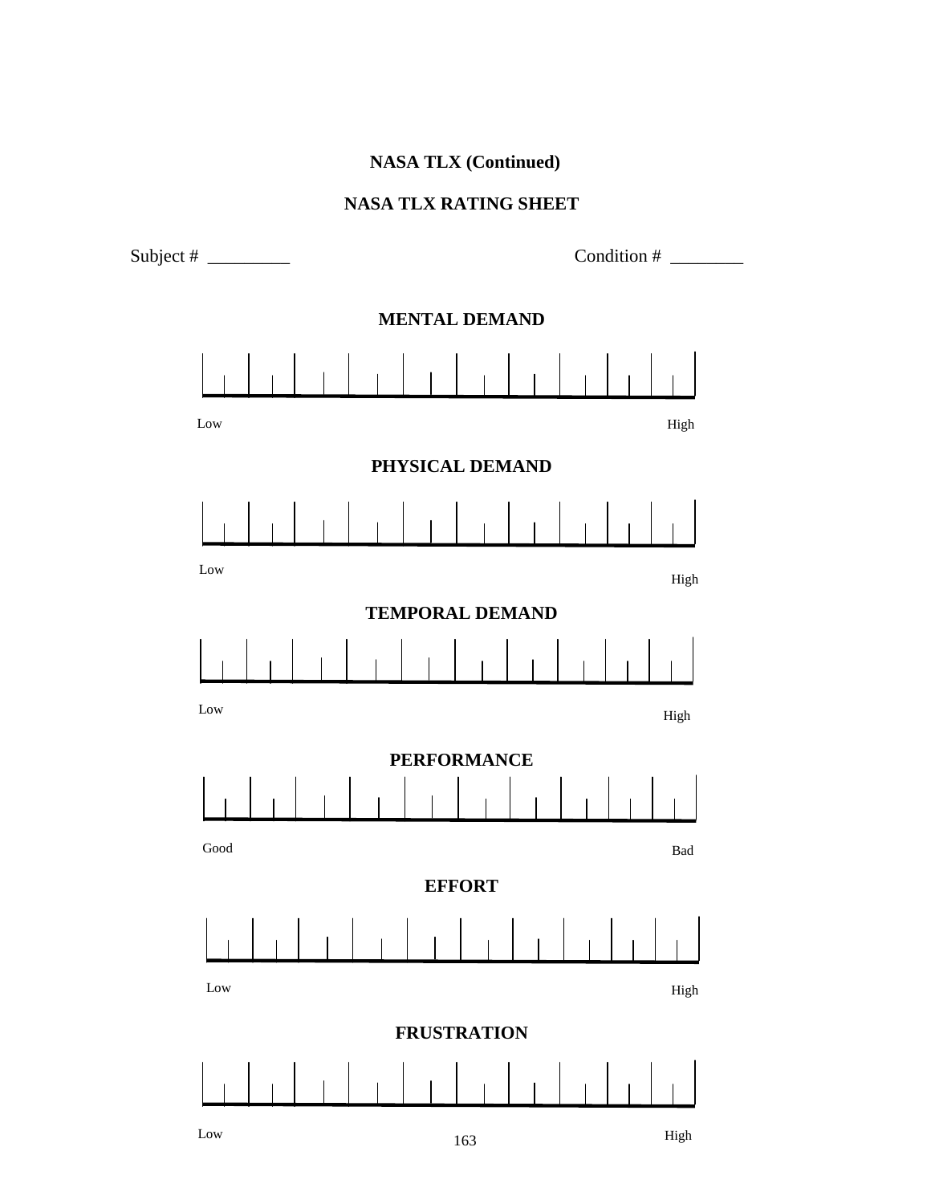**NASA TLX (Continued)**

**NASA TLX RATING SHEET**

Subject # _________ Condition # ________

**MENTAL DEMAND**

Low High

**PHYSICAL DEMAND**

Low High

**TEMPORAL DEMAND**

Low High

**PERFORMANCE**

Good Bad

**EFFORT**

Low High

**FRUSTRATION**

Low High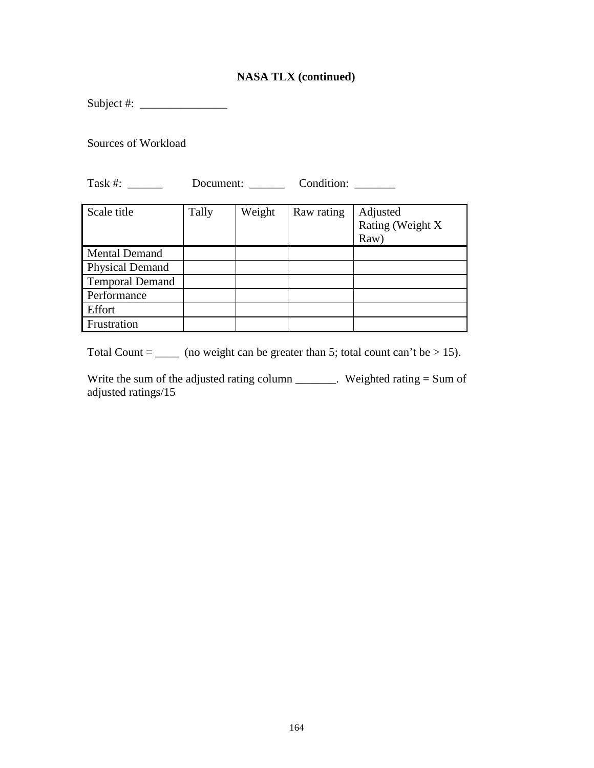**NASA TLX (continued)**

Subject #: _______________

Sources of Workload

Task #: ______ Document: ______ Condition: _______

| Scale title | Tally | Weight | Raw rating | Adjusted Rating (Weight X Raw) |
|---|---|---|---|---|
| Mental Demand | | | | |
| Physical Demand | | | | |
| Temporal Demand | | | | |
| Performance | | | | |
| Effort | | | | |
| Frustration | | | | |

Total Count = ____ (no weight can be greater than 5; total count can't be > 15).

Write the sum of the adjusted rating column _______. Weighted rating = Sum of adjusted ratings/15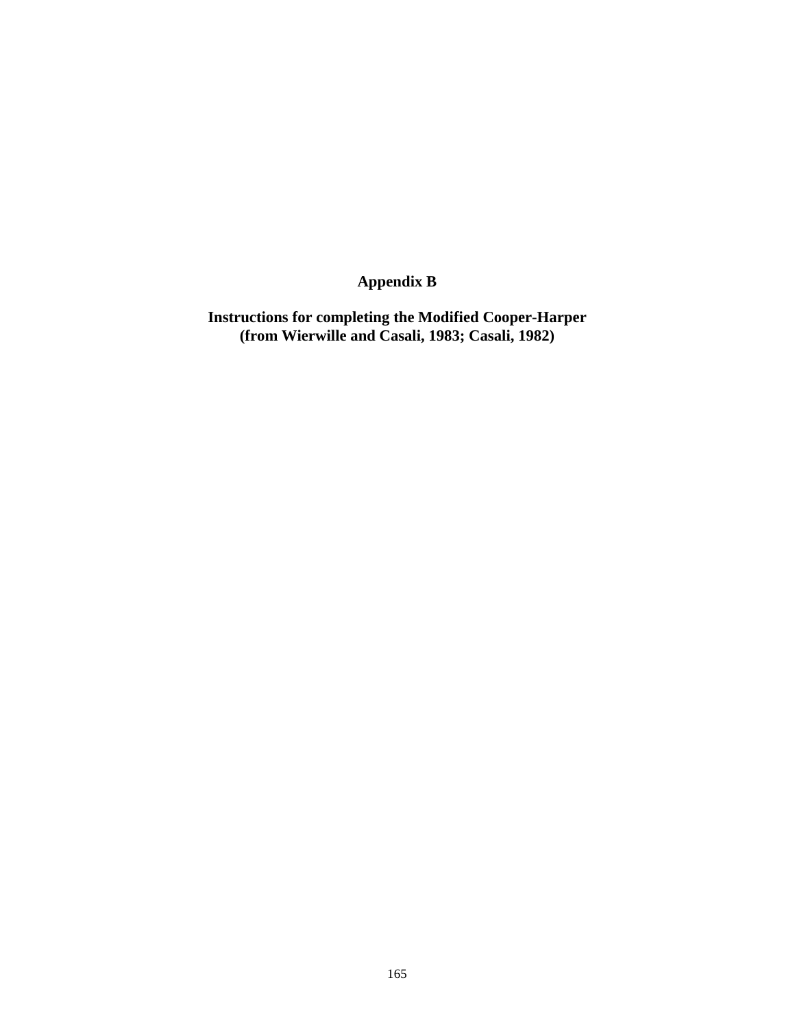# Appendix B

## Instructions for completing the Modified Cooper-Harper (from Wierwille and Casali, 1983; Casali, 1982)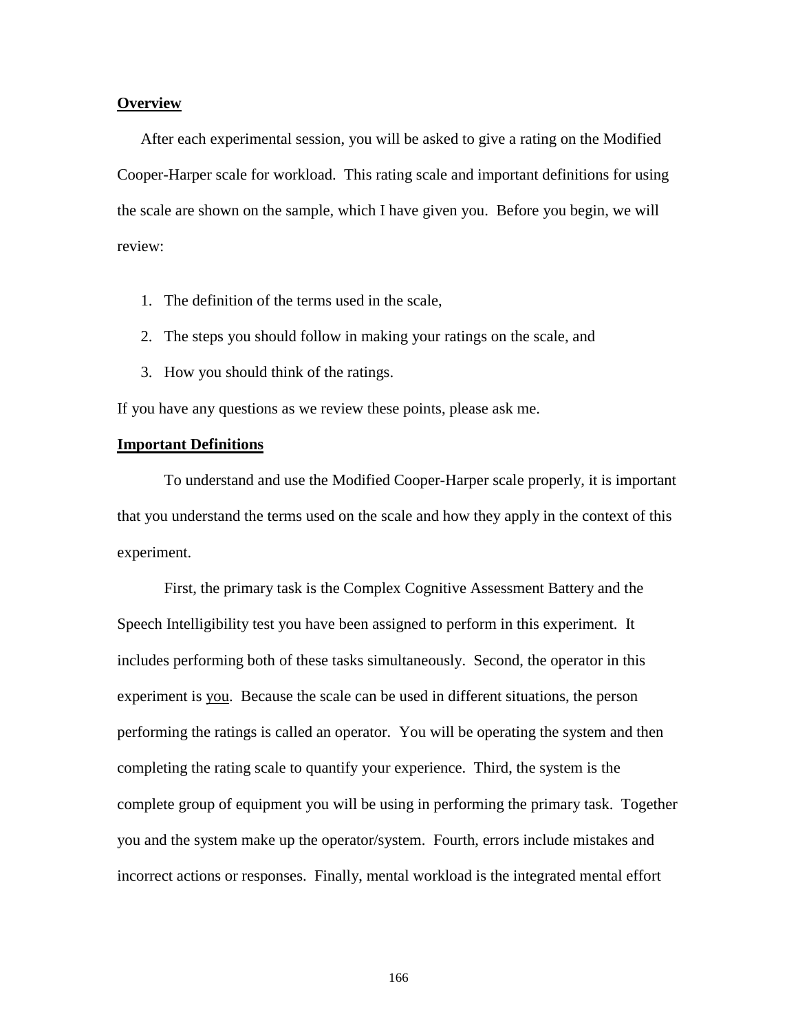**Overview**

After each experimental session, you will be asked to give a rating on the Modified Cooper-Harper scale for workload. This rating scale and important definitions for using the scale are shown on the sample, which I have given you. Before you begin, we will review:

1. The definition of the terms used in the scale,
2. The steps you should follow in making your ratings on the scale, and
3. How you should think of the ratings.

If you have any questions as we review these points, please ask me.

**Important Definitions**

To understand and use the Modified Cooper-Harper scale properly, it is important that you understand the terms used on the scale and how they apply in the context of this experiment.

First, the primary task is the Complex Cognitive Assessment Battery and the Speech Intelligibility test you have been assigned to perform in this experiment. It includes performing both of these tasks simultaneously. Second, the operator in this experiment is <u>you</u>. Because the scale can be used in different situations, the person performing the ratings is called an operator. You will be operating the system and then completing the rating scale to quantify your experience. Third, the system is the complete group of equipment you will be using in performing the primary task. Together you and the system make up the operator/system. Fourth, errors include mistakes and incorrect actions or responses. Finally, mental workload is the integrated mental effort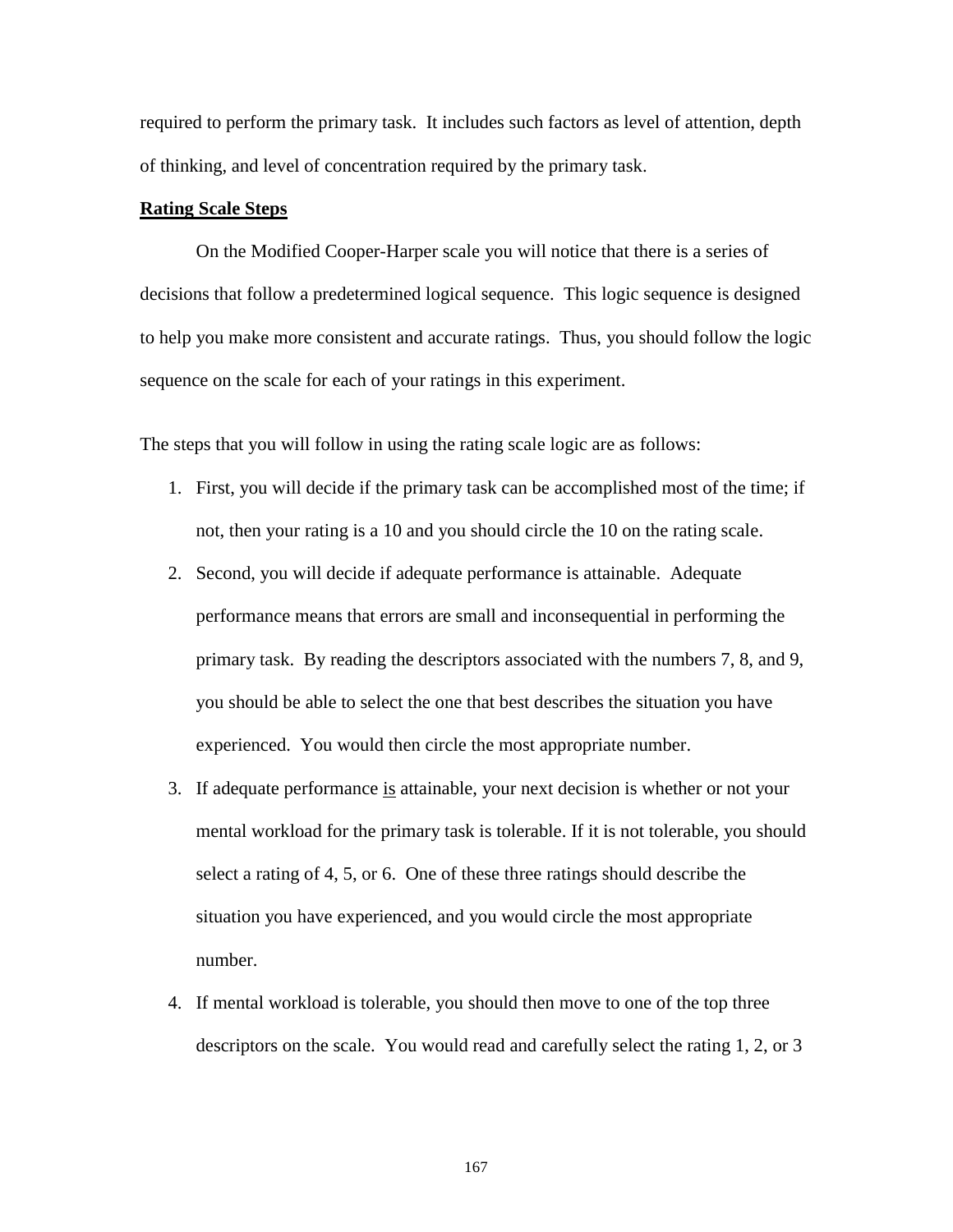required to perform the primary task. It includes such factors as level of attention, depth of thinking, and level of concentration required by the primary task.

**Rating Scale Steps**

On the Modified Cooper-Harper scale you will notice that there is a series of decisions that follow a predetermined logical sequence. This logic sequence is designed to help you make more consistent and accurate ratings. Thus, you should follow the logic sequence on the scale for each of your ratings in this experiment.

The steps that you will follow in using the rating scale logic are as follows:

1. First, you will decide if the primary task can be accomplished most of the time; if not, then your rating is a 10 and you should circle the 10 on the rating scale.
2. Second, you will decide if adequate performance is attainable. Adequate performance means that errors are small and inconsequential in performing the primary task. By reading the descriptors associated with the numbers 7, 8, and 9, you should be able to select the one that best describes the situation you have experienced. You would then circle the most appropriate number.
3. If adequate performance <u>is</u> attainable, your next decision is whether or not your mental workload for the primary task is tolerable. If it is not tolerable, you should select a rating of 4, 5, or 6. One of these three ratings should describe the situation you have experienced, and you would circle the most appropriate number.
4. If mental workload is tolerable, you should then move to one of the top three descriptors on the scale. You would read and carefully select the rating 1, 2, or 3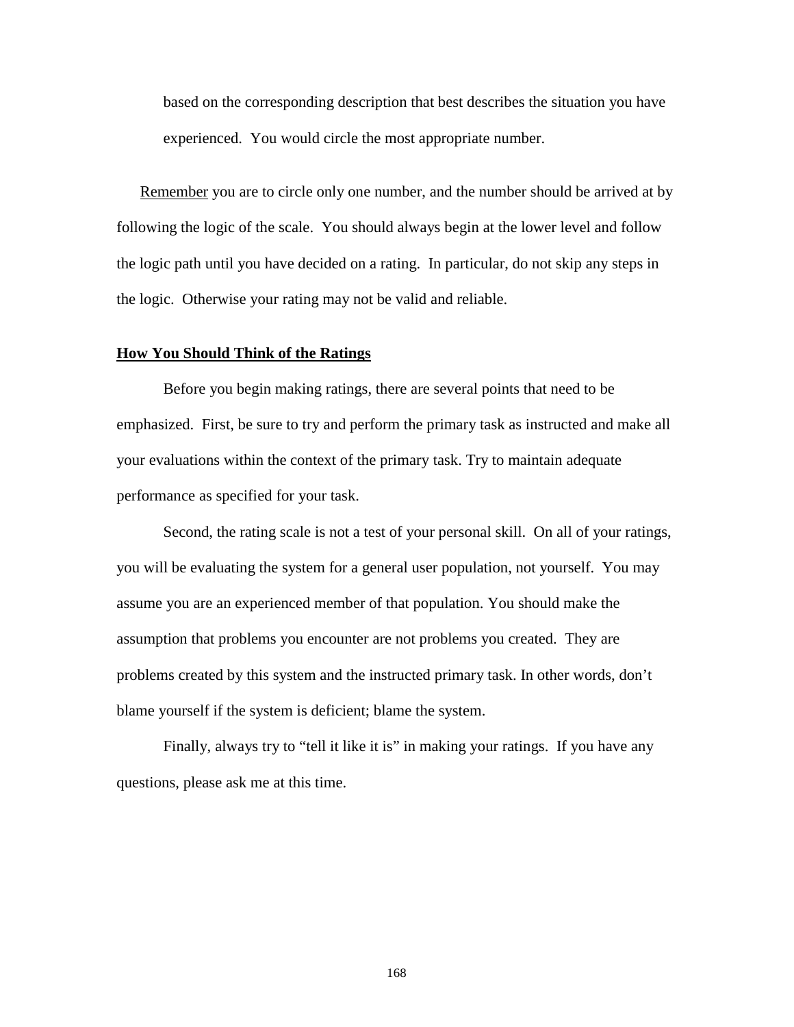based on the corresponding description that best describes the situation you have experienced. You would circle the most appropriate number.

Remember you are to circle only one number, and the number should be arrived at by following the logic of the scale. You should always begin at the lower level and follow the logic path until you have decided on a rating. In particular, do not skip any steps in the logic. Otherwise your rating may not be valid and reliable.

**How You Should Think of the Ratings**

Before you begin making ratings, there are several points that need to be emphasized. First, be sure to try and perform the primary task as instructed and make all your evaluations within the context of the primary task. Try to maintain adequate performance as specified for your task.

Second, the rating scale is not a test of your personal skill. On all of your ratings, you will be evaluating the system for a general user population, not yourself. You may assume you are an experienced member of that population. You should make the assumption that problems you encounter are not problems you created. They are problems created by this system and the instructed primary task. In other words, don't blame yourself if the system is deficient; blame the system.

Finally, always try to "tell it like it is" in making your ratings. If you have any questions, please ask me at this time.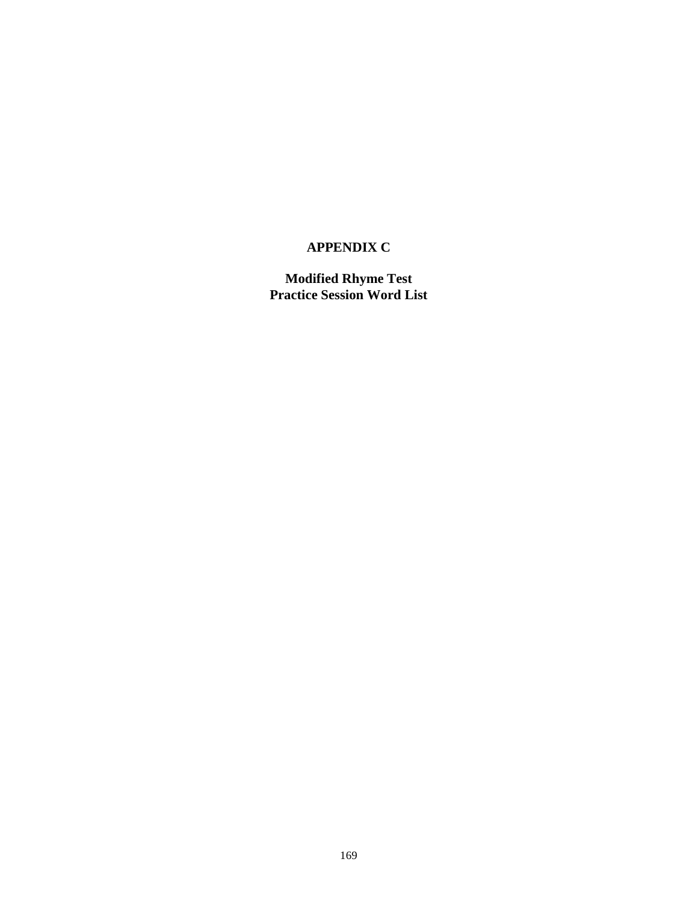# APPENDIX C

## Modified Rhyme Test
## Practice Session Word List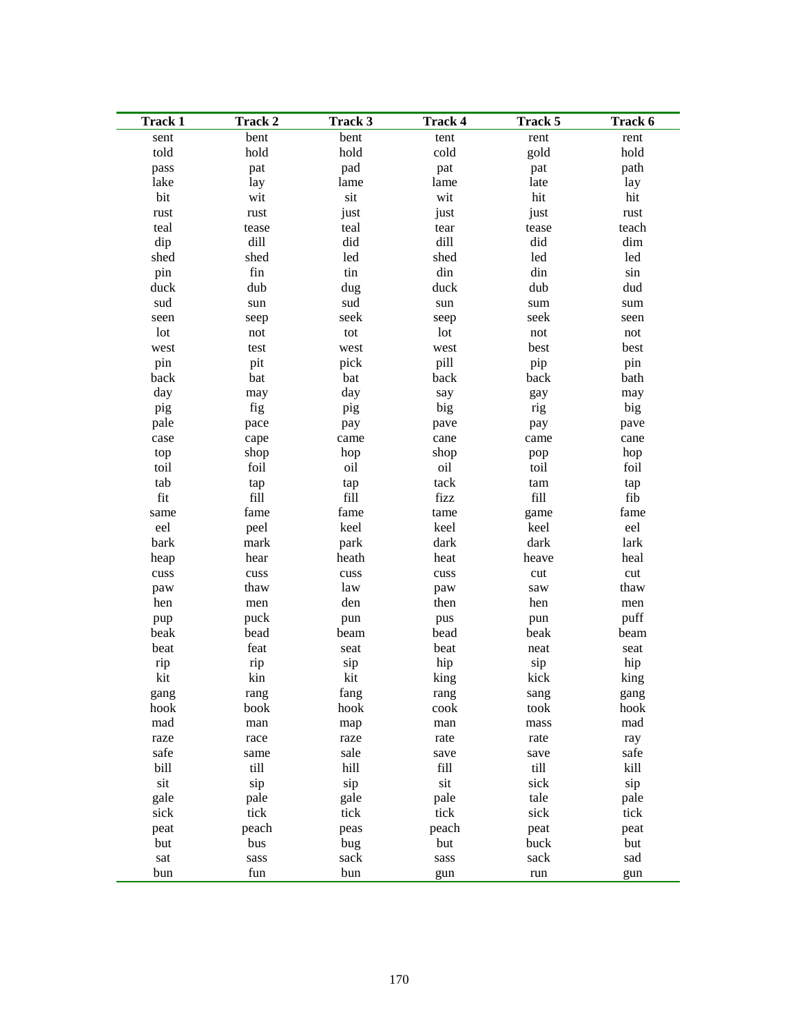| Track 1 | Track 2 | Track 3 | Track 4 | Track 5 | Track 6 |
|---|---|---|---|---|---|
| sent | bent | bent | tent | rent | rent |
| told | hold | hold | cold | gold | hold |
| pass | pat | pad | pat | pat | path |
| lake | lay | lame | lame | late | lay |
| bit | wit | sit | wit | hit | hit |
| rust | rust | just | just | just | rust |
| teal | tease | teal | tear | tease | teach |
| dip | dill | did | dill | did | dim |
| shed | shed | led | shed | led | led |
| pin | fin | tin | din | din | sin |
| duck | dub | dug | duck | dub | dud |
| sud | sun | sud | sun | sum | sum |
| seen | seep | seek | seep | seek | seen |
| lot | not | tot | lot | not | not |
| west | test | west | west | best | best |
| pin | pit | pick | pill | pip | pin |
| back | bat | bat | back | back | bath |
| day | may | day | say | gay | may |
| pig | fig | pig | big | rig | big |
| pale | pace | pay | pave | pay | pave |
| case | cape | came | cane | came | cane |
| top | shop | hop | shop | pop | hop |
| toil | foil | oil | oil | toil | foil |
| tab | tap | tap | tack | tam | tap |
| fit | fill | fill | fizz | fill | fib |
| same | fame | fame | tame | game | fame |
| eel | peel | keel | keel | keel | eel |
| bark | mark | park | dark | dark | lark |
| heap | hear | heath | heat | heave | heal |
| cuss | cuss | cuss | cuss | cut | cut |
| paw | thaw | law | paw | saw | thaw |
| hen | men | den | then | hen | men |
| pup | puck | pun | pus | pun | puff |
| beak | bead | beam | bead | beak | beam |
| beat | feat | seat | beat | neat | seat |
| rip | rip | sip | hip | sip | hip |
| kit | kin | kit | king | kick | king |
| gang | rang | fang | rang | sang | gang |
| hook | book | hook | cook | took | hook |
| mad | man | map | man | mass | mad |
| raze | race | raze | rate | rate | ray |
| safe | same | sale | save | save | safe |
| bill | till | hill | fill | till | kill |
| sit | sip | sip | sit | sick | sip |
| gale | pale | gale | pale | tale | pale |
| sick | tick | tick | tick | sick | tick |
| peat | peach | peas | peach | peat | peat |
| but | bus | bug | but | buck | but |
| sat | sass | sack | sass | sack | sad |
| bun | fun | bun | gun | run | gun |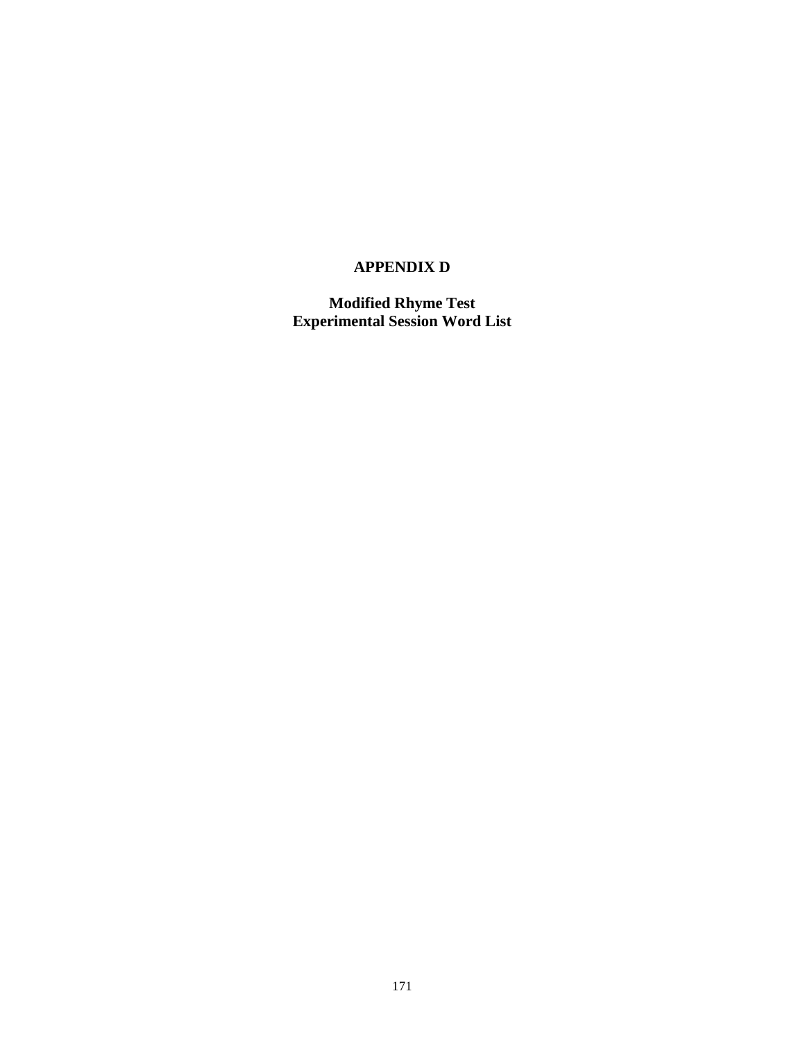# APPENDIX D

## Modified Rhyme Test
## Experimental Session Word List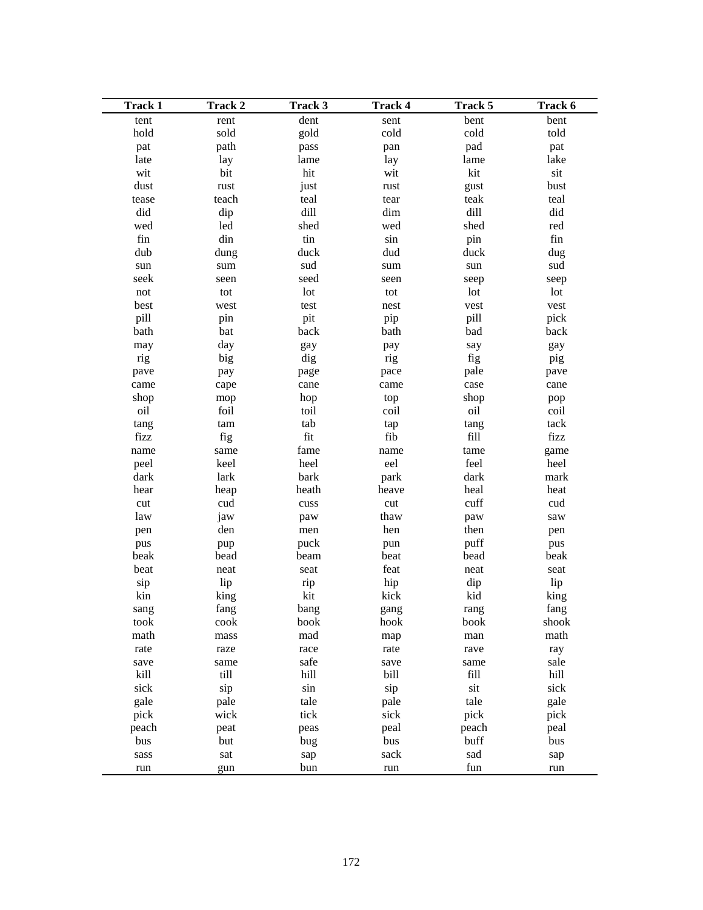| Track 1 | Track 2 | Track 3 | Track 4 | Track 5 | Track 6 |
|---|---|---|---|---|---|
| tent | rent | dent | sent | bent | bent |
| hold | sold | gold | cold | cold | told |
| pat | path | pass | pan | pad | pat |
| late | lay | lame | lay | lame | lake |
| wit | bit | hit | wit | kit | sit |
| dust | rust | just | rust | gust | bust |
| tease | teach | teal | tear | teak | teal |
| did | dip | dill | dim | dill | did |
| wed | led | shed | wed | shed | red |
| fin | din | tin | sin | pin | fin |
| dub | dung | duck | dud | duck | dug |
| sun | sum | sud | sum | sun | sud |
| seek | seen | seed | seen | seep | seep |
| not | tot | lot | tot | lot | lot |
| best | west | test | nest | vest | vest |
| pill | pin | pit | pip | pill | pick |
| bath | bat | back | bath | bad | back |
| may | day | gay | pay | say | gay |
| rig | big | dig | rig | fig | pig |
| pave | pay | page | pace | pale | pave |
| came | cape | cane | came | case | cane |
| shop | mop | hop | top | shop | pop |
| oil | foil | toil | coil | oil | coil |
| tang | tam | tab | tap | tang | tack |
| fizz | fig | fit | fib | fill | fizz |
| name | same | fame | name | tame | game |
| peel | keel | heel | eel | feel | heel |
| dark | lark | bark | park | dark | mark |
| hear | heap | heath | heave | heal | heat |
| cut | cud | cuss | cut | cuff | cud |
| law | jaw | paw | thaw | paw | saw |
| pen | den | men | hen | then | pen |
| pus | pup | puck | pun | puff | pus |
| beak | bead | beam | beat | bead | beak |
| beat | neat | seat | feat | neat | seat |
| sip | lip | rip | hip | dip | lip |
| kin | king | kit | kick | kid | king |
| sang | fang | bang | gang | rang | fang |
| took | cook | book | hook | book | shook |
| math | mass | mad | map | man | math |
| rate | raze | race | rate | rave | ray |
| save | same | safe | save | same | sale |
| kill | till | hill | bill | fill | hill |
| sick | sip | sin | sip | sit | sick |
| gale | pale | tale | pale | tale | gale |
| pick | wick | tick | sick | pick | pick |
| peach | peat | peas | peal | peach | peal |
| bus | but | bug | bus | buff | bus |
| sass | sat | sap | sack | sad | sap |
| run | gun | bun | run | fun | run |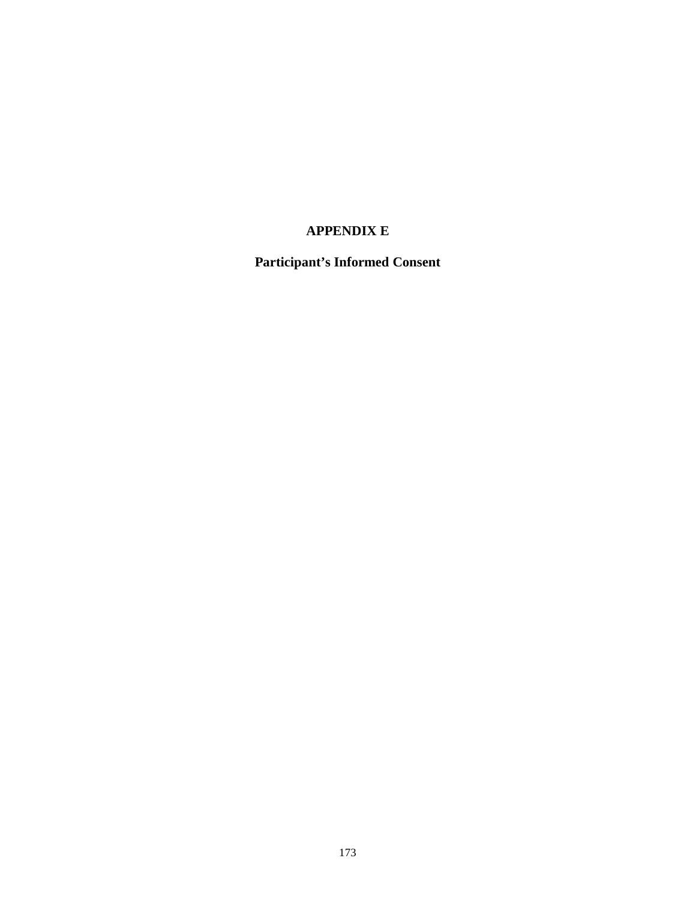# APPENDIX E

## Participant's Informed Consent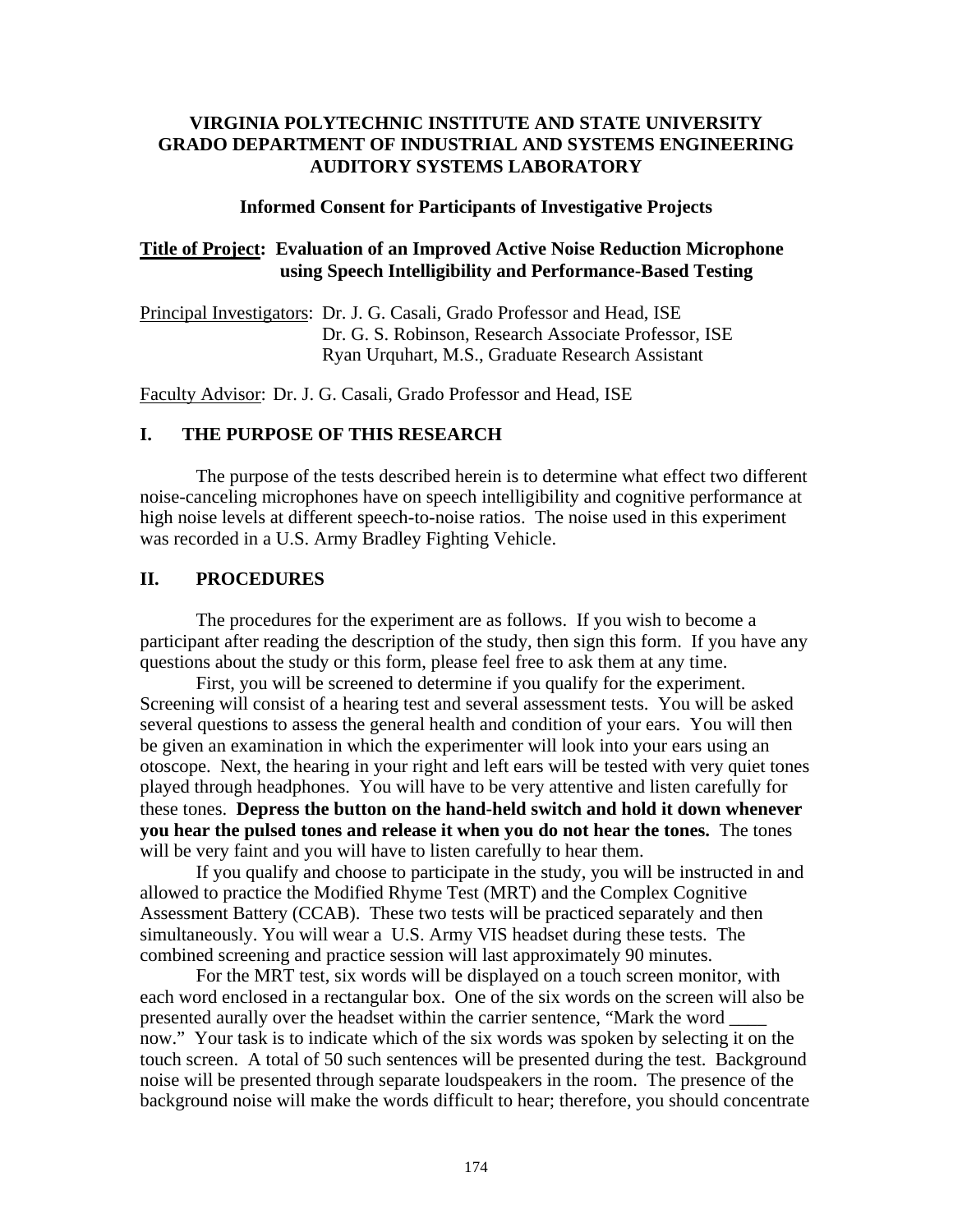**VIRGINIA POLYTECHNIC INSTITUTE AND STATE UNIVERSITY**
**GRADO DEPARTMENT OF INDUSTRIAL AND SYSTEMS ENGINEERING**
**AUDITORY SYSTEMS LABORATORY**

**Informed Consent for Participants of Investigative Projects**

**Title of Project: Evaluation of an Improved Active Noise Reduction Microphone using Speech Intelligibility and Performance-Based Testing**

Principal Investigators: Dr. J. G. Casali, Grado Professor and Head, ISE
Dr. G. S. Robinson, Research Associate Professor, ISE
Ryan Urquhart, M.S., Graduate Research Assistant

Faculty Advisor: Dr. J. G. Casali, Grado Professor and Head, ISE

## I. THE PURPOSE OF THIS RESEARCH

The purpose of the tests described herein is to determine what effect two different noise-canceling microphones have on speech intelligibility and cognitive performance at high noise levels at different speech-to-noise ratios. The noise used in this experiment was recorded in a U.S. Army Bradley Fighting Vehicle.

## II. PROCEDURES

The procedures for the experiment are as follows. If you wish to become a participant after reading the description of the study, then sign this form. If you have any questions about the study or this form, please feel free to ask them at any time.

First, you will be screened to determine if you qualify for the experiment. Screening will consist of a hearing test and several assessment tests. You will be asked several questions to assess the general health and condition of your ears. You will then be given an examination in which the experimenter will look into your ears using an otoscope. Next, the hearing in your right and left ears will be tested with very quiet tones played through headphones. You will have to be very attentive and listen carefully for these tones. **Depress the button on the hand-held switch and hold it down whenever you hear the pulsed tones and release it when you do not hear the tones.** The tones will be very faint and you will have to listen carefully to hear them.

If you qualify and choose to participate in the study, you will be instructed in and allowed to practice the Modified Rhyme Test (MRT) and the Complex Cognitive Assessment Battery (CCAB). These two tests will be practiced separately and then simultaneously. You will wear a U.S. Army VIS headset during these tests. The combined screening and practice session will last approximately 90 minutes.

For the MRT test, six words will be displayed on a touch screen monitor, with each word enclosed in a rectangular box. One of the six words on the screen will also be presented aurally over the headset within the carrier sentence, "Mark the word ____ now." Your task is to indicate which of the six words was spoken by selecting it on the touch screen. A total of 50 such sentences will be presented during the test. Background noise will be presented through separate loudspeakers in the room. The presence of the background noise will make the words difficult to hear; therefore, you should concentrate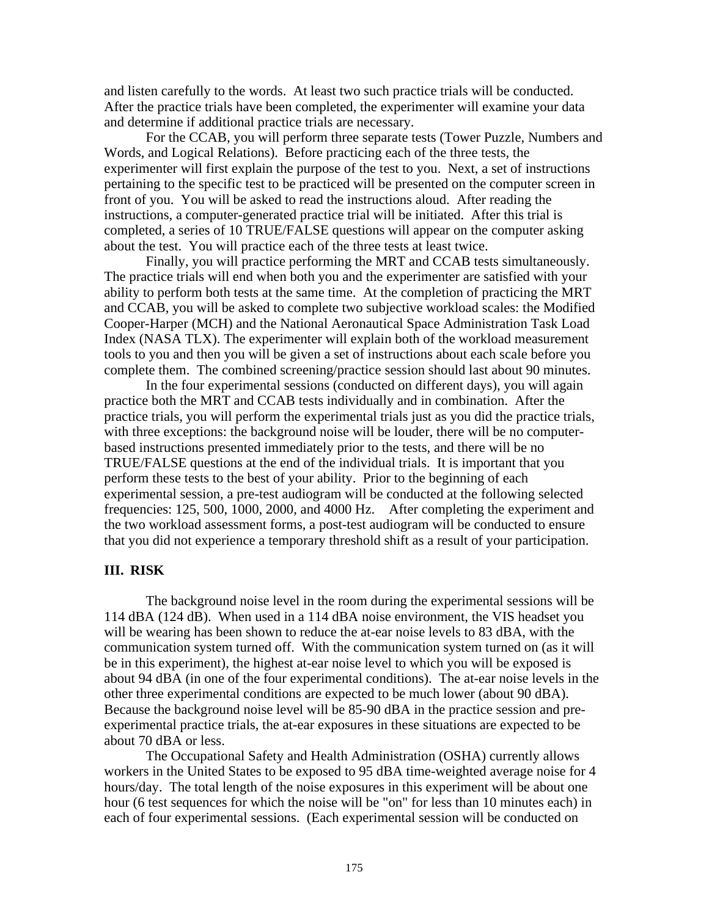and listen carefully to the words. At least two such practice trials will be conducted. After the practice trials have been completed, the experimenter will examine your data and determine if additional practice trials are necessary.

For the CCAB, you will perform three separate tests (Tower Puzzle, Numbers and Words, and Logical Relations). Before practicing each of the three tests, the experimenter will first explain the purpose of the test to you. Next, a set of instructions pertaining to the specific test to be practiced will be presented on the computer screen in front of you. You will be asked to read the instructions aloud. After reading the instructions, a computer-generated practice trial will be initiated. After this trial is completed, a series of 10 TRUE/FALSE questions will appear on the computer asking about the test. You will practice each of the three tests at least twice.

Finally, you will practice performing the MRT and CCAB tests simultaneously. The practice trials will end when both you and the experimenter are satisfied with your ability to perform both tests at the same time. At the completion of practicing the MRT and CCAB, you will be asked to complete two subjective workload scales: the Modified Cooper-Harper (MCH) and the National Aeronautical Space Administration Task Load Index (NASA TLX). The experimenter will explain both of the workload measurement tools to you and then you will be given a set of instructions about each scale before you complete them. The combined screening/practice session should last about 90 minutes.

In the four experimental sessions (conducted on different days), you will again practice both the MRT and CCAB tests individually and in combination. After the practice trials, you will perform the experimental trials just as you did the practice trials, with three exceptions: the background noise will be louder, there will be no computer-based instructions presented immediately prior to the tests, and there will be no TRUE/FALSE questions at the end of the individual trials. It is important that you perform these tests to the best of your ability. Prior to the beginning of each experimental session, a pre-test audiogram will be conducted at the following selected frequencies: 125, 500, 1000, 2000, and 4000 Hz. After completing the experiment and the two workload assessment forms, a post-test audiogram will be conducted to ensure that you did not experience a temporary threshold shift as a result of your participation.

## III. RISK

The background noise level in the room during the experimental sessions will be 114 dBA (124 dB). When used in a 114 dBA noise environment, the VIS headset you will be wearing has been shown to reduce the at-ear noise levels to 83 dBA, with the communication system turned off. With the communication system turned on (as it will be in this experiment), the highest at-ear noise level to which you will be exposed is about 94 dBA (in one of the four experimental conditions). The at-ear noise levels in the other three experimental conditions are expected to be much lower (about 90 dBA). Because the background noise level will be 85-90 dBA in the practice session and pre-experimental practice trials, the at-ear exposures in these situations are expected to be about 70 dBA or less.

The Occupational Safety and Health Administration (OSHA) currently allows workers in the United States to be exposed to 95 dBA time-weighted average noise for 4 hours/day. The total length of the noise exposures in this experiment will be about one hour (6 test sequences for which the noise will be "on" for less than 10 minutes each) in each of four experimental sessions. (Each experimental session will be conducted on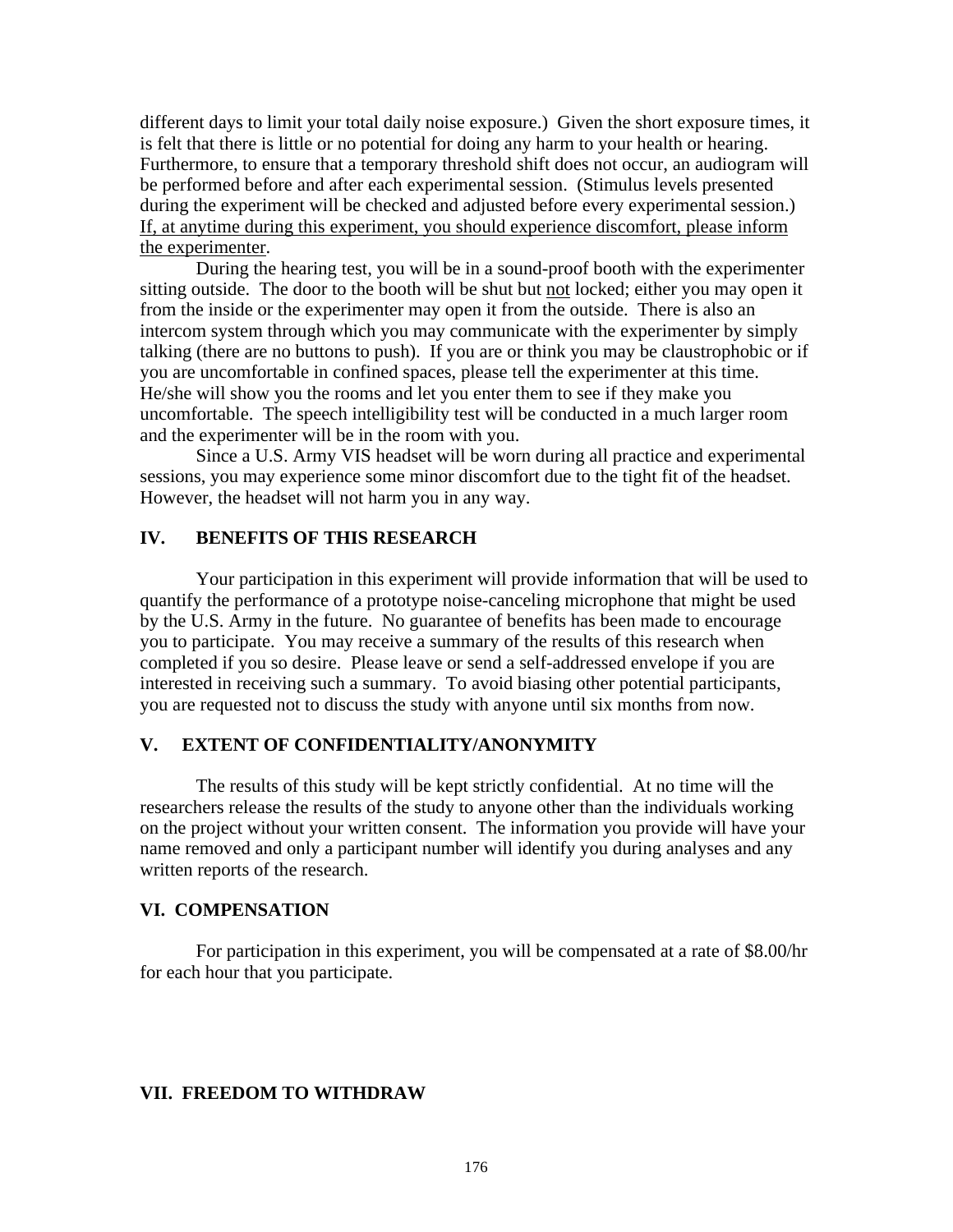different days to limit your total daily noise exposure.) Given the short exposure times, it is felt that there is little or no potential for doing any harm to your health or hearing. Furthermore, to ensure that a temporary threshold shift does not occur, an audiogram will be performed before and after each experimental session. (Stimulus levels presented during the experiment will be checked and adjusted before every experimental session.) If, at anytime during this experiment, you should experience discomfort, please inform the experimenter.

During the hearing test, you will be in a sound-proof booth with the experimenter sitting outside. The door to the booth will be shut but not locked; either you may open it from the inside or the experimenter may open it from the outside. There is also an intercom system through which you may communicate with the experimenter by simply talking (there are no buttons to push). If you are or think you may be claustrophobic or if you are uncomfortable in confined spaces, please tell the experimenter at this time. He/she will show you the rooms and let you enter them to see if they make you uncomfortable. The speech intelligibility test will be conducted in a much larger room and the experimenter will be in the room with you.

Since a U.S. Army VIS headset will be worn during all practice and experimental sessions, you may experience some minor discomfort due to the tight fit of the headset. However, the headset will not harm you in any way.

## IV. BENEFITS OF THIS RESEARCH

Your participation in this experiment will provide information that will be used to quantify the performance of a prototype noise-canceling microphone that might be used by the U.S. Army in the future. No guarantee of benefits has been made to encourage you to participate. You may receive a summary of the results of this research when completed if you so desire. Please leave or send a self-addressed envelope if you are interested in receiving such a summary. To avoid biasing other potential participants, you are requested not to discuss the study with anyone until six months from now.

## V. EXTENT OF CONFIDENTIALITY/ANONYMITY

The results of this study will be kept strictly confidential. At no time will the researchers release the results of the study to anyone other than the individuals working on the project without your written consent. The information you provide will have your name removed and only a participant number will identify you during analyses and any written reports of the research.

## VI. COMPENSATION

For participation in this experiment, you will be compensated at a rate of $8.00/hr for each hour that you participate.

## VII. FREEDOM TO WITHDRAW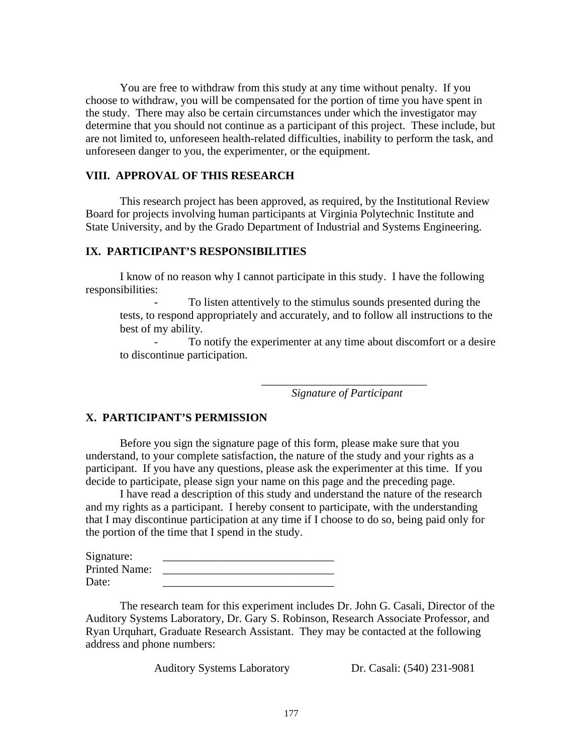You are free to withdraw from this study at any time without penalty. If you choose to withdraw, you will be compensated for the portion of time you have spent in the study. There may also be certain circumstances under which the investigator may determine that you should not continue as a participant of this project. These include, but are not limited to, unforeseen health-related difficulties, inability to perform the task, and unforeseen danger to you, the experimenter, or the equipment.

## VIII. APPROVAL OF THIS RESEARCH

This research project has been approved, as required, by the Institutional Review Board for projects involving human participants at Virginia Polytechnic Institute and State University, and by the Grado Department of Industrial and Systems Engineering.

## IX. PARTICIPANT'S RESPONSIBILITIES

I know of no reason why I cannot participate in this study. I have the following responsibilities:

- To listen attentively to the stimulus sounds presented during the tests, to respond appropriately and accurately, and to follow all instructions to the best of my ability.
- To notify the experimenter at any time about discomfort or a desire to discontinue participation.

\_\_\_\_\_\_\_\_\_\_\_\_\_\_\_\_\_\_\_\_\_\_\_\_\_\_\_\_\_\_
*Signature of Participant*

## X. PARTICIPANT'S PERMISSION

Before you sign the signature page of this form, please make sure that you understand, to your complete satisfaction, the nature of the study and your rights as a participant. If you have any questions, please ask the experimenter at this time. If you decide to participate, please sign your name on this page and the preceding page.

I have read a description of this study and understand the nature of the research and my rights as a participant. I hereby consent to participate, with the understanding that I may discontinue participation at any time if I choose to do so, being paid only for the portion of the time that I spend in the study.

Signature: \_\_\_\_\_\_\_\_\_\_\_\_\_\_\_\_\_\_\_\_\_\_\_\_\_\_\_\_\_\_
Printed Name: \_\_\_\_\_\_\_\_\_\_\_\_\_\_\_\_\_\_\_\_\_\_\_\_\_\_\_\_\_\_
Date: \_\_\_\_\_\_\_\_\_\_\_\_\_\_\_\_\_\_\_\_\_\_\_\_\_\_\_\_\_\_

The research team for this experiment includes Dr. John G. Casali, Director of the Auditory Systems Laboratory, Dr. Gary S. Robinson, Research Associate Professor, and Ryan Urquhart, Graduate Research Assistant. They may be contacted at the following address and phone numbers:

Auditory Systems Laboratory    Dr. Casali: (540) 231-9081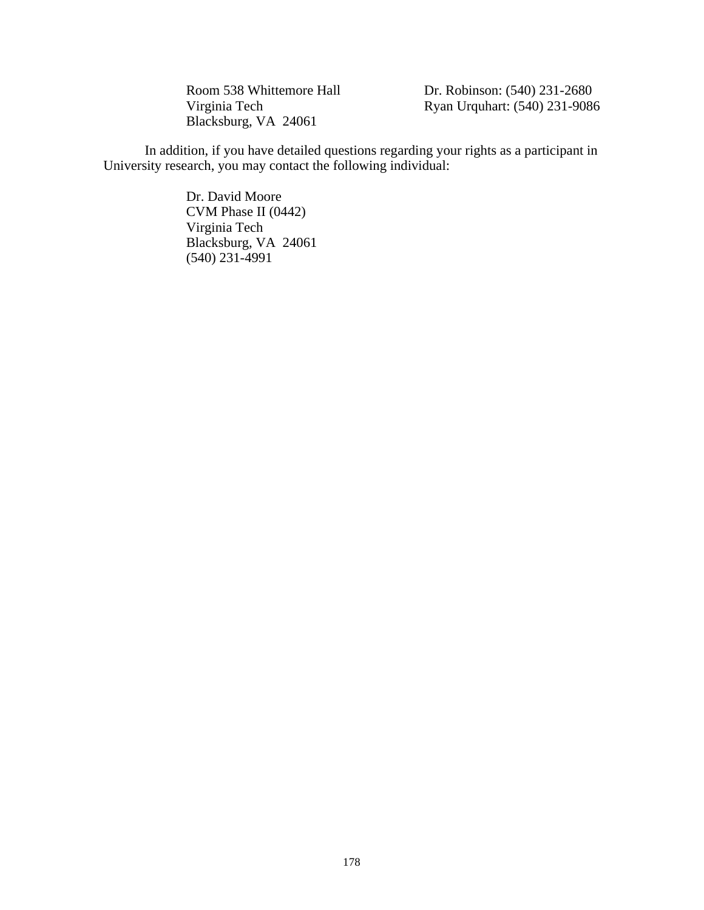Room 538 Whittemore Hall
Virginia Tech
Blacksburg, VA 24061

Dr. Robinson: (540) 231-2680
Ryan Urquhart: (540) 231-9086

In addition, if you have detailed questions regarding your rights as a participant in University research, you may contact the following individual:

Dr. David Moore
CVM Phase II (0442)
Virginia Tech
Blacksburg, VA 24061
(540) 231-4991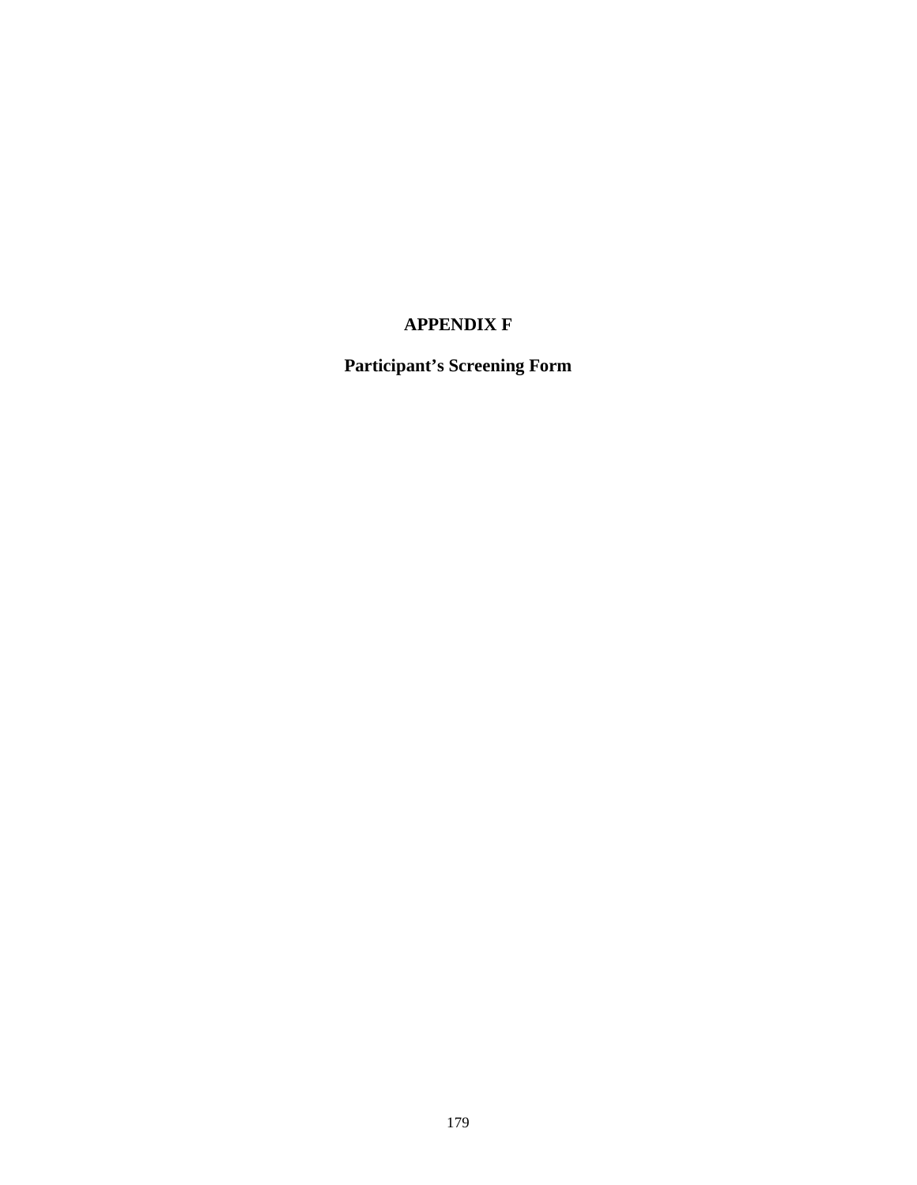# APPENDIX F

## Participant's Screening Form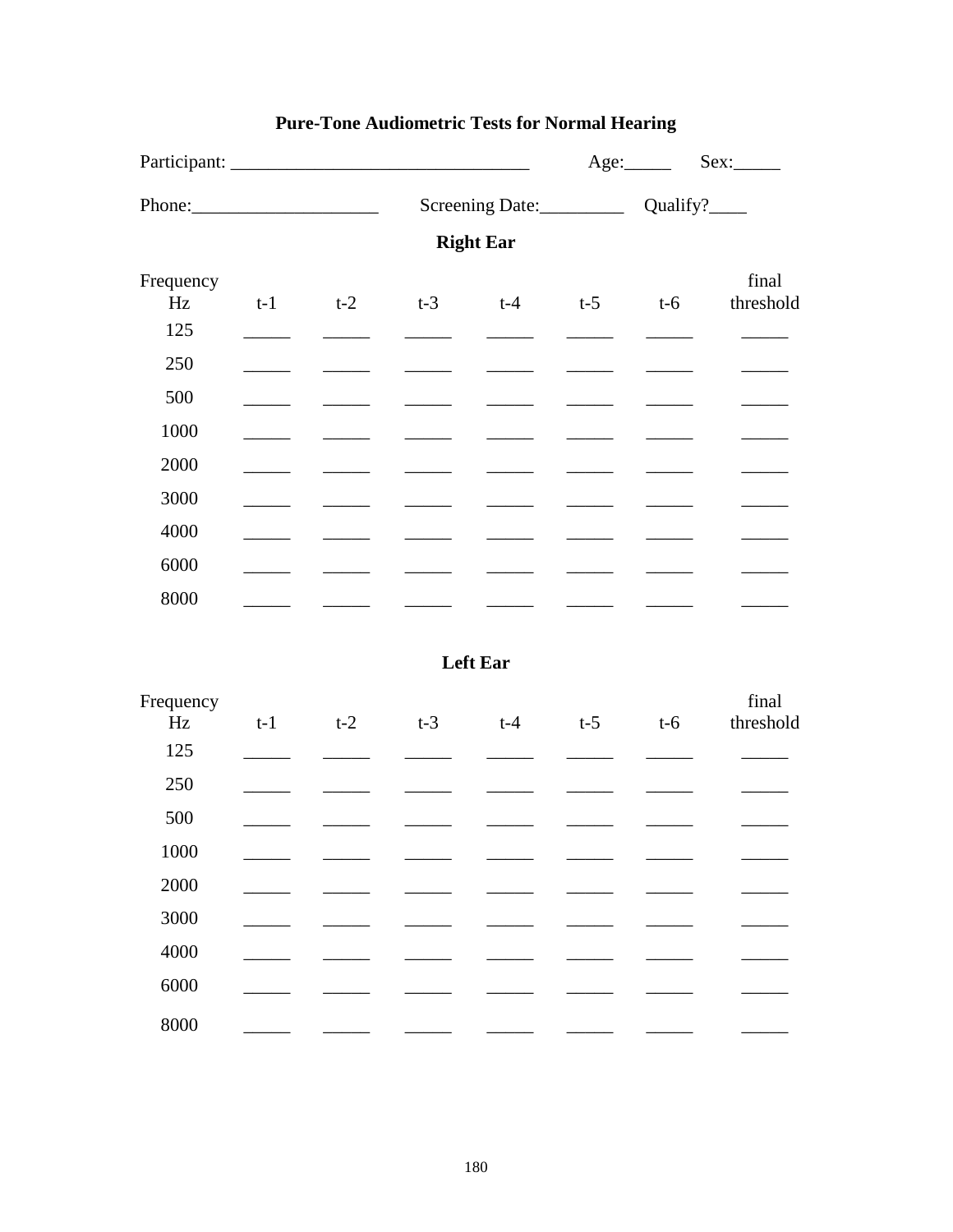## Pure-Tone Audiometric Tests for Normal Hearing

Participant: _______________________________ Age:_____ Sex:_____

Phone:___________________ Screening Date:_________ Qualify?____

### Right Ear

| Frequency Hz | t-1 | t-2 | t-3 | t-4 | t-5 | t-6 | final threshold |
|---|---|---|---|---|---|---|---|
| 125 | _____ | _____ | _____ | _____ | _____ | _____ | _____ |
| 250 | _____ | _____ | _____ | _____ | _____ | _____ | _____ |
| 500 | _____ | _____ | _____ | _____ | _____ | _____ | _____ |
| 1000 | _____ | _____ | _____ | _____ | _____ | _____ | _____ |
| 2000 | _____ | _____ | _____ | _____ | _____ | _____ | _____ |
| 3000 | _____ | _____ | _____ | _____ | _____ | _____ | _____ |
| 4000 | _____ | _____ | _____ | _____ | _____ | _____ | _____ |
| 6000 | _____ | _____ | _____ | _____ | _____ | _____ | _____ |
| 8000 | _____ | _____ | _____ | _____ | _____ | _____ | _____ |

### Left Ear

| Frequency Hz | t-1 | t-2 | t-3 | t-4 | t-5 | t-6 | final threshold |
|---|---|---|---|---|---|---|---|
| 125 | _____ | _____ | _____ | _____ | _____ | _____ | _____ |
| 250 | _____ | _____ | _____ | _____ | _____ | _____ | _____ |
| 500 | _____ | _____ | _____ | _____ | _____ | _____ | _____ |
| 1000 | _____ | _____ | _____ | _____ | _____ | _____ | _____ |
| 2000 | _____ | _____ | _____ | _____ | _____ | _____ | _____ |
| 3000 | _____ | _____ | _____ | _____ | _____ | _____ | _____ |
| 4000 | _____ | _____ | _____ | _____ | _____ | _____ | _____ |
| 6000 | _____ | _____ | _____ | _____ | _____ | _____ | _____ |
| 8000 | _____ | _____ | _____ | _____ | _____ | _____ | _____ |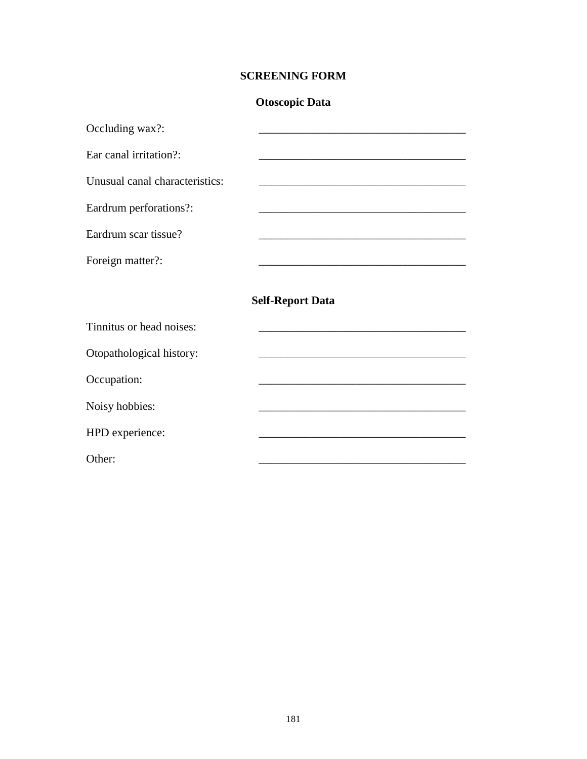## SCREENING FORM

### Otoscopic Data

Occluding wax?: ____________________________________

Ear canal irritation?: ____________________________________

Unusual canal characteristics: ____________________________________

Eardrum perforations?: ____________________________________

Eardrum scar tissue? ____________________________________

Foreign matter?: ____________________________________

### Self-Report Data

Tinnitus or head noises: ____________________________________

Otopathological history: ____________________________________

Occupation: ____________________________________

Noisy hobbies: ____________________________________

HPD experience: ____________________________________

Other: ____________________________________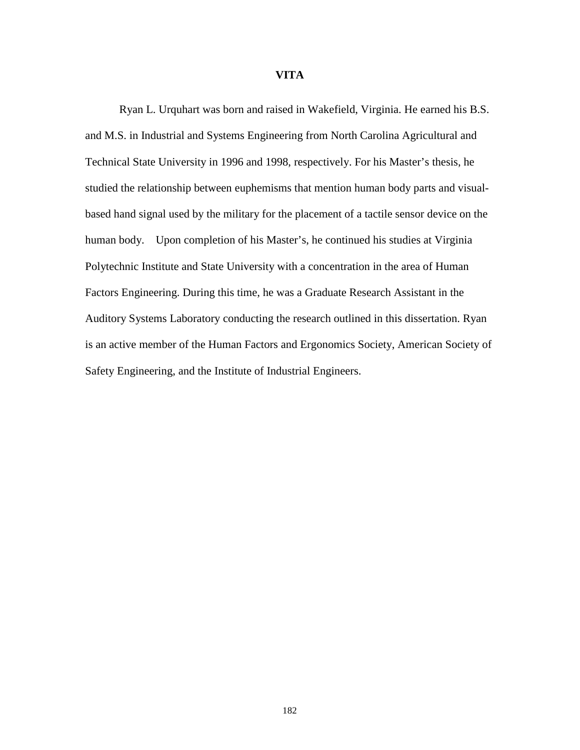# VITA

Ryan L. Urquhart was born and raised in Wakefield, Virginia. He earned his B.S. and M.S. in Industrial and Systems Engineering from North Carolina Agricultural and Technical State University in 1996 and 1998, respectively. For his Master's thesis, he studied the relationship between euphemisms that mention human body parts and visual-based hand signal used by the military for the placement of a tactile sensor device on the human body. Upon completion of his Master's, he continued his studies at Virginia Polytechnic Institute and State University with a concentration in the area of Human Factors Engineering. During this time, he was a Graduate Research Assistant in the Auditory Systems Laboratory conducting the research outlined in this dissertation. Ryan is an active member of the Human Factors and Ergonomics Society, American Society of Safety Engineering, and the Institute of Industrial Engineers.